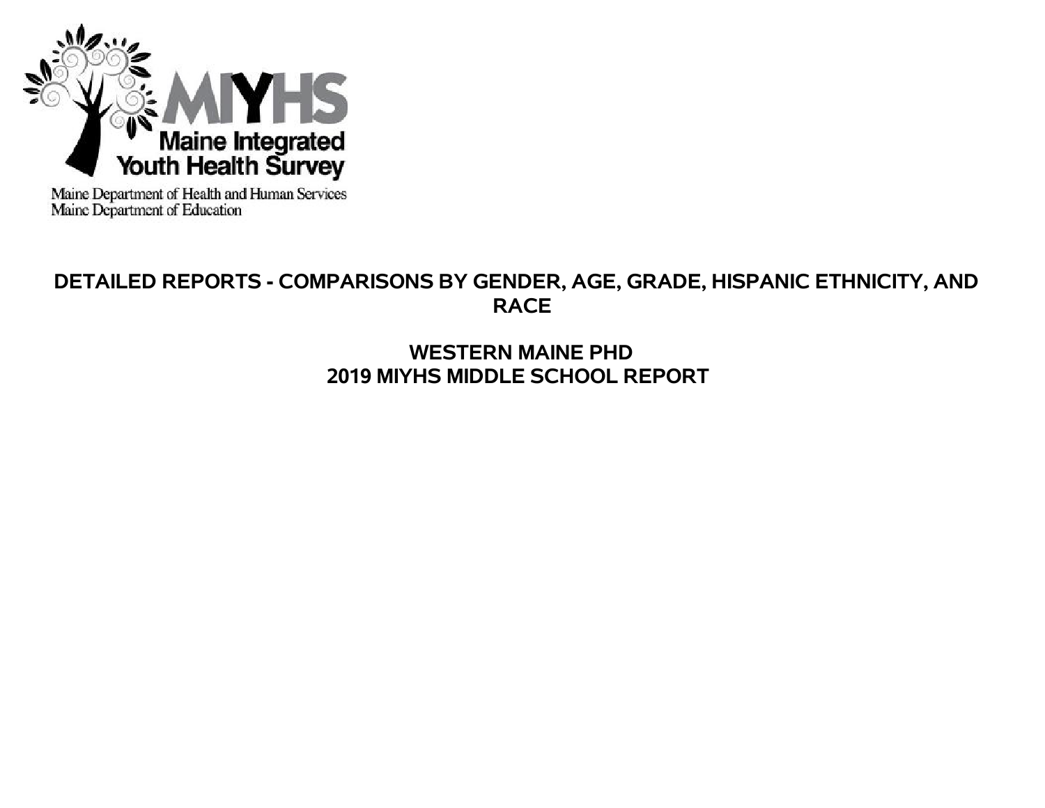MIYHS

Maine Integrated Youth Health Survey

Maine Department of Health and Human Services
Maine Department of Education

# DETAILED REPORTS - COMPARISONS BY GENDER, AGE, GRADE, HISPANIC ETHNICITY, AND RACE

## WESTERN MAINE PHD
## 2019 MIYHS MIDDLE SCHOOL REPORT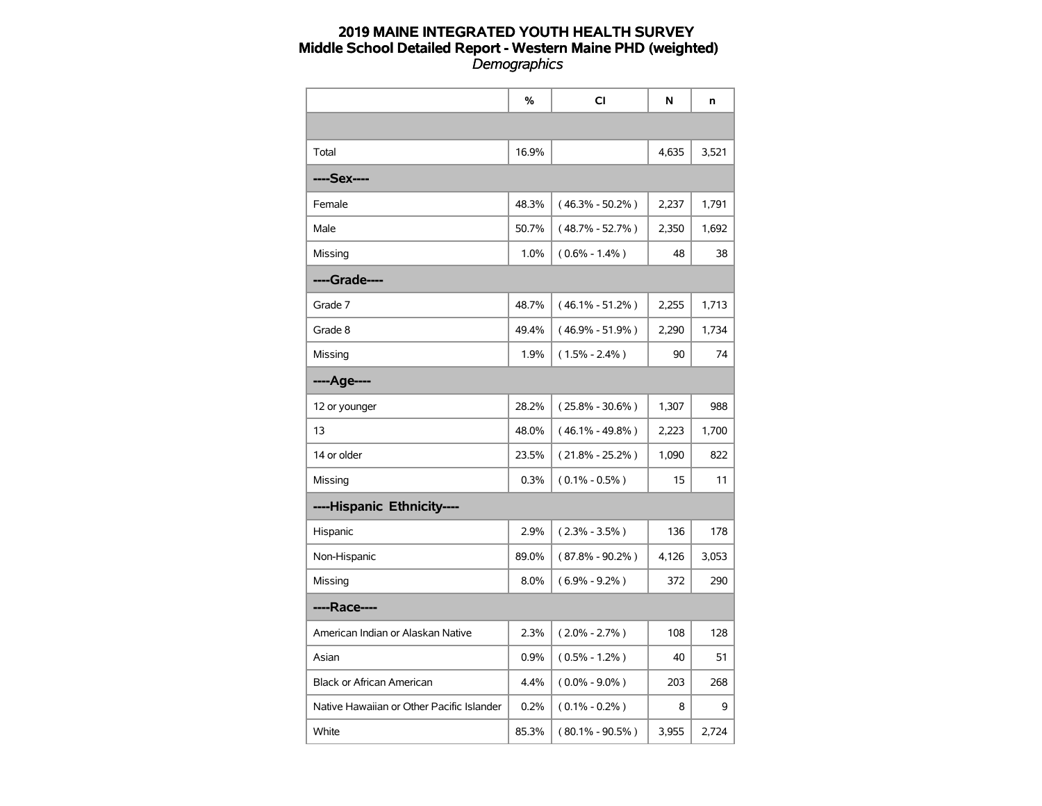# 2019 MAINE INTEGRATED YOUTH HEALTH SURVEY
## Middle School Detailed Report - Western Maine PHD (weighted)
*Demographics*

| | % | CI | N | n |
|---|---|---|---|---|
| | | | | |
| Total | 16.9% | | 4,635 | 3,521 |
| **----Sex----** | | | | |
| Female | 48.3% | ( 46.3% - 50.2% ) | 2,237 | 1,791 |
| Male | 50.7% | ( 48.7% - 52.7% ) | 2,350 | 1,692 |
| Missing | 1.0% | ( 0.6% - 1.4% ) | 48 | 38 |
| **----Grade----** | | | | |
| Grade 7 | 48.7% | ( 46.1% - 51.2% ) | 2,255 | 1,713 |
| Grade 8 | 49.4% | ( 46.9% - 51.9% ) | 2,290 | 1,734 |
| Missing | 1.9% | ( 1.5% - 2.4% ) | 90 | 74 |
| **----Age----** | | | | |
| 12 or younger | 28.2% | ( 25.8% - 30.6% ) | 1,307 | 988 |
| 13 | 48.0% | ( 46.1% - 49.8% ) | 2,223 | 1,700 |
| 14 or older | 23.5% | ( 21.8% - 25.2% ) | 1,090 | 822 |
| Missing | 0.3% | ( 0.1% - 0.5% ) | 15 | 11 |
| **----Hispanic Ethnicity----** | | | | |
| Hispanic | 2.9% | ( 2.3% - 3.5% ) | 136 | 178 |
| Non-Hispanic | 89.0% | ( 87.8% - 90.2% ) | 4,126 | 3,053 |
| Missing | 8.0% | ( 6.9% - 9.2% ) | 372 | 290 |
| **----Race----** | | | | |
| American Indian or Alaskan Native | 2.3% | ( 2.0% - 2.7% ) | 108 | 128 |
| Asian | 0.9% | ( 0.5% - 1.2% ) | 40 | 51 |
| Black or African American | 4.4% | ( 0.0% - 9.0% ) | 203 | 268 |
| Native Hawaiian or Other Pacific Islander | 0.2% | ( 0.1% - 0.2% ) | 8 | 9 |
| White | 85.3% | ( 80.1% - 90.5% ) | 3,955 | 2,724 |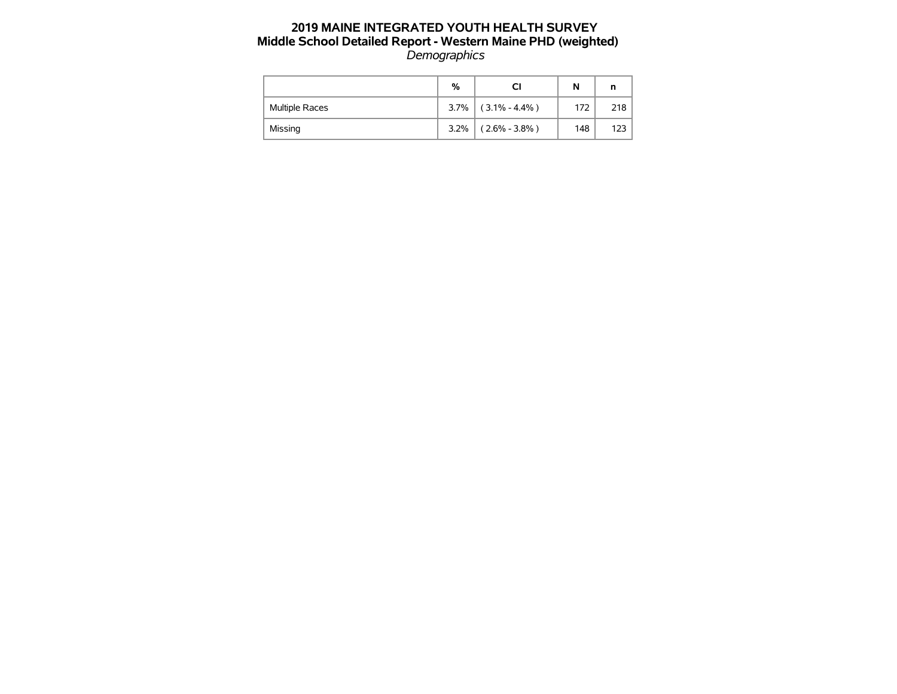# 2019 MAINE INTEGRATED YOUTH HEALTH SURVEY

## Middle School Detailed Report - Western Maine PHD (weighted)

*Demographics*

| | % | CI | N | n |
|---|---|---|---|---|
| Multiple Races | 3.7% | ( 3.1% - 4.4% ) | 172 | 218 |
| Missing | 3.2% | ( 2.6% - 3.8% ) | 148 | 123 |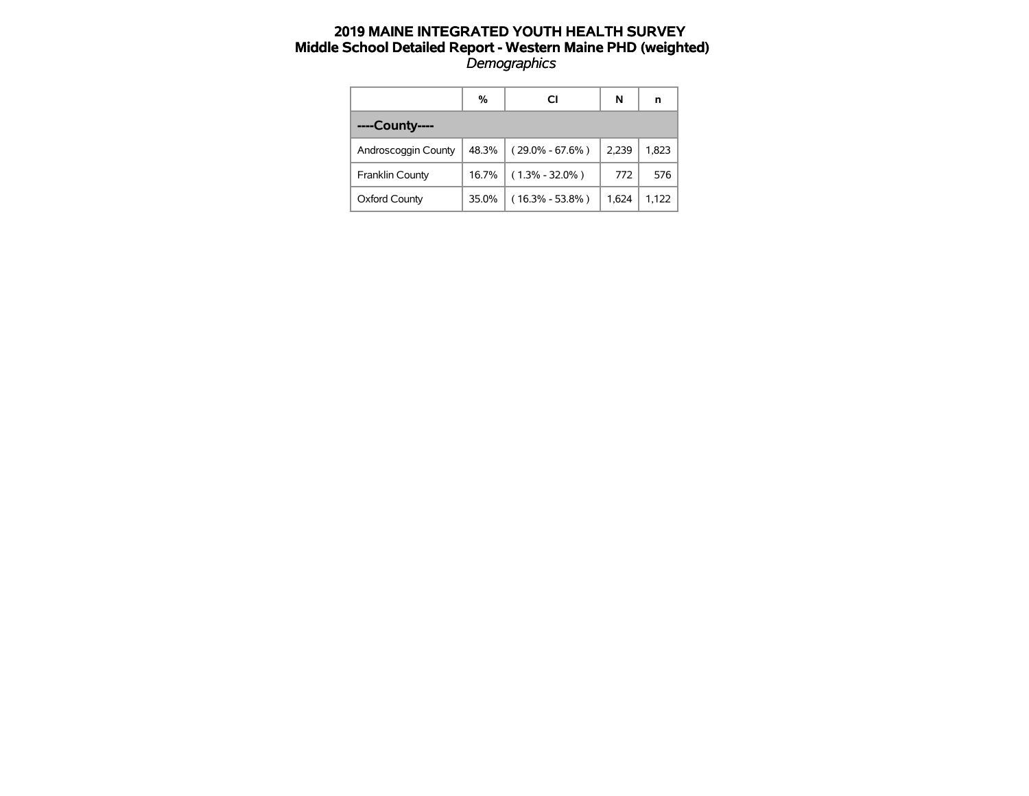# 2019 MAINE INTEGRATED YOUTH HEALTH SURVEY

## Middle School Detailed Report - Western Maine PHD (weighted)

*Demographics*

| | % | CI | N | n |
|---|---|---|---|---|
| **----County----** | | | | |
| Androscoggin County | 48.3% | ( 29.0% - 67.6% ) | 2,239 | 1,823 |
| Franklin County | 16.7% | ( 1.3% - 32.0% ) | 772 | 576 |
| Oxford County | 35.0% | ( 16.3% - 53.8% ) | 1,624 | 1,122 |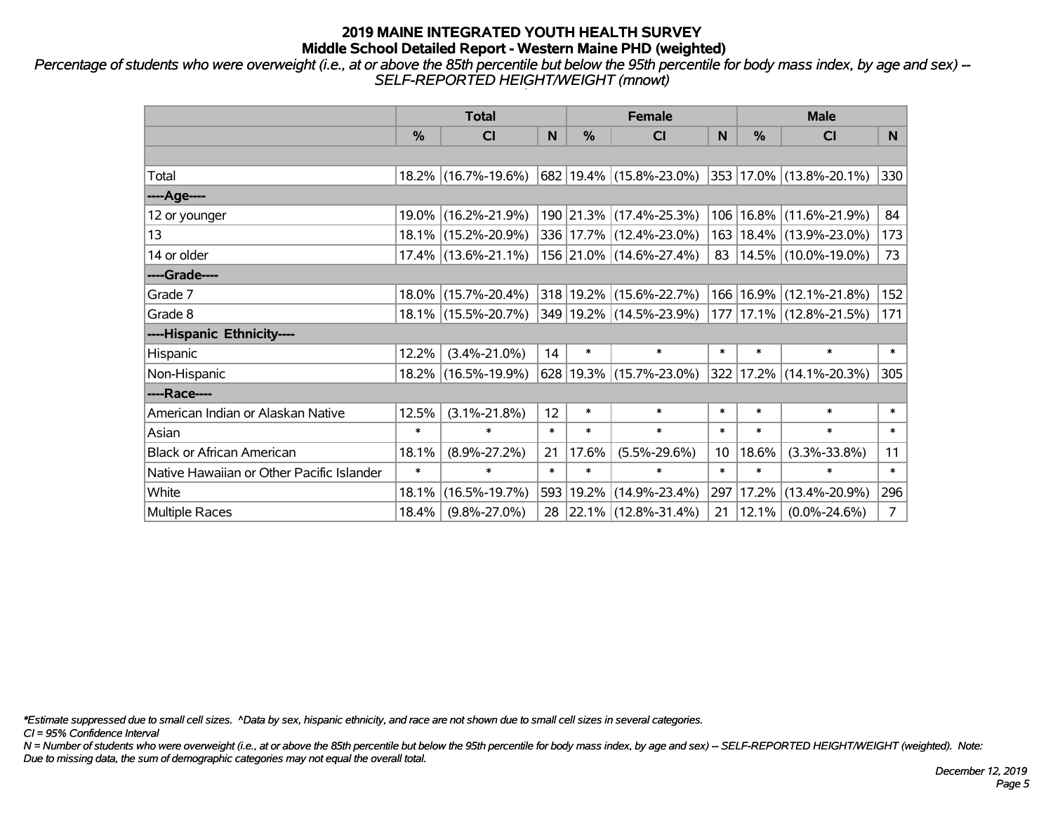# 2019 MAINE INTEGRATED YOUTH HEALTH SURVEY

## Middle School Detailed Report - Western Maine PHD (weighted)

*Percentage of students who were overweight (i.e., at or above the 85th percentile but below the 95th percentile for body mass index, by age and sex) -- SELF-REPORTED HEIGHT/WEIGHT (mnowt)*

| | Total | | | Female | | | Male | | |
|---|---|---|---|---|---|---|---|---|---|
| | % | CI | N | % | CI | N | % | CI | N |
| Total | 18.2% | (16.7%-19.6%) | 682 | 19.4% | (15.8%-23.0%) | 353 | 17.0% | (13.8%-20.1%) | 330 |
| ----Age---- | | | | | | | | | |
| 12 or younger | 19.0% | (16.2%-21.9%) | 190 | 21.3% | (17.4%-25.3%) | 106 | 16.8% | (11.6%-21.9%) | 84 |
| 13 | 18.1% | (15.2%-20.9%) | 336 | 17.7% | (12.4%-23.0%) | 163 | 18.4% | (13.9%-23.0%) | 173 |
| 14 or older | 17.4% | (13.6%-21.1%) | 156 | 21.0% | (14.6%-27.4%) | 83 | 14.5% | (10.0%-19.0%) | 73 |
| ----Grade---- | | | | | | | | | |
| Grade 7 | 18.0% | (15.7%-20.4%) | 318 | 19.2% | (15.6%-22.7%) | 166 | 16.9% | (12.1%-21.8%) | 152 |
| Grade 8 | 18.1% | (15.5%-20.7%) | 349 | 19.2% | (14.5%-23.9%) | 177 | 17.1% | (12.8%-21.5%) | 171 |
| ----Hispanic Ethnicity---- | | | | | | | | | |
| Hispanic | 12.2% | (3.4%-21.0%) | 14 | * | * | * | * | * | * |
| Non-Hispanic | 18.2% | (16.5%-19.9%) | 628 | 19.3% | (15.7%-23.0%) | 322 | 17.2% | (14.1%-20.3%) | 305 |
| ----Race---- | | | | | | | | | |
| American Indian or Alaskan Native | 12.5% | (3.1%-21.8%) | 12 | * | * | * | * | * | * |
| Asian | * | * | * | * | * | * | * | * | * |
| Black or African American | 18.1% | (8.9%-27.2%) | 21 | 17.6% | (5.5%-29.6%) | 10 | 18.6% | (3.3%-33.8%) | 11 |
| Native Hawaiian or Other Pacific Islander | * | * | * | * | * | * | * | * | * |
| White | 18.1% | (16.5%-19.7%) | 593 | 19.2% | (14.9%-23.4%) | 297 | 17.2% | (13.4%-20.9%) | 296 |
| Multiple Races | 18.4% | (9.8%-27.0%) | 28 | 22.1% | (12.8%-31.4%) | 21 | 12.1% | (0.0%-24.6%) | 7 |

*\*Estimate suppressed due to small cell sizes. ^Data by sex, hispanic ethnicity, and race are not shown due to small cell sizes in several categories.*

*CI = 95% Confidence Interval*

*N = Number of students who were overweight (i.e., at or above the 85th percentile but below the 95th percentile for body mass index, by age and sex) -- SELF-REPORTED HEIGHT/WEIGHT (weighted). Note: Due to missing data, the sum of demographic categories may not equal the overall total.*

*December 12, 2019*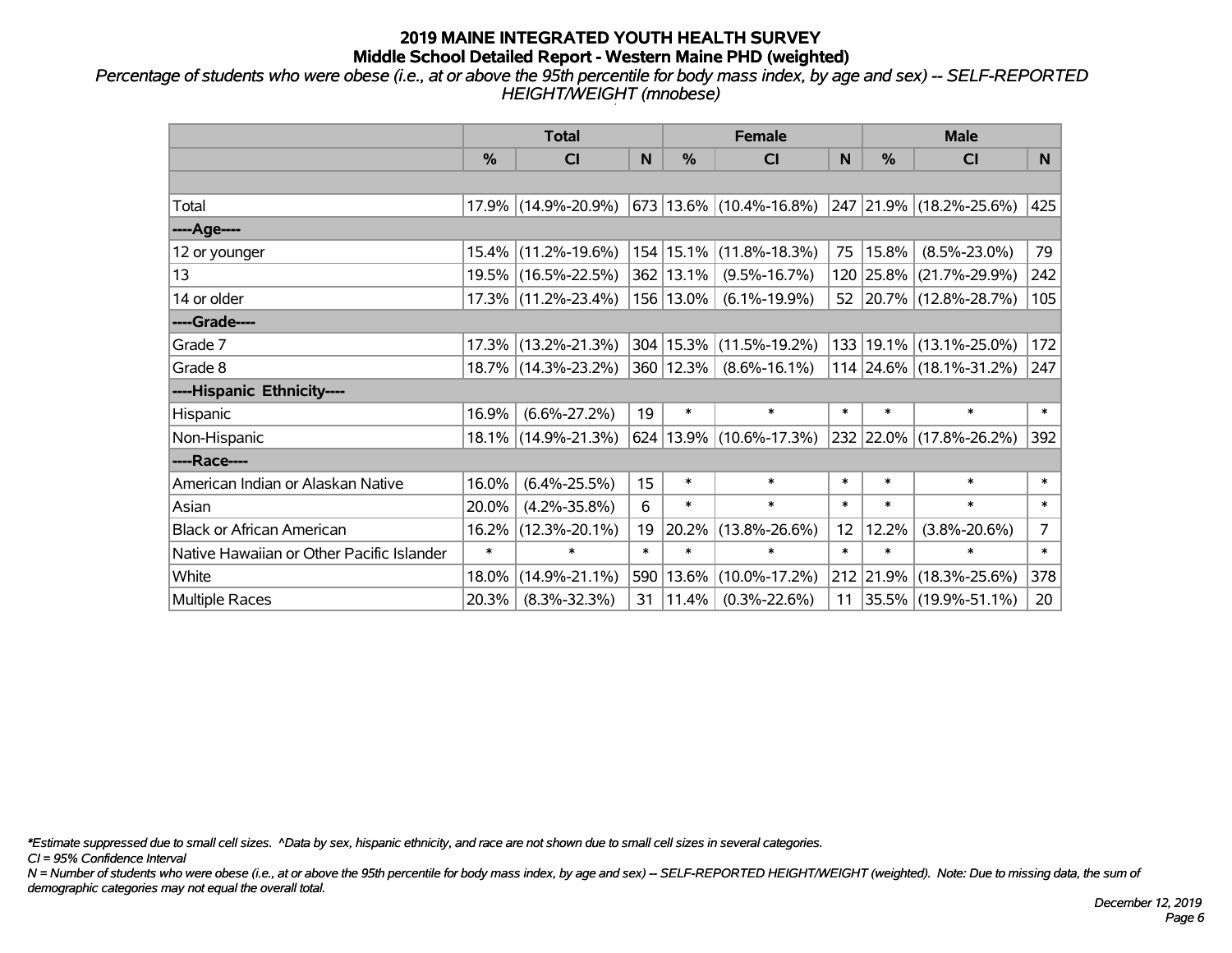# 2019 MAINE INTEGRATED YOUTH HEALTH SURVEY
## Middle School Detailed Report - Western Maine PHD (weighted)

*Percentage of students who were obese (i.e., at or above the 95th percentile for body mass index, by age and sex) -- SELF-REPORTED HEIGHT/WEIGHT (mnobese)*

| | Total | | | Female | | | Male | | |
|---|---|---|---|---|---|---|---|---|---|
| | % | CI | N | % | CI | N | % | CI | N |
| | | | | | | | | | |
| Total | 17.9% | (14.9%-20.9%) | 673 | 13.6% | (10.4%-16.8%) | 247 | 21.9% | (18.2%-25.6%) | 425 |
| ----Age---- | | | | | | | | | |
| 12 or younger | 15.4% | (11.2%-19.6%) | 154 | 15.1% | (11.8%-18.3%) | 75 | 15.8% | (8.5%-23.0%) | 79 |
| 13 | 19.5% | (16.5%-22.5%) | 362 | 13.1% | (9.5%-16.7%) | 120 | 25.8% | (21.7%-29.9%) | 242 |
| 14 or older | 17.3% | (11.2%-23.4%) | 156 | 13.0% | (6.1%-19.9%) | 52 | 20.7% | (12.8%-28.7%) | 105 |
| ----Grade---- | | | | | | | | | |
| Grade 7 | 17.3% | (13.2%-21.3%) | 304 | 15.3% | (11.5%-19.2%) | 133 | 19.1% | (13.1%-25.0%) | 172 |
| Grade 8 | 18.7% | (14.3%-23.2%) | 360 | 12.3% | (8.6%-16.1%) | 114 | 24.6% | (18.1%-31.2%) | 247 |
| ----Hispanic Ethnicity---- | | | | | | | | | |
| Hispanic | 16.9% | (6.6%-27.2%) | 19 | * | * | * | * | * | * |
| Non-Hispanic | 18.1% | (14.9%-21.3%) | 624 | 13.9% | (10.6%-17.3%) | 232 | 22.0% | (17.8%-26.2%) | 392 |
| ----Race---- | | | | | | | | | |
| American Indian or Alaskan Native | 16.0% | (6.4%-25.5%) | 15 | * | * | * | * | * | * |
| Asian | 20.0% | (4.2%-35.8%) | 6 | * | * | * | * | * | * |
| Black or African American | 16.2% | (12.3%-20.1%) | 19 | 20.2% | (13.8%-26.6%) | 12 | 12.2% | (3.8%-20.6%) | 7 |
| Native Hawaiian or Other Pacific Islander | * | * | * | * | * | * | * | * | * |
| White | 18.0% | (14.9%-21.1%) | 590 | 13.6% | (10.0%-17.2%) | 212 | 21.9% | (18.3%-25.6%) | 378 |
| Multiple Races | 20.3% | (8.3%-32.3%) | 31 | 11.4% | (0.3%-22.6%) | 11 | 35.5% | (19.9%-51.1%) | 20 |

*\*Estimate suppressed due to small cell sizes. ^Data by sex, hispanic ethnicity, and race are not shown due to small cell sizes in several categories.*

*CI = 95% Confidence Interval*

*N = Number of students who were obese (i.e., at or above the 95th percentile for body mass index, by age and sex) -- SELF-REPORTED HEIGHT/WEIGHT (weighted). Note: Due to missing data, the sum of demographic categories may not equal the overall total.*

*December 12, 2019*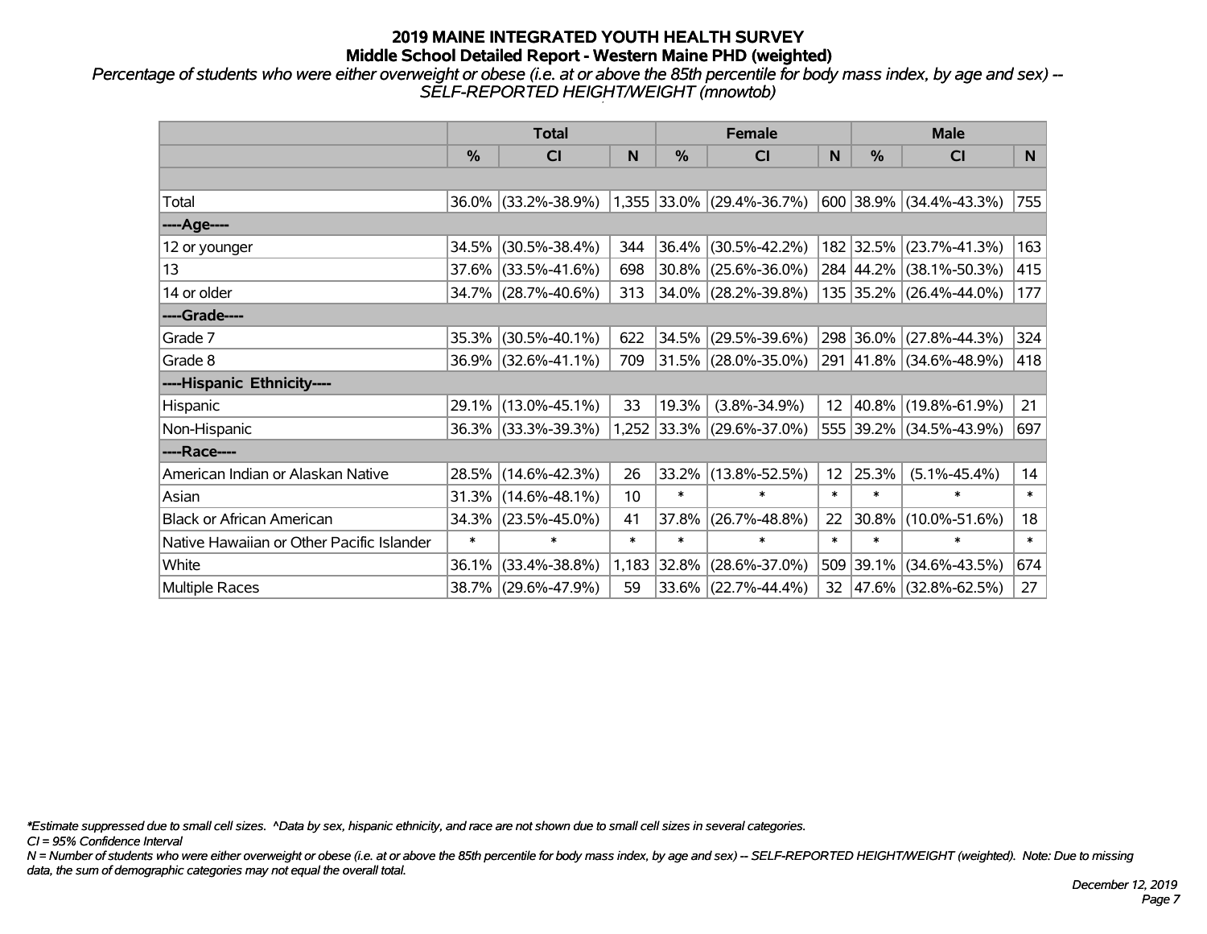# 2019 MAINE INTEGRATED YOUTH HEALTH SURVEY
## Middle School Detailed Report - Western Maine PHD (weighted)

*Percentage of students who were either overweight or obese (i.e. at or above the 85th percentile for body mass index, by age and sex) -- SELF-REPORTED HEIGHT/WEIGHT (mnowtob)*

| | Total | | | Female | | | Male | | |
|---|---|---|---|---|---|---|---|---|---|
| | % | CI | N | % | CI | N | % | CI | N |
| Total | 36.0% | (33.2%-38.9%) | 1,355 | 33.0% | (29.4%-36.7%) | 600 | 38.9% | (34.4%-43.3%) | 755 |
| ----Age---- | | | | | | | | | |
| 12 or younger | 34.5% | (30.5%-38.4%) | 344 | 36.4% | (30.5%-42.2%) | 182 | 32.5% | (23.7%-41.3%) | 163 |
| 13 | 37.6% | (33.5%-41.6%) | 698 | 30.8% | (25.6%-36.0%) | 284 | 44.2% | (38.1%-50.3%) | 415 |
| 14 or older | 34.7% | (28.7%-40.6%) | 313 | 34.0% | (28.2%-39.8%) | 135 | 35.2% | (26.4%-44.0%) | 177 |
| ----Grade---- | | | | | | | | | |
| Grade 7 | 35.3% | (30.5%-40.1%) | 622 | 34.5% | (29.5%-39.6%) | 298 | 36.0% | (27.8%-44.3%) | 324 |
| Grade 8 | 36.9% | (32.6%-41.1%) | 709 | 31.5% | (28.0%-35.0%) | 291 | 41.8% | (34.6%-48.9%) | 418 |
| ----Hispanic Ethnicity---- | | | | | | | | | |
| Hispanic | 29.1% | (13.0%-45.1%) | 33 | 19.3% | (3.8%-34.9%) | 12 | 40.8% | (19.8%-61.9%) | 21 |
| Non-Hispanic | 36.3% | (33.3%-39.3%) | 1,252 | 33.3% | (29.6%-37.0%) | 555 | 39.2% | (34.5%-43.9%) | 697 |
| ----Race---- | | | | | | | | | |
| American Indian or Alaskan Native | 28.5% | (14.6%-42.3%) | 26 | 33.2% | (13.8%-52.5%) | 12 | 25.3% | (5.1%-45.4%) | 14 |
| Asian | 31.3% | (14.6%-48.1%) | 10 | * | * | * | * | * | * |
| Black or African American | 34.3% | (23.5%-45.0%) | 41 | 37.8% | (26.7%-48.8%) | 22 | 30.8% | (10.0%-51.6%) | 18 |
| Native Hawaiian or Other Pacific Islander | * | * | * | * | * | * | * | * | * |
| White | 36.1% | (33.4%-38.8%) | 1,183 | 32.8% | (28.6%-37.0%) | 509 | 39.1% | (34.6%-43.5%) | 674 |
| Multiple Races | 38.7% | (29.6%-47.9%) | 59 | 33.6% | (22.7%-44.4%) | 32 | 47.6% | (32.8%-62.5%) | 27 |

*\*Estimate suppressed due to small cell sizes. ^Data by sex, hispanic ethnicity, and race are not shown due to small cell sizes in several categories.*

*CI = 95% Confidence Interval*

*N = Number of students who were either overweight or obese (i.e. at or above the 85th percentile for body mass index, by age and sex) -- SELF-REPORTED HEIGHT/WEIGHT (weighted). Note: Due to missing data, the sum of demographic categories may not equal the overall total.*

*December 12, 2019*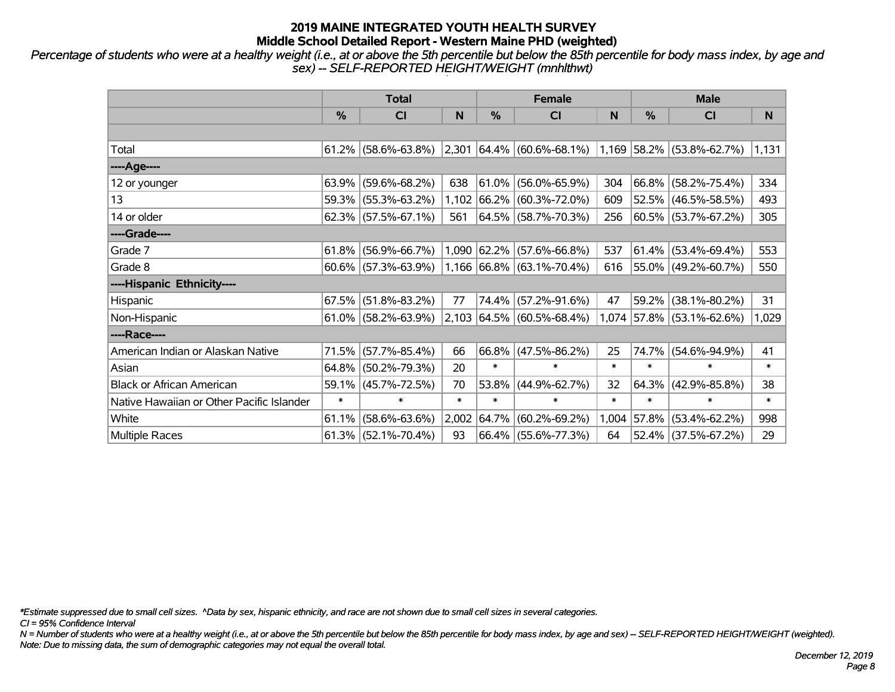# 2019 MAINE INTEGRATED YOUTH HEALTH SURVEY
## Middle School Detailed Report - Western Maine PHD (weighted)

*Percentage of students who were at a healthy weight (i.e., at or above the 5th percentile but below the 85th percentile for body mass index, by age and sex) -- SELF-REPORTED HEIGHT/WEIGHT (mnhlthwt)*

| | Total | | | Female | | | Male | | |
|---|---|---|---|---|---|---|---|---|---|
| | % | CI | N | % | CI | N | % | CI | N |
| Total | 61.2% | (58.6%-63.8%) | 2,301 | 64.4% | (60.6%-68.1%) | 1,169 | 58.2% | (53.8%-62.7%) | 1,131 |
| ----Age---- | | | | | | | | | |
| 12 or younger | 63.9% | (59.6%-68.2%) | 638 | 61.0% | (56.0%-65.9%) | 304 | 66.8% | (58.2%-75.4%) | 334 |
| 13 | 59.3% | (55.3%-63.2%) | 1,102 | 66.2% | (60.3%-72.0%) | 609 | 52.5% | (46.5%-58.5%) | 493 |
| 14 or older | 62.3% | (57.5%-67.1%) | 561 | 64.5% | (58.7%-70.3%) | 256 | 60.5% | (53.7%-67.2%) | 305 |
| ----Grade---- | | | | | | | | | |
| Grade 7 | 61.8% | (56.9%-66.7%) | 1,090 | 62.2% | (57.6%-66.8%) | 537 | 61.4% | (53.4%-69.4%) | 553 |
| Grade 8 | 60.6% | (57.3%-63.9%) | 1,166 | 66.8% | (63.1%-70.4%) | 616 | 55.0% | (49.2%-60.7%) | 550 |
| ----Hispanic Ethnicity---- | | | | | | | | | |
| Hispanic | 67.5% | (51.8%-83.2%) | 77 | 74.4% | (57.2%-91.6%) | 47 | 59.2% | (38.1%-80.2%) | 31 |
| Non-Hispanic | 61.0% | (58.2%-63.9%) | 2,103 | 64.5% | (60.5%-68.4%) | 1,074 | 57.8% | (53.1%-62.6%) | 1,029 |
| ----Race---- | | | | | | | | | |
| American Indian or Alaskan Native | 71.5% | (57.7%-85.4%) | 66 | 66.8% | (47.5%-86.2%) | 25 | 74.7% | (54.6%-94.9%) | 41 |
| Asian | 64.8% | (50.2%-79.3%) | 20 | * | * | * | * | * | * |
| Black or African American | 59.1% | (45.7%-72.5%) | 70 | 53.8% | (44.9%-62.7%) | 32 | 64.3% | (42.9%-85.8%) | 38 |
| Native Hawaiian or Other Pacific Islander | * | * | * | * | * | * | * | * | * |
| White | 61.1% | (58.6%-63.6%) | 2,002 | 64.7% | (60.2%-69.2%) | 1,004 | 57.8% | (53.4%-62.2%) | 998 |
| Multiple Races | 61.3% | (52.1%-70.4%) | 93 | 66.4% | (55.6%-77.3%) | 64 | 52.4% | (37.5%-67.2%) | 29 |

*\*Estimate suppressed due to small cell sizes. ^Data by sex, hispanic ethnicity, and race are not shown due to small cell sizes in several categories.*

*CI = 95% Confidence Interval*

*N = Number of students who were at a healthy weight (i.e., at or above the 5th percentile but below the 85th percentile for body mass index, by age and sex) -- SELF-REPORTED HEIGHT/WEIGHT (weighted).*

*Note: Due to missing data, the sum of demographic categories may not equal the overall total.*

*December 12, 2019*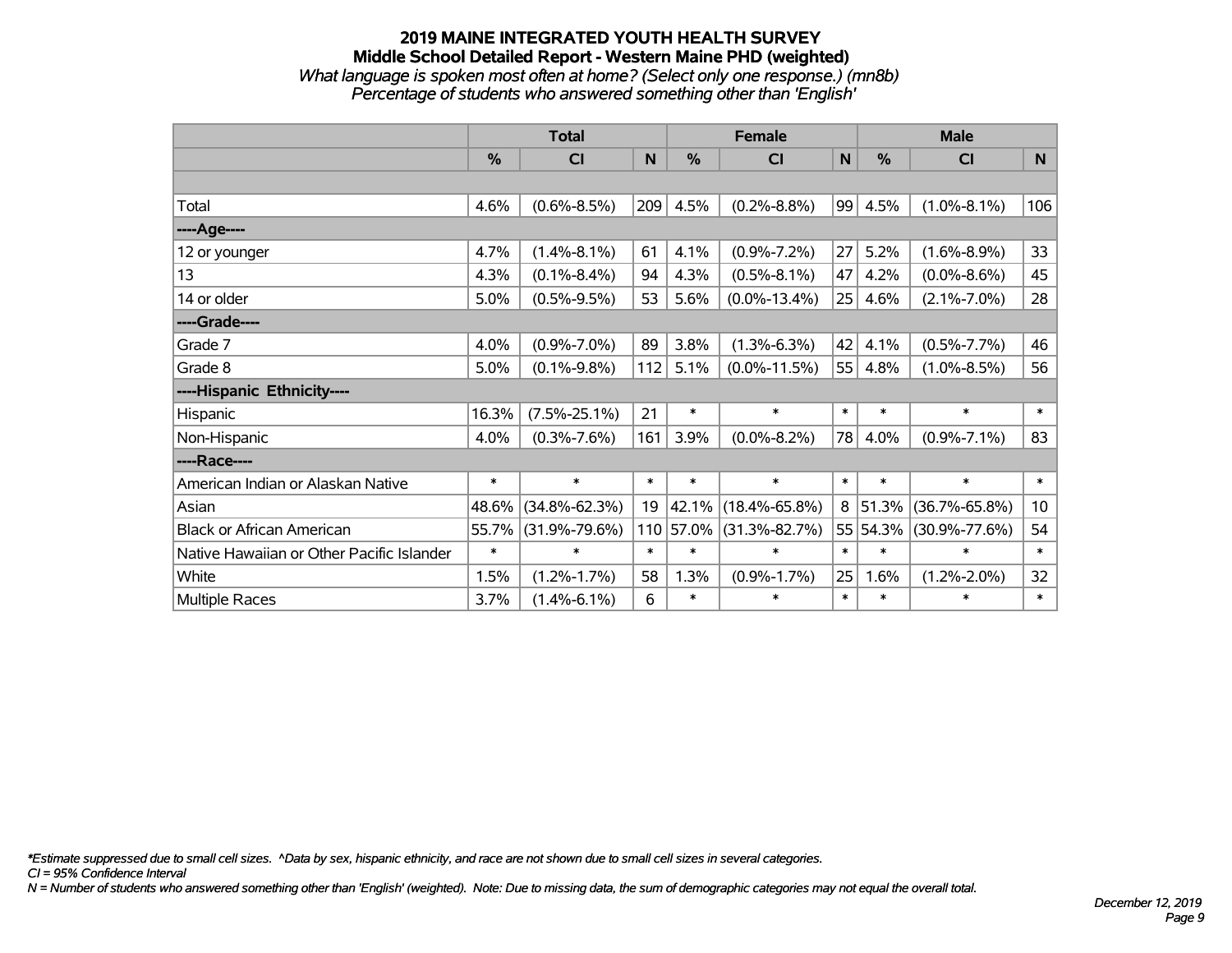# 2019 MAINE INTEGRATED YOUTH HEALTH SURVEY
## Middle School Detailed Report - Western Maine PHD (weighted)
*What language is spoken most often at home? (Select only one response.) (mn8b)*
*Percentage of students who answered something other than 'English'*

| | Total | | | Female | | | Male | | |
|---|---|---|---|---|---|---|---|---|---|
| | % | CI | N | % | CI | N | % | CI | N |
| | | | | | | | | | |
| Total | 4.6% | (0.6%-8.5%) | 209 | 4.5% | (0.2%-8.8%) | 99 | 4.5% | (1.0%-8.1%) | 106 |
| ----Age---- | | | | | | | | | |
| 12 or younger | 4.7% | (1.4%-8.1%) | 61 | 4.1% | (0.9%-7.2%) | 27 | 5.2% | (1.6%-8.9%) | 33 |
| 13 | 4.3% | (0.1%-8.4%) | 94 | 4.3% | (0.5%-8.1%) | 47 | 4.2% | (0.0%-8.6%) | 45 |
| 14 or older | 5.0% | (0.5%-9.5%) | 53 | 5.6% | (0.0%-13.4%) | 25 | 4.6% | (2.1%-7.0%) | 28 |
| ----Grade---- | | | | | | | | | |
| Grade 7 | 4.0% | (0.9%-7.0%) | 89 | 3.8% | (1.3%-6.3%) | 42 | 4.1% | (0.5%-7.7%) | 46 |
| Grade 8 | 5.0% | (0.1%-9.8%) | 112 | 5.1% | (0.0%-11.5%) | 55 | 4.8% | (1.0%-8.5%) | 56 |
| ----Hispanic Ethnicity---- | | | | | | | | | |
| Hispanic | 16.3% | (7.5%-25.1%) | 21 | * | * | * | * | * | * |
| Non-Hispanic | 4.0% | (0.3%-7.6%) | 161 | 3.9% | (0.0%-8.2%) | 78 | 4.0% | (0.9%-7.1%) | 83 |
| ----Race---- | | | | | | | | | |
| American Indian or Alaskan Native | * | * | * | * | * | * | * | * | * |
| Asian | 48.6% | (34.8%-62.3%) | 19 | 42.1% | (18.4%-65.8%) | 8 | 51.3% | (36.7%-65.8%) | 10 |
| Black or African American | 55.7% | (31.9%-79.6%) | 110 | 57.0% | (31.3%-82.7%) | 55 | 54.3% | (30.9%-77.6%) | 54 |
| Native Hawaiian or Other Pacific Islander | * | * | * | * | * | * | * | * | * |
| White | 1.5% | (1.2%-1.7%) | 58 | 1.3% | (0.9%-1.7%) | 25 | 1.6% | (1.2%-2.0%) | 32 |
| Multiple Races | 3.7% | (1.4%-6.1%) | 6 | * | * | * | * | * | * |

*Estimate suppressed due to small cell sizes. ^Data by sex, hispanic ethnicity, and race are not shown due to small cell sizes in several categories.
*CI = 95% Confidence Interval*
*N = Number of students who answered something other than 'English' (weighted). Note: Due to missing data, the sum of demographic categories may not equal the overall total.*

*December 12, 2019*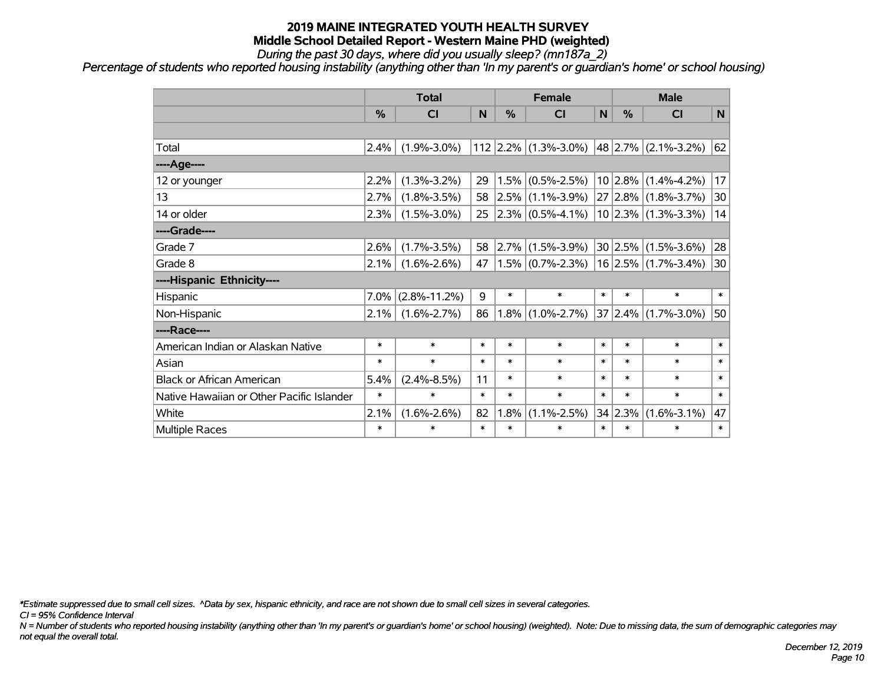# 2019 MAINE INTEGRATED YOUTH HEALTH SURVEY
## Middle School Detailed Report - Western Maine PHD (weighted)
*During the past 30 days, where did you usually sleep? (mn187a_2)*
*Percentage of students who reported housing instability (anything other than 'In my parent's or guardian's home' or school housing)*

| | Total | | | Female | | | Male | | |
|---|---|---|---|---|---|---|---|---|---|
| | % | CI | N | % | CI | N | % | CI | N |
| Total | 2.4% | (1.9%-3.0%) | 112 | 2.2% | (1.3%-3.0%) | 48 | 2.7% | (2.1%-3.2%) | 62 |
| ----Age---- | | | | | | | | | |
| 12 or younger | 2.2% | (1.3%-3.2%) | 29 | 1.5% | (0.5%-2.5%) | 10 | 2.8% | (1.4%-4.2%) | 17 |
| 13 | 2.7% | (1.8%-3.5%) | 58 | 2.5% | (1.1%-3.9%) | 27 | 2.8% | (1.8%-3.7%) | 30 |
| 14 or older | 2.3% | (1.5%-3.0%) | 25 | 2.3% | (0.5%-4.1%) | 10 | 2.3% | (1.3%-3.3%) | 14 |
| ----Grade---- | | | | | | | | | |
| Grade 7 | 2.6% | (1.7%-3.5%) | 58 | 2.7% | (1.5%-3.9%) | 30 | 2.5% | (1.5%-3.6%) | 28 |
| Grade 8 | 2.1% | (1.6%-2.6%) | 47 | 1.5% | (0.7%-2.3%) | 16 | 2.5% | (1.7%-3.4%) | 30 |
| ----Hispanic Ethnicity---- | | | | | | | | | |
| Hispanic | 7.0% | (2.8%-11.2%) | 9 | * | * | * | * | * | * |
| Non-Hispanic | 2.1% | (1.6%-2.7%) | 86 | 1.8% | (1.0%-2.7%) | 37 | 2.4% | (1.7%-3.0%) | 50 |
| ----Race---- | | | | | | | | | |
| American Indian or Alaskan Native | * | * | * | * | * | * | * | * | * |
| Asian | * | * | * | * | * | * | * | * | * |
| Black or African American | 5.4% | (2.4%-8.5%) | 11 | * | * | * | * | * | * |
| Native Hawaiian or Other Pacific Islander | * | * | * | * | * | * | * | * | * |
| White | 2.1% | (1.6%-2.6%) | 82 | 1.8% | (1.1%-2.5%) | 34 | 2.3% | (1.6%-3.1%) | 47 |
| Multiple Races | * | * | * | * | * | * | * | * | * |

*\*Estimate suppressed due to small cell sizes. ^Data by sex, hispanic ethnicity, and race are not shown due to small cell sizes in several categories.*
*CI = 95% Confidence Interval*
*N = Number of students who reported housing instability (anything other than 'In my parent's or guardian's home' or school housing) (weighted). Note: Due to missing data, the sum of demographic categories may not equal the overall total.*

*December 12, 2019*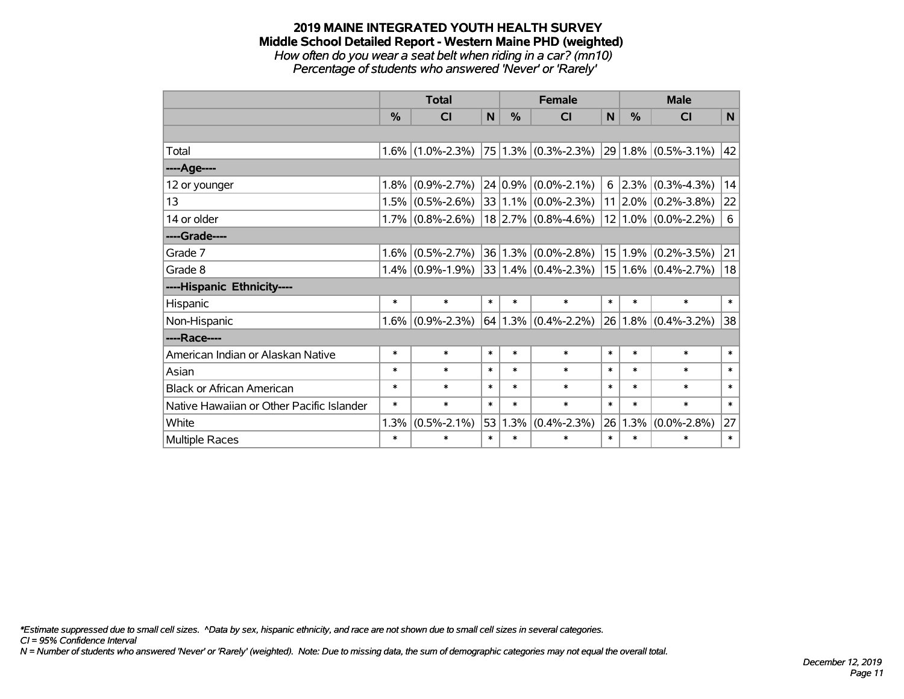# 2019 MAINE INTEGRATED YOUTH HEALTH SURVEY

## Middle School Detailed Report - Western Maine PHD (weighted)

*How often do you wear a seat belt when riding in a car? (mn10)*

*Percentage of students who answered 'Never' or 'Rarely'*

| | Total | | | Female | | | Male | | |
|---|---|---|---|---|---|---|---|---|---|
| | % | CI | N | % | CI | N | % | CI | N |
| | | | | | | | | | |
| Total | 1.6% | (1.0%-2.3%) | 75 | 1.3% | (0.3%-2.3%) | 29 | 1.8% | (0.5%-3.1%) | 42 |
| ----Age---- | | | | | | | | | |
| 12 or younger | 1.8% | (0.9%-2.7%) | 24 | 0.9% | (0.0%-2.1%) | 6 | 2.3% | (0.3%-4.3%) | 14 |
| 13 | 1.5% | (0.5%-2.6%) | 33 | 1.1% | (0.0%-2.3%) | 11 | 2.0% | (0.2%-3.8%) | 22 |
| 14 or older | 1.7% | (0.8%-2.6%) | 18 | 2.7% | (0.8%-4.6%) | 12 | 1.0% | (0.0%-2.2%) | 6 |
| ----Grade---- | | | | | | | | | |
| Grade 7 | 1.6% | (0.5%-2.7%) | 36 | 1.3% | (0.0%-2.8%) | 15 | 1.9% | (0.2%-3.5%) | 21 |
| Grade 8 | 1.4% | (0.9%-1.9%) | 33 | 1.4% | (0.4%-2.3%) | 15 | 1.6% | (0.4%-2.7%) | 18 |
| ----Hispanic Ethnicity---- | | | | | | | | | |
| Hispanic | * | * | * | * | * | * | * | * | * |
| Non-Hispanic | 1.6% | (0.9%-2.3%) | 64 | 1.3% | (0.4%-2.2%) | 26 | 1.8% | (0.4%-3.2%) | 38 |
| ----Race---- | | | | | | | | | |
| American Indian or Alaskan Native | * | * | * | * | * | * | * | * | * |
| Asian | * | * | * | * | * | * | * | * | * |
| Black or African American | * | * | * | * | * | * | * | * | * |
| Native Hawaiian or Other Pacific Islander | * | * | * | * | * | * | * | * | * |
| White | 1.3% | (0.5%-2.1%) | 53 | 1.3% | (0.4%-2.3%) | 26 | 1.3% | (0.0%-2.8%) | 27 |
| Multiple Races | * | * | * | * | * | * | * | * | * |

*\*Estimate suppressed due to small cell sizes. ^Data by sex, hispanic ethnicity, and race are not shown due to small cell sizes in several categories.*

*CI = 95% Confidence Interval*

*N = Number of students who answered 'Never' or 'Rarely' (weighted). Note: Due to missing data, the sum of demographic categories may not equal the overall total.*

*December 12, 2019*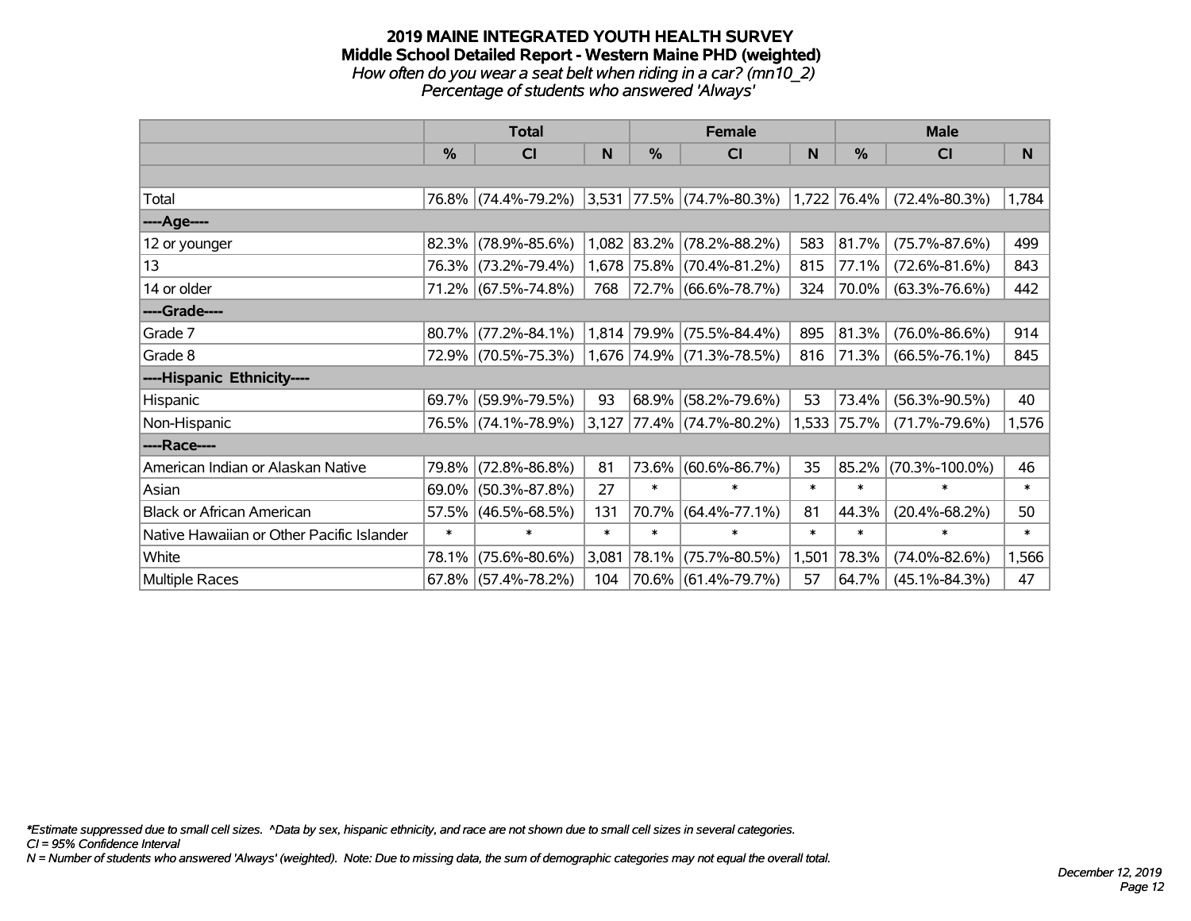# 2019 MAINE INTEGRATED YOUTH HEALTH SURVEY
## Middle School Detailed Report - Western Maine PHD (weighted)
*How often do you wear a seat belt when riding in a car? (mn10_2)*
*Percentage of students who answered 'Always'*

| | Total | | | Female | | | Male | | |
|---|---|---|---|---|---|---|---|---|---|
| | % | CI | N | % | CI | N | % | CI | N |
| Total | 76.8% | (74.4%-79.2%) | 3,531 | 77.5% | (74.7%-80.3%) | 1,722 | 76.4% | (72.4%-80.3%) | 1,784 |
| ----Age---- | | | | | | | | | |
| 12 or younger | 82.3% | (78.9%-85.6%) | 1,082 | 83.2% | (78.2%-88.2%) | 583 | 81.7% | (75.7%-87.6%) | 499 |
| 13 | 76.3% | (73.2%-79.4%) | 1,678 | 75.8% | (70.4%-81.2%) | 815 | 77.1% | (72.6%-81.6%) | 843 |
| 14 or older | 71.2% | (67.5%-74.8%) | 768 | 72.7% | (66.6%-78.7%) | 324 | 70.0% | (63.3%-76.6%) | 442 |
| ----Grade---- | | | | | | | | | |
| Grade 7 | 80.7% | (77.2%-84.1%) | 1,814 | 79.9% | (75.5%-84.4%) | 895 | 81.3% | (76.0%-86.6%) | 914 |
| Grade 8 | 72.9% | (70.5%-75.3%) | 1,676 | 74.9% | (71.3%-78.5%) | 816 | 71.3% | (66.5%-76.1%) | 845 |
| ----Hispanic Ethnicity---- | | | | | | | | | |
| Hispanic | 69.7% | (59.9%-79.5%) | 93 | 68.9% | (58.2%-79.6%) | 53 | 73.4% | (56.3%-90.5%) | 40 |
| Non-Hispanic | 76.5% | (74.1%-78.9%) | 3,127 | 77.4% | (74.7%-80.2%) | 1,533 | 75.7% | (71.7%-79.6%) | 1,576 |
| ----Race---- | | | | | | | | | |
| American Indian or Alaskan Native | 79.8% | (72.8%-86.8%) | 81 | 73.6% | (60.6%-86.7%) | 35 | 85.2% | (70.3%-100.0%) | 46 |
| Asian | 69.0% | (50.3%-87.8%) | 27 | * | * | * | * | * | * |
| Black or African American | 57.5% | (46.5%-68.5%) | 131 | 70.7% | (64.4%-77.1%) | 81 | 44.3% | (20.4%-68.2%) | 50 |
| Native Hawaiian or Other Pacific Islander | * | * | * | * | * | * | * | * | * |
| White | 78.1% | (75.6%-80.6%) | 3,081 | 78.1% | (75.7%-80.5%) | 1,501 | 78.3% | (74.0%-82.6%) | 1,566 |
| Multiple Races | 67.8% | (57.4%-78.2%) | 104 | 70.6% | (61.4%-79.7%) | 57 | 64.7% | (45.1%-84.3%) | 47 |

*Estimate suppressed due to small cell sizes. ^Data by sex, hispanic ethnicity, and race are not shown due to small cell sizes in several categories.
CI = 95% Confidence Interval
N = Number of students who answered 'Always' (weighted). Note: Due to missing data, the sum of demographic categories may not equal the overall total.

December 12, 2019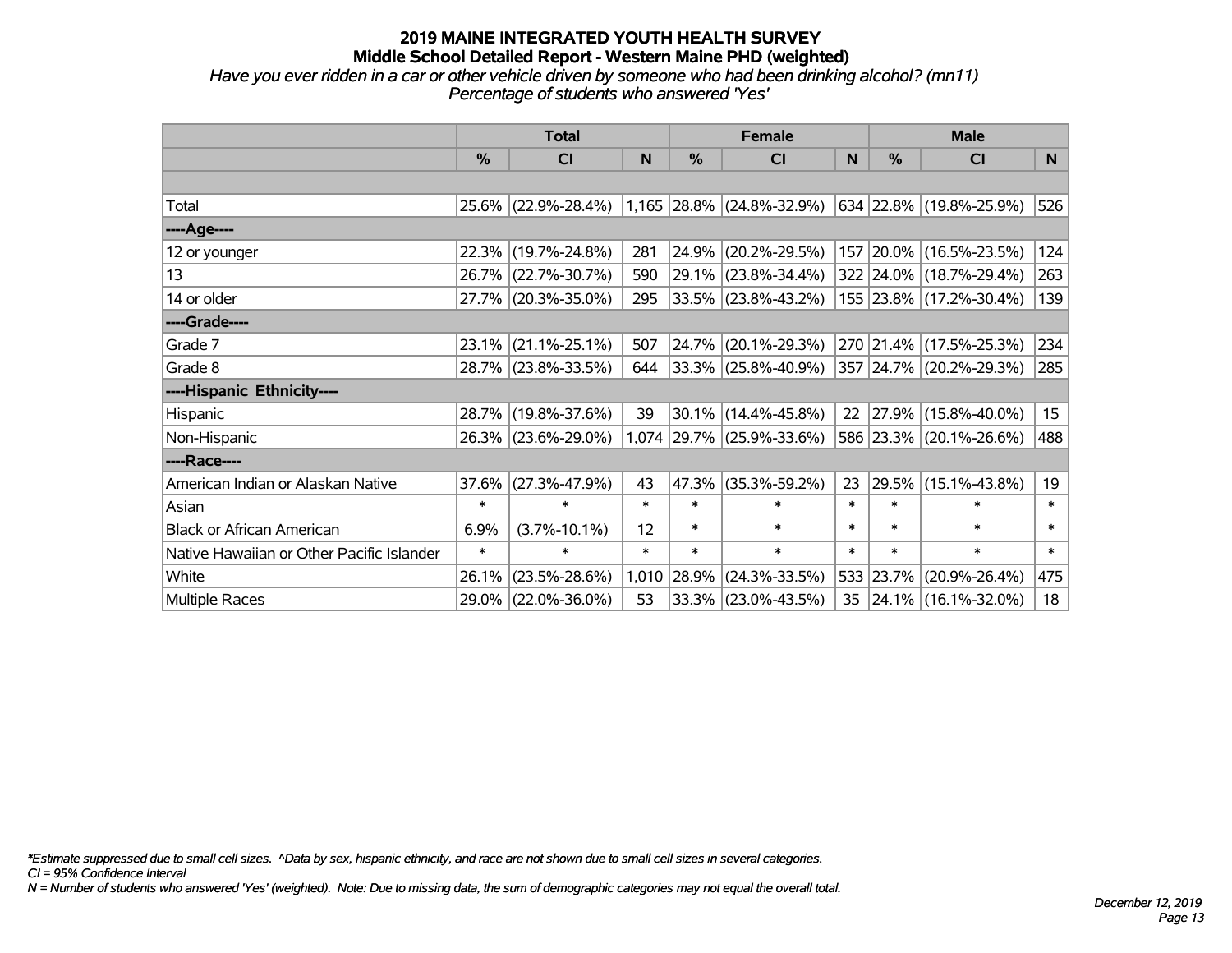# 2019 MAINE INTEGRATED YOUTH HEALTH SURVEY

## Middle School Detailed Report - Western Maine PHD (weighted)

*Have you ever ridden in a car or other vehicle driven by someone who had been drinking alcohol? (mn11)*
*Percentage of students who answered 'Yes'*

| | Total | | | Female | | | Male | | |
|---|---|---|---|---|---|---|---|---|---|
| | % | CI | N | % | CI | N | % | CI | N |
| | | | | | | | | | |
| Total | 25.6% | (22.9%-28.4%) | 1,165 | 28.8% | (24.8%-32.9%) | 634 | 22.8% | (19.8%-25.9%) | 526 |
| ----Age---- | | | | | | | | | |
| 12 or younger | 22.3% | (19.7%-24.8%) | 281 | 24.9% | (20.2%-29.5%) | 157 | 20.0% | (16.5%-23.5%) | 124 |
| 13 | 26.7% | (22.7%-30.7%) | 590 | 29.1% | (23.8%-34.4%) | 322 | 24.0% | (18.7%-29.4%) | 263 |
| 14 or older | 27.7% | (20.3%-35.0%) | 295 | 33.5% | (23.8%-43.2%) | 155 | 23.8% | (17.2%-30.4%) | 139 |
| ----Grade---- | | | | | | | | | |
| Grade 7 | 23.1% | (21.1%-25.1%) | 507 | 24.7% | (20.1%-29.3%) | 270 | 21.4% | (17.5%-25.3%) | 234 |
| Grade 8 | 28.7% | (23.8%-33.5%) | 644 | 33.3% | (25.8%-40.9%) | 357 | 24.7% | (20.2%-29.3%) | 285 |
| ----Hispanic Ethnicity---- | | | | | | | | | |
| Hispanic | 28.7% | (19.8%-37.6%) | 39 | 30.1% | (14.4%-45.8%) | 22 | 27.9% | (15.8%-40.0%) | 15 |
| Non-Hispanic | 26.3% | (23.6%-29.0%) | 1,074 | 29.7% | (25.9%-33.6%) | 586 | 23.3% | (20.1%-26.6%) | 488 |
| ----Race---- | | | | | | | | | |
| American Indian or Alaskan Native | 37.6% | (27.3%-47.9%) | 43 | 47.3% | (35.3%-59.2%) | 23 | 29.5% | (15.1%-43.8%) | 19 |
| Asian | * | * | * | * | * | * | * | * | * |
| Black or African American | 6.9% | (3.7%-10.1%) | 12 | * | * | * | * | * | * |
| Native Hawaiian or Other Pacific Islander | * | * | * | * | * | * | * | * | * |
| White | 26.1% | (23.5%-28.6%) | 1,010 | 28.9% | (24.3%-33.5%) | 533 | 23.7% | (20.9%-26.4%) | 475 |
| Multiple Races | 29.0% | (22.0%-36.0%) | 53 | 33.3% | (23.0%-43.5%) | 35 | 24.1% | (16.1%-32.0%) | 18 |

*\*Estimate suppressed due to small cell sizes. ^Data by sex, hispanic ethnicity, and race are not shown due to small cell sizes in several categories.*
*CI = 95% Confidence Interval*
*N = Number of students who answered 'Yes' (weighted). Note: Due to missing data, the sum of demographic categories may not equal the overall total.*

*December 12, 2019*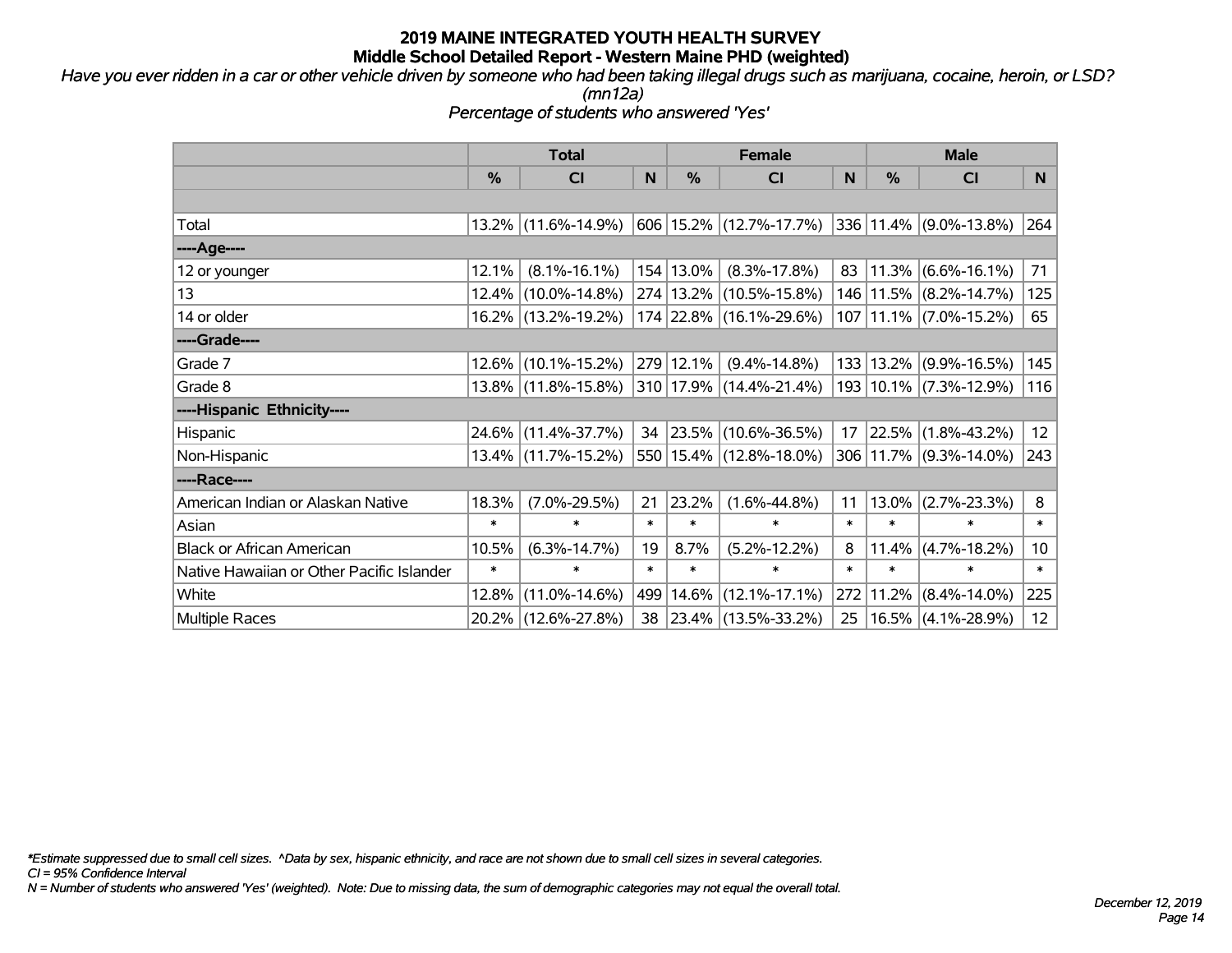# 2019 MAINE INTEGRATED YOUTH HEALTH SURVEY
## Middle School Detailed Report - Western Maine PHD (weighted)

*Have you ever ridden in a car or other vehicle driven by someone who had been taking illegal drugs such as marijuana, cocaine, heroin, or LSD? (mn12a)*

*Percentage of students who answered 'Yes'*

| | Total | | | Female | | | Male | | |
|---|---|---|---|---|---|---|---|---|---|
| | % | CI | N | % | CI | N | % | CI | N |
| Total | 13.2% | (11.6%-14.9%) | 606 | 15.2% | (12.7%-17.7%) | 336 | 11.4% | (9.0%-13.8%) | 264 |
| ----Age---- | | | | | | | | | |
| 12 or younger | 12.1% | (8.1%-16.1%) | 154 | 13.0% | (8.3%-17.8%) | 83 | 11.3% | (6.6%-16.1%) | 71 |
| 13 | 12.4% | (10.0%-14.8%) | 274 | 13.2% | (10.5%-15.8%) | 146 | 11.5% | (8.2%-14.7%) | 125 |
| 14 or older | 16.2% | (13.2%-19.2%) | 174 | 22.8% | (16.1%-29.6%) | 107 | 11.1% | (7.0%-15.2%) | 65 |
| ----Grade---- | | | | | | | | | |
| Grade 7 | 12.6% | (10.1%-15.2%) | 279 | 12.1% | (9.4%-14.8%) | 133 | 13.2% | (9.9%-16.5%) | 145 |
| Grade 8 | 13.8% | (11.8%-15.8%) | 310 | 17.9% | (14.4%-21.4%) | 193 | 10.1% | (7.3%-12.9%) | 116 |
| ----Hispanic Ethnicity---- | | | | | | | | | |
| Hispanic | 24.6% | (11.4%-37.7%) | 34 | 23.5% | (10.6%-36.5%) | 17 | 22.5% | (1.8%-43.2%) | 12 |
| Non-Hispanic | 13.4% | (11.7%-15.2%) | 550 | 15.4% | (12.8%-18.0%) | 306 | 11.7% | (9.3%-14.0%) | 243 |
| ----Race---- | | | | | | | | | |
| American Indian or Alaskan Native | 18.3% | (7.0%-29.5%) | 21 | 23.2% | (1.6%-44.8%) | 11 | 13.0% | (2.7%-23.3%) | 8 |
| Asian | * | * | * | * | * | * | * | * | * |
| Black or African American | 10.5% | (6.3%-14.7%) | 19 | 8.7% | (5.2%-12.2%) | 8 | 11.4% | (4.7%-18.2%) | 10 |
| Native Hawaiian or Other Pacific Islander | * | * | * | * | * | * | * | * | * |
| White | 12.8% | (11.0%-14.6%) | 499 | 14.6% | (12.1%-17.1%) | 272 | 11.2% | (8.4%-14.0%) | 225 |
| Multiple Races | 20.2% | (12.6%-27.8%) | 38 | 23.4% | (13.5%-33.2%) | 25 | 16.5% | (4.1%-28.9%) | 12 |

*Estimate suppressed due to small cell sizes. ^Data by sex, hispanic ethnicity, and race are not shown due to small cell sizes in several categories.
CI = 95% Confidence Interval
N = Number of students who answered 'Yes' (weighted). Note: Due to missing data, the sum of demographic categories may not equal the overall total.

*December 12, 2019*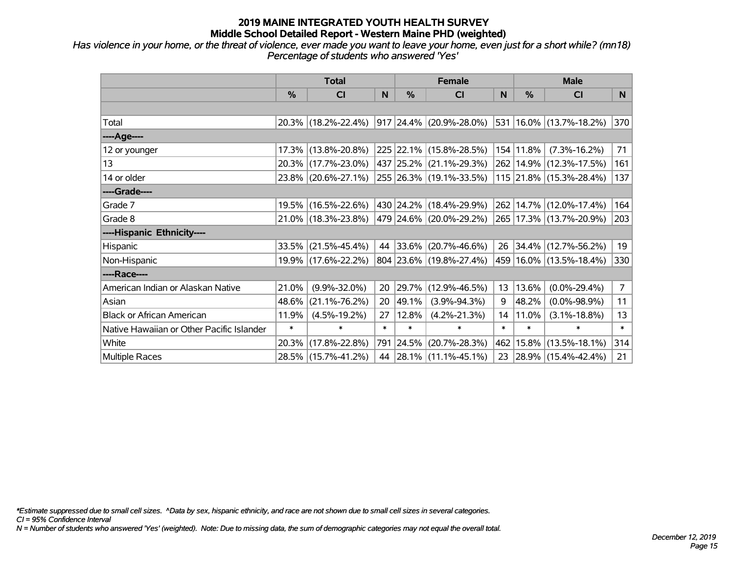# 2019 MAINE INTEGRATED YOUTH HEALTH SURVEY

## Middle School Detailed Report - Western Maine PHD (weighted)

*Has violence in your home, or the threat of violence, ever made you want to leave your home, even just for a short while? (mn18)*
*Percentage of students who answered 'Yes'*

| | Total | | | Female | | | Male | | |
|---|---|---|---|---|---|---|---|---|---|
| | % | CI | N | % | CI | N | % | CI | N |
| Total | 20.3% | (18.2%-22.4%) | 917 | 24.4% | (20.9%-28.0%) | 531 | 16.0% | (13.7%-18.2%) | 370 |
| ----Age---- | | | | | | | | | |
| 12 or younger | 17.3% | (13.8%-20.8%) | 225 | 22.1% | (15.8%-28.5%) | 154 | 11.8% | (7.3%-16.2%) | 71 |
| 13 | 20.3% | (17.7%-23.0%) | 437 | 25.2% | (21.1%-29.3%) | 262 | 14.9% | (12.3%-17.5%) | 161 |
| 14 or older | 23.8% | (20.6%-27.1%) | 255 | 26.3% | (19.1%-33.5%) | 115 | 21.8% | (15.3%-28.4%) | 137 |
| ----Grade---- | | | | | | | | | |
| Grade 7 | 19.5% | (16.5%-22.6%) | 430 | 24.2% | (18.4%-29.9%) | 262 | 14.7% | (12.0%-17.4%) | 164 |
| Grade 8 | 21.0% | (18.3%-23.8%) | 479 | 24.6% | (20.0%-29.2%) | 265 | 17.3% | (13.7%-20.9%) | 203 |
| ----Hispanic Ethnicity---- | | | | | | | | | |
| Hispanic | 33.5% | (21.5%-45.4%) | 44 | 33.6% | (20.7%-46.6%) | 26 | 34.4% | (12.7%-56.2%) | 19 |
| Non-Hispanic | 19.9% | (17.6%-22.2%) | 804 | 23.6% | (19.8%-27.4%) | 459 | 16.0% | (13.5%-18.4%) | 330 |
| ----Race---- | | | | | | | | | |
| American Indian or Alaskan Native | 21.0% | (9.9%-32.0%) | 20 | 29.7% | (12.9%-46.5%) | 13 | 13.6% | (0.0%-29.4%) | 7 |
| Asian | 48.6% | (21.1%-76.2%) | 20 | 49.1% | (3.9%-94.3%) | 9 | 48.2% | (0.0%-98.9%) | 11 |
| Black or African American | 11.9% | (4.5%-19.2%) | 27 | 12.8% | (4.2%-21.3%) | 14 | 11.0% | (3.1%-18.8%) | 13 |
| Native Hawaiian or Other Pacific Islander | * | * | * | * | * | * | * | * | * |
| White | 20.3% | (17.8%-22.8%) | 791 | 24.5% | (20.7%-28.3%) | 462 | 15.8% | (13.5%-18.1%) | 314 |
| Multiple Races | 28.5% | (15.7%-41.2%) | 44 | 28.1% | (11.1%-45.1%) | 23 | 28.9% | (15.4%-42.4%) | 21 |

*Estimate suppressed due to small cell sizes. ^Data by sex, hispanic ethnicity, and race are not shown due to small cell sizes in several categories.
CI = 95% Confidence Interval
N = Number of students who answered 'Yes' (weighted). Note: Due to missing data, the sum of demographic categories may not equal the overall total.

December 12, 2019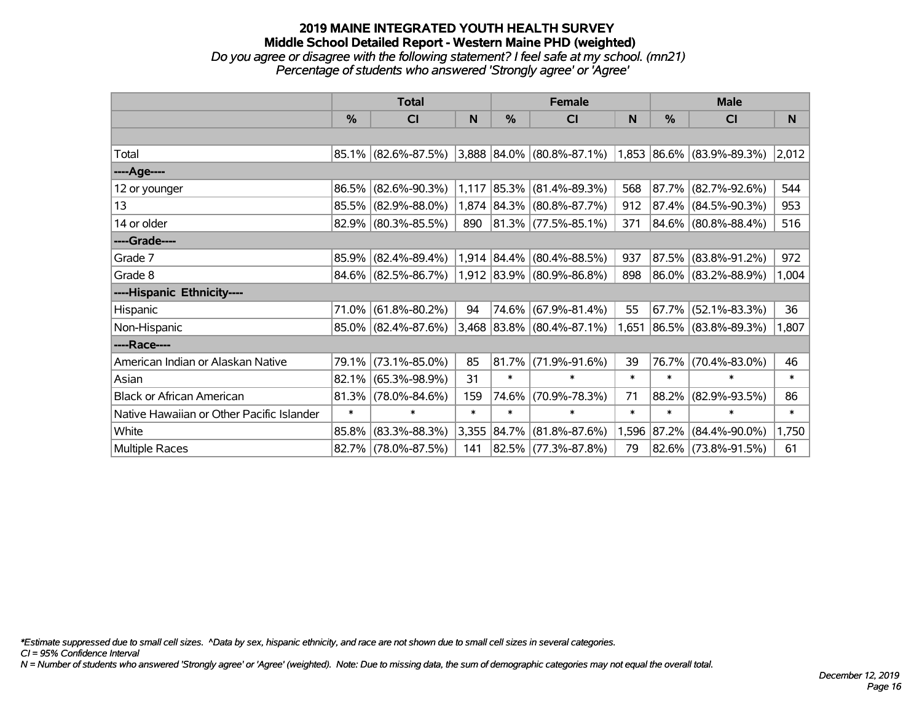# 2019 MAINE INTEGRATED YOUTH HEALTH SURVEY
## Middle School Detailed Report - Western Maine PHD (weighted)
*Do you agree or disagree with the following statement? I feel safe at my school. (mn21)*
*Percentage of students who answered 'Strongly agree' or 'Agree'*

| | Total | | | Female | | | Male | | |
|---|---|---|---|---|---|---|---|---|---|
| | % | CI | N | % | CI | N | % | CI | N |
| | | | | | | | | | |
| Total | 85.1% | (82.6%-87.5%) | 3,888 | 84.0% | (80.8%-87.1%) | 1,853 | 86.6% | (83.9%-89.3%) | 2,012 |
| ----Age---- | | | | | | | | | |
| 12 or younger | 86.5% | (82.6%-90.3%) | 1,117 | 85.3% | (81.4%-89.3%) | 568 | 87.7% | (82.7%-92.6%) | 544 |
| 13 | 85.5% | (82.9%-88.0%) | 1,874 | 84.3% | (80.8%-87.7%) | 912 | 87.4% | (84.5%-90.3%) | 953 |
| 14 or older | 82.9% | (80.3%-85.5%) | 890 | 81.3% | (77.5%-85.1%) | 371 | 84.6% | (80.8%-88.4%) | 516 |
| ----Grade---- | | | | | | | | | |
| Grade 7 | 85.9% | (82.4%-89.4%) | 1,914 | 84.4% | (80.4%-88.5%) | 937 | 87.5% | (83.8%-91.2%) | 972 |
| Grade 8 | 84.6% | (82.5%-86.7%) | 1,912 | 83.9% | (80.9%-86.8%) | 898 | 86.0% | (83.2%-88.9%) | 1,004 |
| ----Hispanic Ethnicity---- | | | | | | | | | |
| Hispanic | 71.0% | (61.8%-80.2%) | 94 | 74.6% | (67.9%-81.4%) | 55 | 67.7% | (52.1%-83.3%) | 36 |
| Non-Hispanic | 85.0% | (82.4%-87.6%) | 3,468 | 83.8% | (80.4%-87.1%) | 1,651 | 86.5% | (83.8%-89.3%) | 1,807 |
| ----Race---- | | | | | | | | | |
| American Indian or Alaskan Native | 79.1% | (73.1%-85.0%) | 85 | 81.7% | (71.9%-91.6%) | 39 | 76.7% | (70.4%-83.0%) | 46 |
| Asian | 82.1% | (65.3%-98.9%) | 31 | * | * | * | * | * | * |
| Black or African American | 81.3% | (78.0%-84.6%) | 159 | 74.6% | (70.9%-78.3%) | 71 | 88.2% | (82.9%-93.5%) | 86 |
| Native Hawaiian or Other Pacific Islander | * | * | * | * | * | * | * | * | * |
| White | 85.8% | (83.3%-88.3%) | 3,355 | 84.7% | (81.8%-87.6%) | 1,596 | 87.2% | (84.4%-90.0%) | 1,750 |
| Multiple Races | 82.7% | (78.0%-87.5%) | 141 | 82.5% | (77.3%-87.8%) | 79 | 82.6% | (73.8%-91.5%) | 61 |

*\*Estimate suppressed due to small cell sizes. ^Data by sex, hispanic ethnicity, and race are not shown due to small cell sizes in several categories.*
*CI = 95% Confidence Interval*
*N = Number of students who answered 'Strongly agree' or 'Agree' (weighted). Note: Due to missing data, the sum of demographic categories may not equal the overall total.*

*December 12, 2019*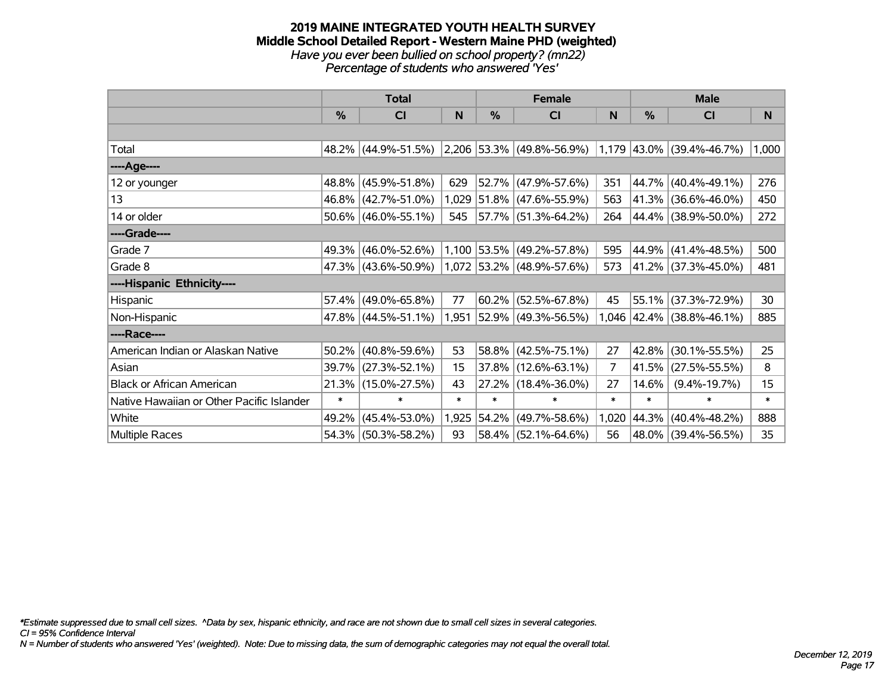**2019 MAINE INTEGRATED YOUTH HEALTH SURVEY**
**Middle School Detailed Report - Western Maine PHD (weighted)**
*Have you ever been bullied on school property? (mn22)*
*Percentage of students who answered 'Yes'*

| | Total | | | Female | | | Male | | |
|---|---|---|---|---|---|---|---|---|---|
| | % | CI | N | % | CI | N | % | CI | N |
| Total | 48.2% | (44.9%-51.5%) | 2,206 | 53.3% | (49.8%-56.9%) | 1,179 | 43.0% | (39.4%-46.7%) | 1,000 |
| ----Age---- | | | | | | | | | |
| 12 or younger | 48.8% | (45.9%-51.8%) | 629 | 52.7% | (47.9%-57.6%) | 351 | 44.7% | (40.4%-49.1%) | 276 |
| 13 | 46.8% | (42.7%-51.0%) | 1,029 | 51.8% | (47.6%-55.9%) | 563 | 41.3% | (36.6%-46.0%) | 450 |
| 14 or older | 50.6% | (46.0%-55.1%) | 545 | 57.7% | (51.3%-64.2%) | 264 | 44.4% | (38.9%-50.0%) | 272 |
| ----Grade---- | | | | | | | | | |
| Grade 7 | 49.3% | (46.0%-52.6%) | 1,100 | 53.5% | (49.2%-57.8%) | 595 | 44.9% | (41.4%-48.5%) | 500 |
| Grade 8 | 47.3% | (43.6%-50.9%) | 1,072 | 53.2% | (48.9%-57.6%) | 573 | 41.2% | (37.3%-45.0%) | 481 |
| ----Hispanic Ethnicity---- | | | | | | | | | |
| Hispanic | 57.4% | (49.0%-65.8%) | 77 | 60.2% | (52.5%-67.8%) | 45 | 55.1% | (37.3%-72.9%) | 30 |
| Non-Hispanic | 47.8% | (44.5%-51.1%) | 1,951 | 52.9% | (49.3%-56.5%) | 1,046 | 42.4% | (38.8%-46.1%) | 885 |
| ----Race---- | | | | | | | | | |
| American Indian or Alaskan Native | 50.2% | (40.8%-59.6%) | 53 | 58.8% | (42.5%-75.1%) | 27 | 42.8% | (30.1%-55.5%) | 25 |
| Asian | 39.7% | (27.3%-52.1%) | 15 | 37.8% | (12.6%-63.1%) | 7 | 41.5% | (27.5%-55.5%) | 8 |
| Black or African American | 21.3% | (15.0%-27.5%) | 43 | 27.2% | (18.4%-36.0%) | 27 | 14.6% | (9.4%-19.7%) | 15 |
| Native Hawaiian or Other Pacific Islander | * | * | * | * | * | * | * | * | * |
| White | 49.2% | (45.4%-53.0%) | 1,925 | 54.2% | (49.7%-58.6%) | 1,020 | 44.3% | (40.4%-48.2%) | 888 |
| Multiple Races | 54.3% | (50.3%-58.2%) | 93 | 58.4% | (52.1%-64.6%) | 56 | 48.0% | (39.4%-56.5%) | 35 |

*Estimate suppressed due to small cell sizes. ^Data by sex, hispanic ethnicity, and race are not shown due to small cell sizes in several categories.
CI = 95% Confidence Interval
N = Number of students who answered 'Yes' (weighted). Note: Due to missing data, the sum of demographic categories may not equal the overall total.

*December 12, 2019*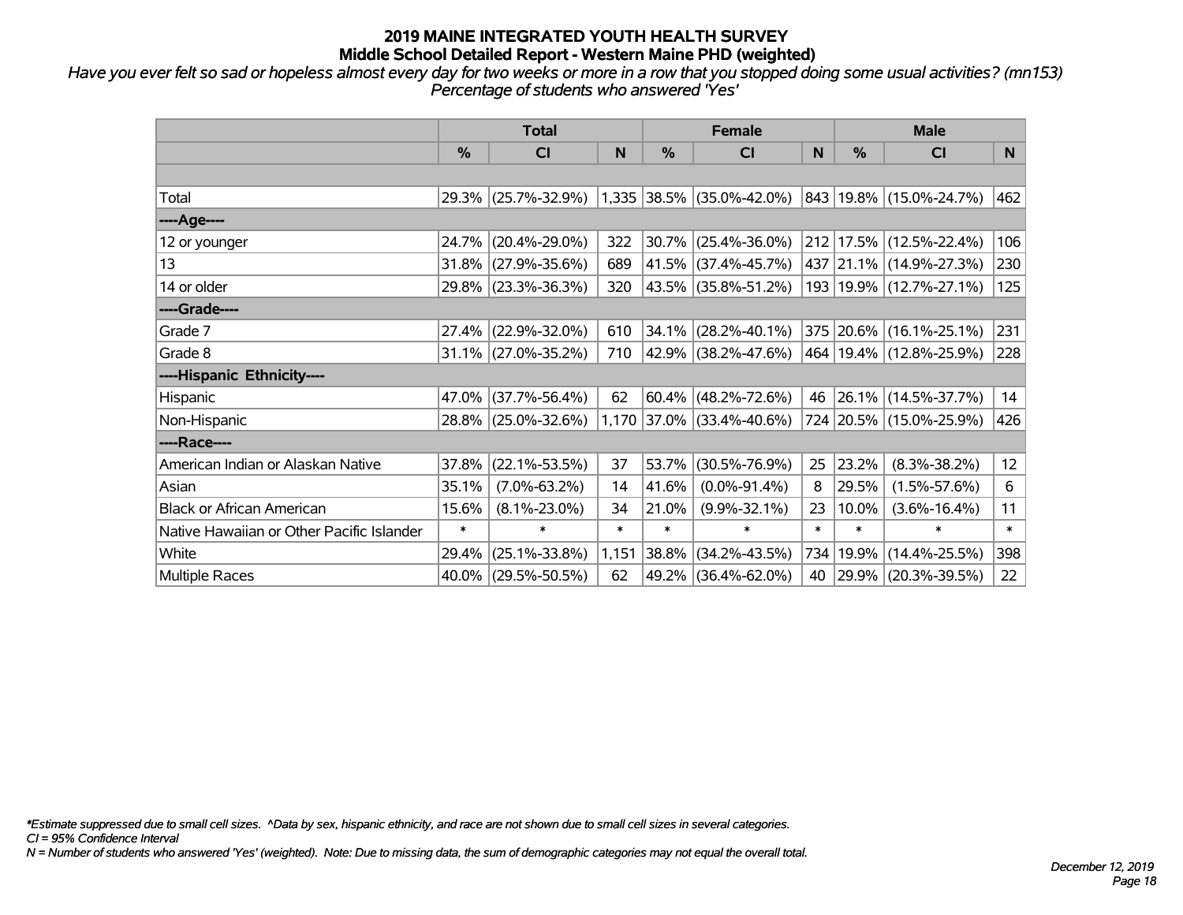# 2019 MAINE INTEGRATED YOUTH HEALTH SURVEY
## Middle School Detailed Report - Western Maine PHD (weighted)

*Have you ever felt so sad or hopeless almost every day for two weeks or more in a row that you stopped doing some usual activities? (mn153) Percentage of students who answered 'Yes'*

| | Total | | | Female | | | Male | | |
|---|---|---|---|---|---|---|---|---|---|
| | % | CI | N | % | CI | N | % | CI | N |
| Total | 29.3% | (25.7%-32.9%) | 1,335 | 38.5% | (35.0%-42.0%) | 843 | 19.8% | (15.0%-24.7%) | 462 |
| ----Age---- | | | | | | | | | |
| 12 or younger | 24.7% | (20.4%-29.0%) | 322 | 30.7% | (25.4%-36.0%) | 212 | 17.5% | (12.5%-22.4%) | 106 |
| 13 | 31.8% | (27.9%-35.6%) | 689 | 41.5% | (37.4%-45.7%) | 437 | 21.1% | (14.9%-27.3%) | 230 |
| 14 or older | 29.8% | (23.3%-36.3%) | 320 | 43.5% | (35.8%-51.2%) | 193 | 19.9% | (12.7%-27.1%) | 125 |
| ----Grade---- | | | | | | | | | |
| Grade 7 | 27.4% | (22.9%-32.0%) | 610 | 34.1% | (28.2%-40.1%) | 375 | 20.6% | (16.1%-25.1%) | 231 |
| Grade 8 | 31.1% | (27.0%-35.2%) | 710 | 42.9% | (38.2%-47.6%) | 464 | 19.4% | (12.8%-25.9%) | 228 |
| ----Hispanic Ethnicity---- | | | | | | | | | |
| Hispanic | 47.0% | (37.7%-56.4%) | 62 | 60.4% | (48.2%-72.6%) | 46 | 26.1% | (14.5%-37.7%) | 14 |
| Non-Hispanic | 28.8% | (25.0%-32.6%) | 1,170 | 37.0% | (33.4%-40.6%) | 724 | 20.5% | (15.0%-25.9%) | 426 |
| ----Race---- | | | | | | | | | |
| American Indian or Alaskan Native | 37.8% | (22.1%-53.5%) | 37 | 53.7% | (30.5%-76.9%) | 25 | 23.2% | (8.3%-38.2%) | 12 |
| Asian | 35.1% | (7.0%-63.2%) | 14 | 41.6% | (0.0%-91.4%) | 8 | 29.5% | (1.5%-57.6%) | 6 |
| Black or African American | 15.6% | (8.1%-23.0%) | 34 | 21.0% | (9.9%-32.1%) | 23 | 10.0% | (3.6%-16.4%) | 11 |
| Native Hawaiian or Other Pacific Islander | * | * | * | * | * | * | * | * | * |
| White | 29.4% | (25.1%-33.8%) | 1,151 | 38.8% | (34.2%-43.5%) | 734 | 19.9% | (14.4%-25.5%) | 398 |
| Multiple Races | 40.0% | (29.5%-50.5%) | 62 | 49.2% | (36.4%-62.0%) | 40 | 29.9% | (20.3%-39.5%) | 22 |

*\*Estimate suppressed due to small cell sizes. ^Data by sex, hispanic ethnicity, and race are not shown due to small cell sizes in several categories.*
*CI = 95% Confidence Interval*
*N = Number of students who answered 'Yes' (weighted). Note: Due to missing data, the sum of demographic categories may not equal the overall total.*

*December 12, 2019*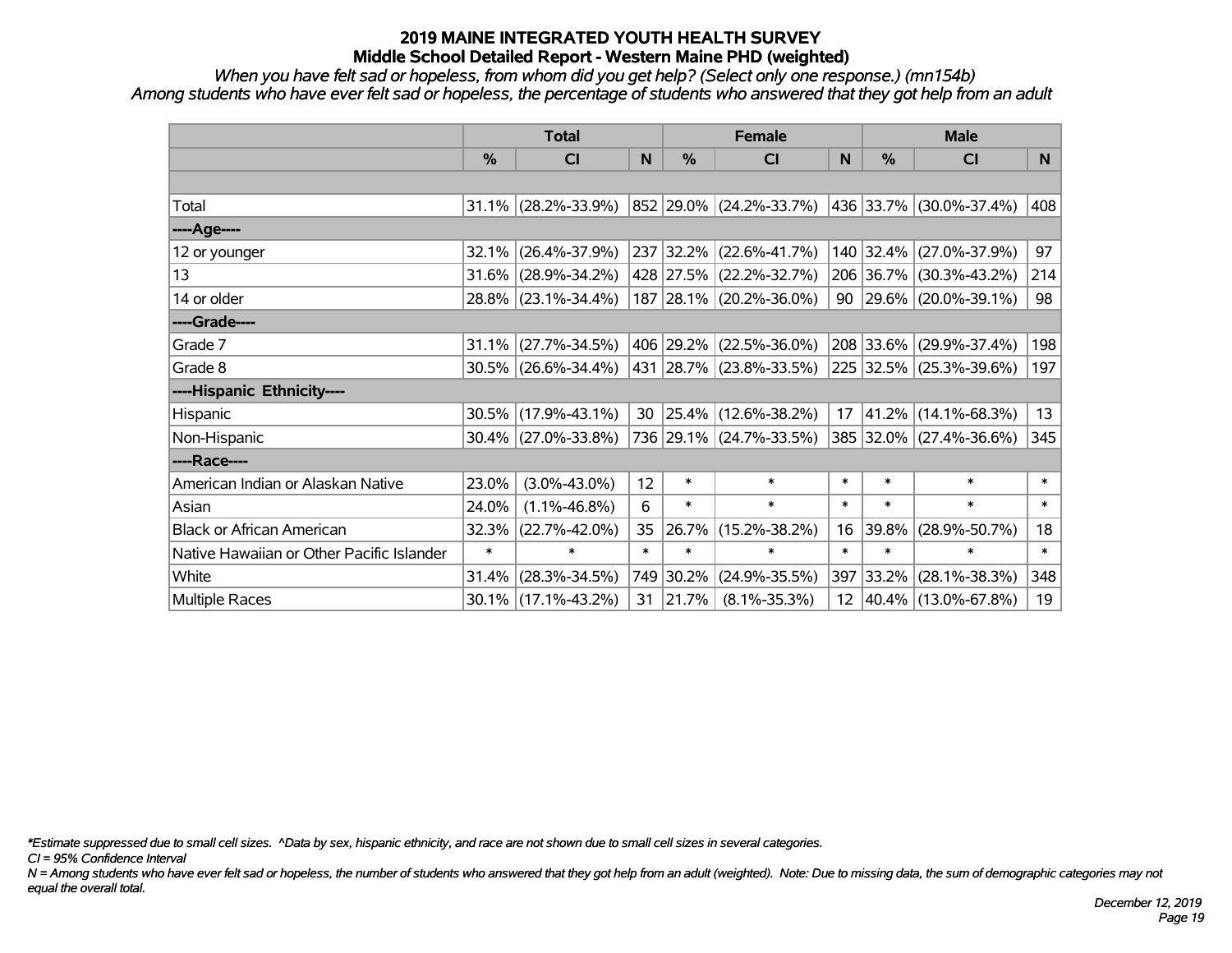# 2019 MAINE INTEGRATED YOUTH HEALTH SURVEY
## Middle School Detailed Report - Western Maine PHD (weighted)

*When you have felt sad or hopeless, from whom did you get help? (Select only one response.) (mn154b)*
*Among students who have ever felt sad or hopeless, the percentage of students who answered that they got help from an adult*

| | Total | | | Female | | | Male | | |
|---|---|---|---|---|---|---|---|---|---|
| | % | CI | N | % | CI | N | % | CI | N |
| Total | 31.1% | (28.2%-33.9%) | 852 | 29.0% | (24.2%-33.7%) | 436 | 33.7% | (30.0%-37.4%) | 408 |
| ----Age---- | | | | | | | | | |
| 12 or younger | 32.1% | (26.4%-37.9%) | 237 | 32.2% | (22.6%-41.7%) | 140 | 32.4% | (27.0%-37.9%) | 97 |
| 13 | 31.6% | (28.9%-34.2%) | 428 | 27.5% | (22.2%-32.7%) | 206 | 36.7% | (30.3%-43.2%) | 214 |
| 14 or older | 28.8% | (23.1%-34.4%) | 187 | 28.1% | (20.2%-36.0%) | 90 | 29.6% | (20.0%-39.1%) | 98 |
| ----Grade---- | | | | | | | | | |
| Grade 7 | 31.1% | (27.7%-34.5%) | 406 | 29.2% | (22.5%-36.0%) | 208 | 33.6% | (29.9%-37.4%) | 198 |
| Grade 8 | 30.5% | (26.6%-34.4%) | 431 | 28.7% | (23.8%-33.5%) | 225 | 32.5% | (25.3%-39.6%) | 197 |
| ----Hispanic Ethnicity---- | | | | | | | | | |
| Hispanic | 30.5% | (17.9%-43.1%) | 30 | 25.4% | (12.6%-38.2%) | 17 | 41.2% | (14.1%-68.3%) | 13 |
| Non-Hispanic | 30.4% | (27.0%-33.8%) | 736 | 29.1% | (24.7%-33.5%) | 385 | 32.0% | (27.4%-36.6%) | 345 |
| ----Race---- | | | | | | | | | |
| American Indian or Alaskan Native | 23.0% | (3.0%-43.0%) | 12 | * | * | * | * | * | * |
| Asian | 24.0% | (1.1%-46.8%) | 6 | * | * | * | * | * | * |
| Black or African American | 32.3% | (22.7%-42.0%) | 35 | 26.7% | (15.2%-38.2%) | 16 | 39.8% | (28.9%-50.7%) | 18 |
| Native Hawaiian or Other Pacific Islander | * | * | * | * | * | * | * | * | * |
| White | 31.4% | (28.3%-34.5%) | 749 | 30.2% | (24.9%-35.5%) | 397 | 33.2% | (28.1%-38.3%) | 348 |
| Multiple Races | 30.1% | (17.1%-43.2%) | 31 | 21.7% | (8.1%-35.3%) | 12 | 40.4% | (13.0%-67.8%) | 19 |

*\*Estimate suppressed due to small cell sizes. ^Data by sex, hispanic ethnicity, and race are not shown due to small cell sizes in several categories.*

*CI = 95% Confidence Interval*

*N = Among students who have ever felt sad or hopeless, the number of students who answered that they got help from an adult (weighted). Note: Due to missing data, the sum of demographic categories may not equal the overall total.*

*December 12, 2019*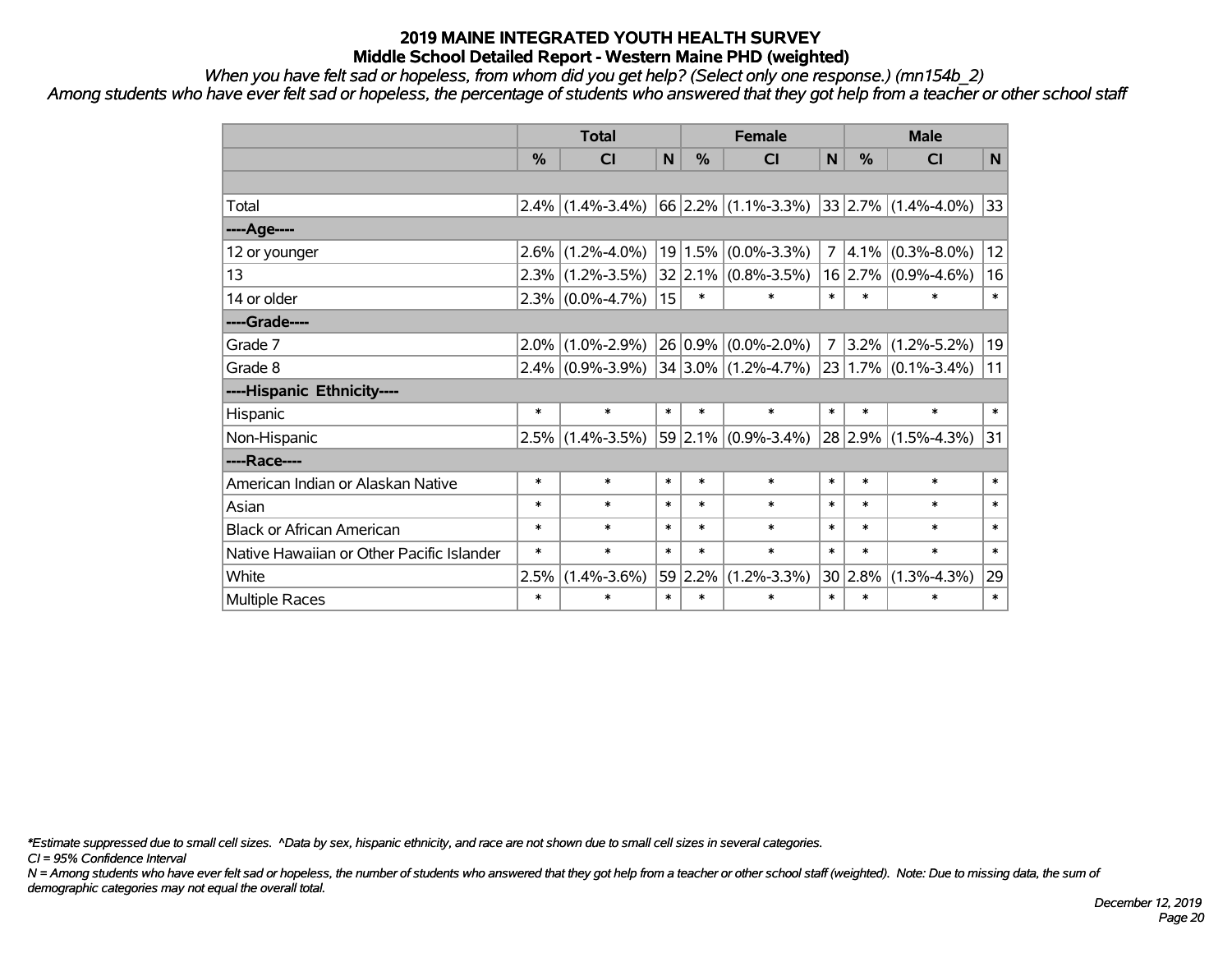# 2019 MAINE INTEGRATED YOUTH HEALTH SURVEY
## Middle School Detailed Report - Western Maine PHD (weighted)

*When you have felt sad or hopeless, from whom did you get help? (Select only one response.) (mn154b_2)*

*Among students who have ever felt sad or hopeless, the percentage of students who answered that they got help from a teacher or other school staff*

| | Total | | | Female | | | Male | | |
|---|---|---|---|---|---|---|---|---|---|
| | % | CI | N | % | CI | N | % | CI | N |
| | | | | | | | | | |
| Total | 2.4% | (1.4%-3.4%) | 66 | 2.2% | (1.1%-3.3%) | 33 | 2.7% | (1.4%-4.0%) | 33 |
| ----Age---- | | | | | | | | | |
| 12 or younger | 2.6% | (1.2%-4.0%) | 19 | 1.5% | (0.0%-3.3%) | 7 | 4.1% | (0.3%-8.0%) | 12 |
| 13 | 2.3% | (1.2%-3.5%) | 32 | 2.1% | (0.8%-3.5%) | 16 | 2.7% | (0.9%-4.6%) | 16 |
| 14 or older | 2.3% | (0.0%-4.7%) | 15 | * | * | * | * | * | * |
| ----Grade---- | | | | | | | | | |
| Grade 7 | 2.0% | (1.0%-2.9%) | 26 | 0.9% | (0.0%-2.0%) | 7 | 3.2% | (1.2%-5.2%) | 19 |
| Grade 8 | 2.4% | (0.9%-3.9%) | 34 | 3.0% | (1.2%-4.7%) | 23 | 1.7% | (0.1%-3.4%) | 11 |
| ----Hispanic Ethnicity---- | | | | | | | | | |
| Hispanic | * | * | * | * | * | * | * | * | * |
| Non-Hispanic | 2.5% | (1.4%-3.5%) | 59 | 2.1% | (0.9%-3.4%) | 28 | 2.9% | (1.5%-4.3%) | 31 |
| ----Race---- | | | | | | | | | |
| American Indian or Alaskan Native | * | * | * | * | * | * | * | * | * |
| Asian | * | * | * | * | * | * | * | * | * |
| Black or African American | * | * | * | * | * | * | * | * | * |
| Native Hawaiian or Other Pacific Islander | * | * | * | * | * | * | * | * | * |
| White | 2.5% | (1.4%-3.6%) | 59 | 2.2% | (1.2%-3.3%) | 30 | 2.8% | (1.3%-4.3%) | 29 |
| Multiple Races | * | * | * | * | * | * | * | * | * |

*\*Estimate suppressed due to small cell sizes. ^Data by sex, hispanic ethnicity, and race are not shown due to small cell sizes in several categories.*

*CI = 95% Confidence Interval*

*N = Among students who have ever felt sad or hopeless, the number of students who answered that they got help from a teacher or other school staff (weighted). Note: Due to missing data, the sum of demographic categories may not equal the overall total.*

*December 12, 2019*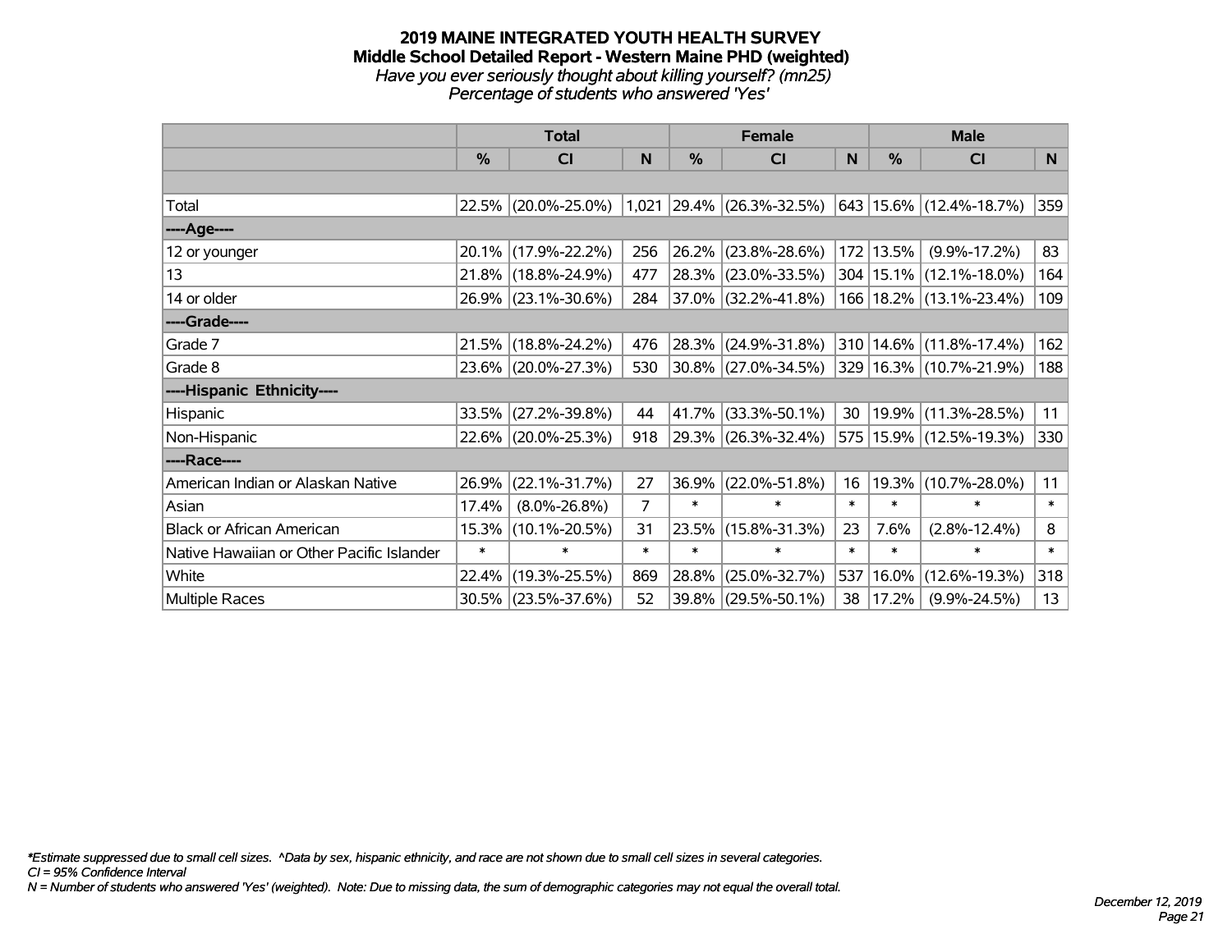# 2019 MAINE INTEGRATED YOUTH HEALTH SURVEY
## Middle School Detailed Report - Western Maine PHD (weighted)
### *Have you ever seriously thought about killing yourself? (mn25)*
### *Percentage of students who answered 'Yes'*

| | Total | | | Female | | | Male | | |
|---|---|---|---|---|---|---|---|---|---|
| | % | CI | N | % | CI | N | % | CI | N |
| | | | | | | | | | |
| Total | 22.5% | (20.0%-25.0%) | 1,021 | 29.4% | (26.3%-32.5%) | 643 | 15.6% | (12.4%-18.7%) | 359 |
| ----Age---- | | | | | | | | | |
| 12 or younger | 20.1% | (17.9%-22.2%) | 256 | 26.2% | (23.8%-28.6%) | 172 | 13.5% | (9.9%-17.2%) | 83 |
| 13 | 21.8% | (18.8%-24.9%) | 477 | 28.3% | (23.0%-33.5%) | 304 | 15.1% | (12.1%-18.0%) | 164 |
| 14 or older | 26.9% | (23.1%-30.6%) | 284 | 37.0% | (32.2%-41.8%) | 166 | 18.2% | (13.1%-23.4%) | 109 |
| ----Grade---- | | | | | | | | | |
| Grade 7 | 21.5% | (18.8%-24.2%) | 476 | 28.3% | (24.9%-31.8%) | 310 | 14.6% | (11.8%-17.4%) | 162 |
| Grade 8 | 23.6% | (20.0%-27.3%) | 530 | 30.8% | (27.0%-34.5%) | 329 | 16.3% | (10.7%-21.9%) | 188 |
| ----Hispanic Ethnicity---- | | | | | | | | | |
| Hispanic | 33.5% | (27.2%-39.8%) | 44 | 41.7% | (33.3%-50.1%) | 30 | 19.9% | (11.3%-28.5%) | 11 |
| Non-Hispanic | 22.6% | (20.0%-25.3%) | 918 | 29.3% | (26.3%-32.4%) | 575 | 15.9% | (12.5%-19.3%) | 330 |
| ----Race---- | | | | | | | | | |
| American Indian or Alaskan Native | 26.9% | (22.1%-31.7%) | 27 | 36.9% | (22.0%-51.8%) | 16 | 19.3% | (10.7%-28.0%) | 11 |
| Asian | 17.4% | (8.0%-26.8%) | 7 | * | * | * | * | * | * |
| Black or African American | 15.3% | (10.1%-20.5%) | 31 | 23.5% | (15.8%-31.3%) | 23 | 7.6% | (2.8%-12.4%) | 8 |
| Native Hawaiian or Other Pacific Islander | * | * | * | * | * | * | * | * | * |
| White | 22.4% | (19.3%-25.5%) | 869 | 28.8% | (25.0%-32.7%) | 537 | 16.0% | (12.6%-19.3%) | 318 |
| Multiple Races | 30.5% | (23.5%-37.6%) | 52 | 39.8% | (29.5%-50.1%) | 38 | 17.2% | (9.9%-24.5%) | 13 |

*\*Estimate suppressed due to small cell sizes. ^Data by sex, hispanic ethnicity, and race are not shown due to small cell sizes in several categories.*
*CI = 95% Confidence Interval*
*N = Number of students who answered 'Yes' (weighted). Note: Due to missing data, the sum of demographic categories may not equal the overall total.*

*December 12, 2019*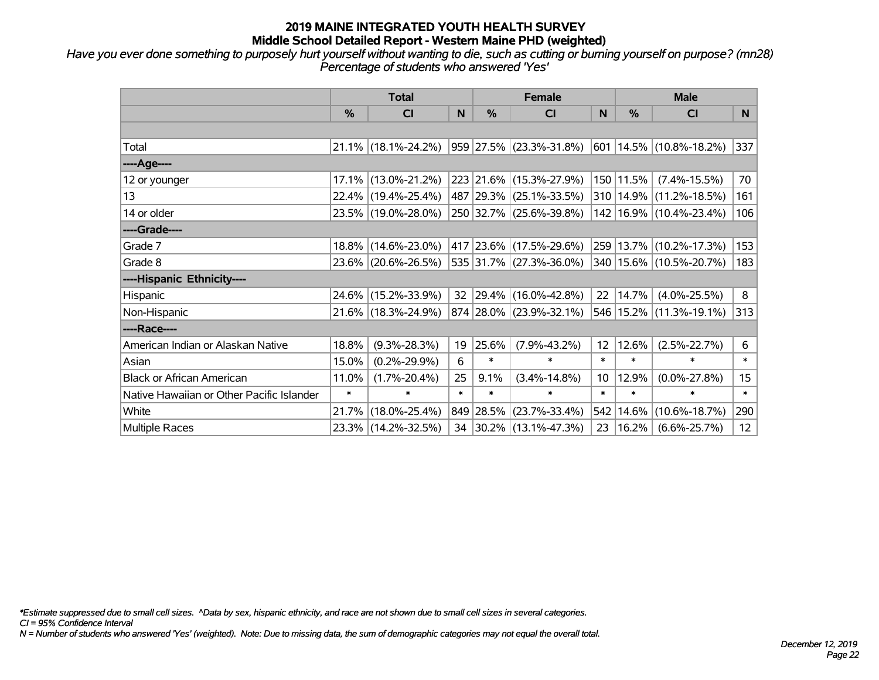# 2019 MAINE INTEGRATED YOUTH HEALTH SURVEY
## Middle School Detailed Report - Western Maine PHD (weighted)

*Have you ever done something to purposely hurt yourself without wanting to die, such as cutting or burning yourself on purpose? (mn28)*
*Percentage of students who answered 'Yes'*

| | Total | | | Female | | | Male | | |
|---|---|---|---|---|---|---|---|---|---|
| | % | CI | N | % | CI | N | % | CI | N |
| Total | 21.1% | (18.1%-24.2%) | 959 | 27.5% | (23.3%-31.8%) | 601 | 14.5% | (10.8%-18.2%) | 337 |
| ----Age---- | | | | | | | | | |
| 12 or younger | 17.1% | (13.0%-21.2%) | 223 | 21.6% | (15.3%-27.9%) | 150 | 11.5% | (7.4%-15.5%) | 70 |
| 13 | 22.4% | (19.4%-25.4%) | 487 | 29.3% | (25.1%-33.5%) | 310 | 14.9% | (11.2%-18.5%) | 161 |
| 14 or older | 23.5% | (19.0%-28.0%) | 250 | 32.7% | (25.6%-39.8%) | 142 | 16.9% | (10.4%-23.4%) | 106 |
| ----Grade---- | | | | | | | | | |
| Grade 7 | 18.8% | (14.6%-23.0%) | 417 | 23.6% | (17.5%-29.6%) | 259 | 13.7% | (10.2%-17.3%) | 153 |
| Grade 8 | 23.6% | (20.6%-26.5%) | 535 | 31.7% | (27.3%-36.0%) | 340 | 15.6% | (10.5%-20.7%) | 183 |
| ----Hispanic Ethnicity---- | | | | | | | | | |
| Hispanic | 24.6% | (15.2%-33.9%) | 32 | 29.4% | (16.0%-42.8%) | 22 | 14.7% | (4.0%-25.5%) | 8 |
| Non-Hispanic | 21.6% | (18.3%-24.9%) | 874 | 28.0% | (23.9%-32.1%) | 546 | 15.2% | (11.3%-19.1%) | 313 |
| ----Race---- | | | | | | | | | |
| American Indian or Alaskan Native | 18.8% | (9.3%-28.3%) | 19 | 25.6% | (7.9%-43.2%) | 12 | 12.6% | (2.5%-22.7%) | 6 |
| Asian | 15.0% | (0.2%-29.9%) | 6 | * | * | * | * | * | * |
| Black or African American | 11.0% | (1.7%-20.4%) | 25 | 9.1% | (3.4%-14.8%) | 10 | 12.9% | (0.0%-27.8%) | 15 |
| Native Hawaiian or Other Pacific Islander | * | * | * | * | * | * | * | * | * |
| White | 21.7% | (18.0%-25.4%) | 849 | 28.5% | (23.7%-33.4%) | 542 | 14.6% | (10.6%-18.7%) | 290 |
| Multiple Races | 23.3% | (14.2%-32.5%) | 34 | 30.2% | (13.1%-47.3%) | 23 | 16.2% | (6.6%-25.7%) | 12 |

*\*Estimate suppressed due to small cell sizes. ^Data by sex, hispanic ethnicity, and race are not shown due to small cell sizes in several categories.*
*CI = 95% Confidence Interval*
*N = Number of students who answered 'Yes' (weighted). Note: Due to missing data, the sum of demographic categories may not equal the overall total.*

*December 12, 2019*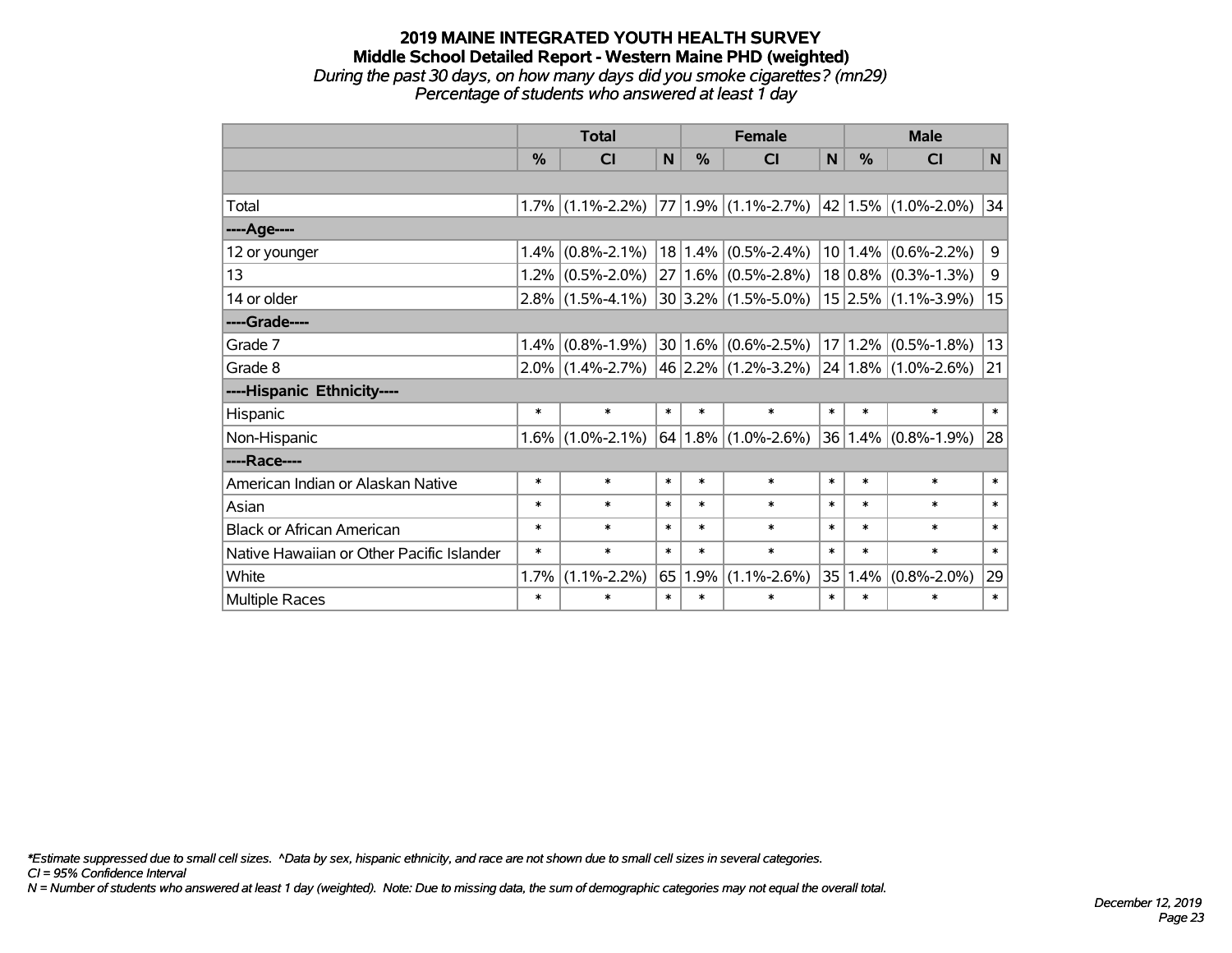# 2019 MAINE INTEGRATED YOUTH HEALTH SURVEY

## Middle School Detailed Report - Western Maine PHD (weighted)

*During the past 30 days, on how many days did you smoke cigarettes? (mn29)*
*Percentage of students who answered at least 1 day*

| | Total | | | Female | | | Male | | |
|---|---|---|---|---|---|---|---|---|---|
| | % | CI | N | % | CI | N | % | CI | N |
| | | | | | | | | | |
| Total | 1.7% | (1.1%-2.2%) | 77 | 1.9% | (1.1%-2.7%) | 42 | 1.5% | (1.0%-2.0%) | 34 |
| ----Age---- | | | | | | | | | |
| 12 or younger | 1.4% | (0.8%-2.1%) | 18 | 1.4% | (0.5%-2.4%) | 10 | 1.4% | (0.6%-2.2%) | 9 |
| 13 | 1.2% | (0.5%-2.0%) | 27 | 1.6% | (0.5%-2.8%) | 18 | 0.8% | (0.3%-1.3%) | 9 |
| 14 or older | 2.8% | (1.5%-4.1%) | 30 | 3.2% | (1.5%-5.0%) | 15 | 2.5% | (1.1%-3.9%) | 15 |
| ----Grade---- | | | | | | | | | |
| Grade 7 | 1.4% | (0.8%-1.9%) | 30 | 1.6% | (0.6%-2.5%) | 17 | 1.2% | (0.5%-1.8%) | 13 |
| Grade 8 | 2.0% | (1.4%-2.7%) | 46 | 2.2% | (1.2%-3.2%) | 24 | 1.8% | (1.0%-2.6%) | 21 |
| ----Hispanic Ethnicity---- | | | | | | | | | |
| Hispanic | * | * | * | * | * | * | * | * | * |
| Non-Hispanic | 1.6% | (1.0%-2.1%) | 64 | 1.8% | (1.0%-2.6%) | 36 | 1.4% | (0.8%-1.9%) | 28 |
| ----Race---- | | | | | | | | | |
| American Indian or Alaskan Native | * | * | * | * | * | * | * | * | * |
| Asian | * | * | * | * | * | * | * | * | * |
| Black or African American | * | * | * | * | * | * | * | * | * |
| Native Hawaiian or Other Pacific Islander | * | * | * | * | * | * | * | * | * |
| White | 1.7% | (1.1%-2.2%) | 65 | 1.9% | (1.1%-2.6%) | 35 | 1.4% | (0.8%-2.0%) | 29 |
| Multiple Races | * | * | * | * | * | * | * | * | * |

*\*Estimate suppressed due to small cell sizes. ^Data by sex, hispanic ethnicity, and race are not shown due to small cell sizes in several categories.*
*CI = 95% Confidence Interval*
*N = Number of students who answered at least 1 day (weighted). Note: Due to missing data, the sum of demographic categories may not equal the overall total.*

*December 12, 2019*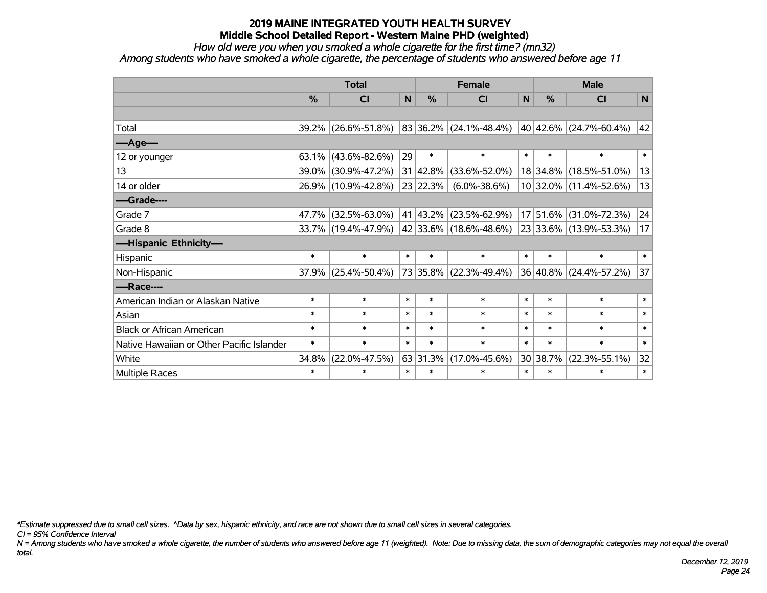# 2019 MAINE INTEGRATED YOUTH HEALTH SURVEY
## Middle School Detailed Report - Western Maine PHD (weighted)
*How old were you when you smoked a whole cigarette for the first time? (mn32)*
*Among students who have smoked a whole cigarette, the percentage of students who answered before age 11*

| | Total | | | Female | | | Male | | |
|---|---|---|---|---|---|---|---|---|---|
| | % | CI | N | % | CI | N | % | CI | N |
| | | | | | | | | | |
| Total | 39.2% | (26.6%-51.8%) | 83 | 36.2% | (24.1%-48.4%) | 40 | 42.6% | (24.7%-60.4%) | 42 |
| ----Age---- | | | | | | | | | |
| 12 or younger | 63.1% | (43.6%-82.6%) | 29 | * | * | * | * | * | * |
| 13 | 39.0% | (30.9%-47.2%) | 31 | 42.8% | (33.6%-52.0%) | 18 | 34.8% | (18.5%-51.0%) | 13 |
| 14 or older | 26.9% | (10.9%-42.8%) | 23 | 22.3% | (6.0%-38.6%) | 10 | 32.0% | (11.4%-52.6%) | 13 |
| ----Grade---- | | | | | | | | | |
| Grade 7 | 47.7% | (32.5%-63.0%) | 41 | 43.2% | (23.5%-62.9%) | 17 | 51.6% | (31.0%-72.3%) | 24 |
| Grade 8 | 33.7% | (19.4%-47.9%) | 42 | 33.6% | (18.6%-48.6%) | 23 | 33.6% | (13.9%-53.3%) | 17 |
| ----Hispanic Ethnicity---- | | | | | | | | | |
| Hispanic | * | * | * | * | * | * | * | * | * |
| Non-Hispanic | 37.9% | (25.4%-50.4%) | 73 | 35.8% | (22.3%-49.4%) | 36 | 40.8% | (24.4%-57.2%) | 37 |
| ----Race---- | | | | | | | | | |
| American Indian or Alaskan Native | * | * | * | * | * | * | * | * | * |
| Asian | * | * | * | * | * | * | * | * | * |
| Black or African American | * | * | * | * | * | * | * | * | * |
| Native Hawaiian or Other Pacific Islander | * | * | * | * | * | * | * | * | * |
| White | 34.8% | (22.0%-47.5%) | 63 | 31.3% | (17.0%-45.6%) | 30 | 38.7% | (22.3%-55.1%) | 32 |
| Multiple Races | * | * | * | * | * | * | * | * | * |

*\*Estimate suppressed due to small cell sizes. ^Data by sex, hispanic ethnicity, and race are not shown due to small cell sizes in several categories.*

*CI = 95% Confidence Interval*

*N = Among students who have smoked a whole cigarette, the number of students who answered before age 11 (weighted). Note: Due to missing data, the sum of demographic categories may not equal the overall total.*

*December 12, 2019*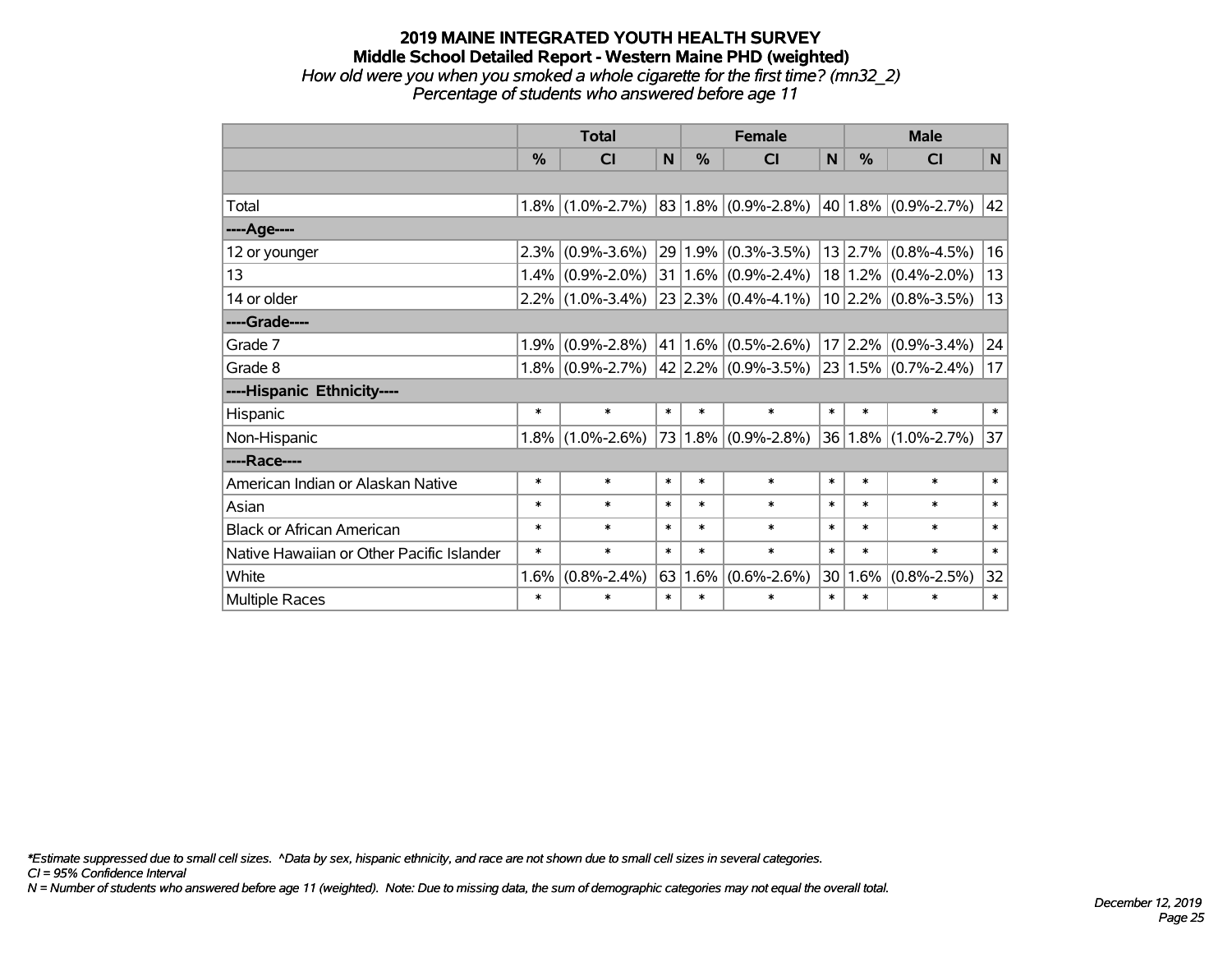# 2019 MAINE INTEGRATED YOUTH HEALTH SURVEY

## Middle School Detailed Report - Western Maine PHD (weighted)

*How old were you when you smoked a whole cigarette for the first time? (mn32_2)*

*Percentage of students who answered before age 11*

| | Total | | | Female | | | Male | | |
|---|---|---|---|---|---|---|---|---|---|
| | % | CI | N | % | CI | N | % | CI | N |
| | | | | | | | | | |
| Total | 1.8% | (1.0%-2.7%) | 83 | 1.8% | (0.9%-2.8%) | 40 | 1.8% | (0.9%-2.7%) | 42 |
| ----Age---- | | | | | | | | | |
| 12 or younger | 2.3% | (0.9%-3.6%) | 29 | 1.9% | (0.3%-3.5%) | 13 | 2.7% | (0.8%-4.5%) | 16 |
| 13 | 1.4% | (0.9%-2.0%) | 31 | 1.6% | (0.9%-2.4%) | 18 | 1.2% | (0.4%-2.0%) | 13 |
| 14 or older | 2.2% | (1.0%-3.4%) | 23 | 2.3% | (0.4%-4.1%) | 10 | 2.2% | (0.8%-3.5%) | 13 |
| ----Grade---- | | | | | | | | | |
| Grade 7 | 1.9% | (0.9%-2.8%) | 41 | 1.6% | (0.5%-2.6%) | 17 | 2.2% | (0.9%-3.4%) | 24 |
| Grade 8 | 1.8% | (0.9%-2.7%) | 42 | 2.2% | (0.9%-3.5%) | 23 | 1.5% | (0.7%-2.4%) | 17 |
| ----Hispanic Ethnicity---- | | | | | | | | | |
| Hispanic | * | * | * | * | * | * | * | * | * |
| Non-Hispanic | 1.8% | (1.0%-2.6%) | 73 | 1.8% | (0.9%-2.8%) | 36 | 1.8% | (1.0%-2.7%) | 37 |
| ----Race---- | | | | | | | | | |
| American Indian or Alaskan Native | * | * | * | * | * | * | * | * | * |
| Asian | * | * | * | * | * | * | * | * | * |
| Black or African American | * | * | * | * | * | * | * | * | * |
| Native Hawaiian or Other Pacific Islander | * | * | * | * | * | * | * | * | * |
| White | 1.6% | (0.8%-2.4%) | 63 | 1.6% | (0.6%-2.6%) | 30 | 1.6% | (0.8%-2.5%) | 32 |
| Multiple Races | * | * | * | * | * | * | * | * | * |

*\*Estimate suppressed due to small cell sizes. ^Data by sex, hispanic ethnicity, and race are not shown due to small cell sizes in several categories.*

*CI = 95% Confidence Interval*

*N = Number of students who answered before age 11 (weighted). Note: Due to missing data, the sum of demographic categories may not equal the overall total.*

*December 12, 2019*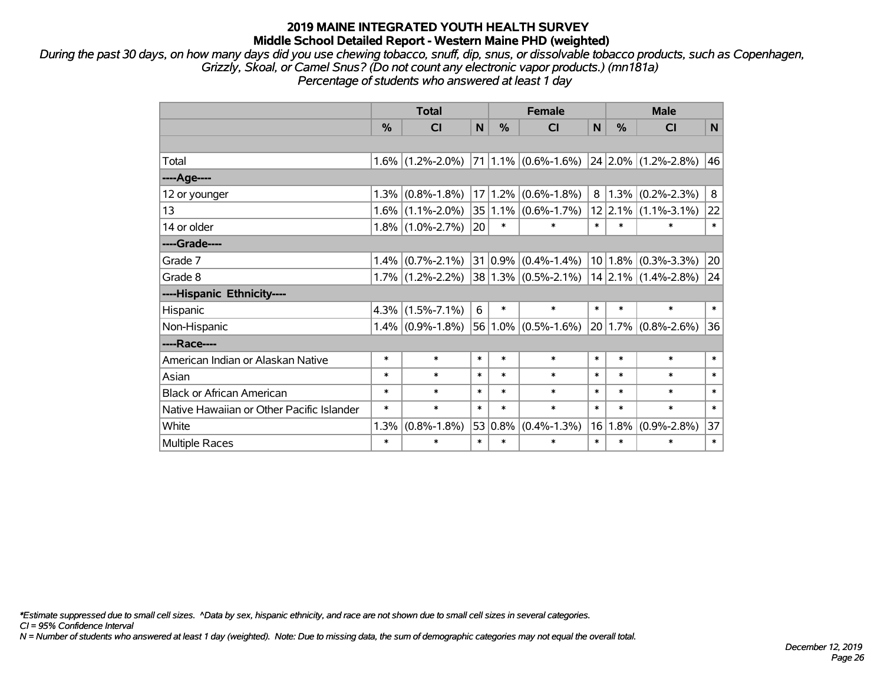# 2019 MAINE INTEGRATED YOUTH HEALTH SURVEY
## Middle School Detailed Report - Western Maine PHD (weighted)

*During the past 30 days, on how many days did you use chewing tobacco, snuff, dip, snus, or dissolvable tobacco products, such as Copenhagen, Grizzly, Skoal, or Camel Snus? (Do not count any electronic vapor products.) (mn181a)*
*Percentage of students who answered at least 1 day*

| | Total | | | Female | | | Male | | |
|---|---|---|---|---|---|---|---|---|---|
| | % | CI | N | % | CI | N | % | CI | N |
| | | | | | | | | | |
| Total | 1.6% | (1.2%-2.0%) | 71 | 1.1% | (0.6%-1.6%) | 24 | 2.0% | (1.2%-2.8%) | 46 |
| ----Age---- | | | | | | | | | |
| 12 or younger | 1.3% | (0.8%-1.8%) | 17 | 1.2% | (0.6%-1.8%) | 8 | 1.3% | (0.2%-2.3%) | 8 |
| 13 | 1.6% | (1.1%-2.0%) | 35 | 1.1% | (0.6%-1.7%) | 12 | 2.1% | (1.1%-3.1%) | 22 |
| 14 or older | 1.8% | (1.0%-2.7%) | 20 | * | * | * | * | * | * |
| ----Grade---- | | | | | | | | | |
| Grade 7 | 1.4% | (0.7%-2.1%) | 31 | 0.9% | (0.4%-1.4%) | 10 | 1.8% | (0.3%-3.3%) | 20 |
| Grade 8 | 1.7% | (1.2%-2.2%) | 38 | 1.3% | (0.5%-2.1%) | 14 | 2.1% | (1.4%-2.8%) | 24 |
| ----Hispanic Ethnicity---- | | | | | | | | | |
| Hispanic | 4.3% | (1.5%-7.1%) | 6 | * | * | * | * | * | * |
| Non-Hispanic | 1.4% | (0.9%-1.8%) | 56 | 1.0% | (0.5%-1.6%) | 20 | 1.7% | (0.8%-2.6%) | 36 |
| ----Race---- | | | | | | | | | |
| American Indian or Alaskan Native | * | * | * | * | * | * | * | * | * |
| Asian | * | * | * | * | * | * | * | * | * |
| Black or African American | * | * | * | * | * | * | * | * | * |
| Native Hawaiian or Other Pacific Islander | * | * | * | * | * | * | * | * | * |
| White | 1.3% | (0.8%-1.8%) | 53 | 0.8% | (0.4%-1.3%) | 16 | 1.8% | (0.9%-2.8%) | 37 |
| Multiple Races | * | * | * | * | * | * | * | * | * |

*\*Estimate suppressed due to small cell sizes. ^Data by sex, hispanic ethnicity, and race are not shown due to small cell sizes in several categories.*
*CI = 95% Confidence Interval*
*N = Number of students who answered at least 1 day (weighted). Note: Due to missing data, the sum of demographic categories may not equal the overall total.*

*December 12, 2019*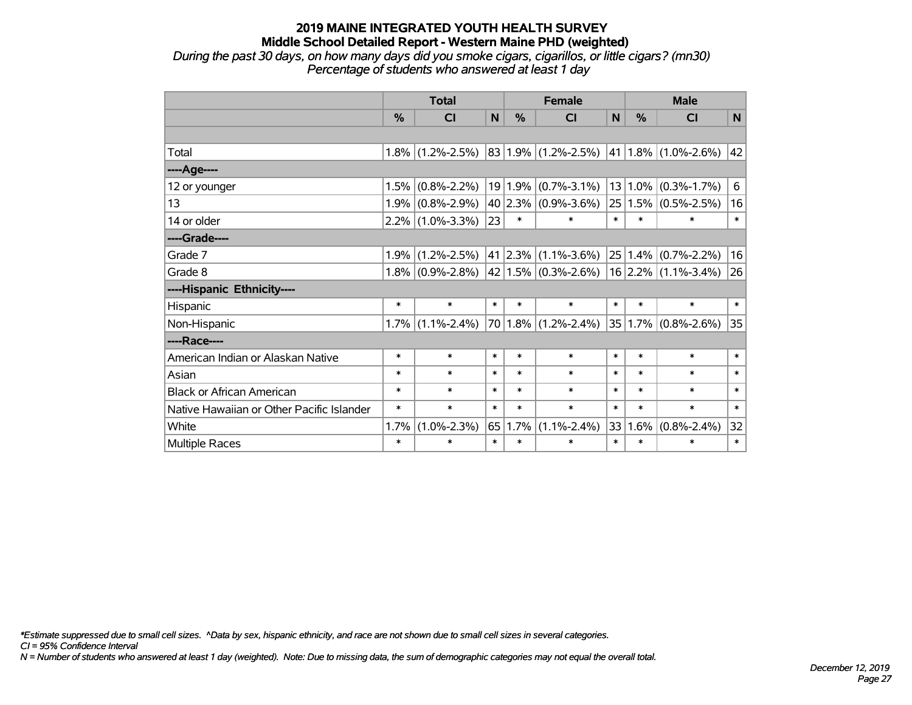# 2019 MAINE INTEGRATED YOUTH HEALTH SURVEY

## Middle School Detailed Report - Western Maine PHD (weighted)

*During the past 30 days, on how many days did you smoke cigars, cigarillos, or little cigars? (mn30)*

*Percentage of students who answered at least 1 day*

| | Total | | | Female | | | Male | | |
|---|---|---|---|---|---|---|---|---|---|
| | % | CI | N | % | CI | N | % | CI | N |
| | | | | | | | | | |
| Total | 1.8% | (1.2%-2.5%) | 83 | 1.9% | (1.2%-2.5%) | 41 | 1.8% | (1.0%-2.6%) | 42 |
| ----Age---- | | | | | | | | | |
| 12 or younger | 1.5% | (0.8%-2.2%) | 19 | 1.9% | (0.7%-3.1%) | 13 | 1.0% | (0.3%-1.7%) | 6 |
| 13 | 1.9% | (0.8%-2.9%) | 40 | 2.3% | (0.9%-3.6%) | 25 | 1.5% | (0.5%-2.5%) | 16 |
| 14 or older | 2.2% | (1.0%-3.3%) | 23 | * | * | * | * | * | * |
| ----Grade---- | | | | | | | | | |
| Grade 7 | 1.9% | (1.2%-2.5%) | 41 | 2.3% | (1.1%-3.6%) | 25 | 1.4% | (0.7%-2.2%) | 16 |
| Grade 8 | 1.8% | (0.9%-2.8%) | 42 | 1.5% | (0.3%-2.6%) | 16 | 2.2% | (1.1%-3.4%) | 26 |
| ----Hispanic Ethnicity---- | | | | | | | | | |
| Hispanic | * | * | * | * | * | * | * | * | * |
| Non-Hispanic | 1.7% | (1.1%-2.4%) | 70 | 1.8% | (1.2%-2.4%) | 35 | 1.7% | (0.8%-2.6%) | 35 |
| ----Race---- | | | | | | | | | |
| American Indian or Alaskan Native | * | * | * | * | * | * | * | * | * |
| Asian | * | * | * | * | * | * | * | * | * |
| Black or African American | * | * | * | * | * | * | * | * | * |
| Native Hawaiian or Other Pacific Islander | * | * | * | * | * | * | * | * | * |
| White | 1.7% | (1.0%-2.3%) | 65 | 1.7% | (1.1%-2.4%) | 33 | 1.6% | (0.8%-2.4%) | 32 |
| Multiple Races | * | * | * | * | * | * | * | * | * |

*\*Estimate suppressed due to small cell sizes. ^Data by sex, hispanic ethnicity, and race are not shown due to small cell sizes in several categories.*

*CI = 95% Confidence Interval*

*N = Number of students who answered at least 1 day (weighted). Note: Due to missing data, the sum of demographic categories may not equal the overall total.*

*December 12, 2019*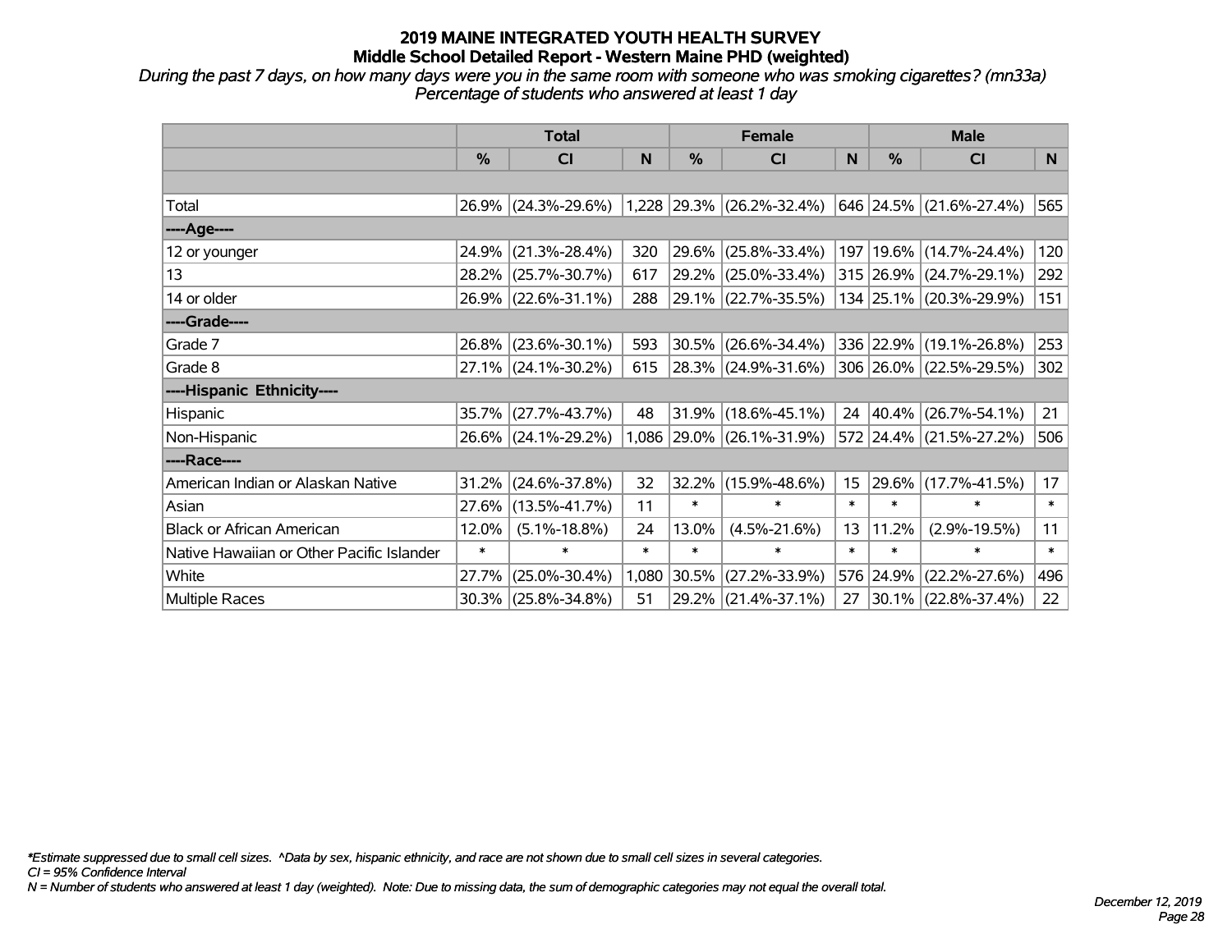# 2019 MAINE INTEGRATED YOUTH HEALTH SURVEY
## Middle School Detailed Report - Western Maine PHD (weighted)

*During the past 7 days, on how many days were you in the same room with someone who was smoking cigarettes? (mn33a)*
*Percentage of students who answered at least 1 day*

| | Total | | | Female | | | Male | | |
|---|---|---|---|---|---|---|---|---|---|
| | % | CI | N | % | CI | N | % | CI | N |
| Total | 26.9% | (24.3%-29.6%) | 1,228 | 29.3% | (26.2%-32.4%) | 646 | 24.5% | (21.6%-27.4%) | 565 |
| ----Age---- | | | | | | | | | |
| 12 or younger | 24.9% | (21.3%-28.4%) | 320 | 29.6% | (25.8%-33.4%) | 197 | 19.6% | (14.7%-24.4%) | 120 |
| 13 | 28.2% | (25.7%-30.7%) | 617 | 29.2% | (25.0%-33.4%) | 315 | 26.9% | (24.7%-29.1%) | 292 |
| 14 or older | 26.9% | (22.6%-31.1%) | 288 | 29.1% | (22.7%-35.5%) | 134 | 25.1% | (20.3%-29.9%) | 151 |
| ----Grade---- | | | | | | | | | |
| Grade 7 | 26.8% | (23.6%-30.1%) | 593 | 30.5% | (26.6%-34.4%) | 336 | 22.9% | (19.1%-26.8%) | 253 |
| Grade 8 | 27.1% | (24.1%-30.2%) | 615 | 28.3% | (24.9%-31.6%) | 306 | 26.0% | (22.5%-29.5%) | 302 |
| ----Hispanic Ethnicity---- | | | | | | | | | |
| Hispanic | 35.7% | (27.7%-43.7%) | 48 | 31.9% | (18.6%-45.1%) | 24 | 40.4% | (26.7%-54.1%) | 21 |
| Non-Hispanic | 26.6% | (24.1%-29.2%) | 1,086 | 29.0% | (26.1%-31.9%) | 572 | 24.4% | (21.5%-27.2%) | 506 |
| ----Race---- | | | | | | | | | |
| American Indian or Alaskan Native | 31.2% | (24.6%-37.8%) | 32 | 32.2% | (15.9%-48.6%) | 15 | 29.6% | (17.7%-41.5%) | 17 |
| Asian | 27.6% | (13.5%-41.7%) | 11 | * | * | * | * | * | * |
| Black or African American | 12.0% | (5.1%-18.8%) | 24 | 13.0% | (4.5%-21.6%) | 13 | 11.2% | (2.9%-19.5%) | 11 |
| Native Hawaiian or Other Pacific Islander | * | * | * | * | * | * | * | * | * |
| White | 27.7% | (25.0%-30.4%) | 1,080 | 30.5% | (27.2%-33.9%) | 576 | 24.9% | (22.2%-27.6%) | 496 |
| Multiple Races | 30.3% | (25.8%-34.8%) | 51 | 29.2% | (21.4%-37.1%) | 27 | 30.1% | (22.8%-37.4%) | 22 |

*\*Estimate suppressed due to small cell sizes. ^Data by sex, hispanic ethnicity, and race are not shown due to small cell sizes in several categories.*
*CI = 95% Confidence Interval*
*N = Number of students who answered at least 1 day (weighted). Note: Due to missing data, the sum of demographic categories may not equal the overall total.*

*December 12, 2019*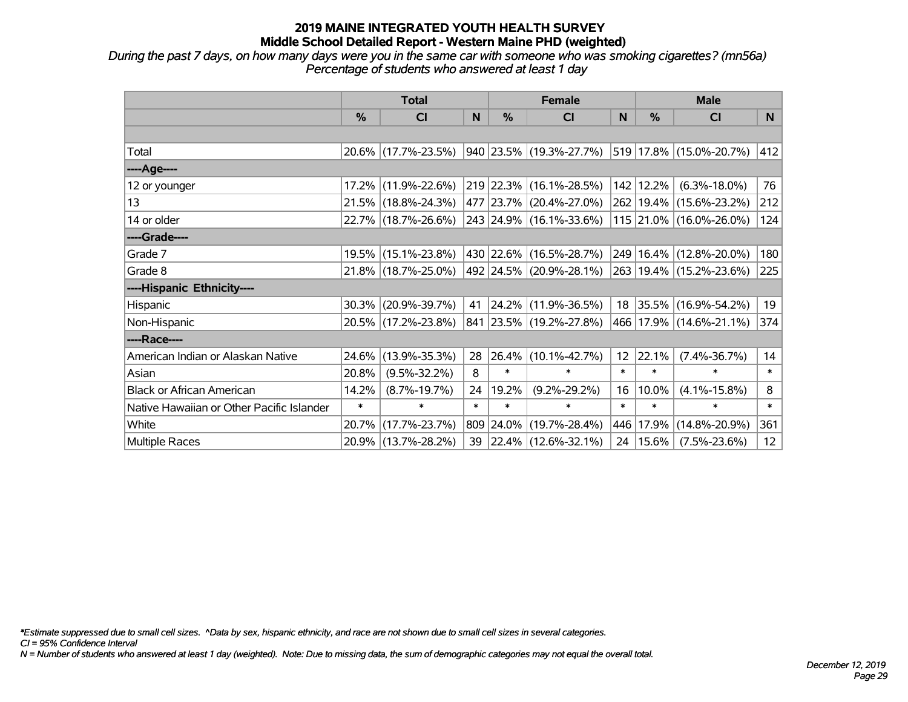# 2019 MAINE INTEGRATED YOUTH HEALTH SURVEY
## Middle School Detailed Report - Western Maine PHD (weighted)

*During the past 7 days, on how many days were you in the same car with someone who was smoking cigarettes? (mn56a)*
*Percentage of students who answered at least 1 day*

| | Total | | | Female | | | Male | | |
|---|---|---|---|---|---|---|---|---|---|
| | % | CI | N | % | CI | N | % | CI | N |
| Total | 20.6% | (17.7%-23.5%) | 940 | 23.5% | (19.3%-27.7%) | 519 | 17.8% | (15.0%-20.7%) | 412 |
| ----Age---- | | | | | | | | | |
| 12 or younger | 17.2% | (11.9%-22.6%) | 219 | 22.3% | (16.1%-28.5%) | 142 | 12.2% | (6.3%-18.0%) | 76 |
| 13 | 21.5% | (18.8%-24.3%) | 477 | 23.7% | (20.4%-27.0%) | 262 | 19.4% | (15.6%-23.2%) | 212 |
| 14 or older | 22.7% | (18.7%-26.6%) | 243 | 24.9% | (16.1%-33.6%) | 115 | 21.0% | (16.0%-26.0%) | 124 |
| ----Grade---- | | | | | | | | | |
| Grade 7 | 19.5% | (15.1%-23.8%) | 430 | 22.6% | (16.5%-28.7%) | 249 | 16.4% | (12.8%-20.0%) | 180 |
| Grade 8 | 21.8% | (18.7%-25.0%) | 492 | 24.5% | (20.9%-28.1%) | 263 | 19.4% | (15.2%-23.6%) | 225 |
| ----Hispanic Ethnicity---- | | | | | | | | | |
| Hispanic | 30.3% | (20.9%-39.7%) | 41 | 24.2% | (11.9%-36.5%) | 18 | 35.5% | (16.9%-54.2%) | 19 |
| Non-Hispanic | 20.5% | (17.2%-23.8%) | 841 | 23.5% | (19.2%-27.8%) | 466 | 17.9% | (14.6%-21.1%) | 374 |
| ----Race---- | | | | | | | | | |
| American Indian or Alaskan Native | 24.6% | (13.9%-35.3%) | 28 | 26.4% | (10.1%-42.7%) | 12 | 22.1% | (7.4%-36.7%) | 14 |
| Asian | 20.8% | (9.5%-32.2%) | 8 | * | * | * | * | * | * |
| Black or African American | 14.2% | (8.7%-19.7%) | 24 | 19.2% | (9.2%-29.2%) | 16 | 10.0% | (4.1%-15.8%) | 8 |
| Native Hawaiian or Other Pacific Islander | * | * | * | * | * | * | * | * | * |
| White | 20.7% | (17.7%-23.7%) | 809 | 24.0% | (19.7%-28.4%) | 446 | 17.9% | (14.8%-20.9%) | 361 |
| Multiple Races | 20.9% | (13.7%-28.2%) | 39 | 22.4% | (12.6%-32.1%) | 24 | 15.6% | (7.5%-23.6%) | 12 |

*\*Estimate suppressed due to small cell sizes. ^Data by sex, hispanic ethnicity, and race are not shown due to small cell sizes in several categories.*
*CI = 95% Confidence Interval*
*N = Number of students who answered at least 1 day (weighted). Note: Due to missing data, the sum of demographic categories may not equal the overall total.*

*December 12, 2019*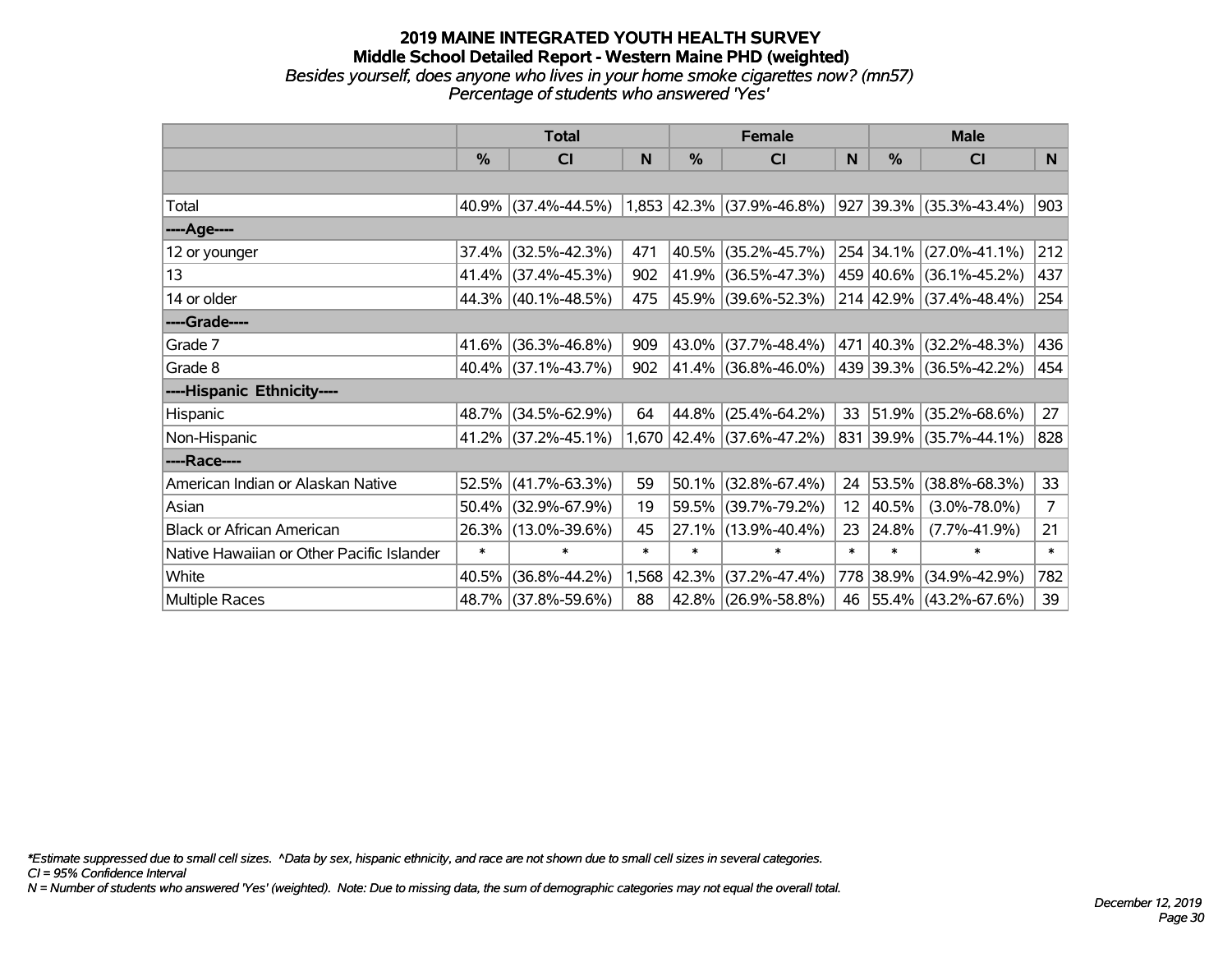# 2019 MAINE INTEGRATED YOUTH HEALTH SURVEY

## Middle School Detailed Report - Western Maine PHD (weighted)

*Besides yourself, does anyone who lives in your home smoke cigarettes now? (mn57)*

*Percentage of students who answered 'Yes'*

| | Total | | | Female | | | Male | | |
|---|---|---|---|---|---|---|---|---|---|
| | % | CI | N | % | CI | N | % | CI | N |
| Total | 40.9% | (37.4%-44.5%) | 1,853 | 42.3% | (37.9%-46.8%) | 927 | 39.3% | (35.3%-43.4%) | 903 |
| ----Age---- | | | | | | | | | |
| 12 or younger | 37.4% | (32.5%-42.3%) | 471 | 40.5% | (35.2%-45.7%) | 254 | 34.1% | (27.0%-41.1%) | 212 |
| 13 | 41.4% | (37.4%-45.3%) | 902 | 41.9% | (36.5%-47.3%) | 459 | 40.6% | (36.1%-45.2%) | 437 |
| 14 or older | 44.3% | (40.1%-48.5%) | 475 | 45.9% | (39.6%-52.3%) | 214 | 42.9% | (37.4%-48.4%) | 254 |
| ----Grade---- | | | | | | | | | |
| Grade 7 | 41.6% | (36.3%-46.8%) | 909 | 43.0% | (37.7%-48.4%) | 471 | 40.3% | (32.2%-48.3%) | 436 |
| Grade 8 | 40.4% | (37.1%-43.7%) | 902 | 41.4% | (36.8%-46.0%) | 439 | 39.3% | (36.5%-42.2%) | 454 |
| ----Hispanic Ethnicity---- | | | | | | | | | |
| Hispanic | 48.7% | (34.5%-62.9%) | 64 | 44.8% | (25.4%-64.2%) | 33 | 51.9% | (35.2%-68.6%) | 27 |
| Non-Hispanic | 41.2% | (37.2%-45.1%) | 1,670 | 42.4% | (37.6%-47.2%) | 831 | 39.9% | (35.7%-44.1%) | 828 |
| ----Race---- | | | | | | | | | |
| American Indian or Alaskan Native | 52.5% | (41.7%-63.3%) | 59 | 50.1% | (32.8%-67.4%) | 24 | 53.5% | (38.8%-68.3%) | 33 |
| Asian | 50.4% | (32.9%-67.9%) | 19 | 59.5% | (39.7%-79.2%) | 12 | 40.5% | (3.0%-78.0%) | 7 |
| Black or African American | 26.3% | (13.0%-39.6%) | 45 | 27.1% | (13.9%-40.4%) | 23 | 24.8% | (7.7%-41.9%) | 21 |
| Native Hawaiian or Other Pacific Islander | * | * | * | * | * | * | * | * | * |
| White | 40.5% | (36.8%-44.2%) | 1,568 | 42.3% | (37.2%-47.4%) | 778 | 38.9% | (34.9%-42.9%) | 782 |
| Multiple Races | 48.7% | (37.8%-59.6%) | 88 | 42.8% | (26.9%-58.8%) | 46 | 55.4% | (43.2%-67.6%) | 39 |

*Estimate suppressed due to small cell sizes. ^Data by sex, hispanic ethnicity, and race are not shown due to small cell sizes in several categories.

CI = 95% Confidence Interval

N = Number of students who answered 'Yes' (weighted). Note: Due to missing data, the sum of demographic categories may not equal the overall total.

December 12, 2019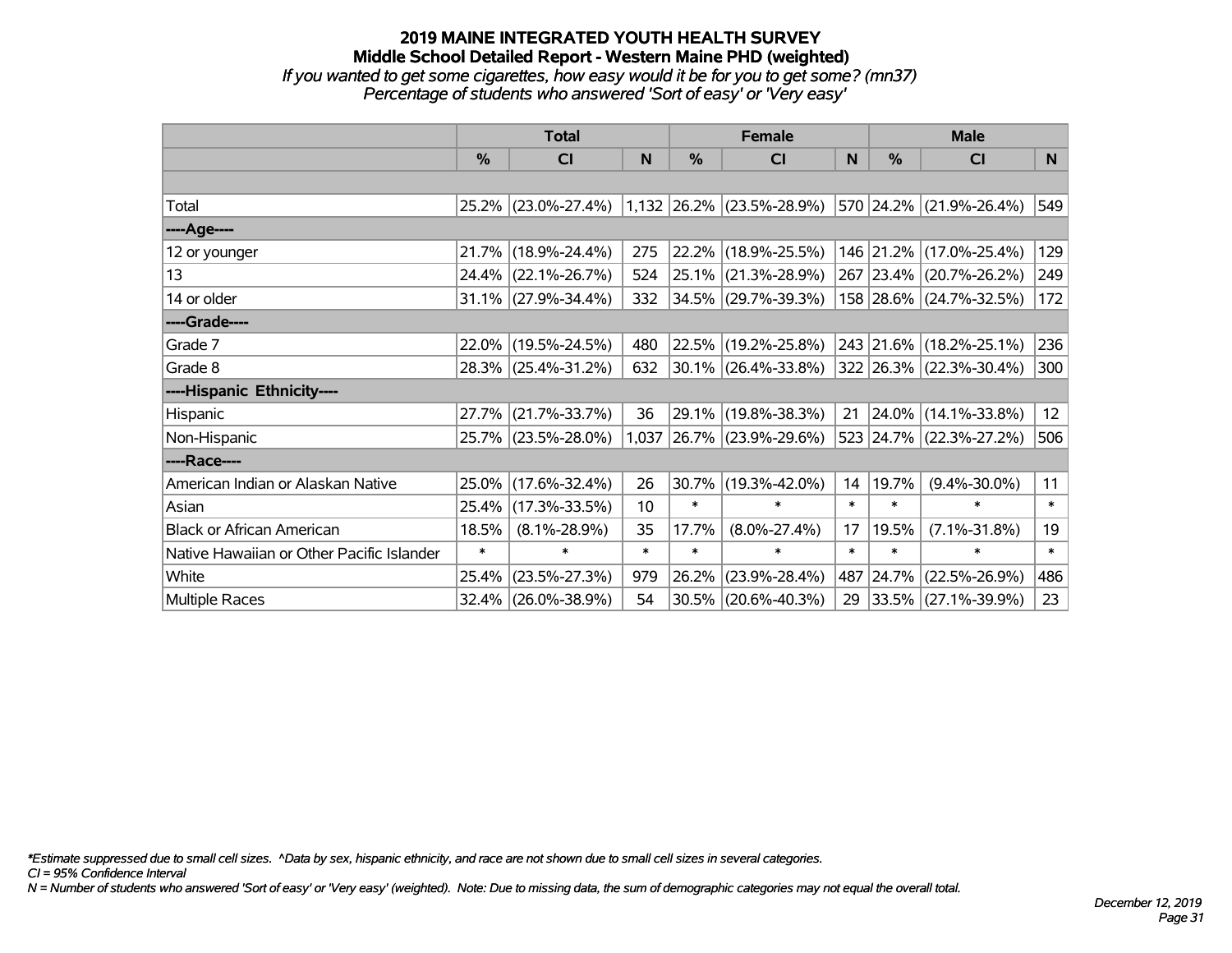# 2019 MAINE INTEGRATED YOUTH HEALTH SURVEY
## Middle School Detailed Report - Western Maine PHD (weighted)
*If you wanted to get some cigarettes, how easy would it be for you to get some? (mn37)*
*Percentage of students who answered 'Sort of easy' or 'Very easy'*

| | Total | | | Female | | | Male | | |
|---|---|---|---|---|---|---|---|---|---|
| | % | CI | N | % | CI | N | % | CI | N |
| Total | 25.2% | (23.0%-27.4%) | 1,132 | 26.2% | (23.5%-28.9%) | 570 | 24.2% | (21.9%-26.4%) | 549 |
| ----Age---- | | | | | | | | | |
| 12 or younger | 21.7% | (18.9%-24.4%) | 275 | 22.2% | (18.9%-25.5%) | 146 | 21.2% | (17.0%-25.4%) | 129 |
| 13 | 24.4% | (22.1%-26.7%) | 524 | 25.1% | (21.3%-28.9%) | 267 | 23.4% | (20.7%-26.2%) | 249 |
| 14 or older | 31.1% | (27.9%-34.4%) | 332 | 34.5% | (29.7%-39.3%) | 158 | 28.6% | (24.7%-32.5%) | 172 |
| ----Grade---- | | | | | | | | | |
| Grade 7 | 22.0% | (19.5%-24.5%) | 480 | 22.5% | (19.2%-25.8%) | 243 | 21.6% | (18.2%-25.1%) | 236 |
| Grade 8 | 28.3% | (25.4%-31.2%) | 632 | 30.1% | (26.4%-33.8%) | 322 | 26.3% | (22.3%-30.4%) | 300 |
| ----Hispanic Ethnicity---- | | | | | | | | | |
| Hispanic | 27.7% | (21.7%-33.7%) | 36 | 29.1% | (19.8%-38.3%) | 21 | 24.0% | (14.1%-33.8%) | 12 |
| Non-Hispanic | 25.7% | (23.5%-28.0%) | 1,037 | 26.7% | (23.9%-29.6%) | 523 | 24.7% | (22.3%-27.2%) | 506 |
| ----Race---- | | | | | | | | | |
| American Indian or Alaskan Native | 25.0% | (17.6%-32.4%) | 26 | 30.7% | (19.3%-42.0%) | 14 | 19.7% | (9.4%-30.0%) | 11 |
| Asian | 25.4% | (17.3%-33.5%) | 10 | * | * | * | * | * | * |
| Black or African American | 18.5% | (8.1%-28.9%) | 35 | 17.7% | (8.0%-27.4%) | 17 | 19.5% | (7.1%-31.8%) | 19 |
| Native Hawaiian or Other Pacific Islander | * | * | * | * | * | * | * | * | * |
| White | 25.4% | (23.5%-27.3%) | 979 | 26.2% | (23.9%-28.4%) | 487 | 24.7% | (22.5%-26.9%) | 486 |
| Multiple Races | 32.4% | (26.0%-38.9%) | 54 | 30.5% | (20.6%-40.3%) | 29 | 33.5% | (27.1%-39.9%) | 23 |

*Estimate suppressed due to small cell sizes. ^Data by sex, hispanic ethnicity, and race are not shown due to small cell sizes in several categories.
CI = 95% Confidence Interval
N = Number of students who answered 'Sort of easy' or 'Very easy' (weighted). Note: Due to missing data, the sum of demographic categories may not equal the overall total.

December 12, 2019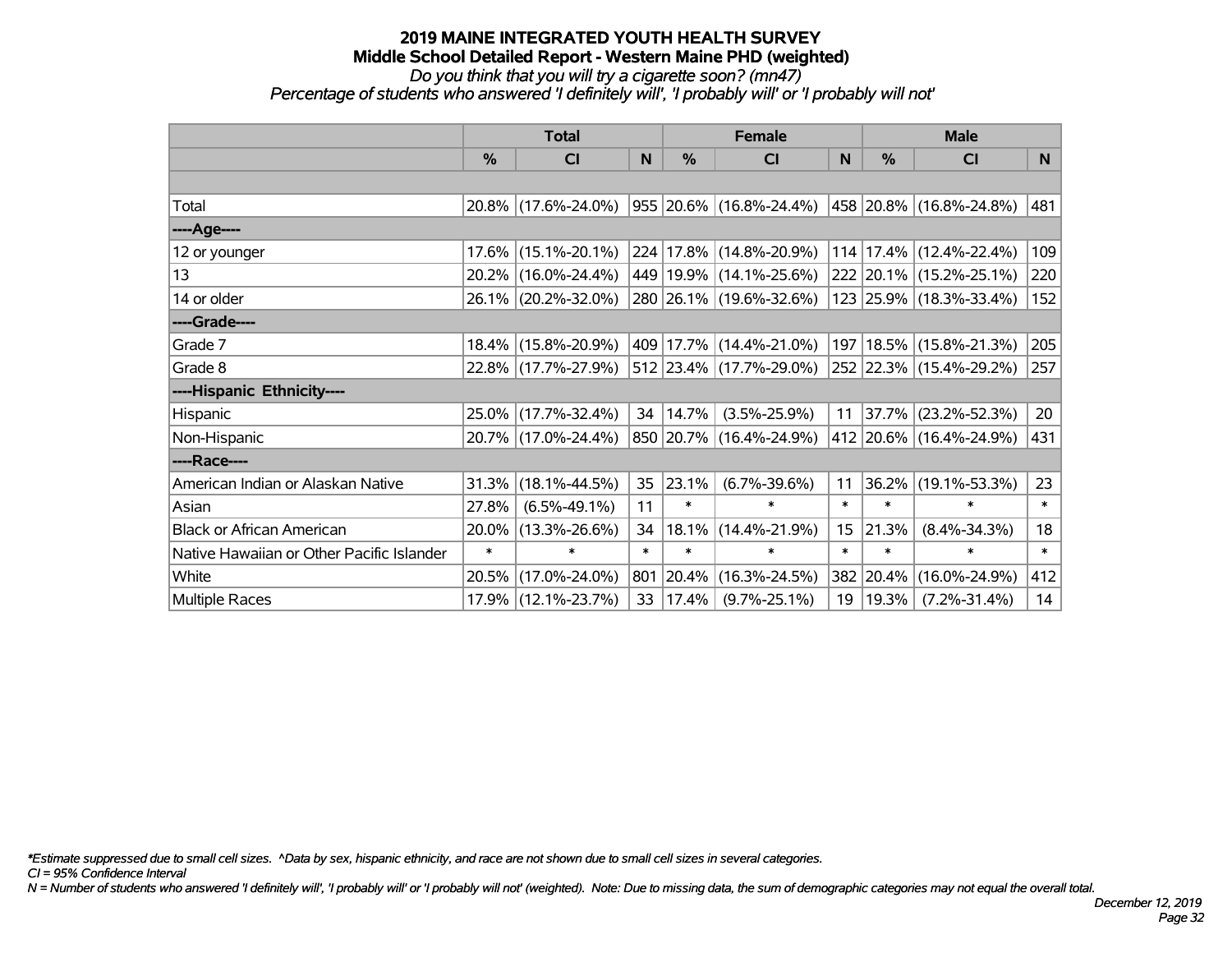# 2019 MAINE INTEGRATED YOUTH HEALTH SURVEY
## Middle School Detailed Report - Western Maine PHD (weighted)
*Do you think that you will try a cigarette soon? (mn47)*
*Percentage of students who answered 'I definitely will', 'I probably will' or 'I probably will not'*

| | Total | | | Female | | | Male | | |
|---|---|---|---|---|---|---|---|---|---|
| | % | CI | N | % | CI | N | % | CI | N |
| Total | 20.8% | (17.6%-24.0%) | 955 | 20.6% | (16.8%-24.4%) | 458 | 20.8% | (16.8%-24.8%) | 481 |
| ----Age---- | | | | | | | | | |
| 12 or younger | 17.6% | (15.1%-20.1%) | 224 | 17.8% | (14.8%-20.9%) | 114 | 17.4% | (12.4%-22.4%) | 109 |
| 13 | 20.2% | (16.0%-24.4%) | 449 | 19.9% | (14.1%-25.6%) | 222 | 20.1% | (15.2%-25.1%) | 220 |
| 14 or older | 26.1% | (20.2%-32.0%) | 280 | 26.1% | (19.6%-32.6%) | 123 | 25.9% | (18.3%-33.4%) | 152 |
| ----Grade---- | | | | | | | | | |
| Grade 7 | 18.4% | (15.8%-20.9%) | 409 | 17.7% | (14.4%-21.0%) | 197 | 18.5% | (15.8%-21.3%) | 205 |
| Grade 8 | 22.8% | (17.7%-27.9%) | 512 | 23.4% | (17.7%-29.0%) | 252 | 22.3% | (15.4%-29.2%) | 257 |
| ----Hispanic Ethnicity---- | | | | | | | | | |
| Hispanic | 25.0% | (17.7%-32.4%) | 34 | 14.7% | (3.5%-25.9%) | 11 | 37.7% | (23.2%-52.3%) | 20 |
| Non-Hispanic | 20.7% | (17.0%-24.4%) | 850 | 20.7% | (16.4%-24.9%) | 412 | 20.6% | (16.4%-24.9%) | 431 |
| ----Race---- | | | | | | | | | |
| American Indian or Alaskan Native | 31.3% | (18.1%-44.5%) | 35 | 23.1% | (6.7%-39.6%) | 11 | 36.2% | (19.1%-53.3%) | 23 |
| Asian | 27.8% | (6.5%-49.1%) | 11 | * | * | * | * | * | * |
| Black or African American | 20.0% | (13.3%-26.6%) | 34 | 18.1% | (14.4%-21.9%) | 15 | 21.3% | (8.4%-34.3%) | 18 |
| Native Hawaiian or Other Pacific Islander | * | * | * | * | * | * | * | * | * |
| White | 20.5% | (17.0%-24.0%) | 801 | 20.4% | (16.3%-24.5%) | 382 | 20.4% | (16.0%-24.9%) | 412 |
| Multiple Races | 17.9% | (12.1%-23.7%) | 33 | 17.4% | (9.7%-25.1%) | 19 | 19.3% | (7.2%-31.4%) | 14 |

*\*Estimate suppressed due to small cell sizes. ^Data by sex, hispanic ethnicity, and race are not shown due to small cell sizes in several categories.*

*CI = 95% Confidence Interval*

*N = Number of students who answered 'I definitely will', 'I probably will' or 'I probably will not' (weighted). Note: Due to missing data, the sum of demographic categories may not equal the overall total.*

*December 12, 2019*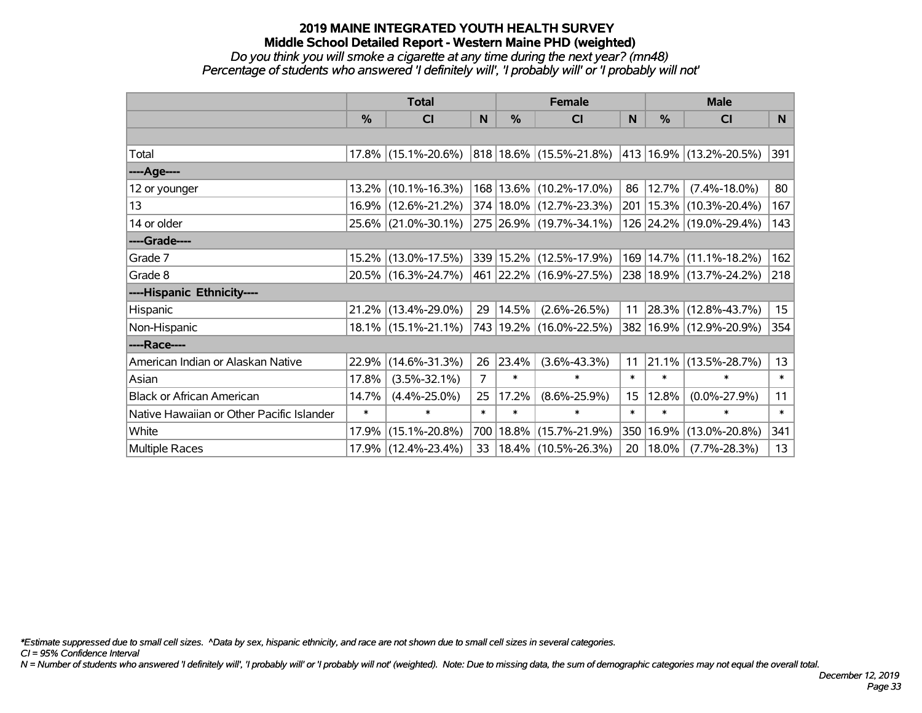# 2019 MAINE INTEGRATED YOUTH HEALTH SURVEY
## Middle School Detailed Report - Western Maine PHD (weighted)
*Do you think you will smoke a cigarette at any time during the next year? (mn48)*
*Percentage of students who answered 'I definitely will', 'I probably will' or 'I probably will not'*

| | Total | | | Female | | | Male | | |
|---|---|---|---|---|---|---|---|---|---|
| | % | CI | N | % | CI | N | % | CI | N |
| Total | 17.8% | (15.1%-20.6%) | 818 | 18.6% | (15.5%-21.8%) | 413 | 16.9% | (13.2%-20.5%) | 391 |
| ----Age---- | | | | | | | | | |
| 12 or younger | 13.2% | (10.1%-16.3%) | 168 | 13.6% | (10.2%-17.0%) | 86 | 12.7% | (7.4%-18.0%) | 80 |
| 13 | 16.9% | (12.6%-21.2%) | 374 | 18.0% | (12.7%-23.3%) | 201 | 15.3% | (10.3%-20.4%) | 167 |
| 14 or older | 25.6% | (21.0%-30.1%) | 275 | 26.9% | (19.7%-34.1%) | 126 | 24.2% | (19.0%-29.4%) | 143 |
| ----Grade---- | | | | | | | | | |
| Grade 7 | 15.2% | (13.0%-17.5%) | 339 | 15.2% | (12.5%-17.9%) | 169 | 14.7% | (11.1%-18.2%) | 162 |
| Grade 8 | 20.5% | (16.3%-24.7%) | 461 | 22.2% | (16.9%-27.5%) | 238 | 18.9% | (13.7%-24.2%) | 218 |
| ----Hispanic Ethnicity---- | | | | | | | | | |
| Hispanic | 21.2% | (13.4%-29.0%) | 29 | 14.5% | (2.6%-26.5%) | 11 | 28.3% | (12.8%-43.7%) | 15 |
| Non-Hispanic | 18.1% | (15.1%-21.1%) | 743 | 19.2% | (16.0%-22.5%) | 382 | 16.9% | (12.9%-20.9%) | 354 |
| ----Race---- | | | | | | | | | |
| American Indian or Alaskan Native | 22.9% | (14.6%-31.3%) | 26 | 23.4% | (3.6%-43.3%) | 11 | 21.1% | (13.5%-28.7%) | 13 |
| Asian | 17.8% | (3.5%-32.1%) | 7 | * | * | * | * | * | * |
| Black or African American | 14.7% | (4.4%-25.0%) | 25 | 17.2% | (8.6%-25.9%) | 15 | 12.8% | (0.0%-27.9%) | 11 |
| Native Hawaiian or Other Pacific Islander | * | * | * | * | * | * | * | * | * |
| White | 17.9% | (15.1%-20.8%) | 700 | 18.8% | (15.7%-21.9%) | 350 | 16.9% | (13.0%-20.8%) | 341 |
| Multiple Races | 17.9% | (12.4%-23.4%) | 33 | 18.4% | (10.5%-26.3%) | 20 | 18.0% | (7.7%-28.3%) | 13 |

*\*Estimate suppressed due to small cell sizes. ^Data by sex, hispanic ethnicity, and race are not shown due to small cell sizes in several categories.*

*CI = 95% Confidence Interval*

*N = Number of students who answered 'I definitely will', 'I probably will' or 'I probably will not' (weighted). Note: Due to missing data, the sum of demographic categories may not equal the overall total.*

*December 12, 2019*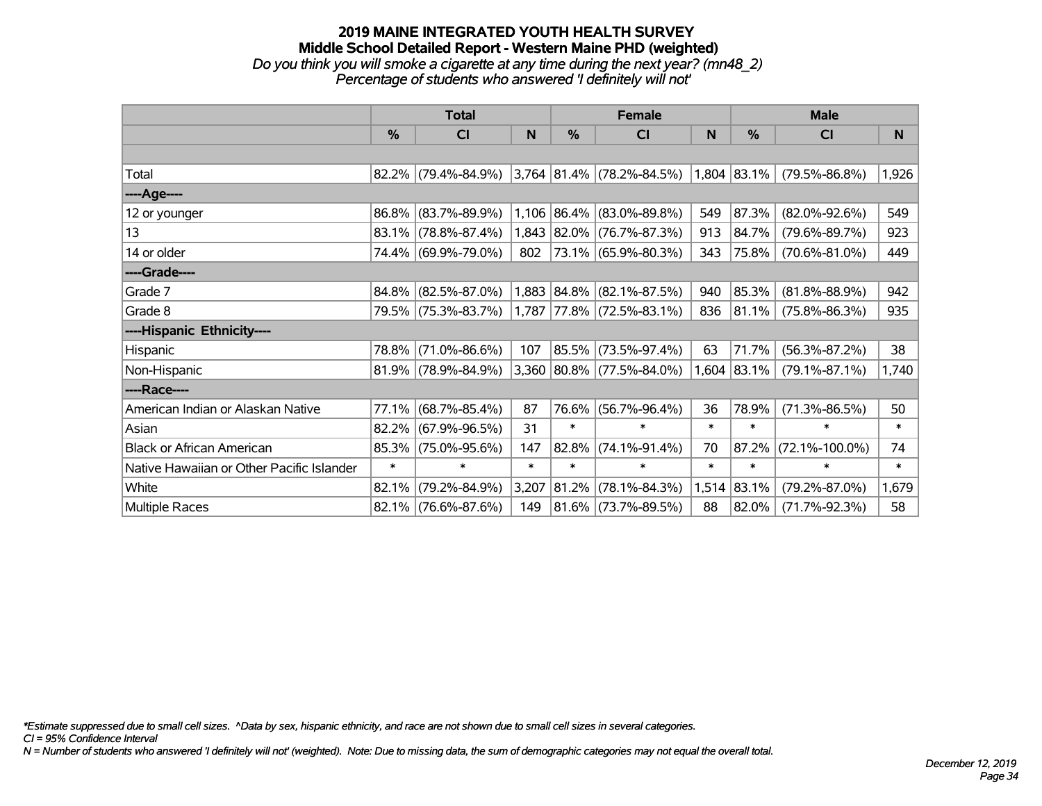# 2019 MAINE INTEGRATED YOUTH HEALTH SURVEY
## Middle School Detailed Report - Western Maine PHD (weighted)
*Do you think you will smoke a cigarette at any time during the next year? (mn48_2)*
*Percentage of students who answered 'I definitely will not'*

| | Total | | | Female | | | Male | | |
|---|---|---|---|---|---|---|---|---|---|
| | % | CI | N | % | CI | N | % | CI | N |
| | | | | | | | | | |
| Total | 82.2% | (79.4%-84.9%) | 3,764 | 81.4% | (78.2%-84.5%) | 1,804 | 83.1% | (79.5%-86.8%) | 1,926 |
| ----Age---- | | | | | | | | | |
| 12 or younger | 86.8% | (83.7%-89.9%) | 1,106 | 86.4% | (83.0%-89.8%) | 549 | 87.3% | (82.0%-92.6%) | 549 |
| 13 | 83.1% | (78.8%-87.4%) | 1,843 | 82.0% | (76.7%-87.3%) | 913 | 84.7% | (79.6%-89.7%) | 923 |
| 14 or older | 74.4% | (69.9%-79.0%) | 802 | 73.1% | (65.9%-80.3%) | 343 | 75.8% | (70.6%-81.0%) | 449 |
| ----Grade---- | | | | | | | | | |
| Grade 7 | 84.8% | (82.5%-87.0%) | 1,883 | 84.8% | (82.1%-87.5%) | 940 | 85.3% | (81.8%-88.9%) | 942 |
| Grade 8 | 79.5% | (75.3%-83.7%) | 1,787 | 77.8% | (72.5%-83.1%) | 836 | 81.1% | (75.8%-86.3%) | 935 |
| ----Hispanic Ethnicity---- | | | | | | | | | |
| Hispanic | 78.8% | (71.0%-86.6%) | 107 | 85.5% | (73.5%-97.4%) | 63 | 71.7% | (56.3%-87.2%) | 38 |
| Non-Hispanic | 81.9% | (78.9%-84.9%) | 3,360 | 80.8% | (77.5%-84.0%) | 1,604 | 83.1% | (79.1%-87.1%) | 1,740 |
| ----Race---- | | | | | | | | | |
| American Indian or Alaskan Native | 77.1% | (68.7%-85.4%) | 87 | 76.6% | (56.7%-96.4%) | 36 | 78.9% | (71.3%-86.5%) | 50 |
| Asian | 82.2% | (67.9%-96.5%) | 31 | * | * | * | * | * | * |
| Black or African American | 85.3% | (75.0%-95.6%) | 147 | 82.8% | (74.1%-91.4%) | 70 | 87.2% | (72.1%-100.0%) | 74 |
| Native Hawaiian or Other Pacific Islander | * | * | * | * | * | * | * | * | * |
| White | 82.1% | (79.2%-84.9%) | 3,207 | 81.2% | (78.1%-84.3%) | 1,514 | 83.1% | (79.2%-87.0%) | 1,679 |
| Multiple Races | 82.1% | (76.6%-87.6%) | 149 | 81.6% | (73.7%-89.5%) | 88 | 82.0% | (71.7%-92.3%) | 58 |

*\*Estimate suppressed due to small cell sizes. ^Data by sex, hispanic ethnicity, and race are not shown due to small cell sizes in several categories.*
*CI = 95% Confidence Interval*
*N = Number of students who answered 'I definitely will not' (weighted). Note: Due to missing data, the sum of demographic categories may not equal the overall total.*

*December 12, 2019*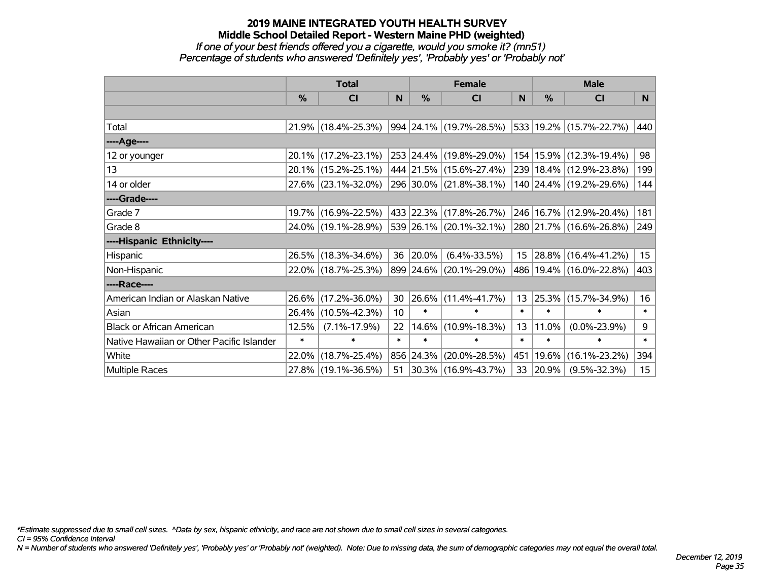## 2019 MAINE INTEGRATED YOUTH HEALTH SURVEY
### Middle School Detailed Report - Western Maine PHD (weighted)
*If one of your best friends offered you a cigarette, would you smoke it? (mn51)*
*Percentage of students who answered 'Definitely yes', 'Probably yes' or 'Probably not'*

| | Total | | | Female | | | Male | | |
|---|---|---|---|---|---|---|---|---|---|
| | % | CI | N | % | CI | N | % | CI | N |
| Total | 21.9% | (18.4%-25.3%) | 994 | 24.1% | (19.7%-28.5%) | 533 | 19.2% | (15.7%-22.7%) | 440 |
| ----Age---- | | | | | | | | | |
| 12 or younger | 20.1% | (17.2%-23.1%) | 253 | 24.4% | (19.8%-29.0%) | 154 | 15.9% | (12.3%-19.4%) | 98 |
| 13 | 20.1% | (15.2%-25.1%) | 444 | 21.5% | (15.6%-27.4%) | 239 | 18.4% | (12.9%-23.8%) | 199 |
| 14 or older | 27.6% | (23.1%-32.0%) | 296 | 30.0% | (21.8%-38.1%) | 140 | 24.4% | (19.2%-29.6%) | 144 |
| ----Grade---- | | | | | | | | | |
| Grade 7 | 19.7% | (16.9%-22.5%) | 433 | 22.3% | (17.8%-26.7%) | 246 | 16.7% | (12.9%-20.4%) | 181 |
| Grade 8 | 24.0% | (19.1%-28.9%) | 539 | 26.1% | (20.1%-32.1%) | 280 | 21.7% | (16.6%-26.8%) | 249 |
| ----Hispanic Ethnicity---- | | | | | | | | | |
| Hispanic | 26.5% | (18.3%-34.6%) | 36 | 20.0% | (6.4%-33.5%) | 15 | 28.8% | (16.4%-41.2%) | 15 |
| Non-Hispanic | 22.0% | (18.7%-25.3%) | 899 | 24.6% | (20.1%-29.0%) | 486 | 19.4% | (16.0%-22.8%) | 403 |
| ----Race---- | | | | | | | | | |
| American Indian or Alaskan Native | 26.6% | (17.2%-36.0%) | 30 | 26.6% | (11.4%-41.7%) | 13 | 25.3% | (15.7%-34.9%) | 16 |
| Asian | 26.4% | (10.5%-42.3%) | 10 | * | * | * | * | * | * |
| Black or African American | 12.5% | (7.1%-17.9%) | 22 | 14.6% | (10.9%-18.3%) | 13 | 11.0% | (0.0%-23.9%) | 9 |
| Native Hawaiian or Other Pacific Islander | * | * | * | * | * | * | * | * | * |
| White | 22.0% | (18.7%-25.4%) | 856 | 24.3% | (20.0%-28.5%) | 451 | 19.6% | (16.1%-23.2%) | 394 |
| Multiple Races | 27.8% | (19.1%-36.5%) | 51 | 30.3% | (16.9%-43.7%) | 33 | 20.9% | (9.5%-32.3%) | 15 |

*\*Estimate suppressed due to small cell sizes. ^Data by sex, hispanic ethnicity, and race are not shown due to small cell sizes in several categories.*
*CI = 95% Confidence Interval*
*N = Number of students who answered 'Definitely yes', 'Probably yes' or 'Probably not' (weighted). Note: Due to missing data, the sum of demographic categories may not equal the overall total.*

*December 12, 2019*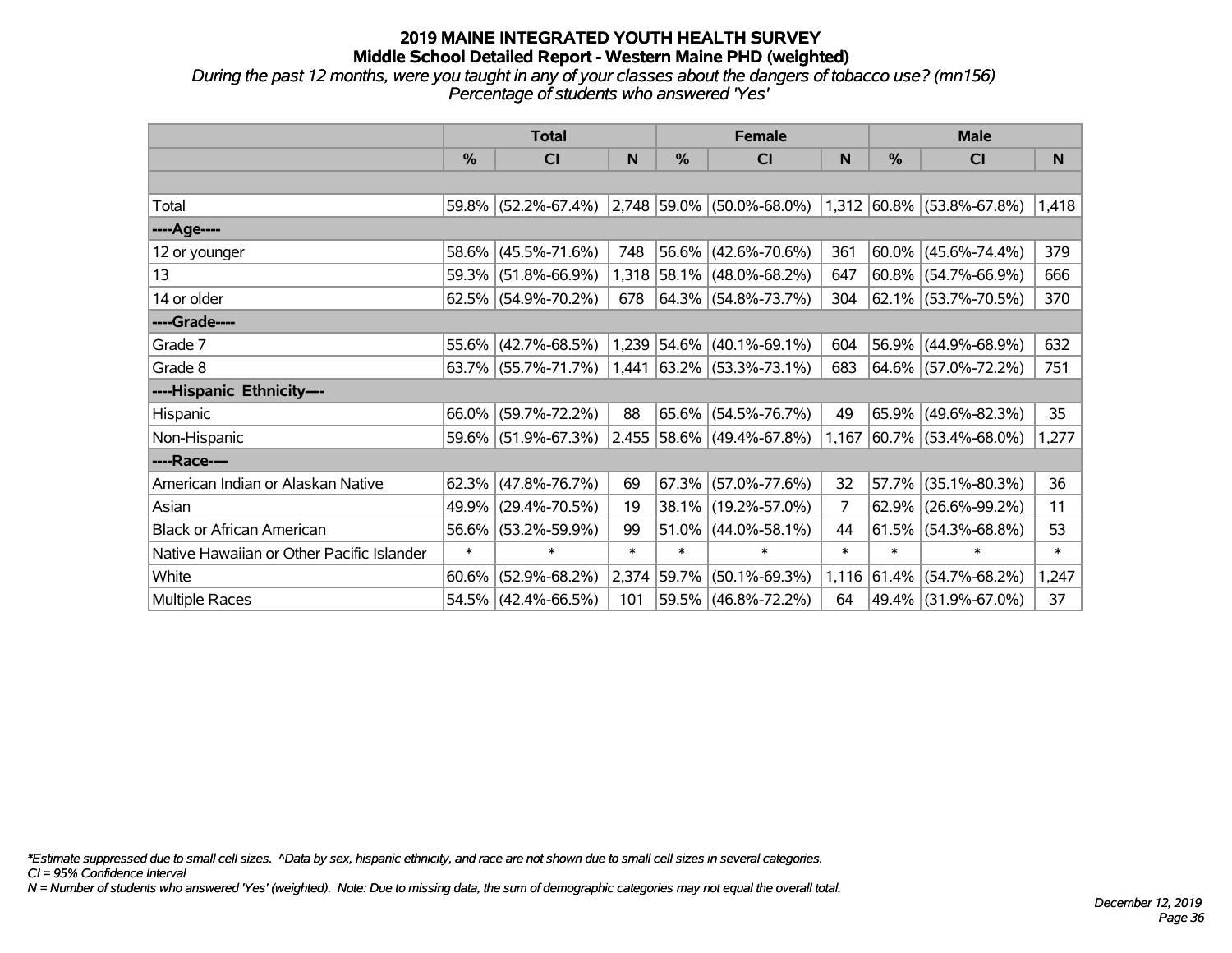# 2019 MAINE INTEGRATED YOUTH HEALTH SURVEY
## Middle School Detailed Report - Western Maine PHD (weighted)
*During the past 12 months, were you taught in any of your classes about the dangers of tobacco use? (mn156)*
*Percentage of students who answered 'Yes'*

| | Total | | | Female | | | Male | | |
|---|---|---|---|---|---|---|---|---|---|
| | % | CI | N | % | CI | N | % | CI | N |
| | | | | | | | | | |
| Total | 59.8% | (52.2%-67.4%) | 2,748 | 59.0% | (50.0%-68.0%) | 1,312 | 60.8% | (53.8%-67.8%) | 1,418 |
| ----Age---- | | | | | | | | | |
| 12 or younger | 58.6% | (45.5%-71.6%) | 748 | 56.6% | (42.6%-70.6%) | 361 | 60.0% | (45.6%-74.4%) | 379 |
| 13 | 59.3% | (51.8%-66.9%) | 1,318 | 58.1% | (48.0%-68.2%) | 647 | 60.8% | (54.7%-66.9%) | 666 |
| 14 or older | 62.5% | (54.9%-70.2%) | 678 | 64.3% | (54.8%-73.7%) | 304 | 62.1% | (53.7%-70.5%) | 370 |
| ----Grade---- | | | | | | | | | |
| Grade 7 | 55.6% | (42.7%-68.5%) | 1,239 | 54.6% | (40.1%-69.1%) | 604 | 56.9% | (44.9%-68.9%) | 632 |
| Grade 8 | 63.7% | (55.7%-71.7%) | 1,441 | 63.2% | (53.3%-73.1%) | 683 | 64.6% | (57.0%-72.2%) | 751 |
| ----Hispanic Ethnicity---- | | | | | | | | | |
| Hispanic | 66.0% | (59.7%-72.2%) | 88 | 65.6% | (54.5%-76.7%) | 49 | 65.9% | (49.6%-82.3%) | 35 |
| Non-Hispanic | 59.6% | (51.9%-67.3%) | 2,455 | 58.6% | (49.4%-67.8%) | 1,167 | 60.7% | (53.4%-68.0%) | 1,277 |
| ----Race---- | | | | | | | | | |
| American Indian or Alaskan Native | 62.3% | (47.8%-76.7%) | 69 | 67.3% | (57.0%-77.6%) | 32 | 57.7% | (35.1%-80.3%) | 36 |
| Asian | 49.9% | (29.4%-70.5%) | 19 | 38.1% | (19.2%-57.0%) | 7 | 62.9% | (26.6%-99.2%) | 11 |
| Black or African American | 56.6% | (53.2%-59.9%) | 99 | 51.0% | (44.0%-58.1%) | 44 | 61.5% | (54.3%-68.8%) | 53 |
| Native Hawaiian or Other Pacific Islander | * | * | * | * | * | * | * | * | * |
| White | 60.6% | (52.9%-68.2%) | 2,374 | 59.7% | (50.1%-69.3%) | 1,116 | 61.4% | (54.7%-68.2%) | 1,247 |
| Multiple Races | 54.5% | (42.4%-66.5%) | 101 | 59.5% | (46.8%-72.2%) | 64 | 49.4% | (31.9%-67.0%) | 37 |

*\*Estimate suppressed due to small cell sizes. ^Data by sex, hispanic ethnicity, and race are not shown due to small cell sizes in several categories.*
*CI = 95% Confidence Interval*
*N = Number of students who answered 'Yes' (weighted). Note: Due to missing data, the sum of demographic categories may not equal the overall total.*

*December 12, 2019*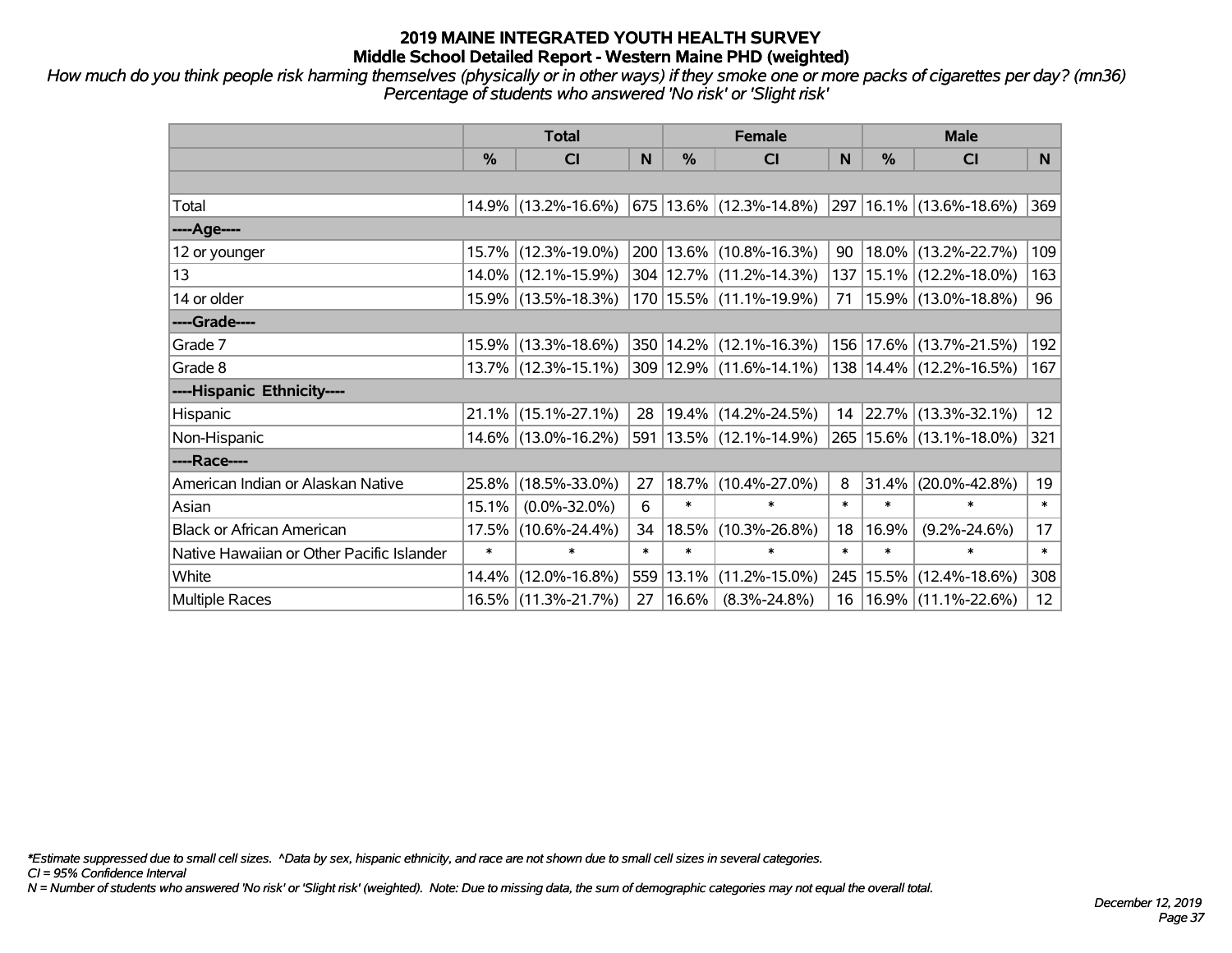# 2019 MAINE INTEGRATED YOUTH HEALTH SURVEY
## Middle School Detailed Report - Western Maine PHD (weighted)

*How much do you think people risk harming themselves (physically or in other ways) if they smoke one or more packs of cigarettes per day? (mn36) Percentage of students who answered 'No risk' or 'Slight risk'*

| | Total | | | Female | | | Male | | |
|---|---|---|---|---|---|---|---|---|---|
| | % | CI | N | % | CI | N | % | CI | N |
| Total | 14.9% | (13.2%-16.6%) | 675 | 13.6% | (12.3%-14.8%) | 297 | 16.1% | (13.6%-18.6%) | 369 |
| ----Age---- | | | | | | | | | |
| 12 or younger | 15.7% | (12.3%-19.0%) | 200 | 13.6% | (10.8%-16.3%) | 90 | 18.0% | (13.2%-22.7%) | 109 |
| 13 | 14.0% | (12.1%-15.9%) | 304 | 12.7% | (11.2%-14.3%) | 137 | 15.1% | (12.2%-18.0%) | 163 |
| 14 or older | 15.9% | (13.5%-18.3%) | 170 | 15.5% | (11.1%-19.9%) | 71 | 15.9% | (13.0%-18.8%) | 96 |
| ----Grade---- | | | | | | | | | |
| Grade 7 | 15.9% | (13.3%-18.6%) | 350 | 14.2% | (12.1%-16.3%) | 156 | 17.6% | (13.7%-21.5%) | 192 |
| Grade 8 | 13.7% | (12.3%-15.1%) | 309 | 12.9% | (11.6%-14.1%) | 138 | 14.4% | (12.2%-16.5%) | 167 |
| ----Hispanic Ethnicity---- | | | | | | | | | |
| Hispanic | 21.1% | (15.1%-27.1%) | 28 | 19.4% | (14.2%-24.5%) | 14 | 22.7% | (13.3%-32.1%) | 12 |
| Non-Hispanic | 14.6% | (13.0%-16.2%) | 591 | 13.5% | (12.1%-14.9%) | 265 | 15.6% | (13.1%-18.0%) | 321 |
| ----Race---- | | | | | | | | | |
| American Indian or Alaskan Native | 25.8% | (18.5%-33.0%) | 27 | 18.7% | (10.4%-27.0%) | 8 | 31.4% | (20.0%-42.8%) | 19 |
| Asian | 15.1% | (0.0%-32.0%) | 6 | * | * | * | * | * | * |
| Black or African American | 17.5% | (10.6%-24.4%) | 34 | 18.5% | (10.3%-26.8%) | 18 | 16.9% | (9.2%-24.6%) | 17 |
| Native Hawaiian or Other Pacific Islander | * | * | * | * | * | * | * | * | * |
| White | 14.4% | (12.0%-16.8%) | 559 | 13.1% | (11.2%-15.0%) | 245 | 15.5% | (12.4%-18.6%) | 308 |
| Multiple Races | 16.5% | (11.3%-21.7%) | 27 | 16.6% | (8.3%-24.8%) | 16 | 16.9% | (11.1%-22.6%) | 12 |

*\*Estimate suppressed due to small cell sizes. ^Data by sex, hispanic ethnicity, and race are not shown due to small cell sizes in several categories.*

*CI = 95% Confidence Interval*

*N = Number of students who answered 'No risk' or 'Slight risk' (weighted). Note: Due to missing data, the sum of demographic categories may not equal the overall total.*

*December 12, 2019*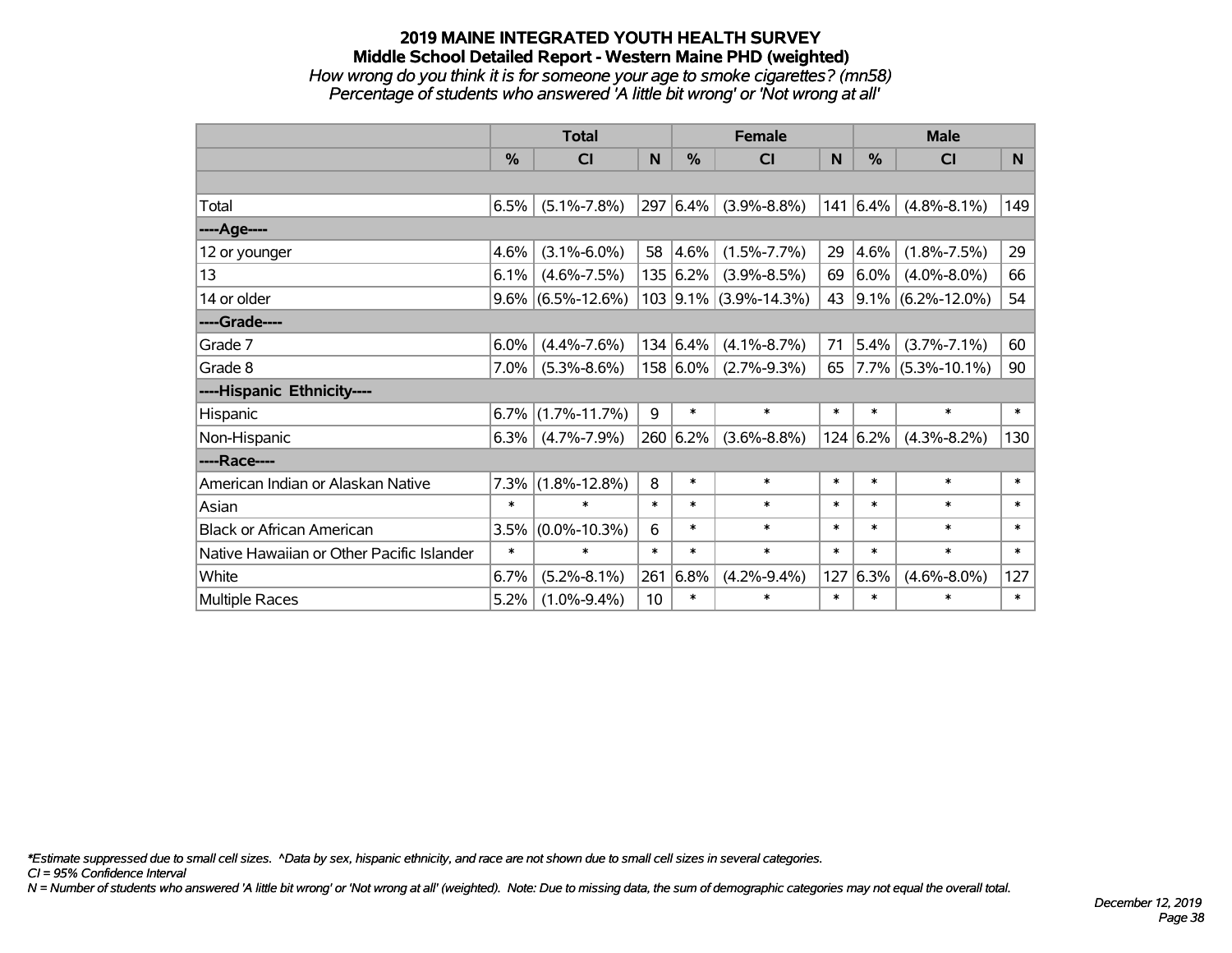## 2019 MAINE INTEGRATED YOUTH HEALTH SURVEY
### Middle School Detailed Report - Western Maine PHD (weighted)
*How wrong do you think it is for someone your age to smoke cigarettes? (mn58)*
*Percentage of students who answered 'A little bit wrong' or 'Not wrong at all'*

| | Total | | | Female | | | Male | | |
|---|---|---|---|---|---|---|---|---|---|
| | % | CI | N | % | CI | N | % | CI | N |
| | | | | | | | | | |
| Total | 6.5% | (5.1%-7.8%) | 297 | 6.4% | (3.9%-8.8%) | 141 | 6.4% | (4.8%-8.1%) | 149 |
| ----Age---- | | | | | | | | | |
| 12 or younger | 4.6% | (3.1%-6.0%) | 58 | 4.6% | (1.5%-7.7%) | 29 | 4.6% | (1.8%-7.5%) | 29 |
| 13 | 6.1% | (4.6%-7.5%) | 135 | 6.2% | (3.9%-8.5%) | 69 | 6.0% | (4.0%-8.0%) | 66 |
| 14 or older | 9.6% | (6.5%-12.6%) | 103 | 9.1% | (3.9%-14.3%) | 43 | 9.1% | (6.2%-12.0%) | 54 |
| ----Grade---- | | | | | | | | | |
| Grade 7 | 6.0% | (4.4%-7.6%) | 134 | 6.4% | (4.1%-8.7%) | 71 | 5.4% | (3.7%-7.1%) | 60 |
| Grade 8 | 7.0% | (5.3%-8.6%) | 158 | 6.0% | (2.7%-9.3%) | 65 | 7.7% | (5.3%-10.1%) | 90 |
| ----Hispanic Ethnicity---- | | | | | | | | | |
| Hispanic | 6.7% | (1.7%-11.7%) | 9 | * | * | * | * | * | * |
| Non-Hispanic | 6.3% | (4.7%-7.9%) | 260 | 6.2% | (3.6%-8.8%) | 124 | 6.2% | (4.3%-8.2%) | 130 |
| ----Race---- | | | | | | | | | |
| American Indian or Alaskan Native | 7.3% | (1.8%-12.8%) | 8 | * | * | * | * | * | * |
| Asian | * | * | * | * | * | * | * | * | * |
| Black or African American | 3.5% | (0.0%-10.3%) | 6 | * | * | * | * | * | * |
| Native Hawaiian or Other Pacific Islander | * | * | * | * | * | * | * | * | * |
| White | 6.7% | (5.2%-8.1%) | 261 | 6.8% | (4.2%-9.4%) | 127 | 6.3% | (4.6%-8.0%) | 127 |
| Multiple Races | 5.2% | (1.0%-9.4%) | 10 | * | * | * | * | * | * |

*\*Estimate suppressed due to small cell sizes. ^Data by sex, hispanic ethnicity, and race are not shown due to small cell sizes in several categories.*
*CI = 95% Confidence Interval*
*N = Number of students who answered 'A little bit wrong' or 'Not wrong at all' (weighted). Note: Due to missing data, the sum of demographic categories may not equal the overall total.*

*December 12, 2019*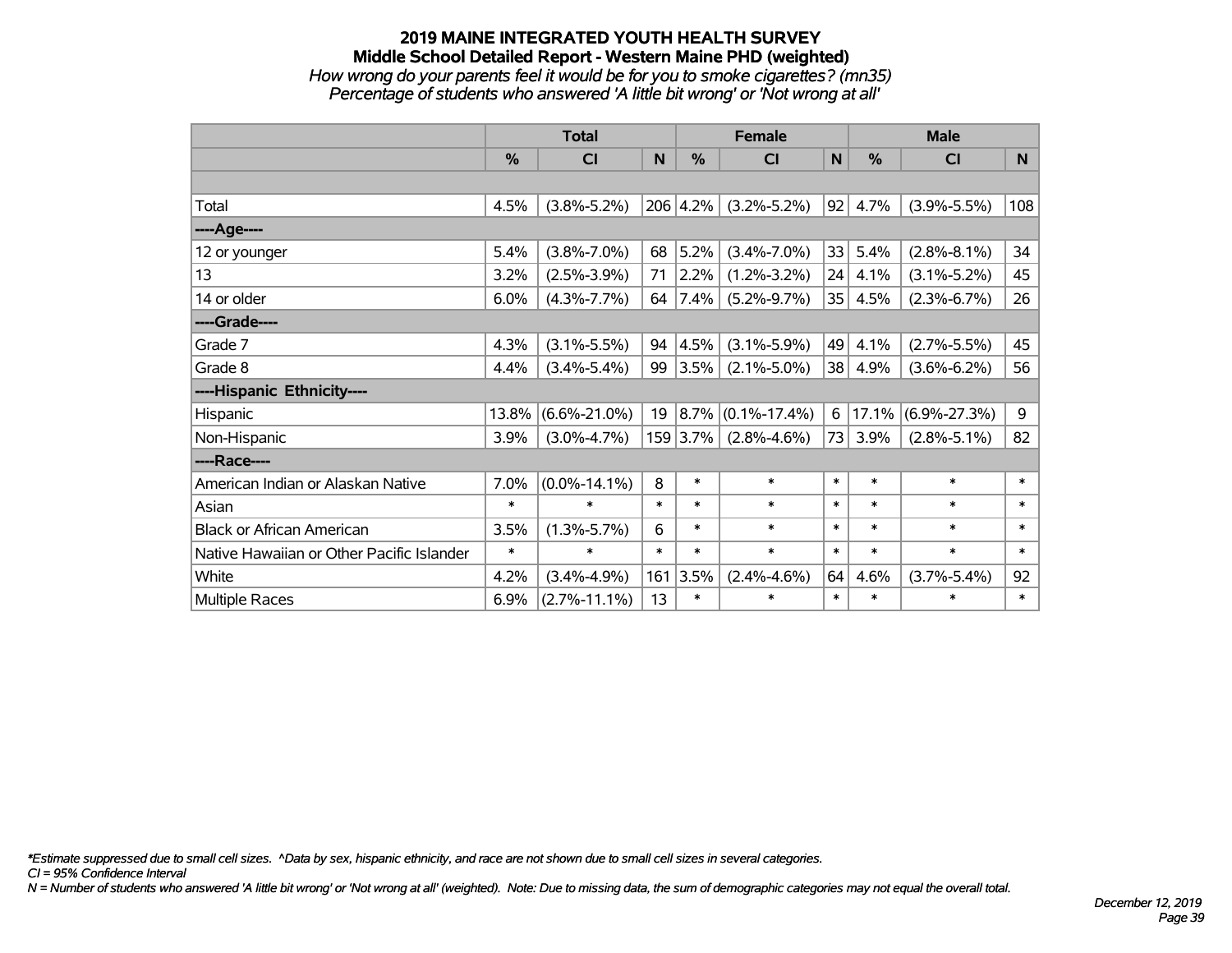# 2019 MAINE INTEGRATED YOUTH HEALTH SURVEY

## Middle School Detailed Report - Western Maine PHD (weighted)

*How wrong do your parents feel it would be for you to smoke cigarettes? (mn35)*

*Percentage of students who answered 'A little bit wrong' or 'Not wrong at all'*

| | Total | | | Female | | | Male | | |
|---|---|---|---|---|---|---|---|---|---|
| | % | CI | N | % | CI | N | % | CI | N |
| | | | | | | | | | |
| Total | 4.5% | (3.8%-5.2%) | 206 | 4.2% | (3.2%-5.2%) | 92 | 4.7% | (3.9%-5.5%) | 108 |
| ----Age---- | | | | | | | | | |
| 12 or younger | 5.4% | (3.8%-7.0%) | 68 | 5.2% | (3.4%-7.0%) | 33 | 5.4% | (2.8%-8.1%) | 34 |
| 13 | 3.2% | (2.5%-3.9%) | 71 | 2.2% | (1.2%-3.2%) | 24 | 4.1% | (3.1%-5.2%) | 45 |
| 14 or older | 6.0% | (4.3%-7.7%) | 64 | 7.4% | (5.2%-9.7%) | 35 | 4.5% | (2.3%-6.7%) | 26 |
| ----Grade---- | | | | | | | | | |
| Grade 7 | 4.3% | (3.1%-5.5%) | 94 | 4.5% | (3.1%-5.9%) | 49 | 4.1% | (2.7%-5.5%) | 45 |
| Grade 8 | 4.4% | (3.4%-5.4%) | 99 | 3.5% | (2.1%-5.0%) | 38 | 4.9% | (3.6%-6.2%) | 56 |
| ----Hispanic Ethnicity---- | | | | | | | | | |
| Hispanic | 13.8% | (6.6%-21.0%) | 19 | 8.7% | (0.1%-17.4%) | 6 | 17.1% | (6.9%-27.3%) | 9 |
| Non-Hispanic | 3.9% | (3.0%-4.7%) | 159 | 3.7% | (2.8%-4.6%) | 73 | 3.9% | (2.8%-5.1%) | 82 |
| ----Race---- | | | | | | | | | |
| American Indian or Alaskan Native | 7.0% | (0.0%-14.1%) | 8 | * | * | * | * | * | * |
| Asian | * | * | * | * | * | * | * | * | * |
| Black or African American | 3.5% | (1.3%-5.7%) | 6 | * | * | * | * | * | * |
| Native Hawaiian or Other Pacific Islander | * | * | * | * | * | * | * | * | * |
| White | 4.2% | (3.4%-4.9%) | 161 | 3.5% | (2.4%-4.6%) | 64 | 4.6% | (3.7%-5.4%) | 92 |
| Multiple Races | 6.9% | (2.7%-11.1%) | 13 | * | * | * | * | * | * |

*\*Estimate suppressed due to small cell sizes. ^Data by sex, hispanic ethnicity, and race are not shown due to small cell sizes in several categories.*

*CI = 95% Confidence Interval*

*N = Number of students who answered 'A little bit wrong' or 'Not wrong at all' (weighted). Note: Due to missing data, the sum of demographic categories may not equal the overall total.*

*December 12, 2019*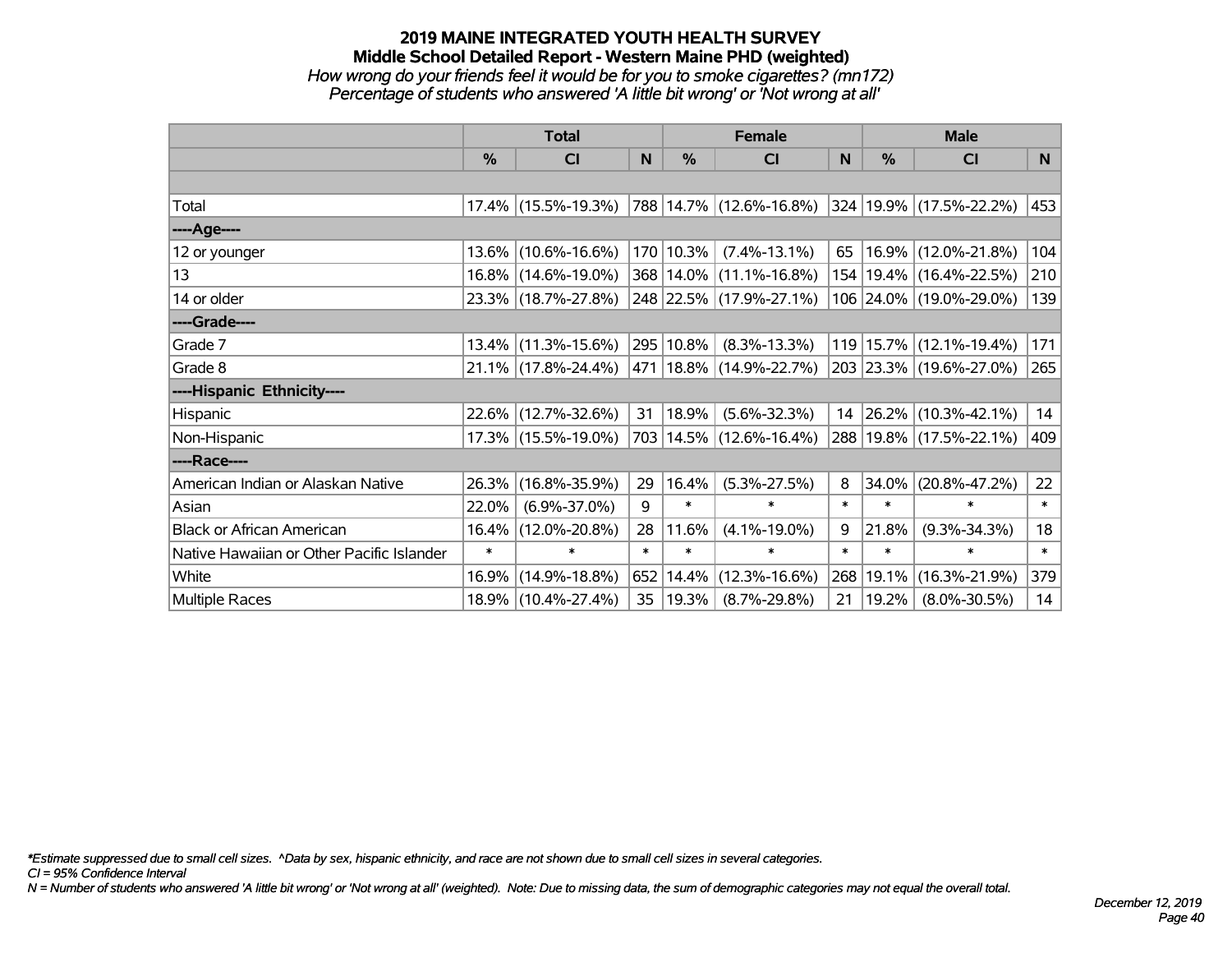# 2019 MAINE INTEGRATED YOUTH HEALTH SURVEY

## Middle School Detailed Report - Western Maine PHD (weighted)

*How wrong do your friends feel it would be for you to smoke cigarettes? (mn172)*

*Percentage of students who answered 'A little bit wrong' or 'Not wrong at all'*

| | Total | | | Female | | | Male | | |
|---|---|---|---|---|---|---|---|---|---|
| | % | CI | N | % | CI | N | % | CI | N |
| Total | 17.4% | (15.5%-19.3%) | 788 | 14.7% | (12.6%-16.8%) | 324 | 19.9% | (17.5%-22.2%) | 453 |
| ----Age---- | | | | | | | | | |
| 12 or younger | 13.6% | (10.6%-16.6%) | 170 | 10.3% | (7.4%-13.1%) | 65 | 16.9% | (12.0%-21.8%) | 104 |
| 13 | 16.8% | (14.6%-19.0%) | 368 | 14.0% | (11.1%-16.8%) | 154 | 19.4% | (16.4%-22.5%) | 210 |
| 14 or older | 23.3% | (18.7%-27.8%) | 248 | 22.5% | (17.9%-27.1%) | 106 | 24.0% | (19.0%-29.0%) | 139 |
| ----Grade---- | | | | | | | | | |
| Grade 7 | 13.4% | (11.3%-15.6%) | 295 | 10.8% | (8.3%-13.3%) | 119 | 15.7% | (12.1%-19.4%) | 171 |
| Grade 8 | 21.1% | (17.8%-24.4%) | 471 | 18.8% | (14.9%-22.7%) | 203 | 23.3% | (19.6%-27.0%) | 265 |
| ----Hispanic Ethnicity---- | | | | | | | | | |
| Hispanic | 22.6% | (12.7%-32.6%) | 31 | 18.9% | (5.6%-32.3%) | 14 | 26.2% | (10.3%-42.1%) | 14 |
| Non-Hispanic | 17.3% | (15.5%-19.0%) | 703 | 14.5% | (12.6%-16.4%) | 288 | 19.8% | (17.5%-22.1%) | 409 |
| ----Race---- | | | | | | | | | |
| American Indian or Alaskan Native | 26.3% | (16.8%-35.9%) | 29 | 16.4% | (5.3%-27.5%) | 8 | 34.0% | (20.8%-47.2%) | 22 |
| Asian | 22.0% | (6.9%-37.0%) | 9 | * | * | * | * | * | * |
| Black or African American | 16.4% | (12.0%-20.8%) | 28 | 11.6% | (4.1%-19.0%) | 9 | 21.8% | (9.3%-34.3%) | 18 |
| Native Hawaiian or Other Pacific Islander | * | * | * | * | * | * | * | * | * |
| White | 16.9% | (14.9%-18.8%) | 652 | 14.4% | (12.3%-16.6%) | 268 | 19.1% | (16.3%-21.9%) | 379 |
| Multiple Races | 18.9% | (10.4%-27.4%) | 35 | 19.3% | (8.7%-29.8%) | 21 | 19.2% | (8.0%-30.5%) | 14 |

*Estimate suppressed due to small cell sizes. ^Data by sex, hispanic ethnicity, and race are not shown due to small cell sizes in several categories.

CI = 95% Confidence Interval

N = Number of students who answered 'A little bit wrong' or 'Not wrong at all' (weighted). Note: Due to missing data, the sum of demographic categories may not equal the overall total.

December 12, 2019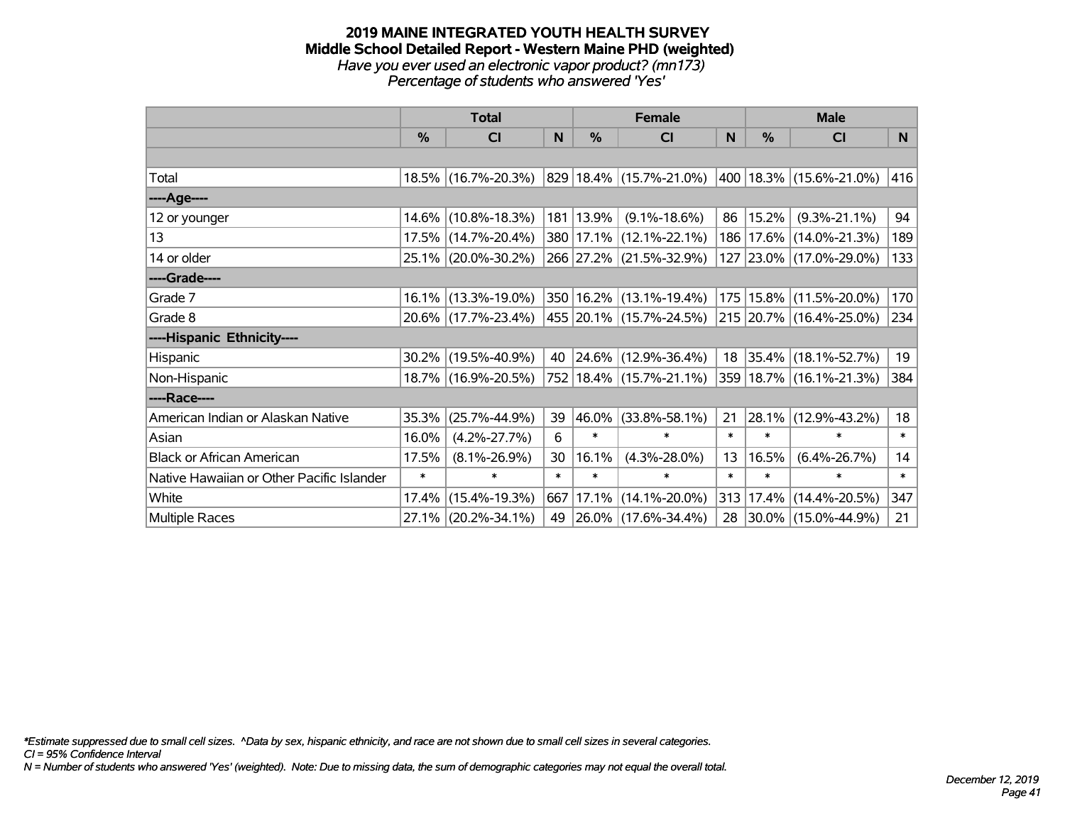# 2019 MAINE INTEGRATED YOUTH HEALTH SURVEY
## Middle School Detailed Report - Western Maine PHD (weighted)
*Have you ever used an electronic vapor product? (mn173)*
*Percentage of students who answered 'Yes'*

| | Total | | | Female | | | Male | | |
|---|---|---|---|---|---|---|---|---|---|
| | % | CI | N | % | CI | N | % | CI | N |
| | | | | | | | | | |
| Total | 18.5% | (16.7%-20.3%) | 829 | 18.4% | (15.7%-21.0%) | 400 | 18.3% | (15.6%-21.0%) | 416 |
| ----Age---- | | | | | | | | | |
| 12 or younger | 14.6% | (10.8%-18.3%) | 181 | 13.9% | (9.1%-18.6%) | 86 | 15.2% | (9.3%-21.1%) | 94 |
| 13 | 17.5% | (14.7%-20.4%) | 380 | 17.1% | (12.1%-22.1%) | 186 | 17.6% | (14.0%-21.3%) | 189 |
| 14 or older | 25.1% | (20.0%-30.2%) | 266 | 27.2% | (21.5%-32.9%) | 127 | 23.0% | (17.0%-29.0%) | 133 |
| ----Grade---- | | | | | | | | | |
| Grade 7 | 16.1% | (13.3%-19.0%) | 350 | 16.2% | (13.1%-19.4%) | 175 | 15.8% | (11.5%-20.0%) | 170 |
| Grade 8 | 20.6% | (17.7%-23.4%) | 455 | 20.1% | (15.7%-24.5%) | 215 | 20.7% | (16.4%-25.0%) | 234 |
| ----Hispanic Ethnicity---- | | | | | | | | | |
| Hispanic | 30.2% | (19.5%-40.9%) | 40 | 24.6% | (12.9%-36.4%) | 18 | 35.4% | (18.1%-52.7%) | 19 |
| Non-Hispanic | 18.7% | (16.9%-20.5%) | 752 | 18.4% | (15.7%-21.1%) | 359 | 18.7% | (16.1%-21.3%) | 384 |
| ----Race---- | | | | | | | | | |
| American Indian or Alaskan Native | 35.3% | (25.7%-44.9%) | 39 | 46.0% | (33.8%-58.1%) | 21 | 28.1% | (12.9%-43.2%) | 18 |
| Asian | 16.0% | (4.2%-27.7%) | 6 | * | * | * | * | * | * |
| Black or African American | 17.5% | (8.1%-26.9%) | 30 | 16.1% | (4.3%-28.0%) | 13 | 16.5% | (6.4%-26.7%) | 14 |
| Native Hawaiian or Other Pacific Islander | * | * | * | * | * | * | * | * | * |
| White | 17.4% | (15.4%-19.3%) | 667 | 17.1% | (14.1%-20.0%) | 313 | 17.4% | (14.4%-20.5%) | 347 |
| Multiple Races | 27.1% | (20.2%-34.1%) | 49 | 26.0% | (17.6%-34.4%) | 28 | 30.0% | (15.0%-44.9%) | 21 |

*Estimate suppressed due to small cell sizes. ^Data by sex, hispanic ethnicity, and race are not shown due to small cell sizes in several categories.
CI = 95% Confidence Interval
N = Number of students who answered 'Yes' (weighted). Note: Due to missing data, the sum of demographic categories may not equal the overall total.

December 12, 2019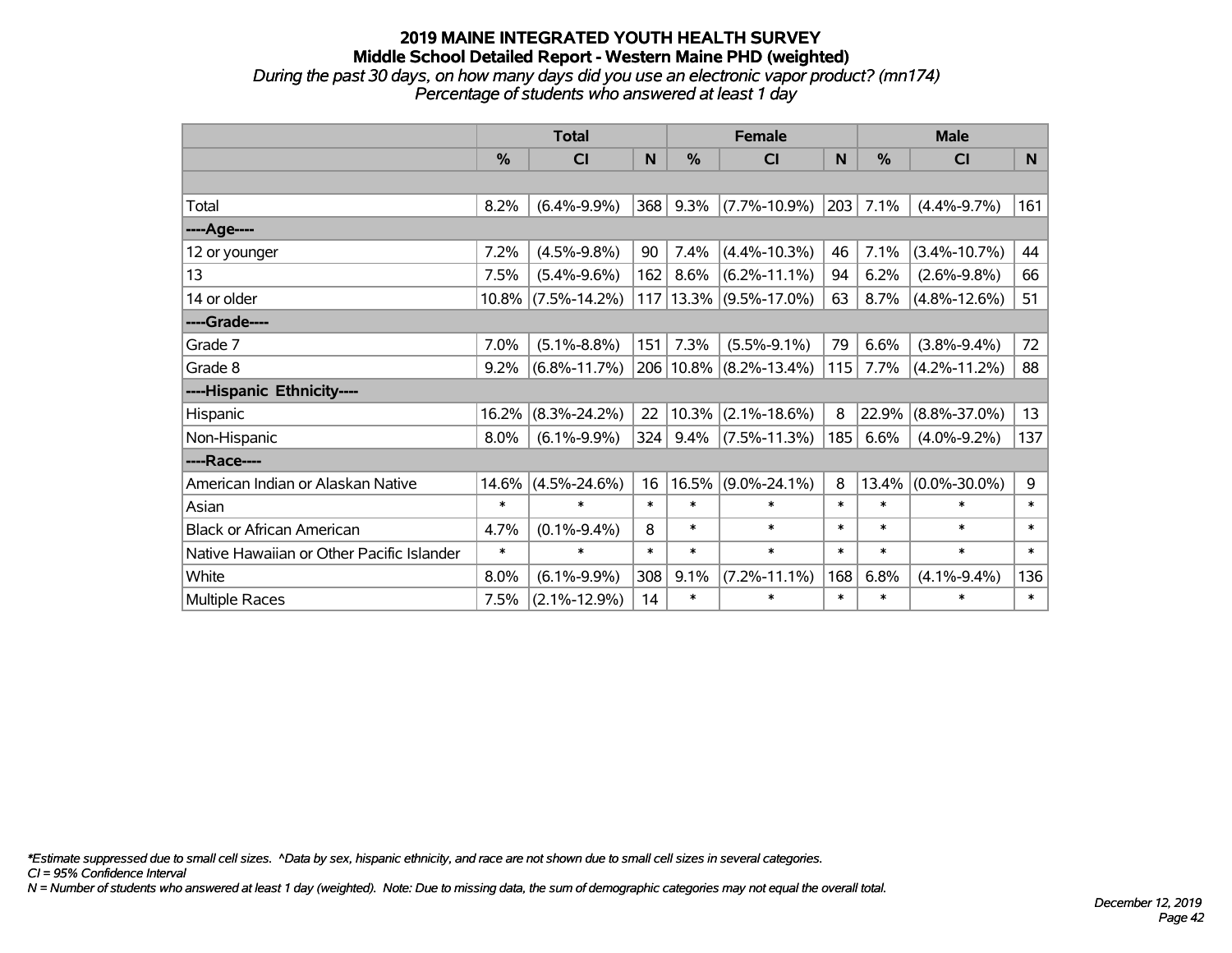## 2019 MAINE INTEGRATED YOUTH HEALTH SURVEY
## Middle School Detailed Report - Western Maine PHD (weighted)

*During the past 30 days, on how many days did you use an electronic vapor product? (mn174)*
*Percentage of students who answered at least 1 day*

| | Total | | | Female | | | Male | | |
|---|---|---|---|---|---|---|---|---|---|
| | % | CI | N | % | CI | N | % | CI | N |
| | | | | | | | | | |
| Total | 8.2% | (6.4%-9.9%) | 368 | 9.3% | (7.7%-10.9%) | 203 | 7.1% | (4.4%-9.7%) | 161 |
| ----Age---- | | | | | | | | | |
| 12 or younger | 7.2% | (4.5%-9.8%) | 90 | 7.4% | (4.4%-10.3%) | 46 | 7.1% | (3.4%-10.7%) | 44 |
| 13 | 7.5% | (5.4%-9.6%) | 162 | 8.6% | (6.2%-11.1%) | 94 | 6.2% | (2.6%-9.8%) | 66 |
| 14 or older | 10.8% | (7.5%-14.2%) | 117 | 13.3% | (9.5%-17.0%) | 63 | 8.7% | (4.8%-12.6%) | 51 |
| ----Grade---- | | | | | | | | | |
| Grade 7 | 7.0% | (5.1%-8.8%) | 151 | 7.3% | (5.5%-9.1%) | 79 | 6.6% | (3.8%-9.4%) | 72 |
| Grade 8 | 9.2% | (6.8%-11.7%) | 206 | 10.8% | (8.2%-13.4%) | 115 | 7.7% | (4.2%-11.2%) | 88 |
| ----Hispanic Ethnicity---- | | | | | | | | | |
| Hispanic | 16.2% | (8.3%-24.2%) | 22 | 10.3% | (2.1%-18.6%) | 8 | 22.9% | (8.8%-37.0%) | 13 |
| Non-Hispanic | 8.0% | (6.1%-9.9%) | 324 | 9.4% | (7.5%-11.3%) | 185 | 6.6% | (4.0%-9.2%) | 137 |
| ----Race---- | | | | | | | | | |
| American Indian or Alaskan Native | 14.6% | (4.5%-24.6%) | 16 | 16.5% | (9.0%-24.1%) | 8 | 13.4% | (0.0%-30.0%) | 9 |
| Asian | * | * | * | * | * | * | * | * | * |
| Black or African American | 4.7% | (0.1%-9.4%) | 8 | * | * | * | * | * | * |
| Native Hawaiian or Other Pacific Islander | * | * | * | * | * | * | * | * | * |
| White | 8.0% | (6.1%-9.9%) | 308 | 9.1% | (7.2%-11.1%) | 168 | 6.8% | (4.1%-9.4%) | 136 |
| Multiple Races | 7.5% | (2.1%-12.9%) | 14 | * | * | * | * | * | * |

*\*Estimate suppressed due to small cell sizes. ^Data by sex, hispanic ethnicity, and race are not shown due to small cell sizes in several categories.*
*CI = 95% Confidence Interval*
*N = Number of students who answered at least 1 day (weighted). Note: Due to missing data, the sum of demographic categories may not equal the overall total.*

*December 12, 2019*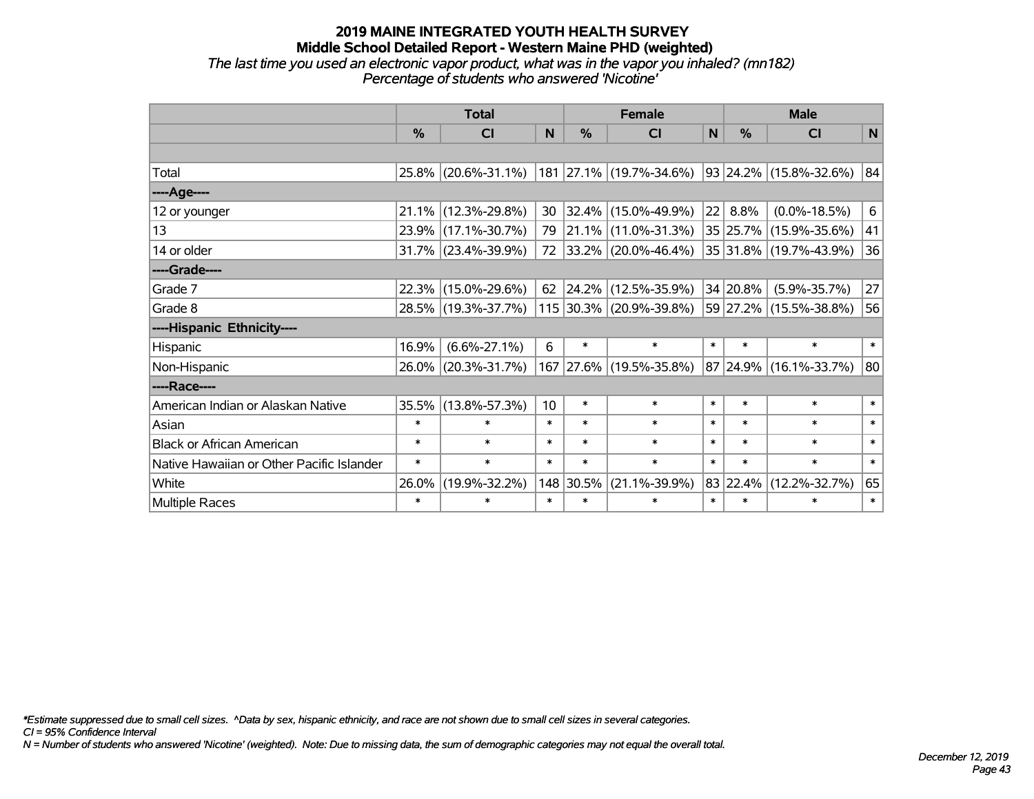# 2019 MAINE INTEGRATED YOUTH HEALTH SURVEY

## Middle School Detailed Report - Western Maine PHD (weighted)

*The last time you used an electronic vapor product, what was in the vapor you inhaled? (mn182)*

*Percentage of students who answered 'Nicotine'*

| | Total | | | Female | | | Male | | |
|---|---|---|---|---|---|---|---|---|---|
| | % | CI | N | % | CI | N | % | CI | N |
| | | | | | | | | | |
| Total | 25.8% | (20.6%-31.1%) | 181 | 27.1% | (19.7%-34.6%) | 93 | 24.2% | (15.8%-32.6%) | 84 |
| ----Age---- | | | | | | | | | |
| 12 or younger | 21.1% | (12.3%-29.8%) | 30 | 32.4% | (15.0%-49.9%) | 22 | 8.8% | (0.0%-18.5%) | 6 |
| 13 | 23.9% | (17.1%-30.7%) | 79 | 21.1% | (11.0%-31.3%) | 35 | 25.7% | (15.9%-35.6%) | 41 |
| 14 or older | 31.7% | (23.4%-39.9%) | 72 | 33.2% | (20.0%-46.4%) | 35 | 31.8% | (19.7%-43.9%) | 36 |
| ----Grade---- | | | | | | | | | |
| Grade 7 | 22.3% | (15.0%-29.6%) | 62 | 24.2% | (12.5%-35.9%) | 34 | 20.8% | (5.9%-35.7%) | 27 |
| Grade 8 | 28.5% | (19.3%-37.7%) | 115 | 30.3% | (20.9%-39.8%) | 59 | 27.2% | (15.5%-38.8%) | 56 |
| ----Hispanic Ethnicity---- | | | | | | | | | |
| Hispanic | 16.9% | (6.6%-27.1%) | 6 | * | * | * | * | * | * |
| Non-Hispanic | 26.0% | (20.3%-31.7%) | 167 | 27.6% | (19.5%-35.8%) | 87 | 24.9% | (16.1%-33.7%) | 80 |
| ----Race---- | | | | | | | | | |
| American Indian or Alaskan Native | 35.5% | (13.8%-57.3%) | 10 | * | * | * | * | * | * |
| Asian | * | * | * | * | * | * | * | * | * |
| Black or African American | * | * | * | * | * | * | * | * | * |
| Native Hawaiian or Other Pacific Islander | * | * | * | * | * | * | * | * | * |
| White | 26.0% | (19.9%-32.2%) | 148 | 30.5% | (21.1%-39.9%) | 83 | 22.4% | (12.2%-32.7%) | 65 |
| Multiple Races | * | * | * | * | * | * | * | * | * |

*\*Estimate suppressed due to small cell sizes. ^Data by sex, hispanic ethnicity, and race are not shown due to small cell sizes in several categories.*

*CI = 95% Confidence Interval*

*N = Number of students who answered 'Nicotine' (weighted). Note: Due to missing data, the sum of demographic categories may not equal the overall total.*

*December 12, 2019*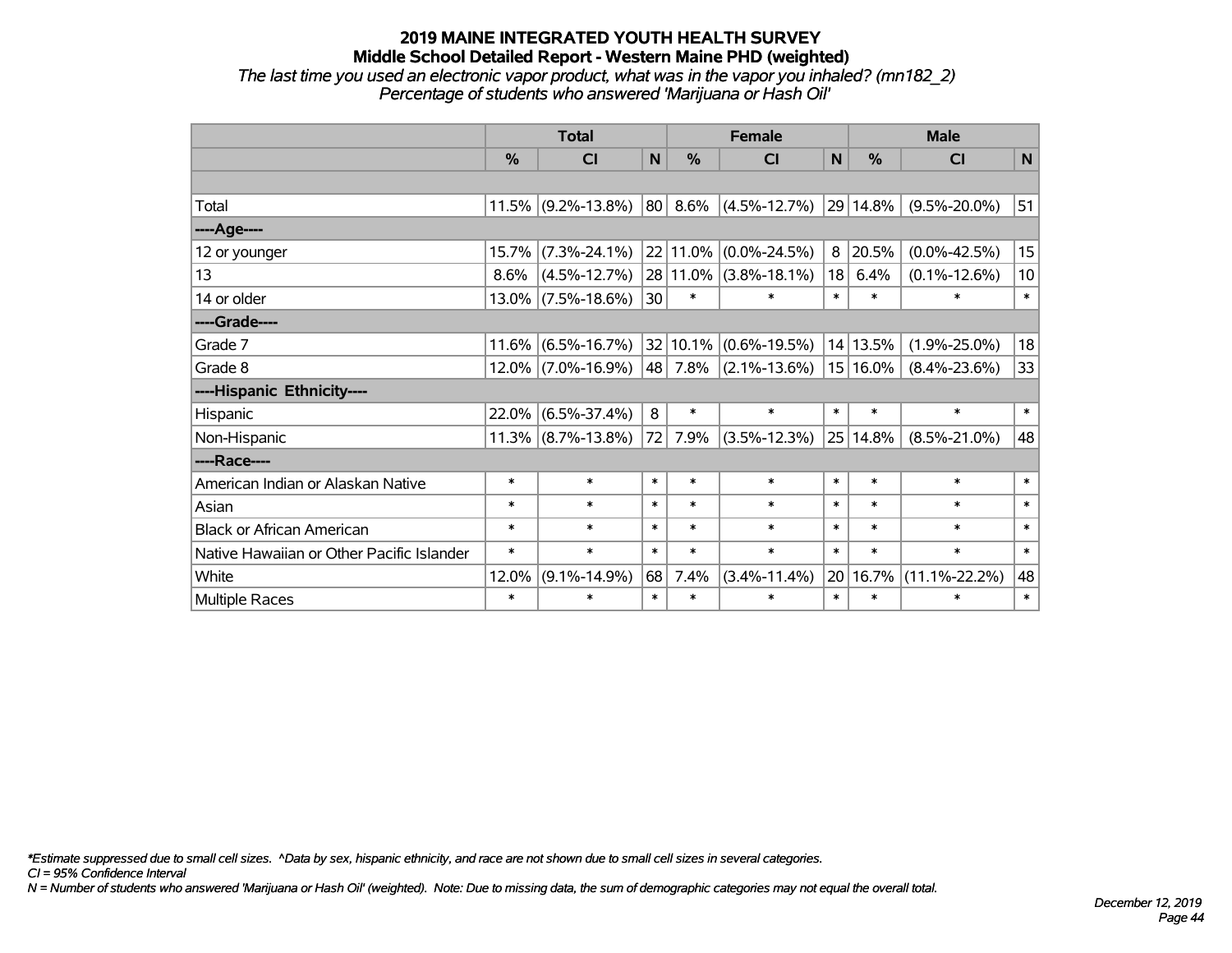# 2019 MAINE INTEGRATED YOUTH HEALTH SURVEY

## Middle School Detailed Report - Western Maine PHD (weighted)

*The last time you used an electronic vapor product, what was in the vapor you inhaled? (mn182_2)*
*Percentage of students who answered 'Marijuana or Hash Oil'*

| | Total | | | Female | | | Male | | |
|---|---|---|---|---|---|---|---|---|---|
| | % | CI | N | % | CI | N | % | CI | N |
| Total | 11.5% | (9.2%-13.8%) | 80 | 8.6% | (4.5%-12.7%) | 29 | 14.8% | (9.5%-20.0%) | 51 |
| ----Age---- | | | | | | | | | |
| 12 or younger | 15.7% | (7.3%-24.1%) | 22 | 11.0% | (0.0%-24.5%) | 8 | 20.5% | (0.0%-42.5%) | 15 |
| 13 | 8.6% | (4.5%-12.7%) | 28 | 11.0% | (3.8%-18.1%) | 18 | 6.4% | (0.1%-12.6%) | 10 |
| 14 or older | 13.0% | (7.5%-18.6%) | 30 | * | * | * | * | * | * |
| ----Grade---- | | | | | | | | | |
| Grade 7 | 11.6% | (6.5%-16.7%) | 32 | 10.1% | (0.6%-19.5%) | 14 | 13.5% | (1.9%-25.0%) | 18 |
| Grade 8 | 12.0% | (7.0%-16.9%) | 48 | 7.8% | (2.1%-13.6%) | 15 | 16.0% | (8.4%-23.6%) | 33 |
| ----Hispanic Ethnicity---- | | | | | | | | | |
| Hispanic | 22.0% | (6.5%-37.4%) | 8 | * | * | * | * | * | * |
| Non-Hispanic | 11.3% | (8.7%-13.8%) | 72 | 7.9% | (3.5%-12.3%) | 25 | 14.8% | (8.5%-21.0%) | 48 |
| ----Race---- | | | | | | | | | |
| American Indian or Alaskan Native | * | * | * | * | * | * | * | * | * |
| Asian | * | * | * | * | * | * | * | * | * |
| Black or African American | * | * | * | * | * | * | * | * | * |
| Native Hawaiian or Other Pacific Islander | * | * | * | * | * | * | * | * | * |
| White | 12.0% | (9.1%-14.9%) | 68 | 7.4% | (3.4%-11.4%) | 20 | 16.7% | (11.1%-22.2%) | 48 |
| Multiple Races | * | * | * | * | * | * | * | * | * |

*\*Estimate suppressed due to small cell sizes. ^Data by sex, hispanic ethnicity, and race are not shown due to small cell sizes in several categories.*
*CI = 95% Confidence Interval*
*N = Number of students who answered 'Marijuana or Hash Oil' (weighted). Note: Due to missing data, the sum of demographic categories may not equal the overall total.*

*December 12, 2019*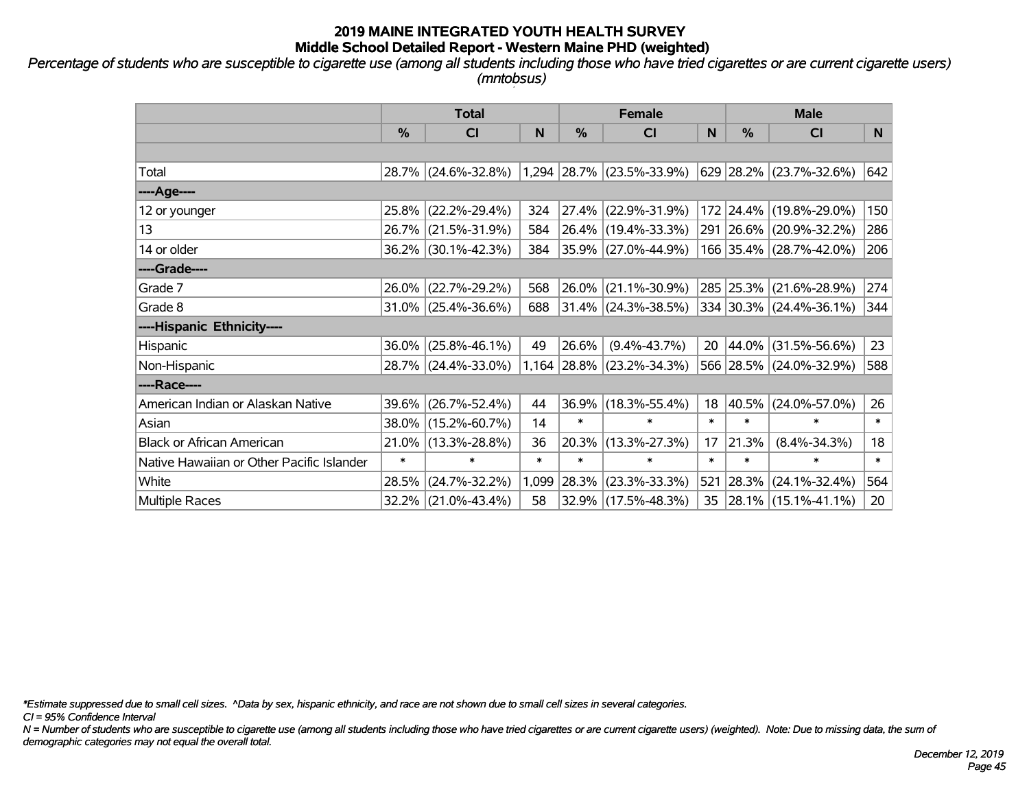# 2019 MAINE INTEGRATED YOUTH HEALTH SURVEY
## Middle School Detailed Report - Western Maine PHD (weighted)

*Percentage of students who are susceptible to cigarette use (among all students including those who have tried cigarettes or are current cigarette users) (mntobsus)*

| | Total | | | Female | | | Male | | |
|---|---|---|---|---|---|---|---|---|---|
| | % | CI | N | % | CI | N | % | CI | N |
| | | | | | | | | | |
| Total | 28.7% | (24.6%-32.8%) | 1,294 | 28.7% | (23.5%-33.9%) | 629 | 28.2% | (23.7%-32.6%) | 642 |
| ----Age---- | | | | | | | | | |
| 12 or younger | 25.8% | (22.2%-29.4%) | 324 | 27.4% | (22.9%-31.9%) | 172 | 24.4% | (19.8%-29.0%) | 150 |
| 13 | 26.7% | (21.5%-31.9%) | 584 | 26.4% | (19.4%-33.3%) | 291 | 26.6% | (20.9%-32.2%) | 286 |
| 14 or older | 36.2% | (30.1%-42.3%) | 384 | 35.9% | (27.0%-44.9%) | 166 | 35.4% | (28.7%-42.0%) | 206 |
| ----Grade---- | | | | | | | | | |
| Grade 7 | 26.0% | (22.7%-29.2%) | 568 | 26.0% | (21.1%-30.9%) | 285 | 25.3% | (21.6%-28.9%) | 274 |
| Grade 8 | 31.0% | (25.4%-36.6%) | 688 | 31.4% | (24.3%-38.5%) | 334 | 30.3% | (24.4%-36.1%) | 344 |
| ----Hispanic Ethnicity---- | | | | | | | | | |
| Hispanic | 36.0% | (25.8%-46.1%) | 49 | 26.6% | (9.4%-43.7%) | 20 | 44.0% | (31.5%-56.6%) | 23 |
| Non-Hispanic | 28.7% | (24.4%-33.0%) | 1,164 | 28.8% | (23.2%-34.3%) | 566 | 28.5% | (24.0%-32.9%) | 588 |
| ----Race---- | | | | | | | | | |
| American Indian or Alaskan Native | 39.6% | (26.7%-52.4%) | 44 | 36.9% | (18.3%-55.4%) | 18 | 40.5% | (24.0%-57.0%) | 26 |
| Asian | 38.0% | (15.2%-60.7%) | 14 | * | * | * | * | * | * |
| Black or African American | 21.0% | (13.3%-28.8%) | 36 | 20.3% | (13.3%-27.3%) | 17 | 21.3% | (8.4%-34.3%) | 18 |
| Native Hawaiian or Other Pacific Islander | * | * | * | * | * | * | * | * | * |
| White | 28.5% | (24.7%-32.2%) | 1,099 | 28.3% | (23.3%-33.3%) | 521 | 28.3% | (24.1%-32.4%) | 564 |
| Multiple Races | 32.2% | (21.0%-43.4%) | 58 | 32.9% | (17.5%-48.3%) | 35 | 28.1% | (15.1%-41.1%) | 20 |

*\*Estimate suppressed due to small cell sizes. ^Data by sex, hispanic ethnicity, and race are not shown due to small cell sizes in several categories.*

*CI = 95% Confidence Interval*

*N = Number of students who are susceptible to cigarette use (among all students including those who have tried cigarettes or are current cigarette users) (weighted). Note: Due to missing data, the sum of demographic categories may not equal the overall total.*

*December 12, 2019*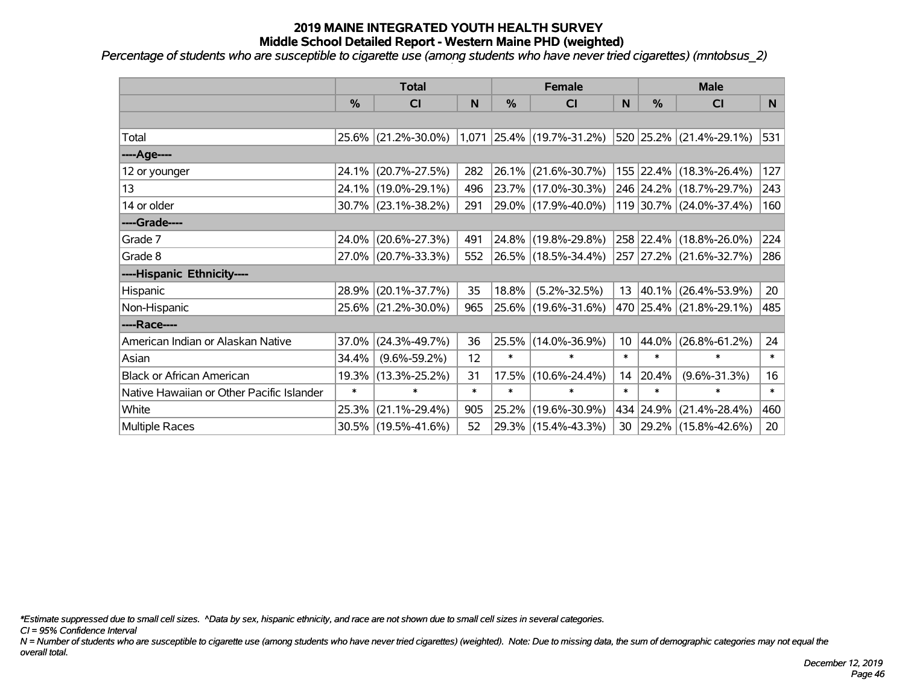# 2019 MAINE INTEGRATED YOUTH HEALTH SURVEY
## Middle School Detailed Report - Western Maine PHD (weighted)

*Percentage of students who are susceptible to cigarette use (among students who have never tried cigarettes) (mntobsus_2)*

| | Total | | | Female | | | Male | | |
|---|---|---|---|---|---|---|---|---|---|
| | % | CI | N | % | CI | N | % | CI | N |
| Total | 25.6% | (21.2%-30.0%) | 1,071 | 25.4% | (19.7%-31.2%) | 520 | 25.2% | (21.4%-29.1%) | 531 |
| ----Age---- | | | | | | | | | |
| 12 or younger | 24.1% | (20.7%-27.5%) | 282 | 26.1% | (21.6%-30.7%) | 155 | 22.4% | (18.3%-26.4%) | 127 |
| 13 | 24.1% | (19.0%-29.1%) | 496 | 23.7% | (17.0%-30.3%) | 246 | 24.2% | (18.7%-29.7%) | 243 |
| 14 or older | 30.7% | (23.1%-38.2%) | 291 | 29.0% | (17.9%-40.0%) | 119 | 30.7% | (24.0%-37.4%) | 160 |
| ----Grade---- | | | | | | | | | |
| Grade 7 | 24.0% | (20.6%-27.3%) | 491 | 24.8% | (19.8%-29.8%) | 258 | 22.4% | (18.8%-26.0%) | 224 |
| Grade 8 | 27.0% | (20.7%-33.3%) | 552 | 26.5% | (18.5%-34.4%) | 257 | 27.2% | (21.6%-32.7%) | 286 |
| ----Hispanic Ethnicity---- | | | | | | | | | |
| Hispanic | 28.9% | (20.1%-37.7%) | 35 | 18.8% | (5.2%-32.5%) | 13 | 40.1% | (26.4%-53.9%) | 20 |
| Non-Hispanic | 25.6% | (21.2%-30.0%) | 965 | 25.6% | (19.6%-31.6%) | 470 | 25.4% | (21.8%-29.1%) | 485 |
| ----Race---- | | | | | | | | | |
| American Indian or Alaskan Native | 37.0% | (24.3%-49.7%) | 36 | 25.5% | (14.0%-36.9%) | 10 | 44.0% | (26.8%-61.2%) | 24 |
| Asian | 34.4% | (9.6%-59.2%) | 12 | * | * | * | * | * | * |
| Black or African American | 19.3% | (13.3%-25.2%) | 31 | 17.5% | (10.6%-24.4%) | 14 | 20.4% | (9.6%-31.3%) | 16 |
| Native Hawaiian or Other Pacific Islander | * | * | * | * | * | * | * | * | * |
| White | 25.3% | (21.1%-29.4%) | 905 | 25.2% | (19.6%-30.9%) | 434 | 24.9% | (21.4%-28.4%) | 460 |
| Multiple Races | 30.5% | (19.5%-41.6%) | 52 | 29.3% | (15.4%-43.3%) | 30 | 29.2% | (15.8%-42.6%) | 20 |

*\*Estimate suppressed due to small cell sizes. ^Data by sex, hispanic ethnicity, and race are not shown due to small cell sizes in several categories.*

*CI = 95% Confidence Interval*

*N = Number of students who are susceptible to cigarette use (among students who have never tried cigarettes) (weighted). Note: Due to missing data, the sum of demographic categories may not equal the overall total.*

*December 12, 2019*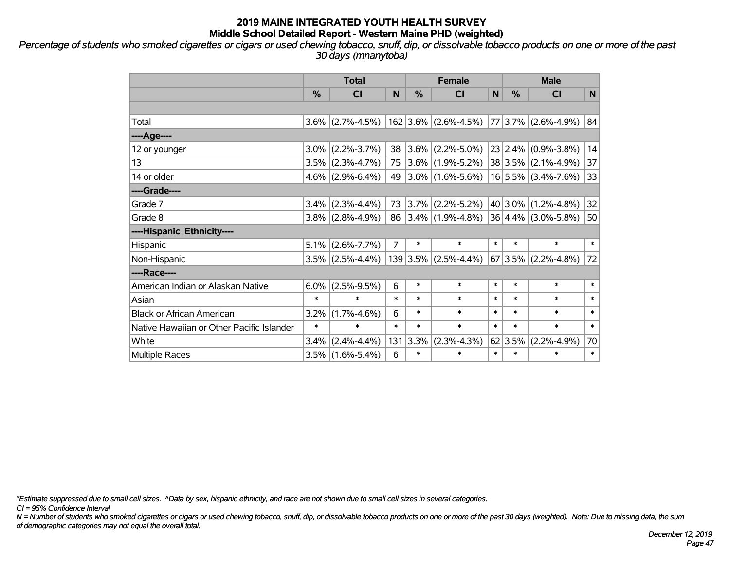# 2019 MAINE INTEGRATED YOUTH HEALTH SURVEY
## Middle School Detailed Report - Western Maine PHD (weighted)

*Percentage of students who smoked cigarettes or cigars or used chewing tobacco, snuff, dip, or dissolvable tobacco products on one or more of the past 30 days (mnanytoba)*

| | Total | | | Female | | | Male | | |
|---|---|---|---|---|---|---|---|---|---|
| | % | CI | N | % | CI | N | % | CI | N |
| | | | | | | | | | |
| Total | 3.6% | (2.7%-4.5%) | 162 | 3.6% | (2.6%-4.5%) | 77 | 3.7% | (2.6%-4.9%) | 84 |
| ----Age---- | | | | | | | | | |
| 12 or younger | 3.0% | (2.2%-3.7%) | 38 | 3.6% | (2.2%-5.0%) | 23 | 2.4% | (0.9%-3.8%) | 14 |
| 13 | 3.5% | (2.3%-4.7%) | 75 | 3.6% | (1.9%-5.2%) | 38 | 3.5% | (2.1%-4.9%) | 37 |
| 14 or older | 4.6% | (2.9%-6.4%) | 49 | 3.6% | (1.6%-5.6%) | 16 | 5.5% | (3.4%-7.6%) | 33 |
| ----Grade---- | | | | | | | | | |
| Grade 7 | 3.4% | (2.3%-4.4%) | 73 | 3.7% | (2.2%-5.2%) | 40 | 3.0% | (1.2%-4.8%) | 32 |
| Grade 8 | 3.8% | (2.8%-4.9%) | 86 | 3.4% | (1.9%-4.8%) | 36 | 4.4% | (3.0%-5.8%) | 50 |
| ----Hispanic Ethnicity---- | | | | | | | | | |
| Hispanic | 5.1% | (2.6%-7.7%) | 7 | * | * | * | * | * | * |
| Non-Hispanic | 3.5% | (2.5%-4.4%) | 139 | 3.5% | (2.5%-4.4%) | 67 | 3.5% | (2.2%-4.8%) | 72 |
| ----Race---- | | | | | | | | | |
| American Indian or Alaskan Native | 6.0% | (2.5%-9.5%) | 6 | * | * | * | * | * | * |
| Asian | * | * | * | * | * | * | * | * | * |
| Black or African American | 3.2% | (1.7%-4.6%) | 6 | * | * | * | * | * | * |
| Native Hawaiian or Other Pacific Islander | * | * | * | * | * | * | * | * | * |
| White | 3.4% | (2.4%-4.4%) | 131 | 3.3% | (2.3%-4.3%) | 62 | 3.5% | (2.2%-4.9%) | 70 |
| Multiple Races | 3.5% | (1.6%-5.4%) | 6 | * | * | * | * | * | * |

*Estimate suppressed due to small cell sizes. ^Data by sex, hispanic ethnicity, and race are not shown due to small cell sizes in several categories.

CI = 95% Confidence Interval

N = Number of students who smoked cigarettes or cigars or used chewing tobacco, snuff, dip, or dissolvable tobacco products on one or more of the past 30 days (weighted). Note: Due to missing data, the sum of demographic categories may not equal the overall total.

December 12, 2019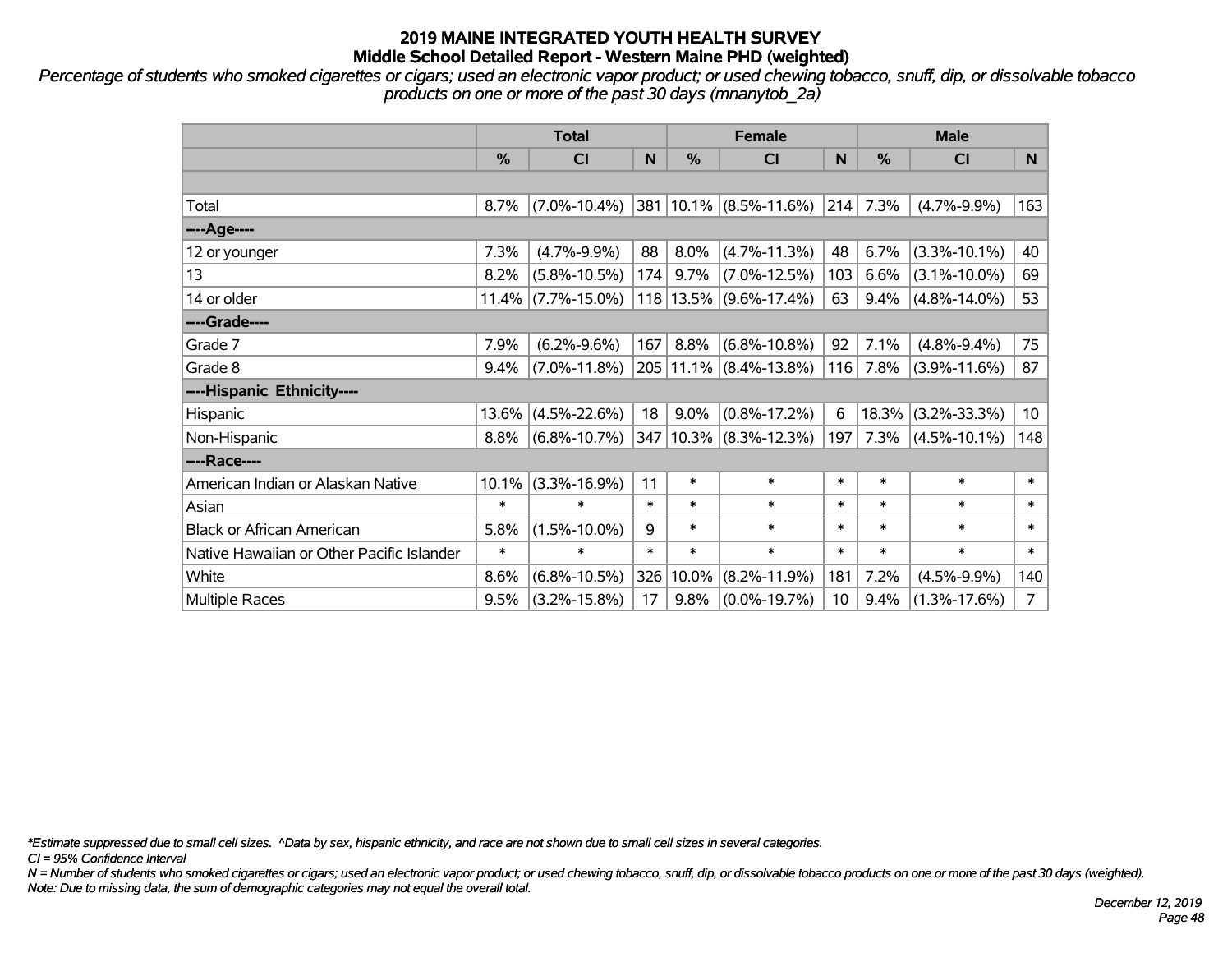# 2019 MAINE INTEGRATED YOUTH HEALTH SURVEY
## Middle School Detailed Report - Western Maine PHD (weighted)

*Percentage of students who smoked cigarettes or cigars; used an electronic vapor product; or used chewing tobacco, snuff, dip, or dissolvable tobacco products on one or more of the past 30 days (mnanytob_2a)*

| | Total | | | Female | | | Male | | |
|---|---|---|---|---|---|---|---|---|---|
| | % | CI | N | % | CI | N | % | CI | N |
| | | | | | | | | | |
| Total | 8.7% | (7.0%-10.4%) | 381 | 10.1% | (8.5%-11.6%) | 214 | 7.3% | (4.7%-9.9%) | 163 |
| ----Age---- | | | | | | | | | |
| 12 or younger | 7.3% | (4.7%-9.9%) | 88 | 8.0% | (4.7%-11.3%) | 48 | 6.7% | (3.3%-10.1%) | 40 |
| 13 | 8.2% | (5.8%-10.5%) | 174 | 9.7% | (7.0%-12.5%) | 103 | 6.6% | (3.1%-10.0%) | 69 |
| 14 or older | 11.4% | (7.7%-15.0%) | 118 | 13.5% | (9.6%-17.4%) | 63 | 9.4% | (4.8%-14.0%) | 53 |
| ----Grade---- | | | | | | | | | |
| Grade 7 | 7.9% | (6.2%-9.6%) | 167 | 8.8% | (6.8%-10.8%) | 92 | 7.1% | (4.8%-9.4%) | 75 |
| Grade 8 | 9.4% | (7.0%-11.8%) | 205 | 11.1% | (8.4%-13.8%) | 116 | 7.8% | (3.9%-11.6%) | 87 |
| ----Hispanic Ethnicity---- | | | | | | | | | |
| Hispanic | 13.6% | (4.5%-22.6%) | 18 | 9.0% | (0.8%-17.2%) | 6 | 18.3% | (3.2%-33.3%) | 10 |
| Non-Hispanic | 8.8% | (6.8%-10.7%) | 347 | 10.3% | (8.3%-12.3%) | 197 | 7.3% | (4.5%-10.1%) | 148 |
| ----Race---- | | | | | | | | | |
| American Indian or Alaskan Native | 10.1% | (3.3%-16.9%) | 11 | * | * | * | * | * | * |
| Asian | * | * | * | * | * | * | * | * | * |
| Black or African American | 5.8% | (1.5%-10.0%) | 9 | * | * | * | * | * | * |
| Native Hawaiian or Other Pacific Islander | * | * | * | * | * | * | * | * | * |
| White | 8.6% | (6.8%-10.5%) | 326 | 10.0% | (8.2%-11.9%) | 181 | 7.2% | (4.5%-9.9%) | 140 |
| Multiple Races | 9.5% | (3.2%-15.8%) | 17 | 9.8% | (0.0%-19.7%) | 10 | 9.4% | (1.3%-17.6%) | 7 |

*\*Estimate suppressed due to small cell sizes. ^Data by sex, hispanic ethnicity, and race are not shown due to small cell sizes in several categories.*

*CI = 95% Confidence Interval*

*N = Number of students who smoked cigarettes or cigars; used an electronic vapor product; or used chewing tobacco, snuff, dip, or dissolvable tobacco products on one or more of the past 30 days (weighted).*

*Note: Due to missing data, the sum of demographic categories may not equal the overall total.*

*December 12, 2019*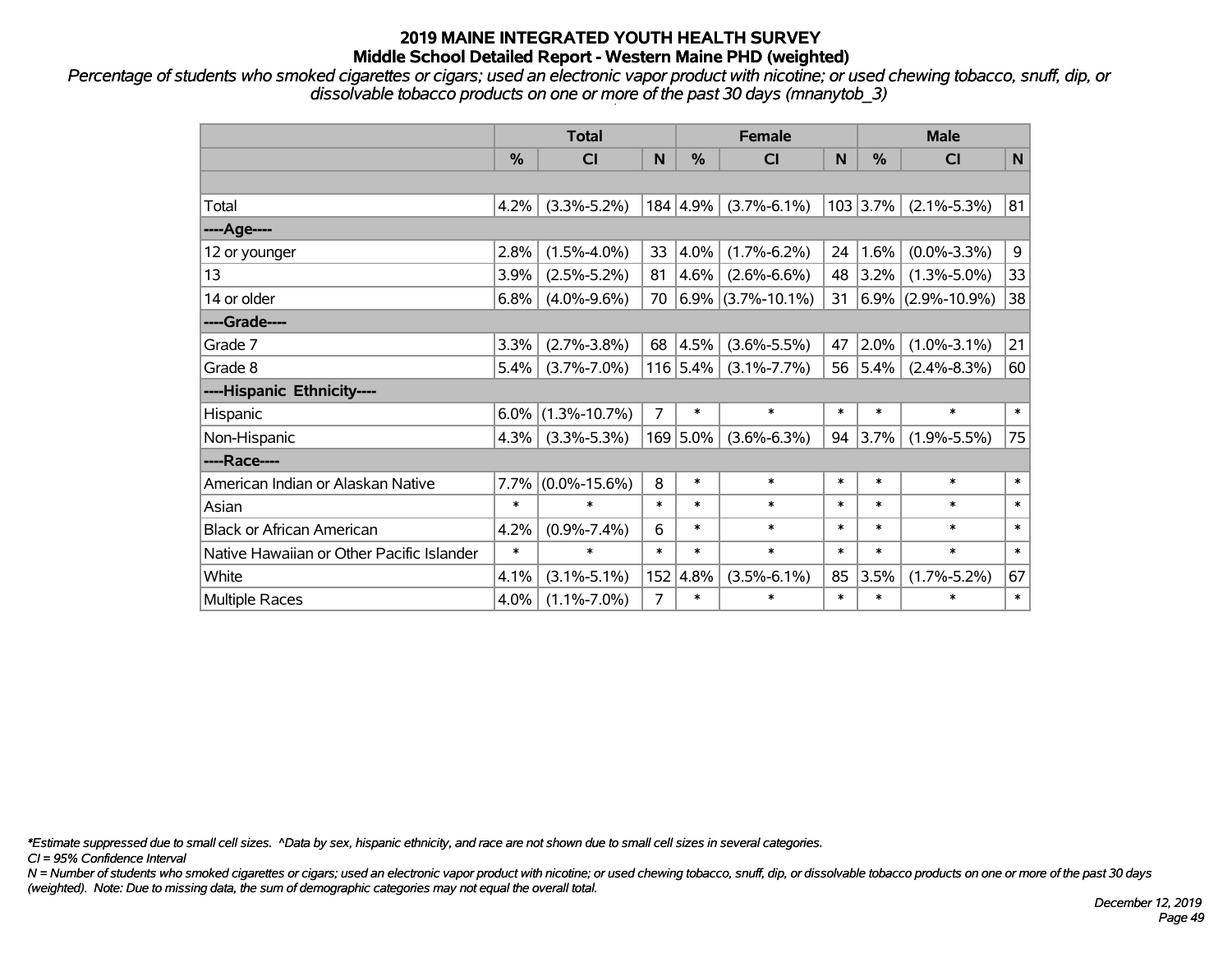# 2019 MAINE INTEGRATED YOUTH HEALTH SURVEY
## Middle School Detailed Report - Western Maine PHD (weighted)

*Percentage of students who smoked cigarettes or cigars; used an electronic vapor product with nicotine; or used chewing tobacco, snuff, dip, or dissolvable tobacco products on one or more of the past 30 days (mnanytob_3)*

| | Total | | | Female | | | Male | | |
|---|---|---|---|---|---|---|---|---|---|
| | % | CI | N | % | CI | N | % | CI | N |
| | | | | | | | | | |
| Total | 4.2% | (3.3%-5.2%) | 184 | 4.9% | (3.7%-6.1%) | 103 | 3.7% | (2.1%-5.3%) | 81 |
| ----Age---- | | | | | | | | | |
| 12 or younger | 2.8% | (1.5%-4.0%) | 33 | 4.0% | (1.7%-6.2%) | 24 | 1.6% | (0.0%-3.3%) | 9 |
| 13 | 3.9% | (2.5%-5.2%) | 81 | 4.6% | (2.6%-6.6%) | 48 | 3.2% | (1.3%-5.0%) | 33 |
| 14 or older | 6.8% | (4.0%-9.6%) | 70 | 6.9% | (3.7%-10.1%) | 31 | 6.9% | (2.9%-10.9%) | 38 |
| ----Grade---- | | | | | | | | | |
| Grade 7 | 3.3% | (2.7%-3.8%) | 68 | 4.5% | (3.6%-5.5%) | 47 | 2.0% | (1.0%-3.1%) | 21 |
| Grade 8 | 5.4% | (3.7%-7.0%) | 116 | 5.4% | (3.1%-7.7%) | 56 | 5.4% | (2.4%-8.3%) | 60 |
| ----Hispanic Ethnicity---- | | | | | | | | | |
| Hispanic | 6.0% | (1.3%-10.7%) | 7 | * | * | * | * | * | * |
| Non-Hispanic | 4.3% | (3.3%-5.3%) | 169 | 5.0% | (3.6%-6.3%) | 94 | 3.7% | (1.9%-5.5%) | 75 |
| ----Race---- | | | | | | | | | |
| American Indian or Alaskan Native | 7.7% | (0.0%-15.6%) | 8 | * | * | * | * | * | * |
| Asian | * | * | * | * | * | * | * | * | * |
| Black or African American | 4.2% | (0.9%-7.4%) | 6 | * | * | * | * | * | * |
| Native Hawaiian or Other Pacific Islander | * | * | * | * | * | * | * | * | * |
| White | 4.1% | (3.1%-5.1%) | 152 | 4.8% | (3.5%-6.1%) | 85 | 3.5% | (1.7%-5.2%) | 67 |
| Multiple Races | 4.0% | (1.1%-7.0%) | 7 | * | * | * | * | * | * |

*\*Estimate suppressed due to small cell sizes. ^Data by sex, hispanic ethnicity, and race are not shown due to small cell sizes in several categories.*

*CI = 95% Confidence Interval*

*N = Number of students who smoked cigarettes or cigars; used an electronic vapor product with nicotine; or used chewing tobacco, snuff, dip, or dissolvable tobacco products on one or more of the past 30 days (weighted). Note: Due to missing data, the sum of demographic categories may not equal the overall total.*

*December 12, 2019*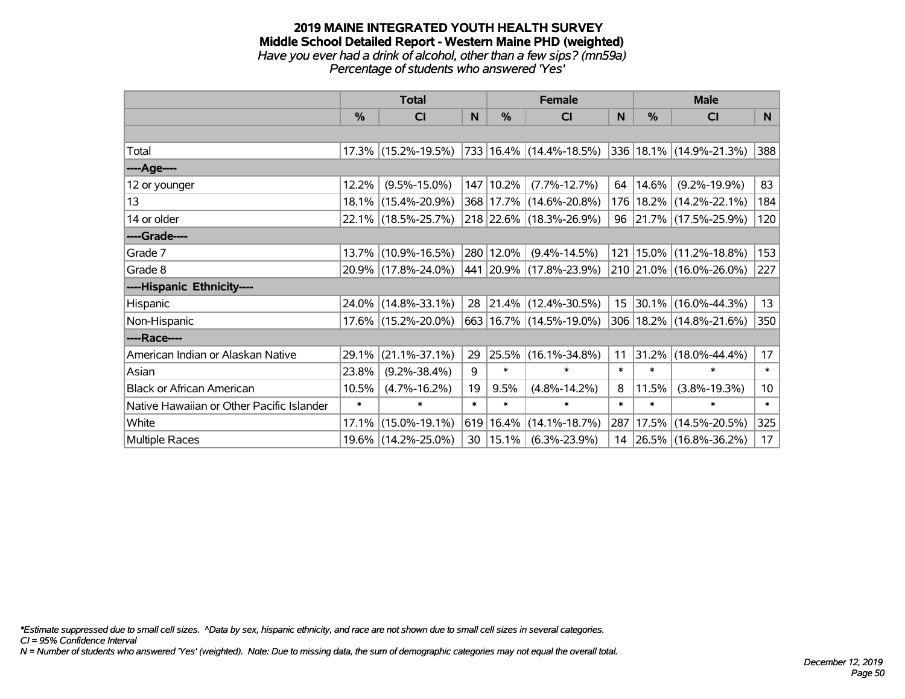# 2019 MAINE INTEGRATED YOUTH HEALTH SURVEY
## Middle School Detailed Report - Western Maine PHD (weighted)
*Have you ever had a drink of alcohol, other than a few sips? (mn59a)*
*Percentage of students who answered 'Yes'*

| | Total | | | Female | | | Male | | |
|---|---|---|---|---|---|---|---|---|---|
| | % | CI | N | % | CI | N | % | CI | N |
| Total | 17.3% | (15.2%-19.5%) | 733 | 16.4% | (14.4%-18.5%) | 336 | 18.1% | (14.9%-21.3%) | 388 |
| ----Age---- | | | | | | | | | |
| 12 or younger | 12.2% | (9.5%-15.0%) | 147 | 10.2% | (7.7%-12.7%) | 64 | 14.6% | (9.2%-19.9%) | 83 |
| 13 | 18.1% | (15.4%-20.9%) | 368 | 17.7% | (14.6%-20.8%) | 176 | 18.2% | (14.2%-22.1%) | 184 |
| 14 or older | 22.1% | (18.5%-25.7%) | 218 | 22.6% | (18.3%-26.9%) | 96 | 21.7% | (17.5%-25.9%) | 120 |
| ----Grade---- | | | | | | | | | |
| Grade 7 | 13.7% | (10.9%-16.5%) | 280 | 12.0% | (9.4%-14.5%) | 121 | 15.0% | (11.2%-18.8%) | 153 |
| Grade 8 | 20.9% | (17.8%-24.0%) | 441 | 20.9% | (17.8%-23.9%) | 210 | 21.0% | (16.0%-26.0%) | 227 |
| ----Hispanic Ethnicity---- | | | | | | | | | |
| Hispanic | 24.0% | (14.8%-33.1%) | 28 | 21.4% | (12.4%-30.5%) | 15 | 30.1% | (16.0%-44.3%) | 13 |
| Non-Hispanic | 17.6% | (15.2%-20.0%) | 663 | 16.7% | (14.5%-19.0%) | 306 | 18.2% | (14.8%-21.6%) | 350 |
| ----Race---- | | | | | | | | | |
| American Indian or Alaskan Native | 29.1% | (21.1%-37.1%) | 29 | 25.5% | (16.1%-34.8%) | 11 | 31.2% | (18.0%-44.4%) | 17 |
| Asian | 23.8% | (9.2%-38.4%) | 9 | * | * | * | * | * | * |
| Black or African American | 10.5% | (4.7%-16.2%) | 19 | 9.5% | (4.8%-14.2%) | 8 | 11.5% | (3.8%-19.3%) | 10 |
| Native Hawaiian or Other Pacific Islander | * | * | * | * | * | * | * | * | * |
| White | 17.1% | (15.0%-19.1%) | 619 | 16.4% | (14.1%-18.7%) | 287 | 17.5% | (14.5%-20.5%) | 325 |
| Multiple Races | 19.6% | (14.2%-25.0%) | 30 | 15.1% | (6.3%-23.9%) | 14 | 26.5% | (16.8%-36.2%) | 17 |

*Estimate suppressed due to small cell sizes. ^Data by sex, hispanic ethnicity, and race are not shown due to small cell sizes in several categories.
CI = 95% Confidence Interval
N = Number of students who answered 'Yes' (weighted). Note: Due to missing data, the sum of demographic categories may not equal the overall total.

December 12, 2019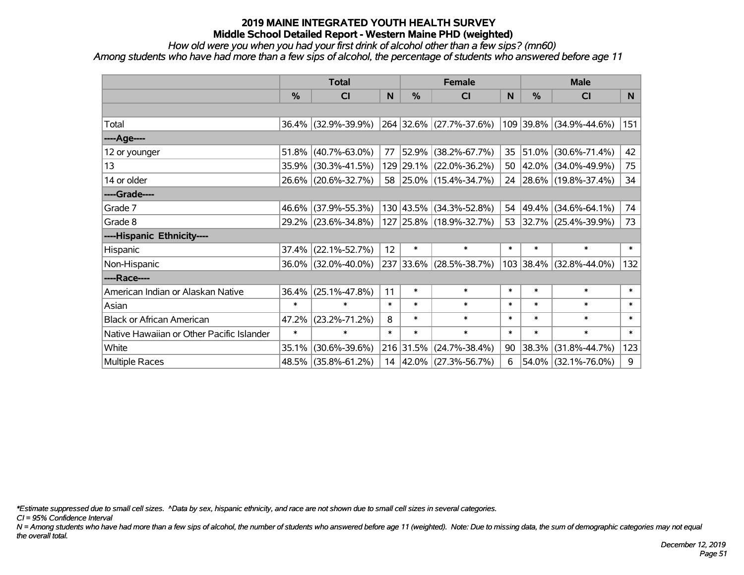# 2019 MAINE INTEGRATED YOUTH HEALTH SURVEY
## Middle School Detailed Report - Western Maine PHD (weighted)

*How old were you when you had your first drink of alcohol other than a few sips? (mn60)*

*Among students who have had more than a few sips of alcohol, the percentage of students who answered before age 11*

| | Total | | | Female | | | Male | | |
|---|---|---|---|---|---|---|---|---|---|
| | % | CI | N | % | CI | N | % | CI | N |
| | | | | | | | | | |
| Total | 36.4% | (32.9%-39.9%) | 264 | 32.6% | (27.7%-37.6%) | 109 | 39.8% | (34.9%-44.6%) | 151 |
| ----Age---- | | | | | | | | | |
| 12 or younger | 51.8% | (40.7%-63.0%) | 77 | 52.9% | (38.2%-67.7%) | 35 | 51.0% | (30.6%-71.4%) | 42 |
| 13 | 35.9% | (30.3%-41.5%) | 129 | 29.1% | (22.0%-36.2%) | 50 | 42.0% | (34.0%-49.9%) | 75 |
| 14 or older | 26.6% | (20.6%-32.7%) | 58 | 25.0% | (15.4%-34.7%) | 24 | 28.6% | (19.8%-37.4%) | 34 |
| ----Grade---- | | | | | | | | | |
| Grade 7 | 46.6% | (37.9%-55.3%) | 130 | 43.5% | (34.3%-52.8%) | 54 | 49.4% | (34.6%-64.1%) | 74 |
| Grade 8 | 29.2% | (23.6%-34.8%) | 127 | 25.8% | (18.9%-32.7%) | 53 | 32.7% | (25.4%-39.9%) | 73 |
| ----Hispanic Ethnicity---- | | | | | | | | | |
| Hispanic | 37.4% | (22.1%-52.7%) | 12 | * | * | * | * | * | * |
| Non-Hispanic | 36.0% | (32.0%-40.0%) | 237 | 33.6% | (28.5%-38.7%) | 103 | 38.4% | (32.8%-44.0%) | 132 |
| ----Race---- | | | | | | | | | |
| American Indian or Alaskan Native | 36.4% | (25.1%-47.8%) | 11 | * | * | * | * | * | * |
| Asian | * | * | * | * | * | * | * | * | * |
| Black or African American | 47.2% | (23.2%-71.2%) | 8 | * | * | * | * | * | * |
| Native Hawaiian or Other Pacific Islander | * | * | * | * | * | * | * | * | * |
| White | 35.1% | (30.6%-39.6%) | 216 | 31.5% | (24.7%-38.4%) | 90 | 38.3% | (31.8%-44.7%) | 123 |
| Multiple Races | 48.5% | (35.8%-61.2%) | 14 | 42.0% | (27.3%-56.7%) | 6 | 54.0% | (32.1%-76.0%) | 9 |

*\*Estimate suppressed due to small cell sizes. ^Data by sex, hispanic ethnicity, and race are not shown due to small cell sizes in several categories.*

*CI = 95% Confidence Interval*

*N = Among students who have had more than a few sips of alcohol, the number of students who answered before age 11 (weighted). Note: Due to missing data, the sum of demographic categories may not equal the overall total.*

*December 12, 2019*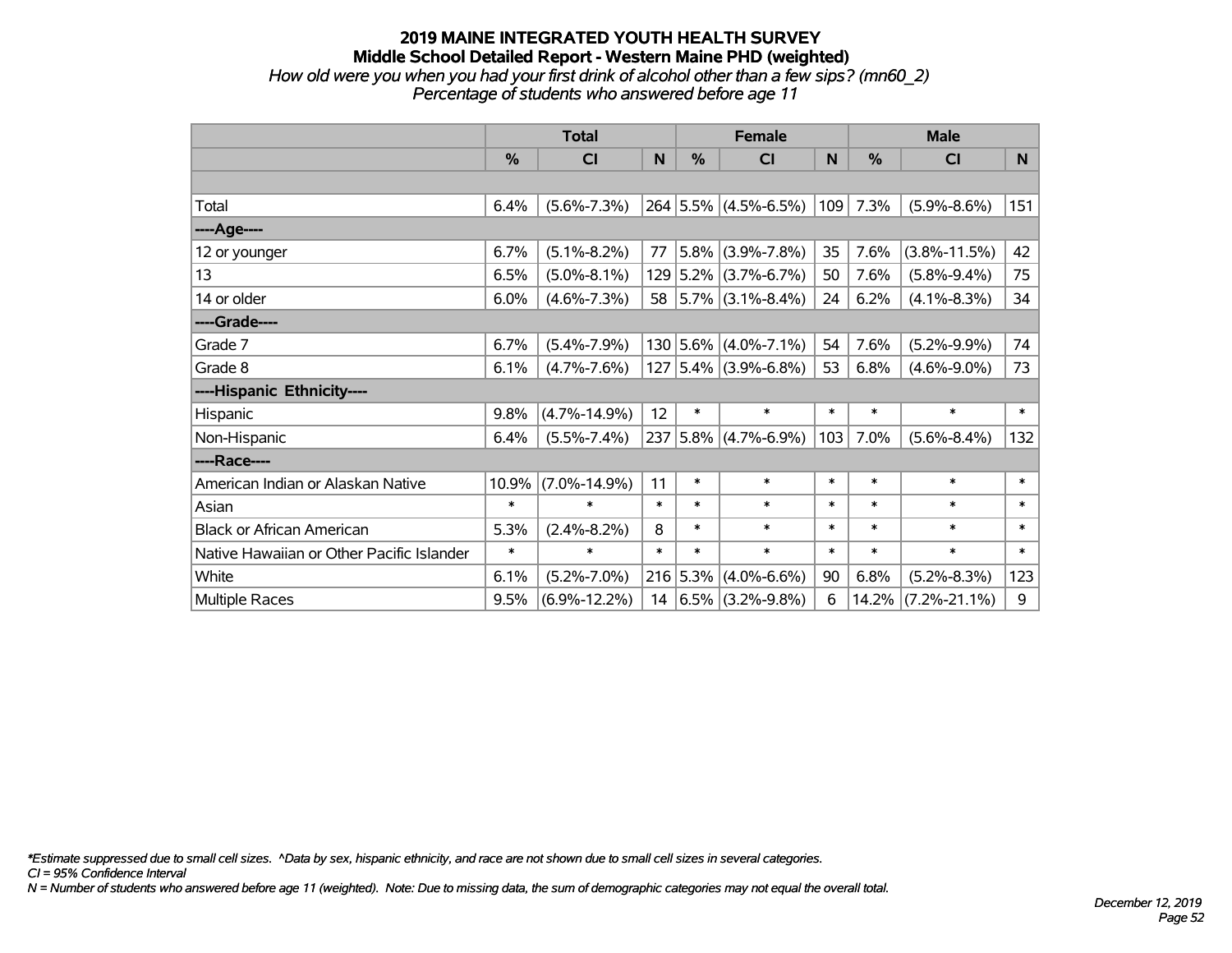# 2019 MAINE INTEGRATED YOUTH HEALTH SURVEY
## Middle School Detailed Report - Western Maine PHD (weighted)
*How old were you when you had your first drink of alcohol other than a few sips? (mn60_2)*
*Percentage of students who answered before age 11*

| | Total | | | Female | | | Male | | |
|---|---|---|---|---|---|---|---|---|---|
| | % | CI | N | % | CI | N | % | CI | N |
| Total | 6.4% | (5.6%-7.3%) | 264 | 5.5% | (4.5%-6.5%) | 109 | 7.3% | (5.9%-8.6%) | 151 |
| ----Age---- | | | | | | | | | |
| 12 or younger | 6.7% | (5.1%-8.2%) | 77 | 5.8% | (3.9%-7.8%) | 35 | 7.6% | (3.8%-11.5%) | 42 |
| 13 | 6.5% | (5.0%-8.1%) | 129 | 5.2% | (3.7%-6.7%) | 50 | 7.6% | (5.8%-9.4%) | 75 |
| 14 or older | 6.0% | (4.6%-7.3%) | 58 | 5.7% | (3.1%-8.4%) | 24 | 6.2% | (4.1%-8.3%) | 34 |
| ----Grade---- | | | | | | | | | |
| Grade 7 | 6.7% | (5.4%-7.9%) | 130 | 5.6% | (4.0%-7.1%) | 54 | 7.6% | (5.2%-9.9%) | 74 |
| Grade 8 | 6.1% | (4.7%-7.6%) | 127 | 5.4% | (3.9%-6.8%) | 53 | 6.8% | (4.6%-9.0%) | 73 |
| ----Hispanic Ethnicity---- | | | | | | | | | |
| Hispanic | 9.8% | (4.7%-14.9%) | 12 | * | * | * | * | * | * |
| Non-Hispanic | 6.4% | (5.5%-7.4%) | 237 | 5.8% | (4.7%-6.9%) | 103 | 7.0% | (5.6%-8.4%) | 132 |
| ----Race---- | | | | | | | | | |
| American Indian or Alaskan Native | 10.9% | (7.0%-14.9%) | 11 | * | * | * | * | * | * |
| Asian | * | * | * | * | * | * | * | * | * |
| Black or African American | 5.3% | (2.4%-8.2%) | 8 | * | * | * | * | * | * |
| Native Hawaiian or Other Pacific Islander | * | * | * | * | * | * | * | * | * |
| White | 6.1% | (5.2%-7.0%) | 216 | 5.3% | (4.0%-6.6%) | 90 | 6.8% | (5.2%-8.3%) | 123 |
| Multiple Races | 9.5% | (6.9%-12.2%) | 14 | 6.5% | (3.2%-9.8%) | 6 | 14.2% | (7.2%-21.1%) | 9 |

*\*Estimate suppressed due to small cell sizes. ^Data by sex, hispanic ethnicity, and race are not shown due to small cell sizes in several categories.*
*CI = 95% Confidence Interval*
*N = Number of students who answered before age 11 (weighted). Note: Due to missing data, the sum of demographic categories may not equal the overall total.*

*December 12, 2019*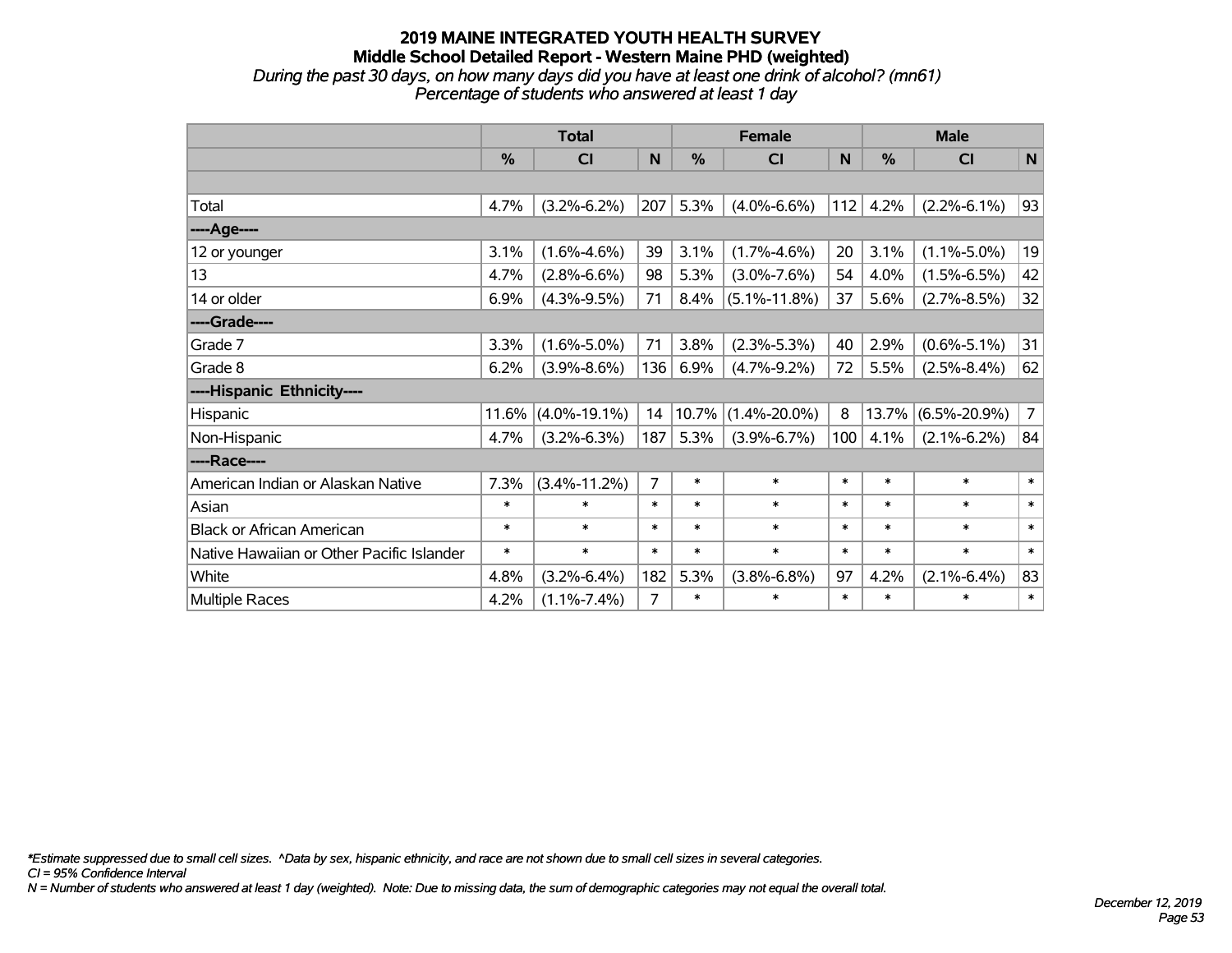# 2019 MAINE INTEGRATED YOUTH HEALTH SURVEY
## Middle School Detailed Report - Western Maine PHD (weighted)
*During the past 30 days, on how many days did you have at least one drink of alcohol? (mn61)*
*Percentage of students who answered at least 1 day*

| | Total | | | Female | | | Male | | |
|---|---|---|---|---|---|---|---|---|---|
| | % | CI | N | % | CI | N | % | CI | N |
| | | | | | | | | | |
| Total | 4.7% | (3.2%-6.2%) | 207 | 5.3% | (4.0%-6.6%) | 112 | 4.2% | (2.2%-6.1%) | 93 |
| ----Age---- | | | | | | | | | |
| 12 or younger | 3.1% | (1.6%-4.6%) | 39 | 3.1% | (1.7%-4.6%) | 20 | 3.1% | (1.1%-5.0%) | 19 |
| 13 | 4.7% | (2.8%-6.6%) | 98 | 5.3% | (3.0%-7.6%) | 54 | 4.0% | (1.5%-6.5%) | 42 |
| 14 or older | 6.9% | (4.3%-9.5%) | 71 | 8.4% | (5.1%-11.8%) | 37 | 5.6% | (2.7%-8.5%) | 32 |
| ----Grade---- | | | | | | | | | |
| Grade 7 | 3.3% | (1.6%-5.0%) | 71 | 3.8% | (2.3%-5.3%) | 40 | 2.9% | (0.6%-5.1%) | 31 |
| Grade 8 | 6.2% | (3.9%-8.6%) | 136 | 6.9% | (4.7%-9.2%) | 72 | 5.5% | (2.5%-8.4%) | 62 |
| ----Hispanic Ethnicity---- | | | | | | | | | |
| Hispanic | 11.6% | (4.0%-19.1%) | 14 | 10.7% | (1.4%-20.0%) | 8 | 13.7% | (6.5%-20.9%) | 7 |
| Non-Hispanic | 4.7% | (3.2%-6.3%) | 187 | 5.3% | (3.9%-6.7%) | 100 | 4.1% | (2.1%-6.2%) | 84 |
| ----Race---- | | | | | | | | | |
| American Indian or Alaskan Native | 7.3% | (3.4%-11.2%) | 7 | * | * | * | * | * | * |
| Asian | * | * | * | * | * | * | * | * | * |
| Black or African American | * | * | * | * | * | * | * | * | * |
| Native Hawaiian or Other Pacific Islander | * | * | * | * | * | * | * | * | * |
| White | 4.8% | (3.2%-6.4%) | 182 | 5.3% | (3.8%-6.8%) | 97 | 4.2% | (2.1%-6.4%) | 83 |
| Multiple Races | 4.2% | (1.1%-7.4%) | 7 | * | * | * | * | * | * |

*Estimate suppressed due to small cell sizes. ^Data by sex, hispanic ethnicity, and race are not shown due to small cell sizes in several categories.

CI = 95% Confidence Interval

N = Number of students who answered at least 1 day (weighted). Note: Due to missing data, the sum of demographic categories may not equal the overall total.

December 12, 2019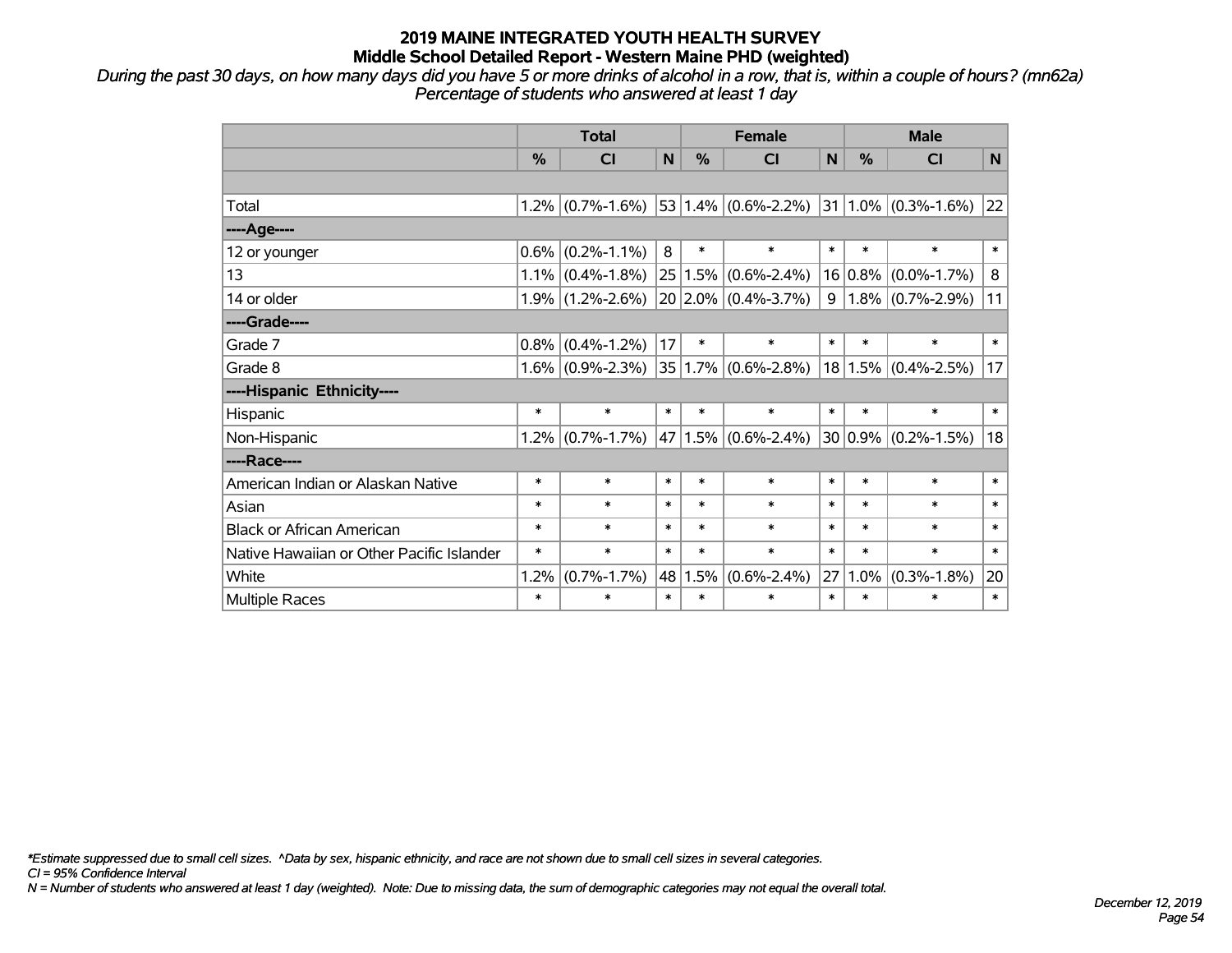# 2019 MAINE INTEGRATED YOUTH HEALTH SURVEY
## Middle School Detailed Report - Western Maine PHD (weighted)

*During the past 30 days, on how many days did you have 5 or more drinks of alcohol in a row, that is, within a couple of hours? (mn62a)*
*Percentage of students who answered at least 1 day*

| | Total | | | Female | | | Male | | |
|---|---|---|---|---|---|---|---|---|---|
| | % | CI | N | % | CI | N | % | CI | N |
| Total | 1.2% | (0.7%-1.6%) | 53 | 1.4% | (0.6%-2.2%) | 31 | 1.0% | (0.3%-1.6%) | 22 |
| ----Age---- | | | | | | | | | |
| 12 or younger | 0.6% | (0.2%-1.1%) | 8 | * | * | * | * | * | * |
| 13 | 1.1% | (0.4%-1.8%) | 25 | 1.5% | (0.6%-2.4%) | 16 | 0.8% | (0.0%-1.7%) | 8 |
| 14 or older | 1.9% | (1.2%-2.6%) | 20 | 2.0% | (0.4%-3.7%) | 9 | 1.8% | (0.7%-2.9%) | 11 |
| ----Grade---- | | | | | | | | | |
| Grade 7 | 0.8% | (0.4%-1.2%) | 17 | * | * | * | * | * | * |
| Grade 8 | 1.6% | (0.9%-2.3%) | 35 | 1.7% | (0.6%-2.8%) | 18 | 1.5% | (0.4%-2.5%) | 17 |
| ----Hispanic Ethnicity---- | | | | | | | | | |
| Hispanic | * | * | * | * | * | * | * | * | * |
| Non-Hispanic | 1.2% | (0.7%-1.7%) | 47 | 1.5% | (0.6%-2.4%) | 30 | 0.9% | (0.2%-1.5%) | 18 |
| ----Race---- | | | | | | | | | |
| American Indian or Alaskan Native | * | * | * | * | * | * | * | * | * |
| Asian | * | * | * | * | * | * | * | * | * |
| Black or African American | * | * | * | * | * | * | * | * | * |
| Native Hawaiian or Other Pacific Islander | * | * | * | * | * | * | * | * | * |
| White | 1.2% | (0.7%-1.7%) | 48 | 1.5% | (0.6%-2.4%) | 27 | 1.0% | (0.3%-1.8%) | 20 |
| Multiple Races | * | * | * | * | * | * | * | * | * |

*\*Estimate suppressed due to small cell sizes. ^Data by sex, hispanic ethnicity, and race are not shown due to small cell sizes in several categories.*
*CI = 95% Confidence Interval*
*N = Number of students who answered at least 1 day (weighted). Note: Due to missing data, the sum of demographic categories may not equal the overall total.*

*December 12, 2019*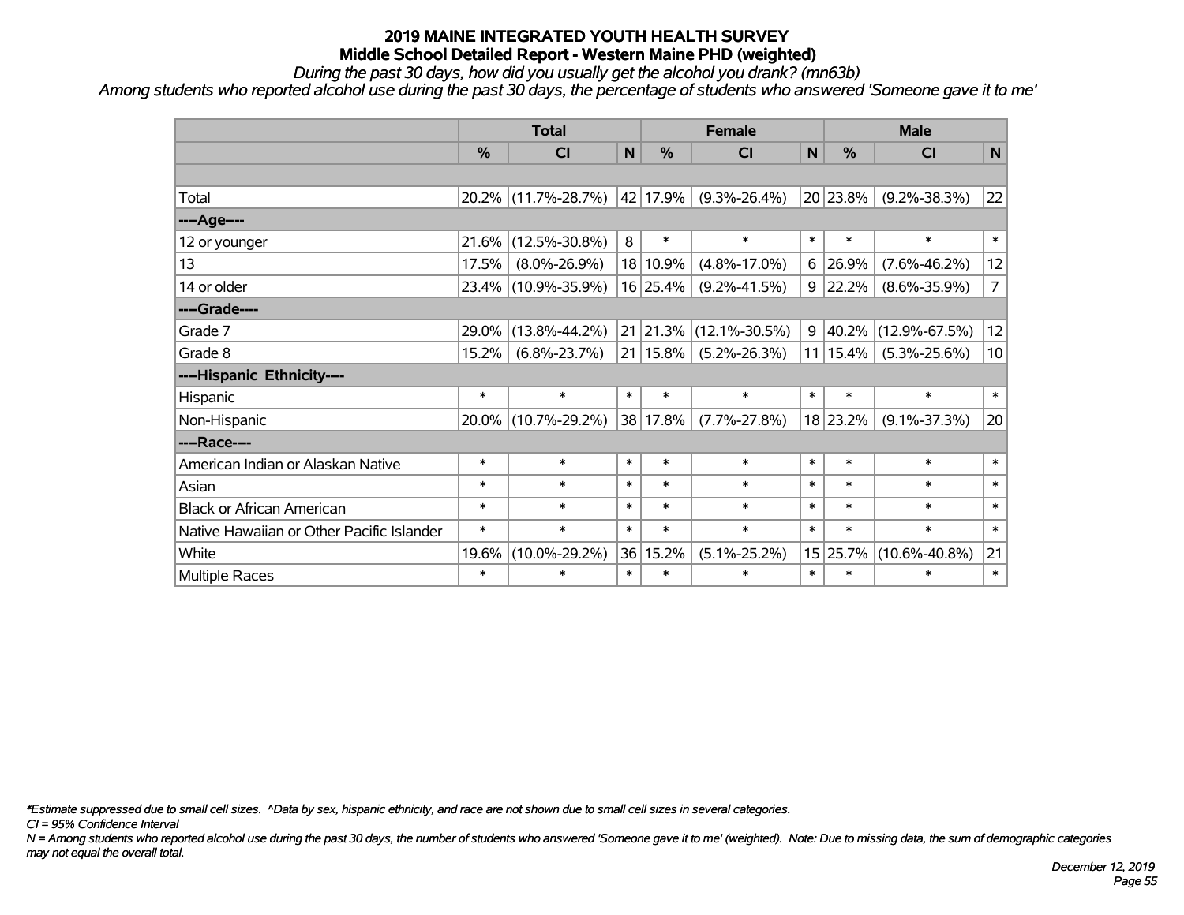# 2019 MAINE INTEGRATED YOUTH HEALTH SURVEY
## Middle School Detailed Report - Western Maine PHD (weighted)

*During the past 30 days, how did you usually get the alcohol you drank? (mn63b)*

*Among students who reported alcohol use during the past 30 days, the percentage of students who answered 'Someone gave it to me'*

| | Total | | | Female | | | Male | | |
|---|---|---|---|---|---|---|---|---|---|
| | % | CI | N | % | CI | N | % | CI | N |
| | | | | | | | | | |
| Total | 20.2% | (11.7%-28.7%) | 42 | 17.9% | (9.3%-26.4%) | 20 | 23.8% | (9.2%-38.3%) | 22 |
| **----Age----** | | | | | | | | | |
| 12 or younger | 21.6% | (12.5%-30.8%) | 8 | * | * | * | * | * | * |
| 13 | 17.5% | (8.0%-26.9%) | 18 | 10.9% | (4.8%-17.0%) | 6 | 26.9% | (7.6%-46.2%) | 12 |
| 14 or older | 23.4% | (10.9%-35.9%) | 16 | 25.4% | (9.2%-41.5%) | 9 | 22.2% | (8.6%-35.9%) | 7 |
| **----Grade----** | | | | | | | | | |
| Grade 7 | 29.0% | (13.8%-44.2%) | 21 | 21.3% | (12.1%-30.5%) | 9 | 40.2% | (12.9%-67.5%) | 12 |
| Grade 8 | 15.2% | (6.8%-23.7%) | 21 | 15.8% | (5.2%-26.3%) | 11 | 15.4% | (5.3%-25.6%) | 10 |
| **----Hispanic Ethnicity----** | | | | | | | | | |
| Hispanic | * | * | * | * | * | * | * | * | * |
| Non-Hispanic | 20.0% | (10.7%-29.2%) | 38 | 17.8% | (7.7%-27.8%) | 18 | 23.2% | (9.1%-37.3%) | 20 |
| **----Race----** | | | | | | | | | |
| American Indian or Alaskan Native | * | * | * | * | * | * | * | * | * |
| Asian | * | * | * | * | * | * | * | * | * |
| Black or African American | * | * | * | * | * | * | * | * | * |
| Native Hawaiian or Other Pacific Islander | * | * | * | * | * | * | * | * | * |
| White | 19.6% | (10.0%-29.2%) | 36 | 15.2% | (5.1%-25.2%) | 15 | 25.7% | (10.6%-40.8%) | 21 |
| Multiple Races | * | * | * | * | * | * | * | * | * |

*\*Estimate suppressed due to small cell sizes. ^Data by sex, hispanic ethnicity, and race are not shown due to small cell sizes in several categories.*

*CI = 95% Confidence Interval*

*N = Among students who reported alcohol use during the past 30 days, the number of students who answered 'Someone gave it to me' (weighted). Note: Due to missing data, the sum of demographic categories may not equal the overall total.*

*December 12, 2019*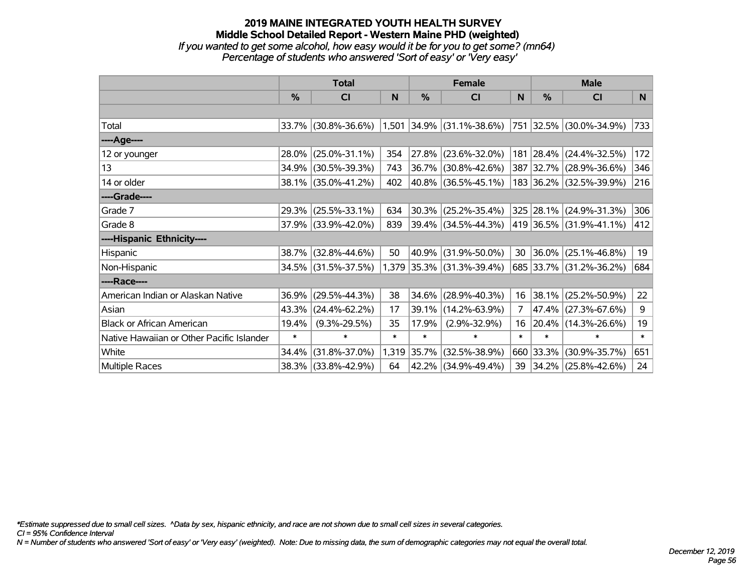# 2019 MAINE INTEGRATED YOUTH HEALTH SURVEY
## Middle School Detailed Report - Western Maine PHD (weighted)
*If you wanted to get some alcohol, how easy would it be for you to get some? (mn64)*
*Percentage of students who answered 'Sort of easy' or 'Very easy'*

| | Total | | | Female | | | Male | | |
|---|---|---|---|---|---|---|---|---|---|
| | % | CI | N | % | CI | N | % | CI | N |
| Total | 33.7% | (30.8%-36.6%) | 1,501 | 34.9% | (31.1%-38.6%) | 751 | 32.5% | (30.0%-34.9%) | 733 |
| ----Age---- | | | | | | | | | |
| 12 or younger | 28.0% | (25.0%-31.1%) | 354 | 27.8% | (23.6%-32.0%) | 181 | 28.4% | (24.4%-32.5%) | 172 |
| 13 | 34.9% | (30.5%-39.3%) | 743 | 36.7% | (30.8%-42.6%) | 387 | 32.7% | (28.9%-36.6%) | 346 |
| 14 or older | 38.1% | (35.0%-41.2%) | 402 | 40.8% | (36.5%-45.1%) | 183 | 36.2% | (32.5%-39.9%) | 216 |
| ----Grade---- | | | | | | | | | |
| Grade 7 | 29.3% | (25.5%-33.1%) | 634 | 30.3% | (25.2%-35.4%) | 325 | 28.1% | (24.9%-31.3%) | 306 |
| Grade 8 | 37.9% | (33.9%-42.0%) | 839 | 39.4% | (34.5%-44.3%) | 419 | 36.5% | (31.9%-41.1%) | 412 |
| ----Hispanic Ethnicity---- | | | | | | | | | |
| Hispanic | 38.7% | (32.8%-44.6%) | 50 | 40.9% | (31.9%-50.0%) | 30 | 36.0% | (25.1%-46.8%) | 19 |
| Non-Hispanic | 34.5% | (31.5%-37.5%) | 1,379 | 35.3% | (31.3%-39.4%) | 685 | 33.7% | (31.2%-36.2%) | 684 |
| ----Race---- | | | | | | | | | |
| American Indian or Alaskan Native | 36.9% | (29.5%-44.3%) | 38 | 34.6% | (28.9%-40.3%) | 16 | 38.1% | (25.2%-50.9%) | 22 |
| Asian | 43.3% | (24.4%-62.2%) | 17 | 39.1% | (14.2%-63.9%) | 7 | 47.4% | (27.3%-67.6%) | 9 |
| Black or African American | 19.4% | (9.3%-29.5%) | 35 | 17.9% | (2.9%-32.9%) | 16 | 20.4% | (14.3%-26.6%) | 19 |
| Native Hawaiian or Other Pacific Islander | * | * | * | * | * | * | * | * | * |
| White | 34.4% | (31.8%-37.0%) | 1,319 | 35.7% | (32.5%-38.9%) | 660 | 33.3% | (30.9%-35.7%) | 651 |
| Multiple Races | 38.3% | (33.8%-42.9%) | 64 | 42.2% | (34.9%-49.4%) | 39 | 34.2% | (25.8%-42.6%) | 24 |

*Estimate suppressed due to small cell sizes. ^Data by sex, hispanic ethnicity, and race are not shown due to small cell sizes in several categories.
*CI = 95% Confidence Interval*
*N = Number of students who answered 'Sort of easy' or 'Very easy' (weighted). Note: Due to missing data, the sum of demographic categories may not equal the overall total.*

*December 12, 2019*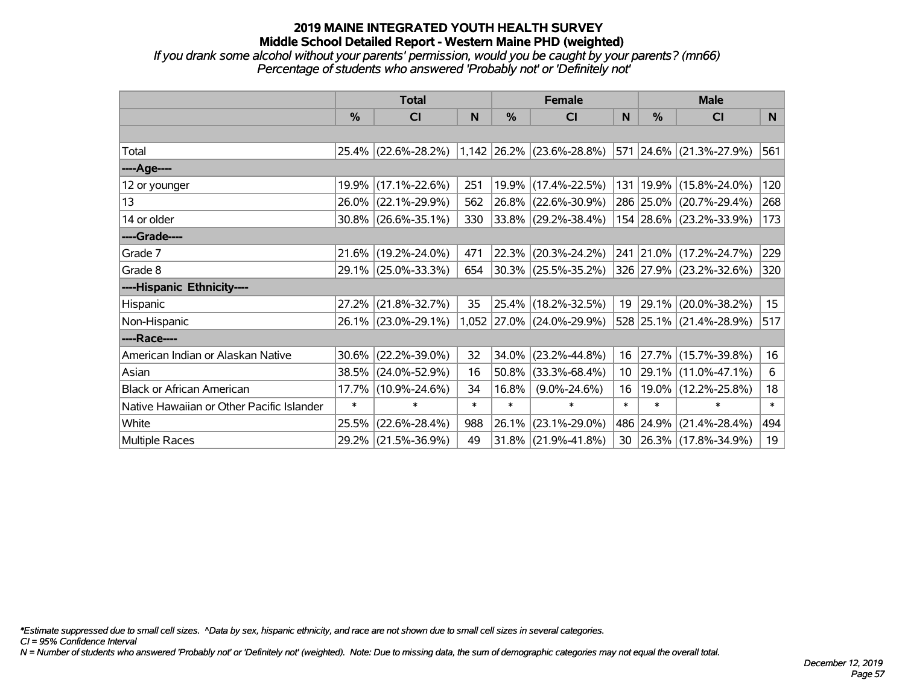# 2019 MAINE INTEGRATED YOUTH HEALTH SURVEY

## Middle School Detailed Report - Western Maine PHD (weighted)

*If you drank some alcohol without your parents' permission, would you be caught by your parents? (mn66)*

*Percentage of students who answered 'Probably not' or 'Definitely not'*

| | Total | | | Female | | | Male | | |
|---|---|---|---|---|---|---|---|---|---|
| | % | CI | N | % | CI | N | % | CI | N |
| | | | | | | | | | |
| Total | 25.4% | (22.6%-28.2%) | 1,142 | 26.2% | (23.6%-28.8%) | 571 | 24.6% | (21.3%-27.9%) | 561 |
| ----Age---- | | | | | | | | | |
| 12 or younger | 19.9% | (17.1%-22.6%) | 251 | 19.9% | (17.4%-22.5%) | 131 | 19.9% | (15.8%-24.0%) | 120 |
| 13 | 26.0% | (22.1%-29.9%) | 562 | 26.8% | (22.6%-30.9%) | 286 | 25.0% | (20.7%-29.4%) | 268 |
| 14 or older | 30.8% | (26.6%-35.1%) | 330 | 33.8% | (29.2%-38.4%) | 154 | 28.6% | (23.2%-33.9%) | 173 |
| ----Grade---- | | | | | | | | | |
| Grade 7 | 21.6% | (19.2%-24.0%) | 471 | 22.3% | (20.3%-24.2%) | 241 | 21.0% | (17.2%-24.7%) | 229 |
| Grade 8 | 29.1% | (25.0%-33.3%) | 654 | 30.3% | (25.5%-35.2%) | 326 | 27.9% | (23.2%-32.6%) | 320 |
| ----Hispanic Ethnicity---- | | | | | | | | | |
| Hispanic | 27.2% | (21.8%-32.7%) | 35 | 25.4% | (18.2%-32.5%) | 19 | 29.1% | (20.0%-38.2%) | 15 |
| Non-Hispanic | 26.1% | (23.0%-29.1%) | 1,052 | 27.0% | (24.0%-29.9%) | 528 | 25.1% | (21.4%-28.9%) | 517 |
| ----Race---- | | | | | | | | | |
| American Indian or Alaskan Native | 30.6% | (22.2%-39.0%) | 32 | 34.0% | (23.2%-44.8%) | 16 | 27.7% | (15.7%-39.8%) | 16 |
| Asian | 38.5% | (24.0%-52.9%) | 16 | 50.8% | (33.3%-68.4%) | 10 | 29.1% | (11.0%-47.1%) | 6 |
| Black or African American | 17.7% | (10.9%-24.6%) | 34 | 16.8% | (9.0%-24.6%) | 16 | 19.0% | (12.2%-25.8%) | 18 |
| Native Hawaiian or Other Pacific Islander | * | * | * | * | * | * | * | * | * |
| White | 25.5% | (22.6%-28.4%) | 988 | 26.1% | (23.1%-29.0%) | 486 | 24.9% | (21.4%-28.4%) | 494 |
| Multiple Races | 29.2% | (21.5%-36.9%) | 49 | 31.8% | (21.9%-41.8%) | 30 | 26.3% | (17.8%-34.9%) | 19 |

*\*Estimate suppressed due to small cell sizes. ^Data by sex, hispanic ethnicity, and race are not shown due to small cell sizes in several categories.*

*CI = 95% Confidence Interval*

*N = Number of students who answered 'Probably not' or 'Definitely not' (weighted). Note: Due to missing data, the sum of demographic categories may not equal the overall total.*

*December 12, 2019*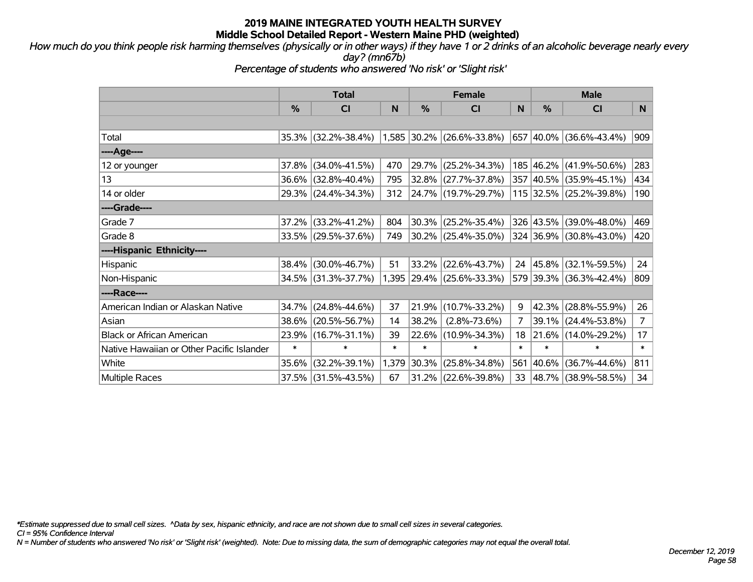# 2019 MAINE INTEGRATED YOUTH HEALTH SURVEY
## Middle School Detailed Report - Western Maine PHD (weighted)

*How much do you think people risk harming themselves (physically or in other ways) if they have 1 or 2 drinks of an alcoholic beverage nearly every day? (mn67b)*

*Percentage of students who answered 'No risk' or 'Slight risk'*

| | Total | | | Female | | | Male | | |
|---|---|---|---|---|---|---|---|---|---|
| | % | CI | N | % | CI | N | % | CI | N |
| Total | 35.3% | (32.2%-38.4%) | 1,585 | 30.2% | (26.6%-33.8%) | 657 | 40.0% | (36.6%-43.4%) | 909 |
| ----Age---- | | | | | | | | | |
| 12 or younger | 37.8% | (34.0%-41.5%) | 470 | 29.7% | (25.2%-34.3%) | 185 | 46.2% | (41.9%-50.6%) | 283 |
| 13 | 36.6% | (32.8%-40.4%) | 795 | 32.8% | (27.7%-37.8%) | 357 | 40.5% | (35.9%-45.1%) | 434 |
| 14 or older | 29.3% | (24.4%-34.3%) | 312 | 24.7% | (19.7%-29.7%) | 115 | 32.5% | (25.2%-39.8%) | 190 |
| ----Grade---- | | | | | | | | | |
| Grade 7 | 37.2% | (33.2%-41.2%) | 804 | 30.3% | (25.2%-35.4%) | 326 | 43.5% | (39.0%-48.0%) | 469 |
| Grade 8 | 33.5% | (29.5%-37.6%) | 749 | 30.2% | (25.4%-35.0%) | 324 | 36.9% | (30.8%-43.0%) | 420 |
| ----Hispanic Ethnicity---- | | | | | | | | | |
| Hispanic | 38.4% | (30.0%-46.7%) | 51 | 33.2% | (22.6%-43.7%) | 24 | 45.8% | (32.1%-59.5%) | 24 |
| Non-Hispanic | 34.5% | (31.3%-37.7%) | 1,395 | 29.4% | (25.6%-33.3%) | 579 | 39.3% | (36.3%-42.4%) | 809 |
| ----Race---- | | | | | | | | | |
| American Indian or Alaskan Native | 34.7% | (24.8%-44.6%) | 37 | 21.9% | (10.7%-33.2%) | 9 | 42.3% | (28.8%-55.9%) | 26 |
| Asian | 38.6% | (20.5%-56.7%) | 14 | 38.2% | (2.8%-73.6%) | 7 | 39.1% | (24.4%-53.8%) | 7 |
| Black or African American | 23.9% | (16.7%-31.1%) | 39 | 22.6% | (10.9%-34.3%) | 18 | 21.6% | (14.0%-29.2%) | 17 |
| Native Hawaiian or Other Pacific Islander | * | * | * | * | * | * | * | * | * |
| White | 35.6% | (32.2%-39.1%) | 1,379 | 30.3% | (25.8%-34.8%) | 561 | 40.6% | (36.7%-44.6%) | 811 |
| Multiple Races | 37.5% | (31.5%-43.5%) | 67 | 31.2% | (22.6%-39.8%) | 33 | 48.7% | (38.9%-58.5%) | 34 |

*Estimate suppressed due to small cell sizes. ^Data by sex, hispanic ethnicity, and race are not shown due to small cell sizes in several categories.

CI = 95% Confidence Interval

N = Number of students who answered 'No risk' or 'Slight risk' (weighted). Note: Due to missing data, the sum of demographic categories may not equal the overall total.

*December 12, 2019*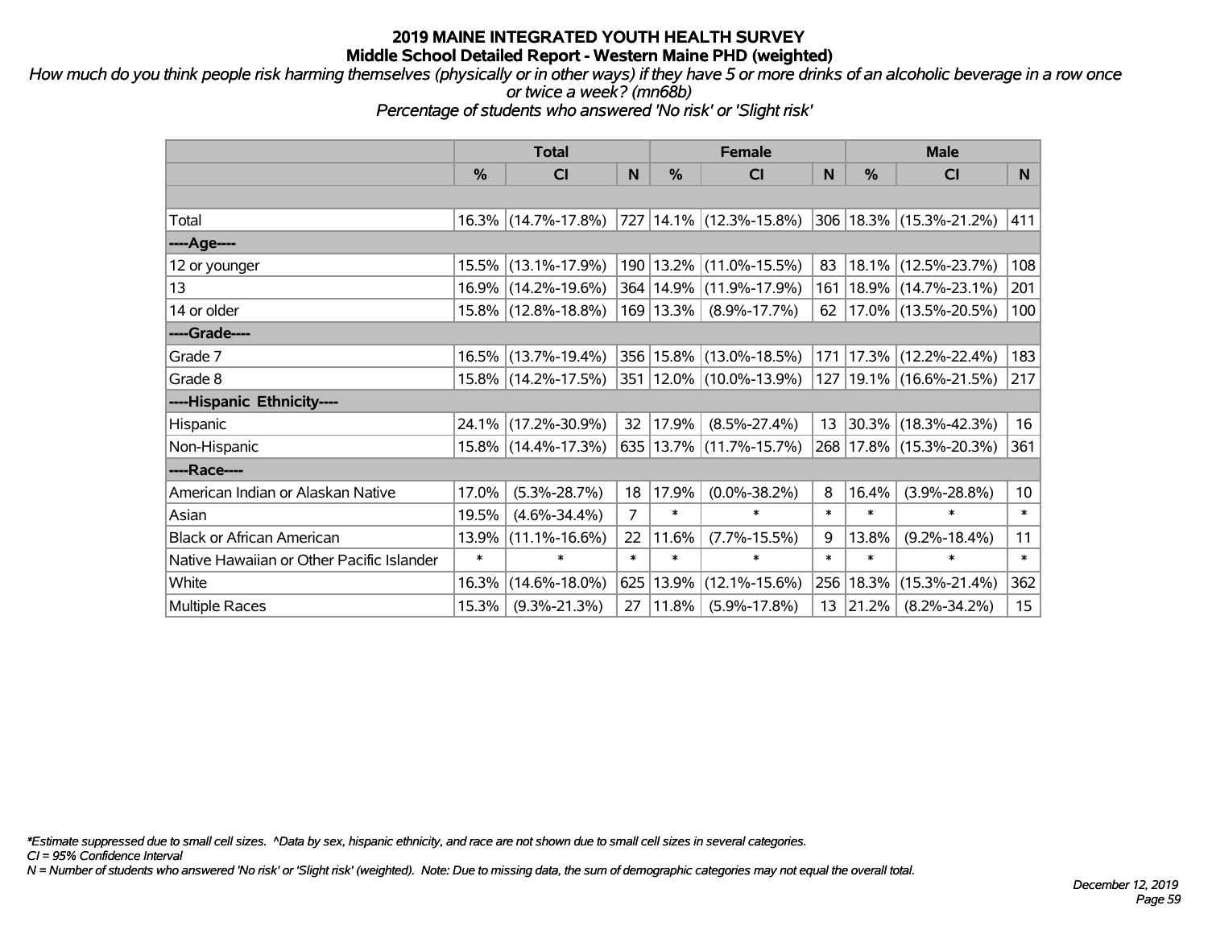# 2019 MAINE INTEGRATED YOUTH HEALTH SURVEY
## Middle School Detailed Report - Western Maine PHD (weighted)

*How much do you think people risk harming themselves (physically or in other ways) if they have 5 or more drinks of an alcoholic beverage in a row once or twice a week? (mn68b)*
*Percentage of students who answered 'No risk' or 'Slight risk'*

| | Total | | | Female | | | Male | | |
|---|---|---|---|---|---|---|---|---|---|
| | % | CI | N | % | CI | N | % | CI | N |
| Total | 16.3% | (14.7%-17.8%) | 727 | 14.1% | (12.3%-15.8%) | 306 | 18.3% | (15.3%-21.2%) | 411 |
| ----Age---- | | | | | | | | | |
| 12 or younger | 15.5% | (13.1%-17.9%) | 190 | 13.2% | (11.0%-15.5%) | 83 | 18.1% | (12.5%-23.7%) | 108 |
| 13 | 16.9% | (14.2%-19.6%) | 364 | 14.9% | (11.9%-17.9%) | 161 | 18.9% | (14.7%-23.1%) | 201 |
| 14 or older | 15.8% | (12.8%-18.8%) | 169 | 13.3% | (8.9%-17.7%) | 62 | 17.0% | (13.5%-20.5%) | 100 |
| ----Grade---- | | | | | | | | | |
| Grade 7 | 16.5% | (13.7%-19.4%) | 356 | 15.8% | (13.0%-18.5%) | 171 | 17.3% | (12.2%-22.4%) | 183 |
| Grade 8 | 15.8% | (14.2%-17.5%) | 351 | 12.0% | (10.0%-13.9%) | 127 | 19.1% | (16.6%-21.5%) | 217 |
| ----Hispanic Ethnicity---- | | | | | | | | | |
| Hispanic | 24.1% | (17.2%-30.9%) | 32 | 17.9% | (8.5%-27.4%) | 13 | 30.3% | (18.3%-42.3%) | 16 |
| Non-Hispanic | 15.8% | (14.4%-17.3%) | 635 | 13.7% | (11.7%-15.7%) | 268 | 17.8% | (15.3%-20.3%) | 361 |
| ----Race---- | | | | | | | | | |
| American Indian or Alaskan Native | 17.0% | (5.3%-28.7%) | 18 | 17.9% | (0.0%-38.2%) | 8 | 16.4% | (3.9%-28.8%) | 10 |
| Asian | 19.5% | (4.6%-34.4%) | 7 | * | * | * | * | * | * |
| Black or African American | 13.9% | (11.1%-16.6%) | 22 | 11.6% | (7.7%-15.5%) | 9 | 13.8% | (9.2%-18.4%) | 11 |
| Native Hawaiian or Other Pacific Islander | * | * | * | * | * | * | * | * | * |
| White | 16.3% | (14.6%-18.0%) | 625 | 13.9% | (12.1%-15.6%) | 256 | 18.3% | (15.3%-21.4%) | 362 |
| Multiple Races | 15.3% | (9.3%-21.3%) | 27 | 11.8% | (5.9%-17.8%) | 13 | 21.2% | (8.2%-34.2%) | 15 |

*\*Estimate suppressed due to small cell sizes. ^Data by sex, hispanic ethnicity, and race are not shown due to small cell sizes in several categories.*
*CI = 95% Confidence Interval*
*N = Number of students who answered 'No risk' or 'Slight risk' (weighted). Note: Due to missing data, the sum of demographic categories may not equal the overall total.*

*December 12, 2019*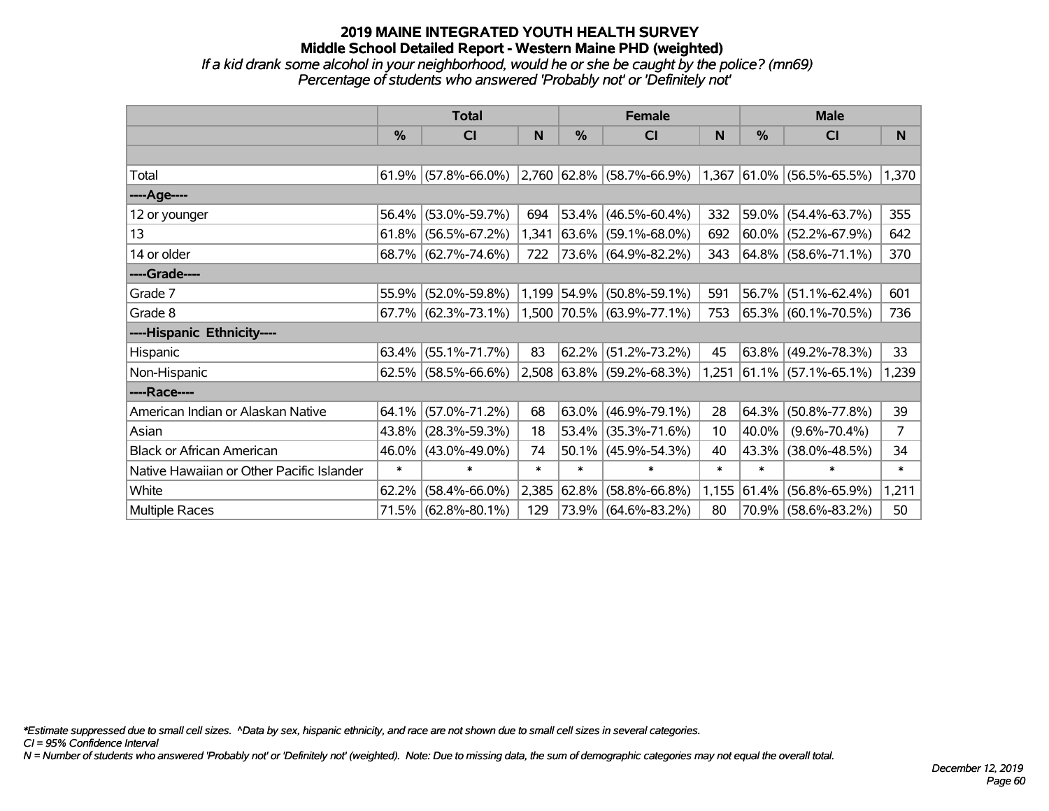# 2019 MAINE INTEGRATED YOUTH HEALTH SURVEY

## Middle School Detailed Report - Western Maine PHD (weighted)

*If a kid drank some alcohol in your neighborhood, would he or she be caught by the police? (mn69)*

*Percentage of students who answered 'Probably not' or 'Definitely not'*

| | Total | | | Female | | | Male | | |
|---|---|---|---|---|---|---|---|---|---|
| | % | CI | N | % | CI | N | % | CI | N |
| | | | | | | | | | |
| Total | 61.9% | (57.8%-66.0%) | 2,760 | 62.8% | (58.7%-66.9%) | 1,367 | 61.0% | (56.5%-65.5%) | 1,370 |
| ----Age---- | | | | | | | | | |
| 12 or younger | 56.4% | (53.0%-59.7%) | 694 | 53.4% | (46.5%-60.4%) | 332 | 59.0% | (54.4%-63.7%) | 355 |
| 13 | 61.8% | (56.5%-67.2%) | 1,341 | 63.6% | (59.1%-68.0%) | 692 | 60.0% | (52.2%-67.9%) | 642 |
| 14 or older | 68.7% | (62.7%-74.6%) | 722 | 73.6% | (64.9%-82.2%) | 343 | 64.8% | (58.6%-71.1%) | 370 |
| ----Grade---- | | | | | | | | | |
| Grade 7 | 55.9% | (52.0%-59.8%) | 1,199 | 54.9% | (50.8%-59.1%) | 591 | 56.7% | (51.1%-62.4%) | 601 |
| Grade 8 | 67.7% | (62.3%-73.1%) | 1,500 | 70.5% | (63.9%-77.1%) | 753 | 65.3% | (60.1%-70.5%) | 736 |
| ----Hispanic Ethnicity---- | | | | | | | | | |
| Hispanic | 63.4% | (55.1%-71.7%) | 83 | 62.2% | (51.2%-73.2%) | 45 | 63.8% | (49.2%-78.3%) | 33 |
| Non-Hispanic | 62.5% | (58.5%-66.6%) | 2,508 | 63.8% | (59.2%-68.3%) | 1,251 | 61.1% | (57.1%-65.1%) | 1,239 |
| ----Race---- | | | | | | | | | |
| American Indian or Alaskan Native | 64.1% | (57.0%-71.2%) | 68 | 63.0% | (46.9%-79.1%) | 28 | 64.3% | (50.8%-77.8%) | 39 |
| Asian | 43.8% | (28.3%-59.3%) | 18 | 53.4% | (35.3%-71.6%) | 10 | 40.0% | (9.6%-70.4%) | 7 |
| Black or African American | 46.0% | (43.0%-49.0%) | 74 | 50.1% | (45.9%-54.3%) | 40 | 43.3% | (38.0%-48.5%) | 34 |
| Native Hawaiian or Other Pacific Islander | * | * | * | * | * | * | * | * | * |
| White | 62.2% | (58.4%-66.0%) | 2,385 | 62.8% | (58.8%-66.8%) | 1,155 | 61.4% | (56.8%-65.9%) | 1,211 |
| Multiple Races | 71.5% | (62.8%-80.1%) | 129 | 73.9% | (64.6%-83.2%) | 80 | 70.9% | (58.6%-83.2%) | 50 |

*\*Estimate suppressed due to small cell sizes. ^Data by sex, hispanic ethnicity, and race are not shown due to small cell sizes in several categories.*

*CI = 95% Confidence Interval*

*N = Number of students who answered 'Probably not' or 'Definitely not' (weighted). Note: Due to missing data, the sum of demographic categories may not equal the overall total.*

*December 12, 2019*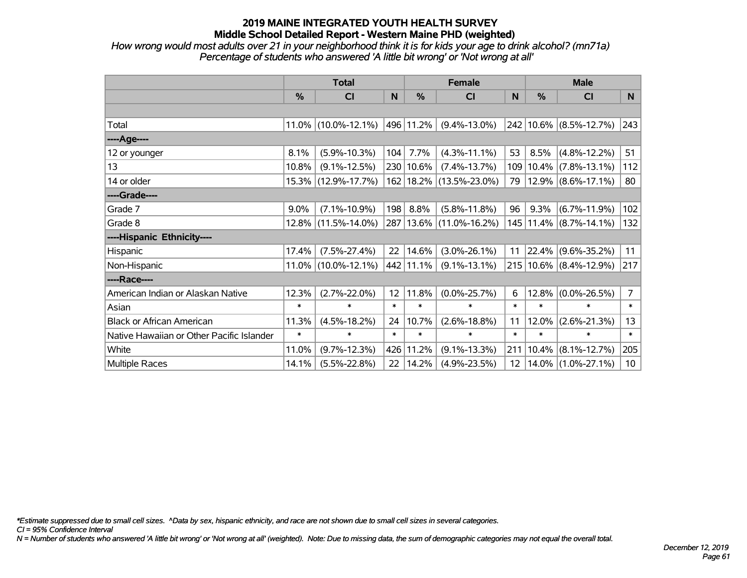# 2019 MAINE INTEGRATED YOUTH HEALTH SURVEY
## Middle School Detailed Report - Western Maine PHD (weighted)

*How wrong would most adults over 21 in your neighborhood think it is for kids your age to drink alcohol? (mn71a)*
*Percentage of students who answered 'A little bit wrong' or 'Not wrong at all'*

| | Total | | | Female | | | Male | | |
|---|---|---|---|---|---|---|---|---|---|
| | % | CI | N | % | CI | N | % | CI | N |
| | | | | | | | | | |
| Total | 11.0% | (10.0%-12.1%) | 496 | 11.2% | (9.4%-13.0%) | 242 | 10.6% | (8.5%-12.7%) | 243 |
| ----Age---- | | | | | | | | | |
| 12 or younger | 8.1% | (5.9%-10.3%) | 104 | 7.7% | (4.3%-11.1%) | 53 | 8.5% | (4.8%-12.2%) | 51 |
| 13 | 10.8% | (9.1%-12.5%) | 230 | 10.6% | (7.4%-13.7%) | 109 | 10.4% | (7.8%-13.1%) | 112 |
| 14 or older | 15.3% | (12.9%-17.7%) | 162 | 18.2% | (13.5%-23.0%) | 79 | 12.9% | (8.6%-17.1%) | 80 |
| ----Grade---- | | | | | | | | | |
| Grade 7 | 9.0% | (7.1%-10.9%) | 198 | 8.8% | (5.8%-11.8%) | 96 | 9.3% | (6.7%-11.9%) | 102 |
| Grade 8 | 12.8% | (11.5%-14.0%) | 287 | 13.6% | (11.0%-16.2%) | 145 | 11.4% | (8.7%-14.1%) | 132 |
| ----Hispanic Ethnicity---- | | | | | | | | | |
| Hispanic | 17.4% | (7.5%-27.4%) | 22 | 14.6% | (3.0%-26.1%) | 11 | 22.4% | (9.6%-35.2%) | 11 |
| Non-Hispanic | 11.0% | (10.0%-12.1%) | 442 | 11.1% | (9.1%-13.1%) | 215 | 10.6% | (8.4%-12.9%) | 217 |
| ----Race---- | | | | | | | | | |
| American Indian or Alaskan Native | 12.3% | (2.7%-22.0%) | 12 | 11.8% | (0.0%-25.7%) | 6 | 12.8% | (0.0%-26.5%) | 7 |
| Asian | * | * | * | * | * | * | * | * | * |
| Black or African American | 11.3% | (4.5%-18.2%) | 24 | 10.7% | (2.6%-18.8%) | 11 | 12.0% | (2.6%-21.3%) | 13 |
| Native Hawaiian or Other Pacific Islander | * | * | * | * | * | * | * | * | * |
| White | 11.0% | (9.7%-12.3%) | 426 | 11.2% | (9.1%-13.3%) | 211 | 10.4% | (8.1%-12.7%) | 205 |
| Multiple Races | 14.1% | (5.5%-22.8%) | 22 | 14.2% | (4.9%-23.5%) | 12 | 14.0% | (1.0%-27.1%) | 10 |

*Estimate suppressed due to small cell sizes. ^Data by sex, hispanic ethnicity, and race are not shown due to small cell sizes in several categories.
CI = 95% Confidence Interval
N = Number of students who answered 'A little bit wrong' or 'Not wrong at all' (weighted). Note: Due to missing data, the sum of demographic categories may not equal the overall total.

December 12, 2019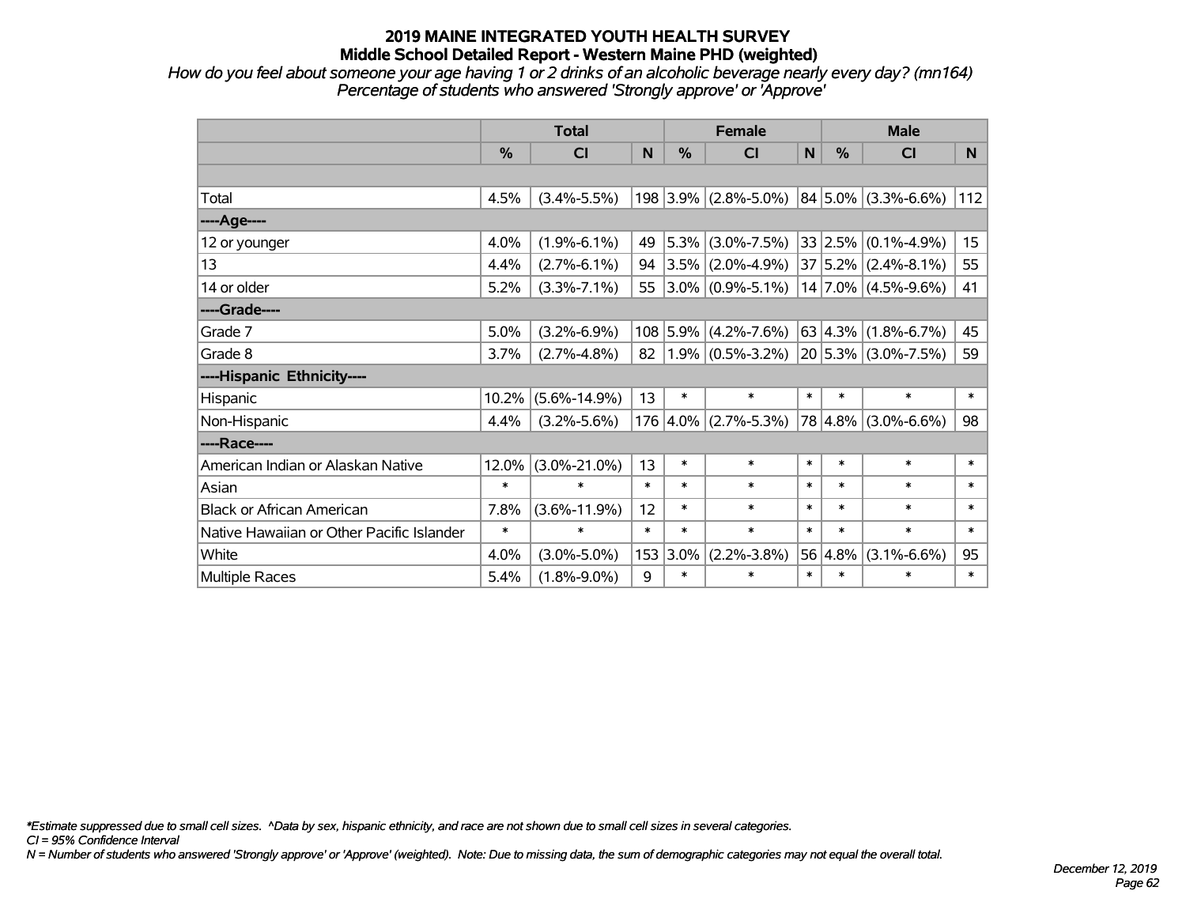# 2019 MAINE INTEGRATED YOUTH HEALTH SURVEY
## Middle School Detailed Report - Western Maine PHD (weighted)

*How do you feel about someone your age having 1 or 2 drinks of an alcoholic beverage nearly every day? (mn164)*
*Percentage of students who answered 'Strongly approve' or 'Approve'*

| | Total | | | Female | | | Male | | |
|---|---|---|---|---|---|---|---|---|---|
| | % | CI | N | % | CI | N | % | CI | N |
| Total | 4.5% | (3.4%-5.5%) | 198 | 3.9% | (2.8%-5.0%) | 84 | 5.0% | (3.3%-6.6%) | 112 |
| ----Age---- | | | | | | | | | |
| 12 or younger | 4.0% | (1.9%-6.1%) | 49 | 5.3% | (3.0%-7.5%) | 33 | 2.5% | (0.1%-4.9%) | 15 |
| 13 | 4.4% | (2.7%-6.1%) | 94 | 3.5% | (2.0%-4.9%) | 37 | 5.2% | (2.4%-8.1%) | 55 |
| 14 or older | 5.2% | (3.3%-7.1%) | 55 | 3.0% | (0.9%-5.1%) | 14 | 7.0% | (4.5%-9.6%) | 41 |
| ----Grade---- | | | | | | | | | |
| Grade 7 | 5.0% | (3.2%-6.9%) | 108 | 5.9% | (4.2%-7.6%) | 63 | 4.3% | (1.8%-6.7%) | 45 |
| Grade 8 | 3.7% | (2.7%-4.8%) | 82 | 1.9% | (0.5%-3.2%) | 20 | 5.3% | (3.0%-7.5%) | 59 |
| ----Hispanic Ethnicity---- | | | | | | | | | |
| Hispanic | 10.2% | (5.6%-14.9%) | 13 | * | * | * | * | * | * |
| Non-Hispanic | 4.4% | (3.2%-5.6%) | 176 | 4.0% | (2.7%-5.3%) | 78 | 4.8% | (3.0%-6.6%) | 98 |
| ----Race---- | | | | | | | | | |
| American Indian or Alaskan Native | 12.0% | (3.0%-21.0%) | 13 | * | * | * | * | * | * |
| Asian | * | * | * | * | * | * | * | * | * |
| Black or African American | 7.8% | (3.6%-11.9%) | 12 | * | * | * | * | * | * |
| Native Hawaiian or Other Pacific Islander | * | * | * | * | * | * | * | * | * |
| White | 4.0% | (3.0%-5.0%) | 153 | 3.0% | (2.2%-3.8%) | 56 | 4.8% | (3.1%-6.6%) | 95 |
| Multiple Races | 5.4% | (1.8%-9.0%) | 9 | * | * | * | * | * | * |

*\*Estimate suppressed due to small cell sizes. ^Data by sex, hispanic ethnicity, and race are not shown due to small cell sizes in several categories.*
*CI = 95% Confidence Interval*
*N = Number of students who answered 'Strongly approve' or 'Approve' (weighted). Note: Due to missing data, the sum of demographic categories may not equal the overall total.*

*December 12, 2019*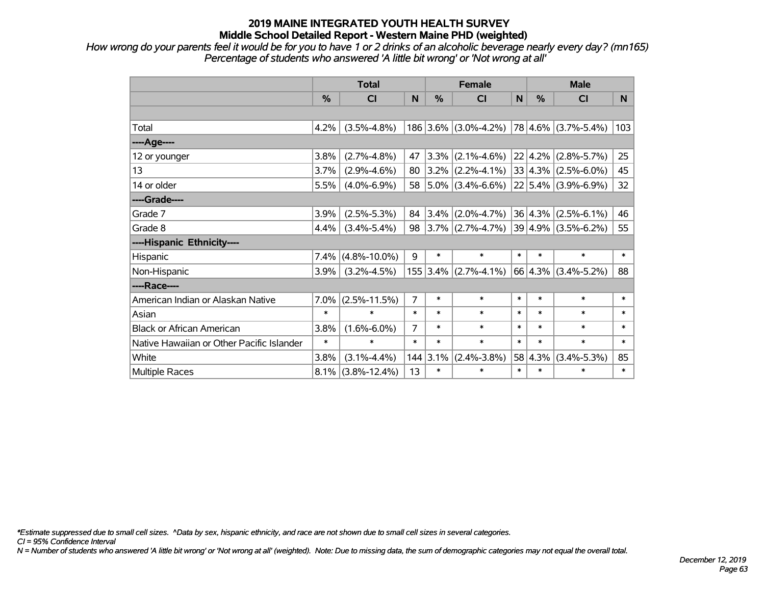## 2019 MAINE INTEGRATED YOUTH HEALTH SURVEY
### Middle School Detailed Report - Western Maine PHD (weighted)

*How wrong do your parents feel it would be for you to have 1 or 2 drinks of an alcoholic beverage nearly every day? (mn165)*
*Percentage of students who answered 'A little bit wrong' or 'Not wrong at all'*

| | Total | | | Female | | | Male | | |
|---|---|---|---|---|---|---|---|---|---|
| | % | CI | N | % | CI | N | % | CI | N |
| Total | 4.2% | (3.5%-4.8%) | 186 | 3.6% | (3.0%-4.2%) | 78 | 4.6% | (3.7%-5.4%) | 103 |
| ----Age---- | | | | | | | | | |
| 12 or younger | 3.8% | (2.7%-4.8%) | 47 | 3.3% | (2.1%-4.6%) | 22 | 4.2% | (2.8%-5.7%) | 25 |
| 13 | 3.7% | (2.9%-4.6%) | 80 | 3.2% | (2.2%-4.1%) | 33 | 4.3% | (2.5%-6.0%) | 45 |
| 14 or older | 5.5% | (4.0%-6.9%) | 58 | 5.0% | (3.4%-6.6%) | 22 | 5.4% | (3.9%-6.9%) | 32 |
| ----Grade---- | | | | | | | | | |
| Grade 7 | 3.9% | (2.5%-5.3%) | 84 | 3.4% | (2.0%-4.7%) | 36 | 4.3% | (2.5%-6.1%) | 46 |
| Grade 8 | 4.4% | (3.4%-5.4%) | 98 | 3.7% | (2.7%-4.7%) | 39 | 4.9% | (3.5%-6.2%) | 55 |
| ----Hispanic Ethnicity---- | | | | | | | | | |
| Hispanic | 7.4% | (4.8%-10.0%) | 9 | * | * | * | * | * | * |
| Non-Hispanic | 3.9% | (3.2%-4.5%) | 155 | 3.4% | (2.7%-4.1%) | 66 | 4.3% | (3.4%-5.2%) | 88 |
| ----Race---- | | | | | | | | | |
| American Indian or Alaskan Native | 7.0% | (2.5%-11.5%) | 7 | * | * | * | * | * | * |
| Asian | * | * | * | * | * | * | * | * | * |
| Black or African American | 3.8% | (1.6%-6.0%) | 7 | * | * | * | * | * | * |
| Native Hawaiian or Other Pacific Islander | * | * | * | * | * | * | * | * | * |
| White | 3.8% | (3.1%-4.4%) | 144 | 3.1% | (2.4%-3.8%) | 58 | 4.3% | (3.4%-5.3%) | 85 |
| Multiple Races | 8.1% | (3.8%-12.4%) | 13 | * | * | * | * | * | * |

*\*Estimate suppressed due to small cell sizes. ^Data by sex, hispanic ethnicity, and race are not shown due to small cell sizes in several categories.*
*CI = 95% Confidence Interval*
*N = Number of students who answered 'A little bit wrong' or 'Not wrong at all' (weighted). Note: Due to missing data, the sum of demographic categories may not equal the overall total.*

*December 12, 2019*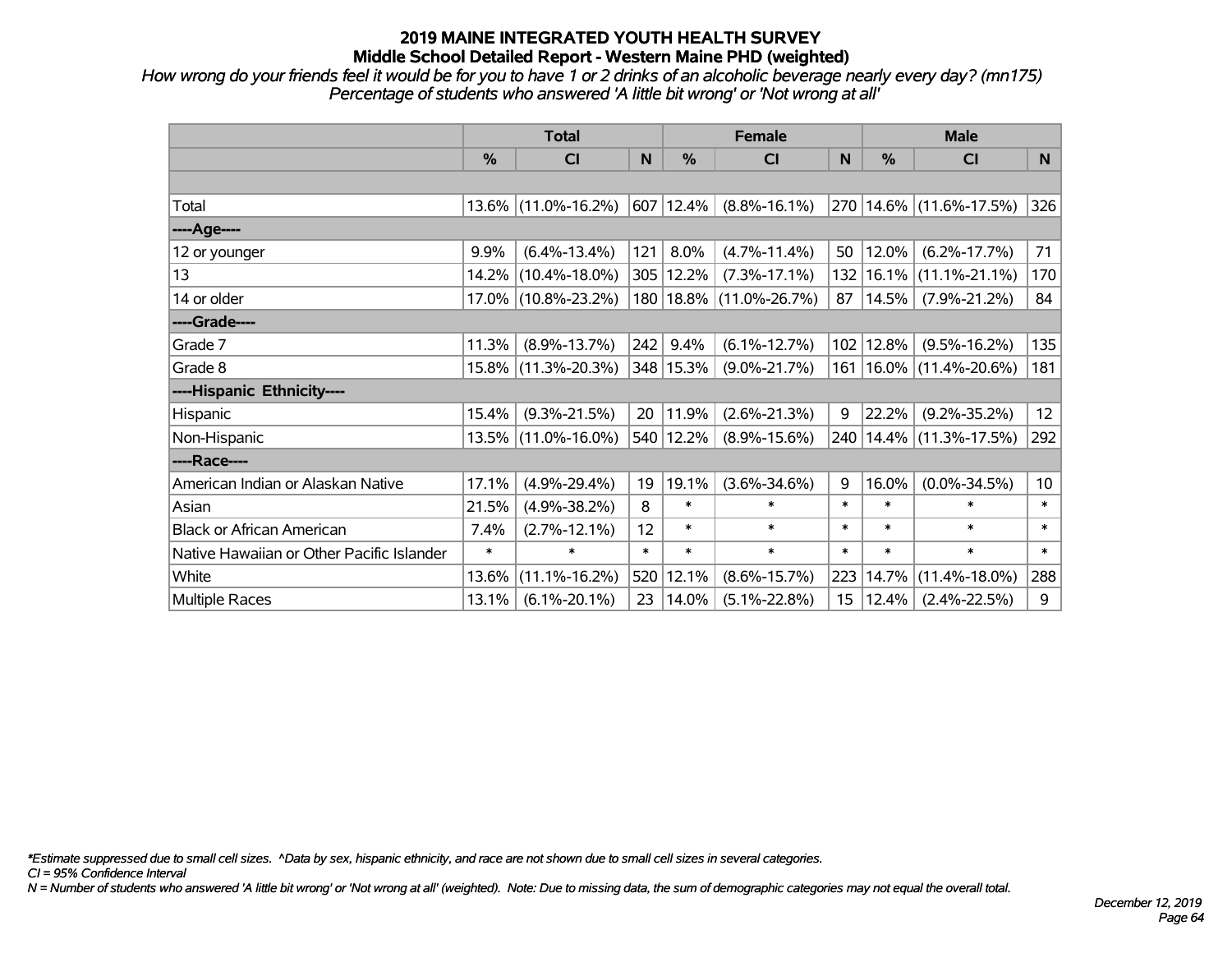# 2019 MAINE INTEGRATED YOUTH HEALTH SURVEY
## Middle School Detailed Report - Western Maine PHD (weighted)

*How wrong do your friends feel it would be for you to have 1 or 2 drinks of an alcoholic beverage nearly every day? (mn175)*
*Percentage of students who answered 'A little bit wrong' or 'Not wrong at all'*

| | Total | | | Female | | | Male | | |
|---|---|---|---|---|---|---|---|---|---|
| | % | CI | N | % | CI | N | % | CI | N |
| Total | 13.6% | (11.0%-16.2%) | 607 | 12.4% | (8.8%-16.1%) | 270 | 14.6% | (11.6%-17.5%) | 326 |
| ----Age---- | | | | | | | | | |
| 12 or younger | 9.9% | (6.4%-13.4%) | 121 | 8.0% | (4.7%-11.4%) | 50 | 12.0% | (6.2%-17.7%) | 71 |
| 13 | 14.2% | (10.4%-18.0%) | 305 | 12.2% | (7.3%-17.1%) | 132 | 16.1% | (11.1%-21.1%) | 170 |
| 14 or older | 17.0% | (10.8%-23.2%) | 180 | 18.8% | (11.0%-26.7%) | 87 | 14.5% | (7.9%-21.2%) | 84 |
| ----Grade---- | | | | | | | | | |
| Grade 7 | 11.3% | (8.9%-13.7%) | 242 | 9.4% | (6.1%-12.7%) | 102 | 12.8% | (9.5%-16.2%) | 135 |
| Grade 8 | 15.8% | (11.3%-20.3%) | 348 | 15.3% | (9.0%-21.7%) | 161 | 16.0% | (11.4%-20.6%) | 181 |
| ----Hispanic Ethnicity---- | | | | | | | | | |
| Hispanic | 15.4% | (9.3%-21.5%) | 20 | 11.9% | (2.6%-21.3%) | 9 | 22.2% | (9.2%-35.2%) | 12 |
| Non-Hispanic | 13.5% | (11.0%-16.0%) | 540 | 12.2% | (8.9%-15.6%) | 240 | 14.4% | (11.3%-17.5%) | 292 |
| ----Race---- | | | | | | | | | |
| American Indian or Alaskan Native | 17.1% | (4.9%-29.4%) | 19 | 19.1% | (3.6%-34.6%) | 9 | 16.0% | (0.0%-34.5%) | 10 |
| Asian | 21.5% | (4.9%-38.2%) | 8 | * | * | * | * | * | * |
| Black or African American | 7.4% | (2.7%-12.1%) | 12 | * | * | * | * | * | * |
| Native Hawaiian or Other Pacific Islander | * | * | * | * | * | * | * | * | * |
| White | 13.6% | (11.1%-16.2%) | 520 | 12.1% | (8.6%-15.7%) | 223 | 14.7% | (11.4%-18.0%) | 288 |
| Multiple Races | 13.1% | (6.1%-20.1%) | 23 | 14.0% | (5.1%-22.8%) | 15 | 12.4% | (2.4%-22.5%) | 9 |

*\*Estimate suppressed due to small cell sizes. ^Data by sex, hispanic ethnicity, and race are not shown due to small cell sizes in several categories.*
*CI = 95% Confidence Interval*
*N = Number of students who answered 'A little bit wrong' or 'Not wrong at all' (weighted). Note: Due to missing data, the sum of demographic categories may not equal the overall total.*

*December 12, 2019*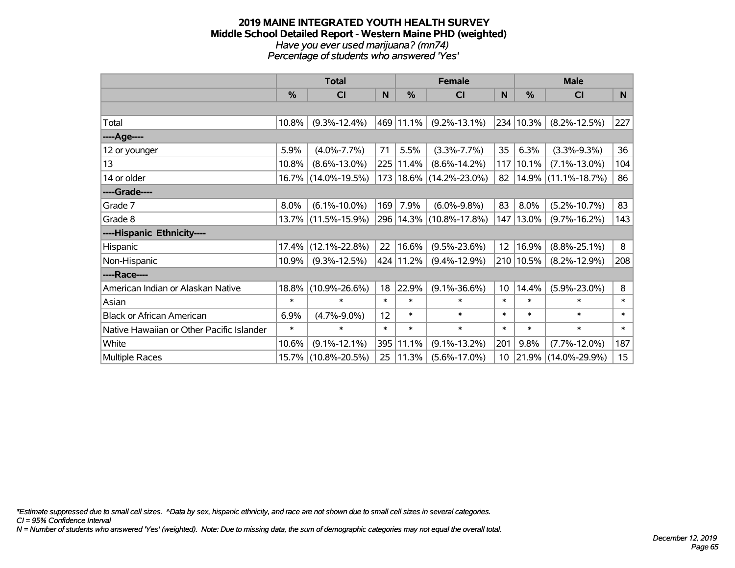# 2019 MAINE INTEGRATED YOUTH HEALTH SURVEY
## Middle School Detailed Report - Western Maine PHD (weighted)
*Have you ever used marijuana? (mn74)*
*Percentage of students who answered 'Yes'*

| | Total | | | Female | | | Male | | |
|---|---|---|---|---|---|---|---|---|---|
| | % | CI | N | % | CI | N | % | CI | N |
| Total | 10.8% | (9.3%-12.4%) | 469 | 11.1% | (9.2%-13.1%) | 234 | 10.3% | (8.2%-12.5%) | 227 |
| ----Age---- | | | | | | | | | |
| 12 or younger | 5.9% | (4.0%-7.7%) | 71 | 5.5% | (3.3%-7.7%) | 35 | 6.3% | (3.3%-9.3%) | 36 |
| 13 | 10.8% | (8.6%-13.0%) | 225 | 11.4% | (8.6%-14.2%) | 117 | 10.1% | (7.1%-13.0%) | 104 |
| 14 or older | 16.7% | (14.0%-19.5%) | 173 | 18.6% | (14.2%-23.0%) | 82 | 14.9% | (11.1%-18.7%) | 86 |
| ----Grade---- | | | | | | | | | |
| Grade 7 | 8.0% | (6.1%-10.0%) | 169 | 7.9% | (6.0%-9.8%) | 83 | 8.0% | (5.2%-10.7%) | 83 |
| Grade 8 | 13.7% | (11.5%-15.9%) | 296 | 14.3% | (10.8%-17.8%) | 147 | 13.0% | (9.7%-16.2%) | 143 |
| ----Hispanic Ethnicity---- | | | | | | | | | |
| Hispanic | 17.4% | (12.1%-22.8%) | 22 | 16.6% | (9.5%-23.6%) | 12 | 16.9% | (8.8%-25.1%) | 8 |
| Non-Hispanic | 10.9% | (9.3%-12.5%) | 424 | 11.2% | (9.4%-12.9%) | 210 | 10.5% | (8.2%-12.9%) | 208 |
| ----Race---- | | | | | | | | | |
| American Indian or Alaskan Native | 18.8% | (10.9%-26.6%) | 18 | 22.9% | (9.1%-36.6%) | 10 | 14.4% | (5.9%-23.0%) | 8 |
| Asian | * | * | * | * | * | * | * | * | * |
| Black or African American | 6.9% | (4.7%-9.0%) | 12 | * | * | * | * | * | * |
| Native Hawaiian or Other Pacific Islander | * | * | * | * | * | * | * | * | * |
| White | 10.6% | (9.1%-12.1%) | 395 | 11.1% | (9.1%-13.2%) | 201 | 9.8% | (7.7%-12.0%) | 187 |
| Multiple Races | 15.7% | (10.8%-20.5%) | 25 | 11.3% | (5.6%-17.0%) | 10 | 21.9% | (14.0%-29.9%) | 15 |

*\*Estimate suppressed due to small cell sizes. ^Data by sex, hispanic ethnicity, and race are not shown due to small cell sizes in several categories.*
*CI = 95% Confidence Interval*
*N = Number of students who answered 'Yes' (weighted). Note: Due to missing data, the sum of demographic categories may not equal the overall total.*

*December 12, 2019*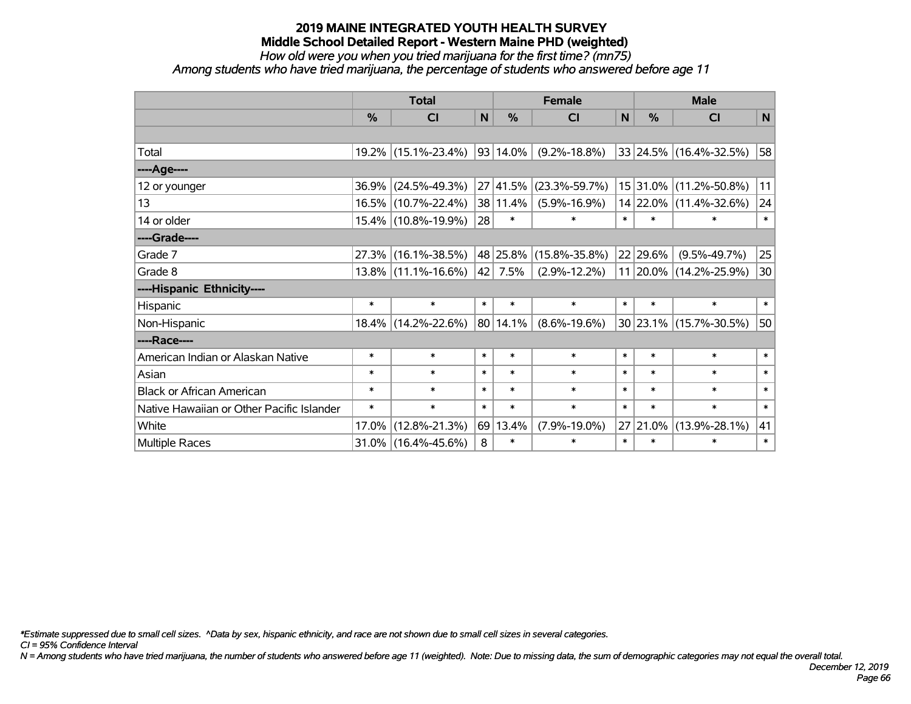# 2019 MAINE INTEGRATED YOUTH HEALTH SURVEY
## Middle School Detailed Report - Western Maine PHD (weighted)
*How old were you when you tried marijuana for the first time? (mn75)*
*Among students who have tried marijuana, the percentage of students who answered before age 11*

| | Total | | | Female | | | Male | | |
|---|---|---|---|---|---|---|---|---|---|
| | % | CI | N | % | CI | N | % | CI | N |
| Total | 19.2% | (15.1%-23.4%) | 93 | 14.0% | (9.2%-18.8%) | 33 | 24.5% | (16.4%-32.5%) | 58 |
| ----Age---- | | | | | | | | | |
| 12 or younger | 36.9% | (24.5%-49.3%) | 27 | 41.5% | (23.3%-59.7%) | 15 | 31.0% | (11.2%-50.8%) | 11 |
| 13 | 16.5% | (10.7%-22.4%) | 38 | 11.4% | (5.9%-16.9%) | 14 | 22.0% | (11.4%-32.6%) | 24 |
| 14 or older | 15.4% | (10.8%-19.9%) | 28 | * | * | * | * | * | * |
| ----Grade---- | | | | | | | | | |
| Grade 7 | 27.3% | (16.1%-38.5%) | 48 | 25.8% | (15.8%-35.8%) | 22 | 29.6% | (9.5%-49.7%) | 25 |
| Grade 8 | 13.8% | (11.1%-16.6%) | 42 | 7.5% | (2.9%-12.2%) | 11 | 20.0% | (14.2%-25.9%) | 30 |
| ----Hispanic Ethnicity---- | | | | | | | | | |
| Hispanic | * | * | * | * | * | * | * | * | * |
| Non-Hispanic | 18.4% | (14.2%-22.6%) | 80 | 14.1% | (8.6%-19.6%) | 30 | 23.1% | (15.7%-30.5%) | 50 |
| ----Race---- | | | | | | | | | |
| American Indian or Alaskan Native | * | * | * | * | * | * | * | * | * |
| Asian | * | * | * | * | * | * | * | * | * |
| Black or African American | * | * | * | * | * | * | * | * | * |
| Native Hawaiian or Other Pacific Islander | * | * | * | * | * | * | * | * | * |
| White | 17.0% | (12.8%-21.3%) | 69 | 13.4% | (7.9%-19.0%) | 27 | 21.0% | (13.9%-28.1%) | 41 |
| Multiple Races | 31.0% | (16.4%-45.6%) | 8 | * | * | * | * | * | * |

*\*Estimate suppressed due to small cell sizes. ^Data by sex, hispanic ethnicity, and race are not shown due to small cell sizes in several categories.*

*CI = 95% Confidence Interval*

*N = Among students who have tried marijuana, the number of students who answered before age 11 (weighted). Note: Due to missing data, the sum of demographic categories may not equal the overall total.*

*December 12, 2019*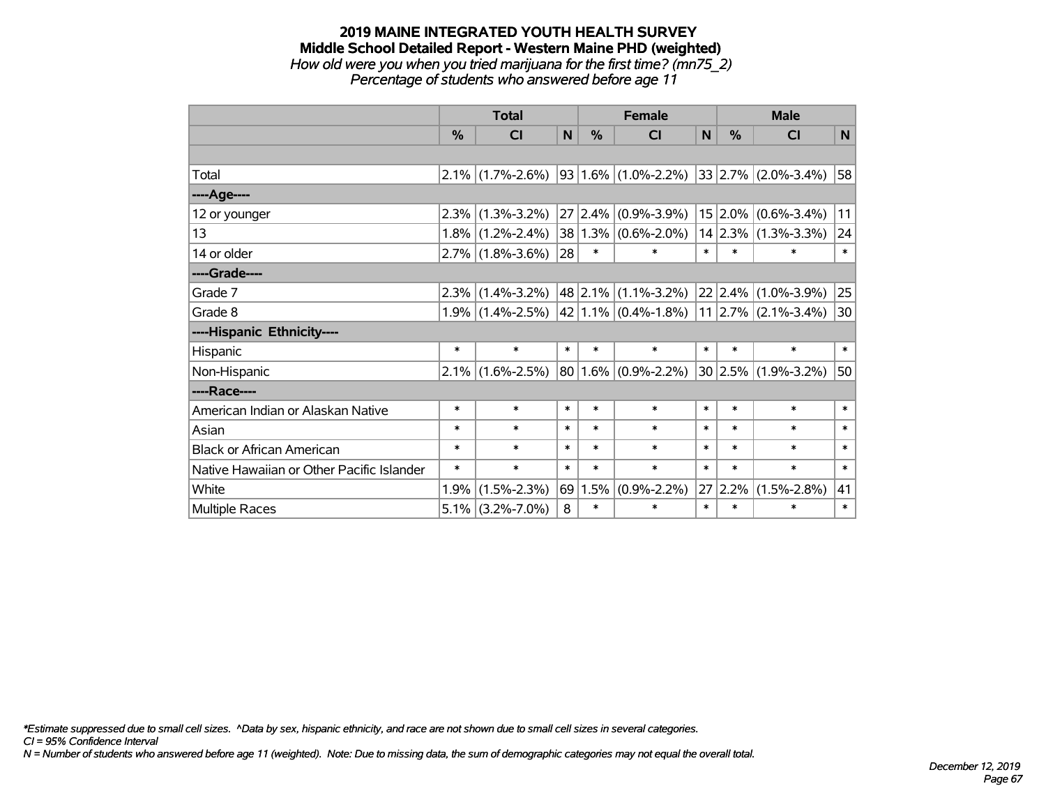# 2019 MAINE INTEGRATED YOUTH HEALTH SURVEY
## Middle School Detailed Report - Western Maine PHD (weighted)
*How old were you when you tried marijuana for the first time? (mn75_2)*
*Percentage of students who answered before age 11*

| | Total | | | Female | | | Male | | |
|---|---|---|---|---|---|---|---|---|---|
| | % | CI | N | % | CI | N | % | CI | N |
| | | | | | | | | | |
| Total | 2.1% | (1.7%-2.6%) | 93 | 1.6% | (1.0%-2.2%) | 33 | 2.7% | (2.0%-3.4%) | 58 |
| ----Age---- | | | | | | | | | |
| 12 or younger | 2.3% | (1.3%-3.2%) | 27 | 2.4% | (0.9%-3.9%) | 15 | 2.0% | (0.6%-3.4%) | 11 |
| 13 | 1.8% | (1.2%-2.4%) | 38 | 1.3% | (0.6%-2.0%) | 14 | 2.3% | (1.3%-3.3%) | 24 |
| 14 or older | 2.7% | (1.8%-3.6%) | 28 | * | * | * | * | * | * |
| ----Grade---- | | | | | | | | | |
| Grade 7 | 2.3% | (1.4%-3.2%) | 48 | 2.1% | (1.1%-3.2%) | 22 | 2.4% | (1.0%-3.9%) | 25 |
| Grade 8 | 1.9% | (1.4%-2.5%) | 42 | 1.1% | (0.4%-1.8%) | 11 | 2.7% | (2.1%-3.4%) | 30 |
| ----Hispanic Ethnicity---- | | | | | | | | | |
| Hispanic | * | * | * | * | * | * | * | * | * |
| Non-Hispanic | 2.1% | (1.6%-2.5%) | 80 | 1.6% | (0.9%-2.2%) | 30 | 2.5% | (1.9%-3.2%) | 50 |
| ----Race---- | | | | | | | | | |
| American Indian or Alaskan Native | * | * | * | * | * | * | * | * | * |
| Asian | * | * | * | * | * | * | * | * | * |
| Black or African American | * | * | * | * | * | * | * | * | * |
| Native Hawaiian or Other Pacific Islander | * | * | * | * | * | * | * | * | * |
| White | 1.9% | (1.5%-2.3%) | 69 | 1.5% | (0.9%-2.2%) | 27 | 2.2% | (1.5%-2.8%) | 41 |
| Multiple Races | 5.1% | (3.2%-7.0%) | 8 | * | * | * | * | * | * |

*\*Estimate suppressed due to small cell sizes. ^Data by sex, hispanic ethnicity, and race are not shown due to small cell sizes in several categories.*
*CI = 95% Confidence Interval*
*N = Number of students who answered before age 11 (weighted). Note: Due to missing data, the sum of demographic categories may not equal the overall total.*

*December 12, 2019*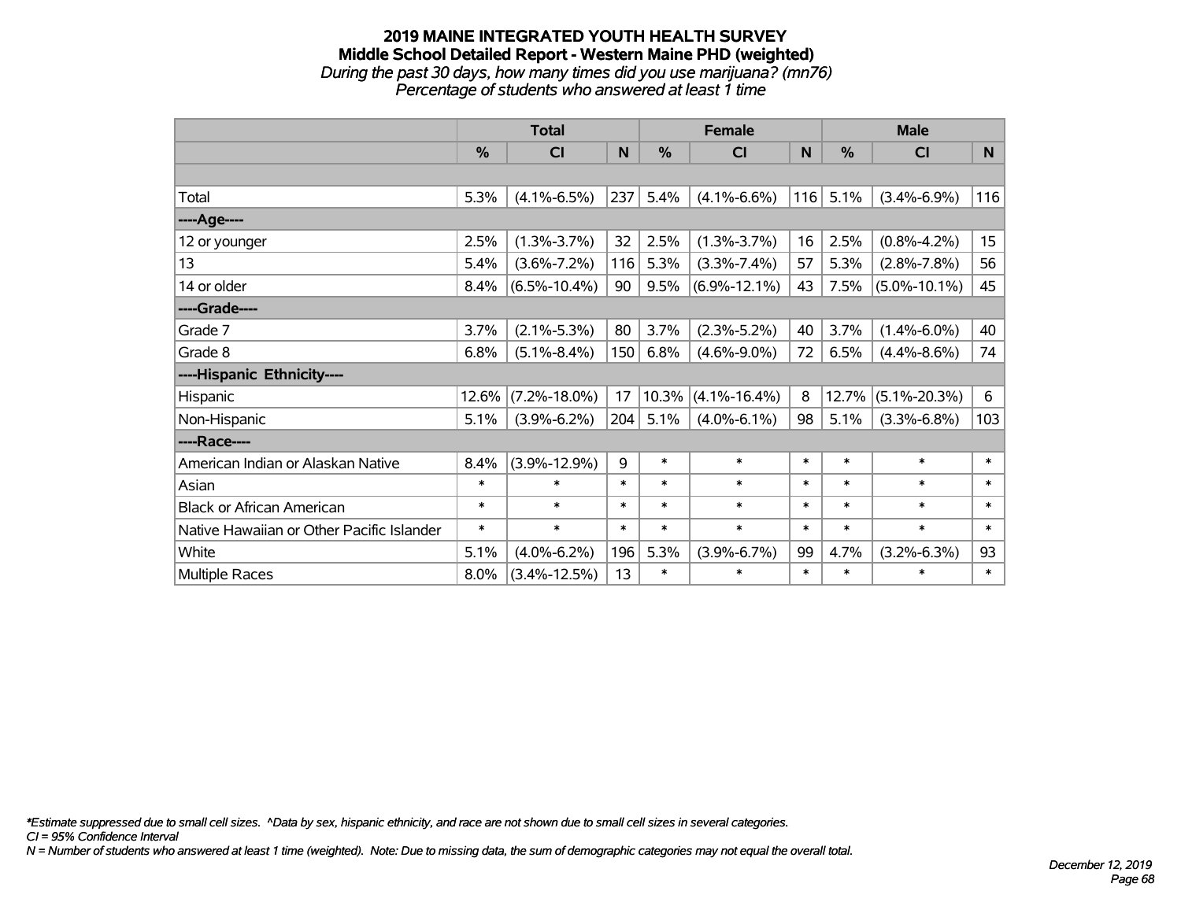# 2019 MAINE INTEGRATED YOUTH HEALTH SURVEY
## Middle School Detailed Report - Western Maine PHD (weighted)
*During the past 30 days, how many times did you use marijuana? (mn76)*
*Percentage of students who answered at least 1 time*

| | Total | | | Female | | | Male | | |
|---|---|---|---|---|---|---|---|---|---|
| | % | CI | N | % | CI | N | % | CI | N |
| | | | | | | | | | |
| Total | 5.3% | (4.1%-6.5%) | 237 | 5.4% | (4.1%-6.6%) | 116 | 5.1% | (3.4%-6.9%) | 116 |
| ----Age---- | | | | | | | | | |
| 12 or younger | 2.5% | (1.3%-3.7%) | 32 | 2.5% | (1.3%-3.7%) | 16 | 2.5% | (0.8%-4.2%) | 15 |
| 13 | 5.4% | (3.6%-7.2%) | 116 | 5.3% | (3.3%-7.4%) | 57 | 5.3% | (2.8%-7.8%) | 56 |
| 14 or older | 8.4% | (6.5%-10.4%) | 90 | 9.5% | (6.9%-12.1%) | 43 | 7.5% | (5.0%-10.1%) | 45 |
| ----Grade---- | | | | | | | | | |
| Grade 7 | 3.7% | (2.1%-5.3%) | 80 | 3.7% | (2.3%-5.2%) | 40 | 3.7% | (1.4%-6.0%) | 40 |
| Grade 8 | 6.8% | (5.1%-8.4%) | 150 | 6.8% | (4.6%-9.0%) | 72 | 6.5% | (4.4%-8.6%) | 74 |
| ----Hispanic Ethnicity---- | | | | | | | | | |
| Hispanic | 12.6% | (7.2%-18.0%) | 17 | 10.3% | (4.1%-16.4%) | 8 | 12.7% | (5.1%-20.3%) | 6 |
| Non-Hispanic | 5.1% | (3.9%-6.2%) | 204 | 5.1% | (4.0%-6.1%) | 98 | 5.1% | (3.3%-6.8%) | 103 |
| ----Race---- | | | | | | | | | |
| American Indian or Alaskan Native | 8.4% | (3.9%-12.9%) | 9 | * | * | * | * | * | * |
| Asian | * | * | * | * | * | * | * | * | * |
| Black or African American | * | * | * | * | * | * | * | * | * |
| Native Hawaiian or Other Pacific Islander | * | * | * | * | * | * | * | * | * |
| White | 5.1% | (4.0%-6.2%) | 196 | 5.3% | (3.9%-6.7%) | 99 | 4.7% | (3.2%-6.3%) | 93 |
| Multiple Races | 8.0% | (3.4%-12.5%) | 13 | * | * | * | * | * | * |

*\*Estimate suppressed due to small cell sizes. ^Data by sex, hispanic ethnicity, and race are not shown due to small cell sizes in several categories.*
*CI = 95% Confidence Interval*
*N = Number of students who answered at least 1 time (weighted). Note: Due to missing data, the sum of demographic categories may not equal the overall total.*

*December 12, 2019*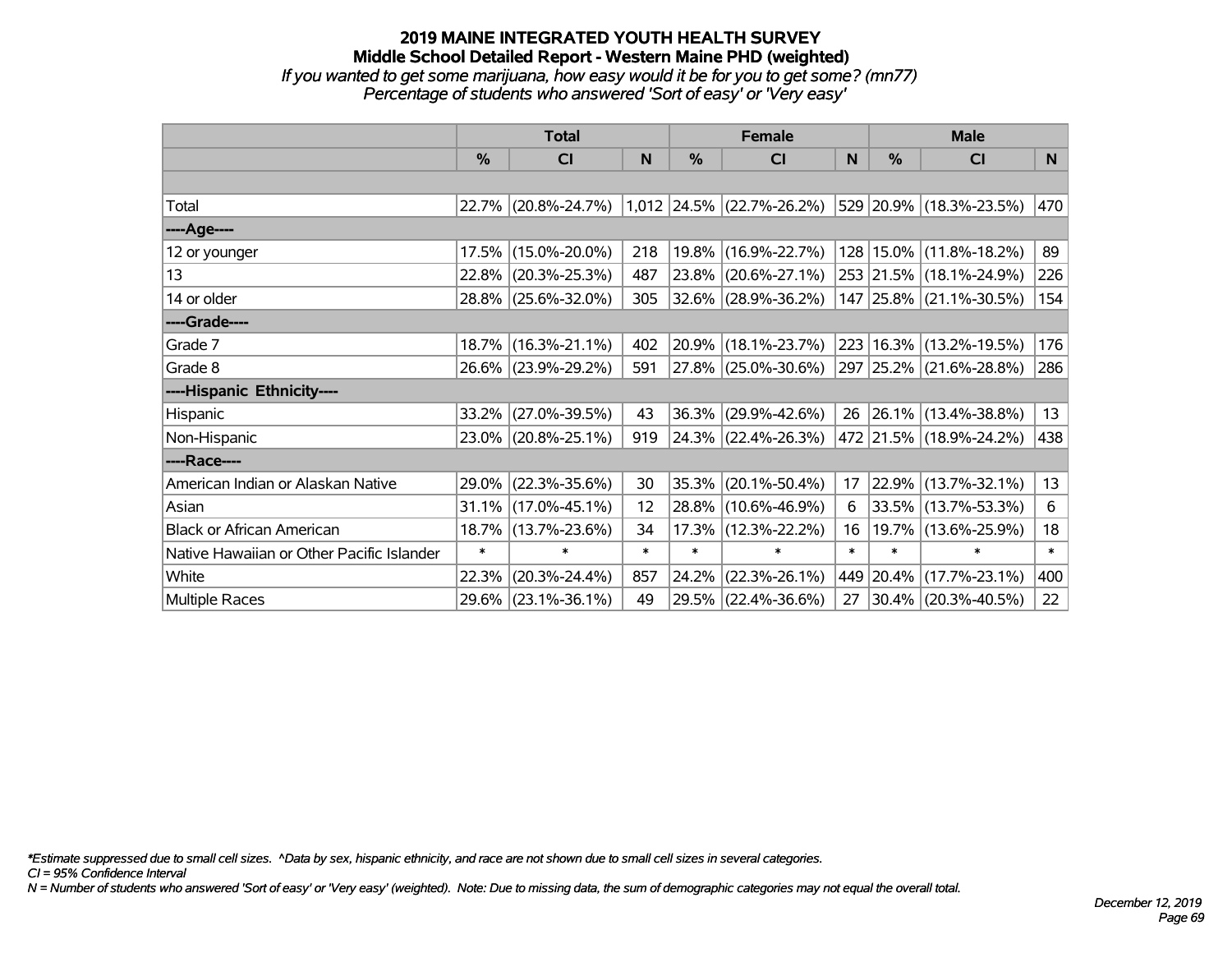# 2019 MAINE INTEGRATED YOUTH HEALTH SURVEY

## Middle School Detailed Report - Western Maine PHD (weighted)

*If you wanted to get some marijuana, how easy would it be for you to get some? (mn77)*

*Percentage of students who answered 'Sort of easy' or 'Very easy'*

| | Total | | | Female | | | Male | | |
|---|---|---|---|---|---|---|---|---|---|
| | % | CI | N | % | CI | N | % | CI | N |
| Total | 22.7% | (20.8%-24.7%) | 1,012 | 24.5% | (22.7%-26.2%) | 529 | 20.9% | (18.3%-23.5%) | 470 |
| ----Age---- | | | | | | | | | |
| 12 or younger | 17.5% | (15.0%-20.0%) | 218 | 19.8% | (16.9%-22.7%) | 128 | 15.0% | (11.8%-18.2%) | 89 |
| 13 | 22.8% | (20.3%-25.3%) | 487 | 23.8% | (20.6%-27.1%) | 253 | 21.5% | (18.1%-24.9%) | 226 |
| 14 or older | 28.8% | (25.6%-32.0%) | 305 | 32.6% | (28.9%-36.2%) | 147 | 25.8% | (21.1%-30.5%) | 154 |
| ----Grade---- | | | | | | | | | |
| Grade 7 | 18.7% | (16.3%-21.1%) | 402 | 20.9% | (18.1%-23.7%) | 223 | 16.3% | (13.2%-19.5%) | 176 |
| Grade 8 | 26.6% | (23.9%-29.2%) | 591 | 27.8% | (25.0%-30.6%) | 297 | 25.2% | (21.6%-28.8%) | 286 |
| ----Hispanic Ethnicity---- | | | | | | | | | |
| Hispanic | 33.2% | (27.0%-39.5%) | 43 | 36.3% | (29.9%-42.6%) | 26 | 26.1% | (13.4%-38.8%) | 13 |
| Non-Hispanic | 23.0% | (20.8%-25.1%) | 919 | 24.3% | (22.4%-26.3%) | 472 | 21.5% | (18.9%-24.2%) | 438 |
| ----Race---- | | | | | | | | | |
| American Indian or Alaskan Native | 29.0% | (22.3%-35.6%) | 30 | 35.3% | (20.1%-50.4%) | 17 | 22.9% | (13.7%-32.1%) | 13 |
| Asian | 31.1% | (17.0%-45.1%) | 12 | 28.8% | (10.6%-46.9%) | 6 | 33.5% | (13.7%-53.3%) | 6 |
| Black or African American | 18.7% | (13.7%-23.6%) | 34 | 17.3% | (12.3%-22.2%) | 16 | 19.7% | (13.6%-25.9%) | 18 |
| Native Hawaiian or Other Pacific Islander | * | * | * | * | * | * | * | * | * |
| White | 22.3% | (20.3%-24.4%) | 857 | 24.2% | (22.3%-26.1%) | 449 | 20.4% | (17.7%-23.1%) | 400 |
| Multiple Races | 29.6% | (23.1%-36.1%) | 49 | 29.5% | (22.4%-36.6%) | 27 | 30.4% | (20.3%-40.5%) | 22 |

*Estimate suppressed due to small cell sizes. ^Data by sex, hispanic ethnicity, and race are not shown due to small cell sizes in several categories.

*CI = 95% Confidence Interval*

*N = Number of students who answered 'Sort of easy' or 'Very easy' (weighted). Note: Due to missing data, the sum of demographic categories may not equal the overall total.*

*December 12, 2019*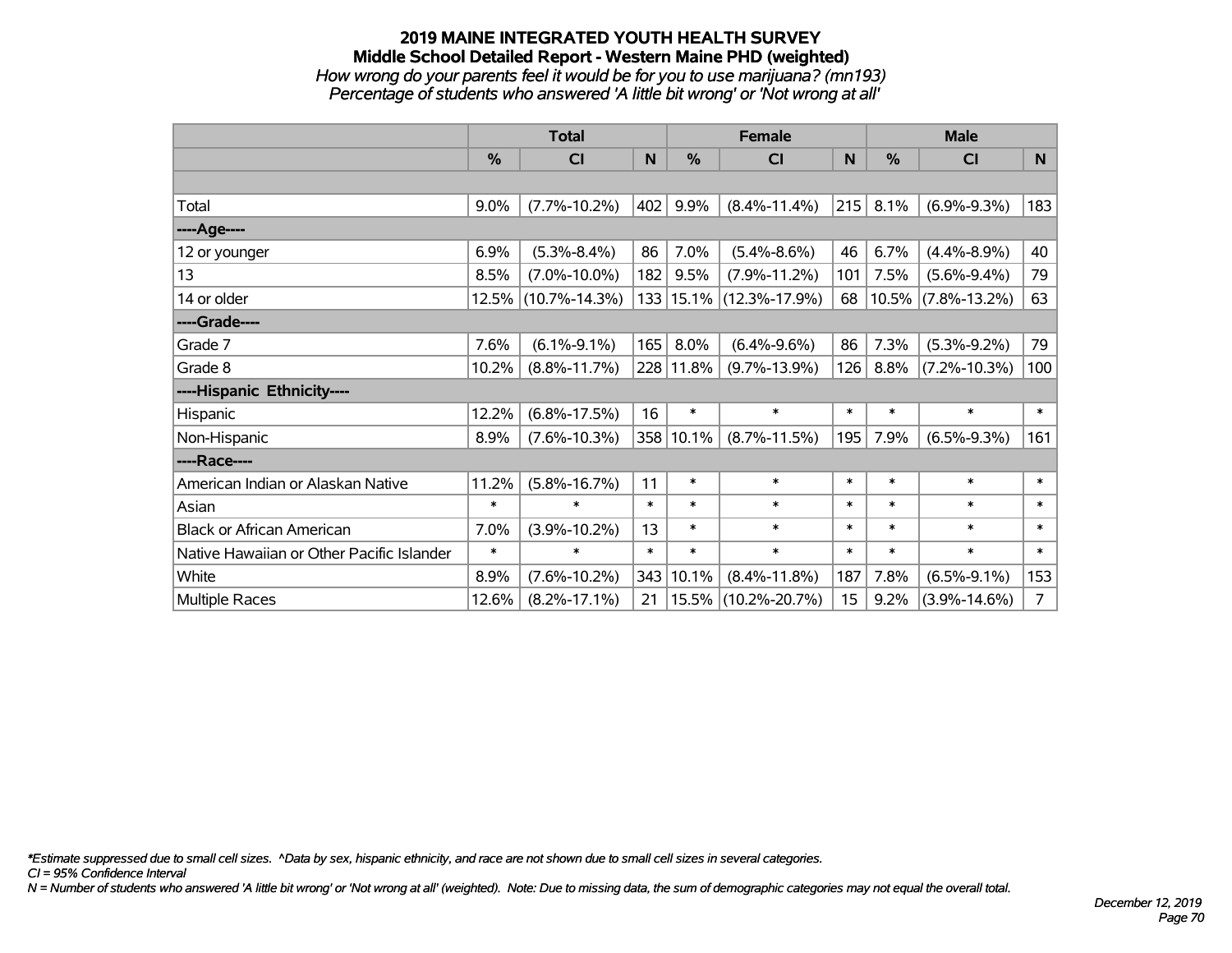# 2019 MAINE INTEGRATED YOUTH HEALTH SURVEY
## Middle School Detailed Report - Western Maine PHD (weighted)
*How wrong do your parents feel it would be for you to use marijuana? (mn193)*
*Percentage of students who answered 'A little bit wrong' or 'Not wrong at all'*

| | Total | | | Female | | | Male | | |
|---|---|---|---|---|---|---|---|---|---|
| | % | CI | N | % | CI | N | % | CI | N |
| | | | | | | | | | |
| Total | 9.0% | (7.7%-10.2%) | 402 | 9.9% | (8.4%-11.4%) | 215 | 8.1% | (6.9%-9.3%) | 183 |
| ----Age---- | | | | | | | | | |
| 12 or younger | 6.9% | (5.3%-8.4%) | 86 | 7.0% | (5.4%-8.6%) | 46 | 6.7% | (4.4%-8.9%) | 40 |
| 13 | 8.5% | (7.0%-10.0%) | 182 | 9.5% | (7.9%-11.2%) | 101 | 7.5% | (5.6%-9.4%) | 79 |
| 14 or older | 12.5% | (10.7%-14.3%) | 133 | 15.1% | (12.3%-17.9%) | 68 | 10.5% | (7.8%-13.2%) | 63 |
| ----Grade---- | | | | | | | | | |
| Grade 7 | 7.6% | (6.1%-9.1%) | 165 | 8.0% | (6.4%-9.6%) | 86 | 7.3% | (5.3%-9.2%) | 79 |
| Grade 8 | 10.2% | (8.8%-11.7%) | 228 | 11.8% | (9.7%-13.9%) | 126 | 8.8% | (7.2%-10.3%) | 100 |
| ----Hispanic Ethnicity---- | | | | | | | | | |
| Hispanic | 12.2% | (6.8%-17.5%) | 16 | * | * | * | * | * | * |
| Non-Hispanic | 8.9% | (7.6%-10.3%) | 358 | 10.1% | (8.7%-11.5%) | 195 | 7.9% | (6.5%-9.3%) | 161 |
| ----Race---- | | | | | | | | | |
| American Indian or Alaskan Native | 11.2% | (5.8%-16.7%) | 11 | * | * | * | * | * | * |
| Asian | * | * | * | * | * | * | * | * | * |
| Black or African American | 7.0% | (3.9%-10.2%) | 13 | * | * | * | * | * | * |
| Native Hawaiian or Other Pacific Islander | * | * | * | * | * | * | * | * | * |
| White | 8.9% | (7.6%-10.2%) | 343 | 10.1% | (8.4%-11.8%) | 187 | 7.8% | (6.5%-9.1%) | 153 |
| Multiple Races | 12.6% | (8.2%-17.1%) | 21 | 15.5% | (10.2%-20.7%) | 15 | 9.2% | (3.9%-14.6%) | 7 |

*\*Estimate suppressed due to small cell sizes. ^Data by sex, hispanic ethnicity, and race are not shown due to small cell sizes in several categories.*
*CI = 95% Confidence Interval*
*N = Number of students who answered 'A little bit wrong' or 'Not wrong at all' (weighted). Note: Due to missing data, the sum of demographic categories may not equal the overall total.*

*December 12, 2019*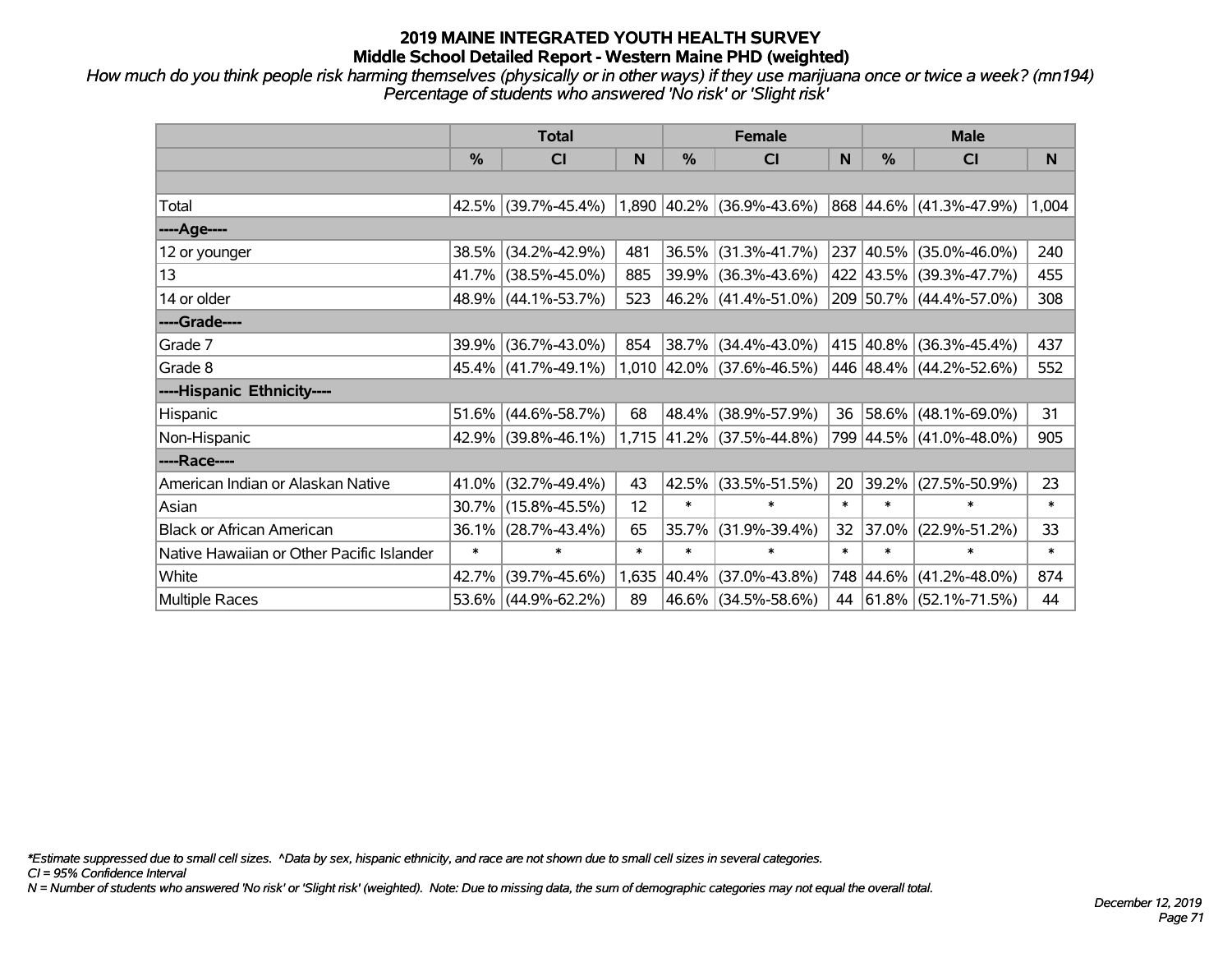# 2019 MAINE INTEGRATED YOUTH HEALTH SURVEY
## Middle School Detailed Report - Western Maine PHD (weighted)

*How much do you think people risk harming themselves (physically or in other ways) if they use marijuana once or twice a week? (mn194)*
*Percentage of students who answered 'No risk' or 'Slight risk'*

| | Total | | | Female | | | Male | | |
|---|---|---|---|---|---|---|---|---|---|
| | % | CI | N | % | CI | N | % | CI | N |
| | | | | | | | | | |
| Total | 42.5% | (39.7%-45.4%) | 1,890 | 40.2% | (36.9%-43.6%) | 868 | 44.6% | (41.3%-47.9%) | 1,004 |
| ----Age---- | | | | | | | | | |
| 12 or younger | 38.5% | (34.2%-42.9%) | 481 | 36.5% | (31.3%-41.7%) | 237 | 40.5% | (35.0%-46.0%) | 240 |
| 13 | 41.7% | (38.5%-45.0%) | 885 | 39.9% | (36.3%-43.6%) | 422 | 43.5% | (39.3%-47.7%) | 455 |
| 14 or older | 48.9% | (44.1%-53.7%) | 523 | 46.2% | (41.4%-51.0%) | 209 | 50.7% | (44.4%-57.0%) | 308 |
| ----Grade---- | | | | | | | | | |
| Grade 7 | 39.9% | (36.7%-43.0%) | 854 | 38.7% | (34.4%-43.0%) | 415 | 40.8% | (36.3%-45.4%) | 437 |
| Grade 8 | 45.4% | (41.7%-49.1%) | 1,010 | 42.0% | (37.6%-46.5%) | 446 | 48.4% | (44.2%-52.6%) | 552 |
| ----Hispanic Ethnicity---- | | | | | | | | | |
| Hispanic | 51.6% | (44.6%-58.7%) | 68 | 48.4% | (38.9%-57.9%) | 36 | 58.6% | (48.1%-69.0%) | 31 |
| Non-Hispanic | 42.9% | (39.8%-46.1%) | 1,715 | 41.2% | (37.5%-44.8%) | 799 | 44.5% | (41.0%-48.0%) | 905 |
| ----Race---- | | | | | | | | | |
| American Indian or Alaskan Native | 41.0% | (32.7%-49.4%) | 43 | 42.5% | (33.5%-51.5%) | 20 | 39.2% | (27.5%-50.9%) | 23 |
| Asian | 30.7% | (15.8%-45.5%) | 12 | * | * | * | * | * | * |
| Black or African American | 36.1% | (28.7%-43.4%) | 65 | 35.7% | (31.9%-39.4%) | 32 | 37.0% | (22.9%-51.2%) | 33 |
| Native Hawaiian or Other Pacific Islander | * | * | * | * | * | * | * | * | * |
| White | 42.7% | (39.7%-45.6%) | 1,635 | 40.4% | (37.0%-43.8%) | 748 | 44.6% | (41.2%-48.0%) | 874 |
| Multiple Races | 53.6% | (44.9%-62.2%) | 89 | 46.6% | (34.5%-58.6%) | 44 | 61.8% | (52.1%-71.5%) | 44 |

*\*Estimate suppressed due to small cell sizes. ^Data by sex, hispanic ethnicity, and race are not shown due to small cell sizes in several categories.*
*CI = 95% Confidence Interval*
*N = Number of students who answered 'No risk' or 'Slight risk' (weighted). Note: Due to missing data, the sum of demographic categories may not equal the overall total.*

*December 12, 2019*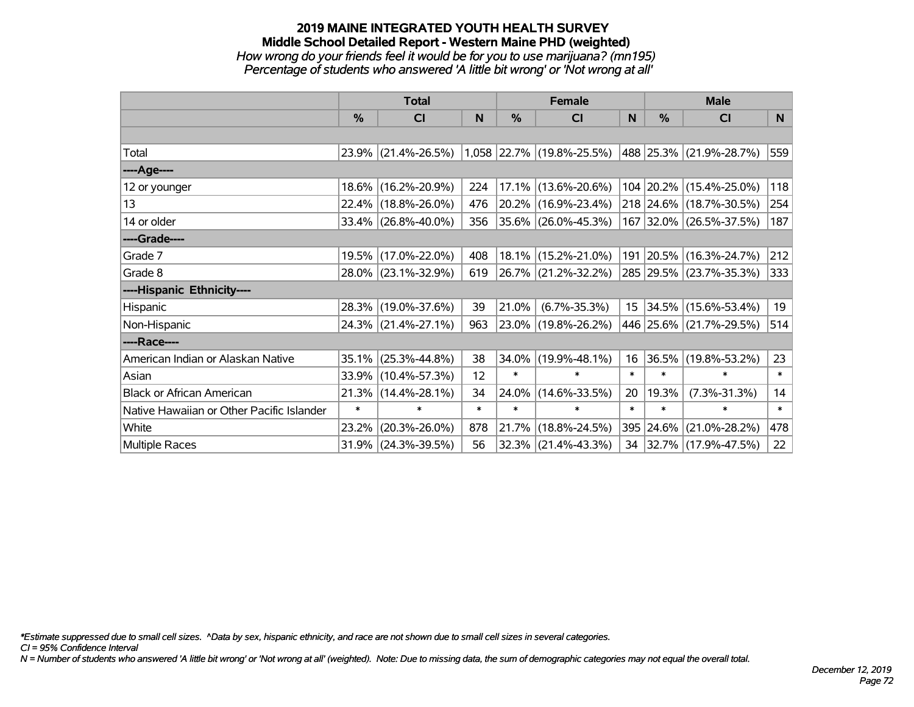# 2019 MAINE INTEGRATED YOUTH HEALTH SURVEY

## Middle School Detailed Report - Western Maine PHD (weighted)

*How wrong do your friends feel it would be for you to use marijuana? (mn195)*

*Percentage of students who answered 'A little bit wrong' or 'Not wrong at all'*

| | Total | | | Female | | | Male | | |
|---|---|---|---|---|---|---|---|---|---|
| | % | CI | N | % | CI | N | % | CI | N |
| Total | 23.9% | (21.4%-26.5%) | 1,058 | 22.7% | (19.8%-25.5%) | 488 | 25.3% | (21.9%-28.7%) | 559 |
| ----Age---- | | | | | | | | | |
| 12 or younger | 18.6% | (16.2%-20.9%) | 224 | 17.1% | (13.6%-20.6%) | 104 | 20.2% | (15.4%-25.0%) | 118 |
| 13 | 22.4% | (18.8%-26.0%) | 476 | 20.2% | (16.9%-23.4%) | 218 | 24.6% | (18.7%-30.5%) | 254 |
| 14 or older | 33.4% | (26.8%-40.0%) | 356 | 35.6% | (26.0%-45.3%) | 167 | 32.0% | (26.5%-37.5%) | 187 |
| ----Grade---- | | | | | | | | | |
| Grade 7 | 19.5% | (17.0%-22.0%) | 408 | 18.1% | (15.2%-21.0%) | 191 | 20.5% | (16.3%-24.7%) | 212 |
| Grade 8 | 28.0% | (23.1%-32.9%) | 619 | 26.7% | (21.2%-32.2%) | 285 | 29.5% | (23.7%-35.3%) | 333 |
| ----Hispanic Ethnicity---- | | | | | | | | | |
| Hispanic | 28.3% | (19.0%-37.6%) | 39 | 21.0% | (6.7%-35.3%) | 15 | 34.5% | (15.6%-53.4%) | 19 |
| Non-Hispanic | 24.3% | (21.4%-27.1%) | 963 | 23.0% | (19.8%-26.2%) | 446 | 25.6% | (21.7%-29.5%) | 514 |
| ----Race---- | | | | | | | | | |
| American Indian or Alaskan Native | 35.1% | (25.3%-44.8%) | 38 | 34.0% | (19.9%-48.1%) | 16 | 36.5% | (19.8%-53.2%) | 23 |
| Asian | 33.9% | (10.4%-57.3%) | 12 | * | * | * | * | * | * |
| Black or African American | 21.3% | (14.4%-28.1%) | 34 | 24.0% | (14.6%-33.5%) | 20 | 19.3% | (7.3%-31.3%) | 14 |
| Native Hawaiian or Other Pacific Islander | * | * | * | * | * | * | * | * | * |
| White | 23.2% | (20.3%-26.0%) | 878 | 21.7% | (18.8%-24.5%) | 395 | 24.6% | (21.0%-28.2%) | 478 |
| Multiple Races | 31.9% | (24.3%-39.5%) | 56 | 32.3% | (21.4%-43.3%) | 34 | 32.7% | (17.9%-47.5%) | 22 |

*\*Estimate suppressed due to small cell sizes. ^Data by sex, hispanic ethnicity, and race are not shown due to small cell sizes in several categories.*

*CI = 95% Confidence Interval*

*N = Number of students who answered 'A little bit wrong' or 'Not wrong at all' (weighted). Note: Due to missing data, the sum of demographic categories may not equal the overall total.*

*December 12, 2019*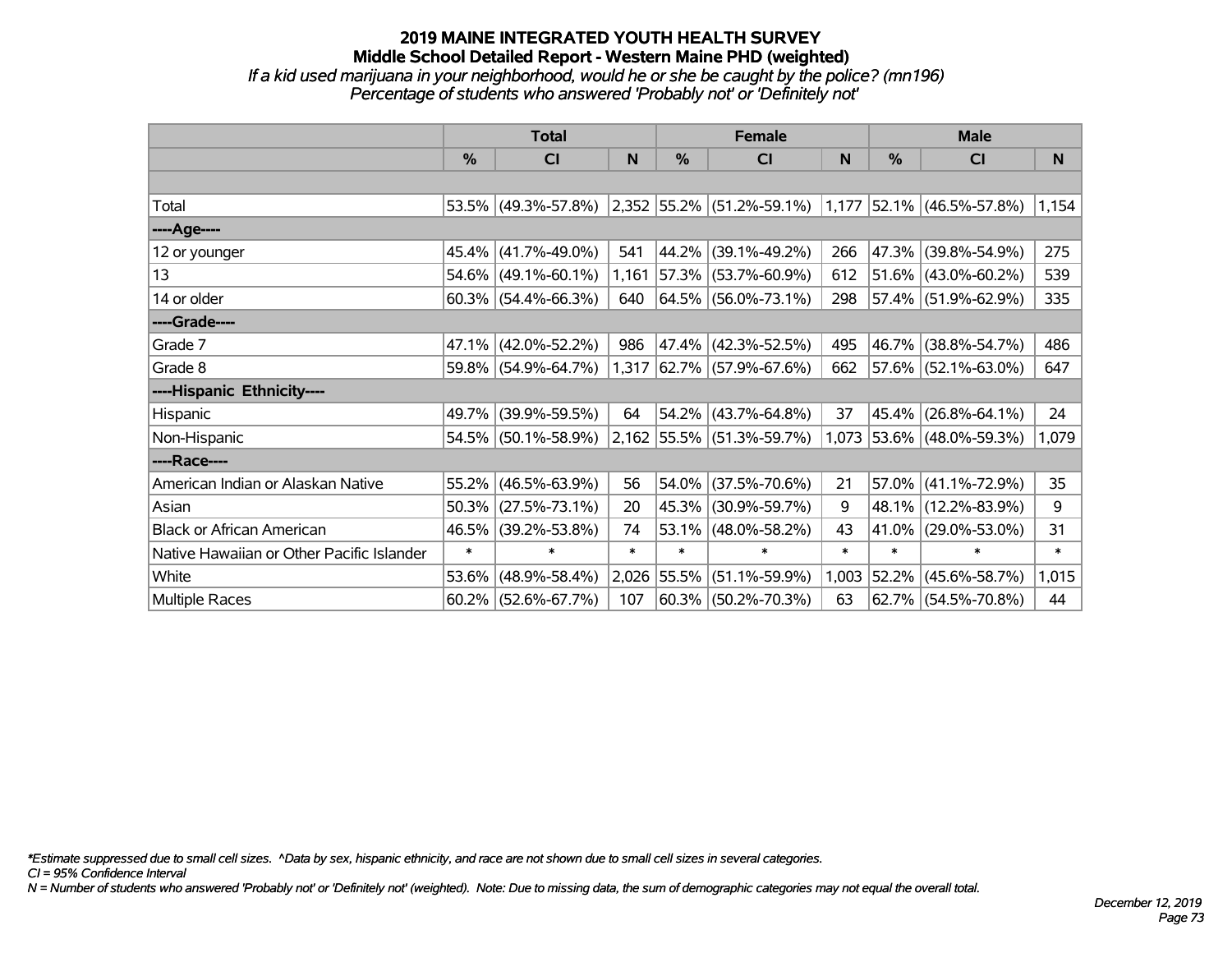# 2019 MAINE INTEGRATED YOUTH HEALTH SURVEY
## Middle School Detailed Report - Western Maine PHD (weighted)
*If a kid used marijuana in your neighborhood, would he or she be caught by the police? (mn196)*
*Percentage of students who answered 'Probably not' or 'Definitely not'*

| | Total | | | Female | | | Male | | |
|---|---|---|---|---|---|---|---|---|---|
| | % | CI | N | % | CI | N | % | CI | N |
| | | | | | | | | | |
| Total | 53.5% | (49.3%-57.8%) | 2,352 | 55.2% | (51.2%-59.1%) | 1,177 | 52.1% | (46.5%-57.8%) | 1,154 |
| ----Age---- | | | | | | | | | |
| 12 or younger | 45.4% | (41.7%-49.0%) | 541 | 44.2% | (39.1%-49.2%) | 266 | 47.3% | (39.8%-54.9%) | 275 |
| 13 | 54.6% | (49.1%-60.1%) | 1,161 | 57.3% | (53.7%-60.9%) | 612 | 51.6% | (43.0%-60.2%) | 539 |
| 14 or older | 60.3% | (54.4%-66.3%) | 640 | 64.5% | (56.0%-73.1%) | 298 | 57.4% | (51.9%-62.9%) | 335 |
| ----Grade---- | | | | | | | | | |
| Grade 7 | 47.1% | (42.0%-52.2%) | 986 | 47.4% | (42.3%-52.5%) | 495 | 46.7% | (38.8%-54.7%) | 486 |
| Grade 8 | 59.8% | (54.9%-64.7%) | 1,317 | 62.7% | (57.9%-67.6%) | 662 | 57.6% | (52.1%-63.0%) | 647 |
| ----Hispanic Ethnicity---- | | | | | | | | | |
| Hispanic | 49.7% | (39.9%-59.5%) | 64 | 54.2% | (43.7%-64.8%) | 37 | 45.4% | (26.8%-64.1%) | 24 |
| Non-Hispanic | 54.5% | (50.1%-58.9%) | 2,162 | 55.5% | (51.3%-59.7%) | 1,073 | 53.6% | (48.0%-59.3%) | 1,079 |
| ----Race---- | | | | | | | | | |
| American Indian or Alaskan Native | 55.2% | (46.5%-63.9%) | 56 | 54.0% | (37.5%-70.6%) | 21 | 57.0% | (41.1%-72.9%) | 35 |
| Asian | 50.3% | (27.5%-73.1%) | 20 | 45.3% | (30.9%-59.7%) | 9 | 48.1% | (12.2%-83.9%) | 9 |
| Black or African American | 46.5% | (39.2%-53.8%) | 74 | 53.1% | (48.0%-58.2%) | 43 | 41.0% | (29.0%-53.0%) | 31 |
| Native Hawaiian or Other Pacific Islander | * | * | * | * | * | * | * | * | * |
| White | 53.6% | (48.9%-58.4%) | 2,026 | 55.5% | (51.1%-59.9%) | 1,003 | 52.2% | (45.6%-58.7%) | 1,015 |
| Multiple Races | 60.2% | (52.6%-67.7%) | 107 | 60.3% | (50.2%-70.3%) | 63 | 62.7% | (54.5%-70.8%) | 44 |

*\*Estimate suppressed due to small cell sizes. ^Data by sex, hispanic ethnicity, and race are not shown due to small cell sizes in several categories.*
*CI = 95% Confidence Interval*
*N = Number of students who answered 'Probably not' or 'Definitely not' (weighted). Note: Due to missing data, the sum of demographic categories may not equal the overall total.*

*December 12, 2019*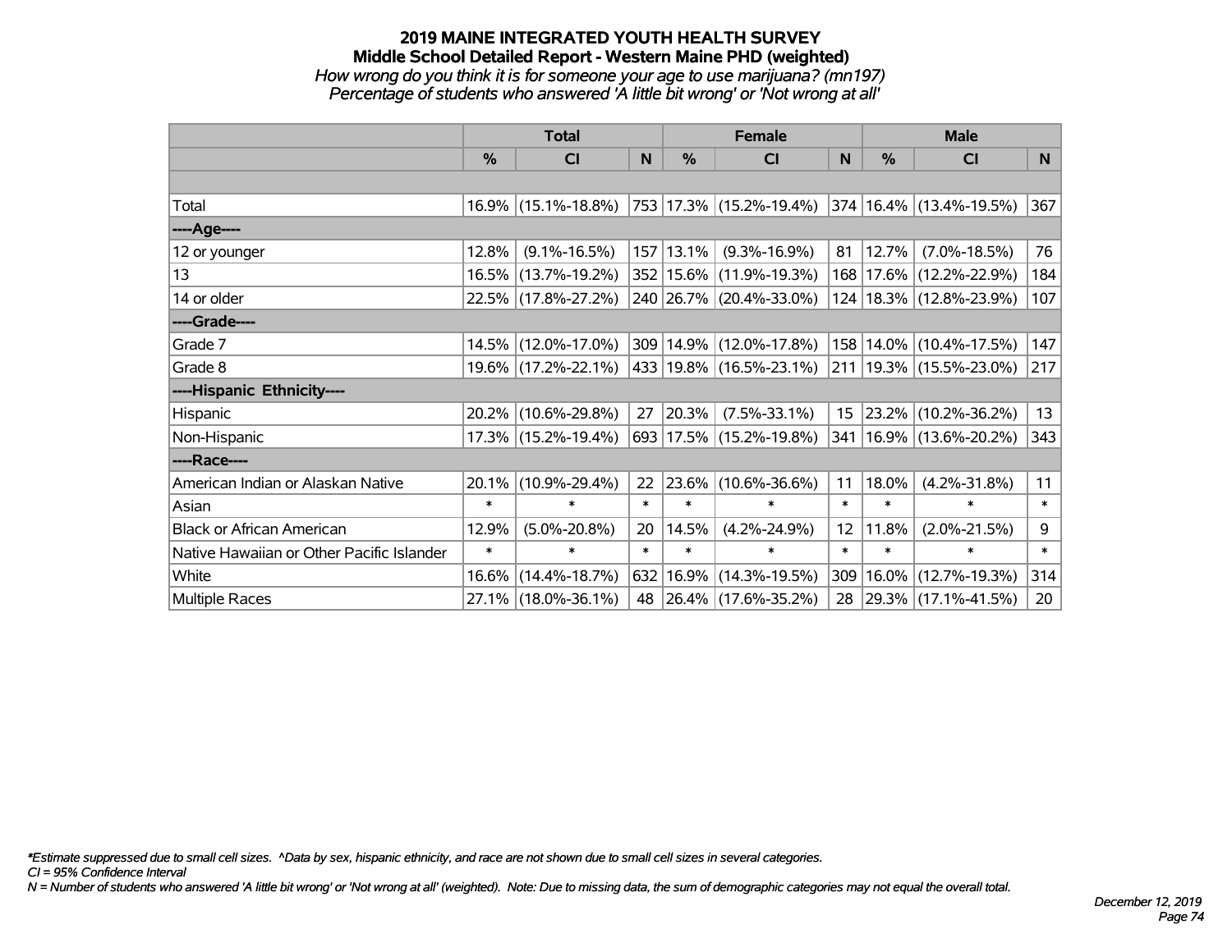# 2019 MAINE INTEGRATED YOUTH HEALTH SURVEY
## Middle School Detailed Report - Western Maine PHD (weighted)
*How wrong do you think it is for someone your age to use marijuana? (mn197)*
*Percentage of students who answered 'A little bit wrong' or 'Not wrong at all'*

| | Total | | | Female | | | Male | | |
|---|---|---|---|---|---|---|---|---|---|
| | % | CI | N | % | CI | N | % | CI | N |
| Total | 16.9% | (15.1%-18.8%) | 753 | 17.3% | (15.2%-19.4%) | 374 | 16.4% | (13.4%-19.5%) | 367 |
| ----Age---- | | | | | | | | | |
| 12 or younger | 12.8% | (9.1%-16.5%) | 157 | 13.1% | (9.3%-16.9%) | 81 | 12.7% | (7.0%-18.5%) | 76 |
| 13 | 16.5% | (13.7%-19.2%) | 352 | 15.6% | (11.9%-19.3%) | 168 | 17.6% | (12.2%-22.9%) | 184 |
| 14 or older | 22.5% | (17.8%-27.2%) | 240 | 26.7% | (20.4%-33.0%) | 124 | 18.3% | (12.8%-23.9%) | 107 |
| ----Grade---- | | | | | | | | | |
| Grade 7 | 14.5% | (12.0%-17.0%) | 309 | 14.9% | (12.0%-17.8%) | 158 | 14.0% | (10.4%-17.5%) | 147 |
| Grade 8 | 19.6% | (17.2%-22.1%) | 433 | 19.8% | (16.5%-23.1%) | 211 | 19.3% | (15.5%-23.0%) | 217 |
| ----Hispanic Ethnicity---- | | | | | | | | | |
| Hispanic | 20.2% | (10.6%-29.8%) | 27 | 20.3% | (7.5%-33.1%) | 15 | 23.2% | (10.2%-36.2%) | 13 |
| Non-Hispanic | 17.3% | (15.2%-19.4%) | 693 | 17.5% | (15.2%-19.8%) | 341 | 16.9% | (13.6%-20.2%) | 343 |
| ----Race---- | | | | | | | | | |
| American Indian or Alaskan Native | 20.1% | (10.9%-29.4%) | 22 | 23.6% | (10.6%-36.6%) | 11 | 18.0% | (4.2%-31.8%) | 11 |
| Asian | * | * | * | * | * | * | * | * | * |
| Black or African American | 12.9% | (5.0%-20.8%) | 20 | 14.5% | (4.2%-24.9%) | 12 | 11.8% | (2.0%-21.5%) | 9 |
| Native Hawaiian or Other Pacific Islander | * | * | * | * | * | * | * | * | * |
| White | 16.6% | (14.4%-18.7%) | 632 | 16.9% | (14.3%-19.5%) | 309 | 16.0% | (12.7%-19.3%) | 314 |
| Multiple Races | 27.1% | (18.0%-36.1%) | 48 | 26.4% | (17.6%-35.2%) | 28 | 29.3% | (17.1%-41.5%) | 20 |

*\*Estimate suppressed due to small cell sizes. ^Data by sex, hispanic ethnicity, and race are not shown due to small cell sizes in several categories.*
*CI = 95% Confidence Interval*
*N = Number of students who answered 'A little bit wrong' or 'Not wrong at all' (weighted). Note: Due to missing data, the sum of demographic categories may not equal the overall total.*

*December 12, 2019*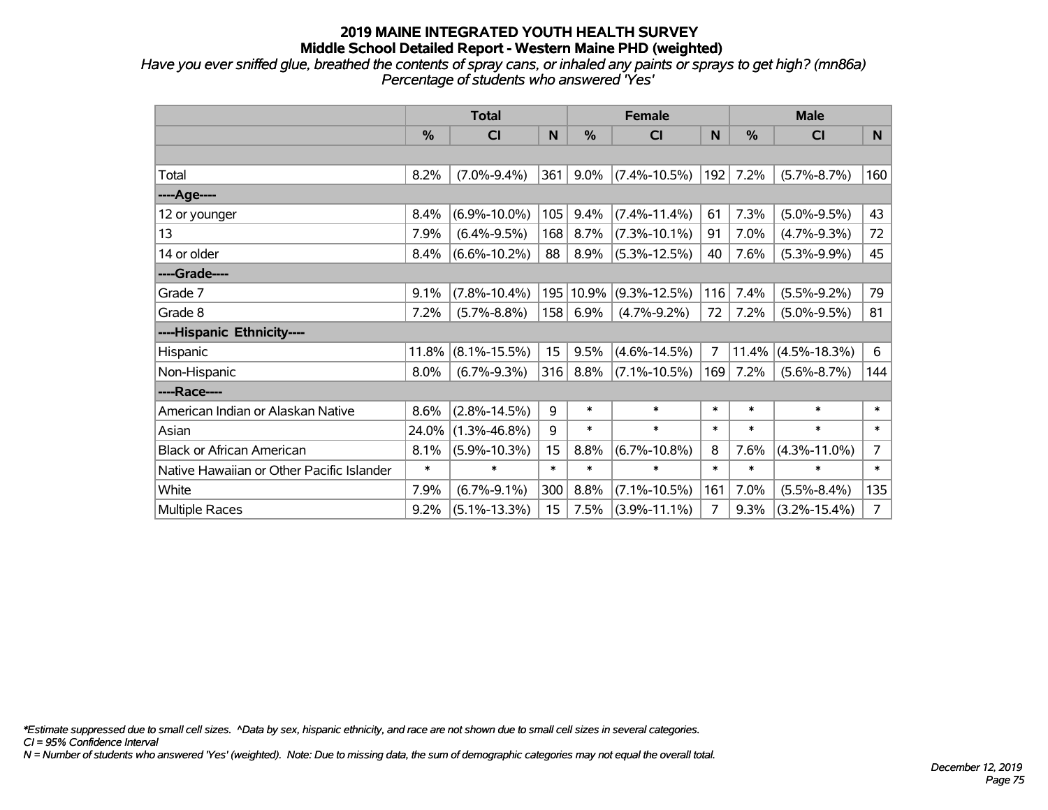# 2019 MAINE INTEGRATED YOUTH HEALTH SURVEY
## Middle School Detailed Report - Western Maine PHD (weighted)

*Have you ever sniffed glue, breathed the contents of spray cans, or inhaled any paints or sprays to get high? (mn86a)*
*Percentage of students who answered 'Yes'*

| | Total | | | Female | | | Male | | |
|---|---|---|---|---|---|---|---|---|---|
| | % | CI | N | % | CI | N | % | CI | N |
| Total | 8.2% | (7.0%-9.4%) | 361 | 9.0% | (7.4%-10.5%) | 192 | 7.2% | (5.7%-8.7%) | 160 |
| ----Age---- | | | | | | | | | |
| 12 or younger | 8.4% | (6.9%-10.0%) | 105 | 9.4% | (7.4%-11.4%) | 61 | 7.3% | (5.0%-9.5%) | 43 |
| 13 | 7.9% | (6.4%-9.5%) | 168 | 8.7% | (7.3%-10.1%) | 91 | 7.0% | (4.7%-9.3%) | 72 |
| 14 or older | 8.4% | (6.6%-10.2%) | 88 | 8.9% | (5.3%-12.5%) | 40 | 7.6% | (5.3%-9.9%) | 45 |
| ----Grade---- | | | | | | | | | |
| Grade 7 | 9.1% | (7.8%-10.4%) | 195 | 10.9% | (9.3%-12.5%) | 116 | 7.4% | (5.5%-9.2%) | 79 |
| Grade 8 | 7.2% | (5.7%-8.8%) | 158 | 6.9% | (4.7%-9.2%) | 72 | 7.2% | (5.0%-9.5%) | 81 |
| ----Hispanic Ethnicity---- | | | | | | | | | |
| Hispanic | 11.8% | (8.1%-15.5%) | 15 | 9.5% | (4.6%-14.5%) | 7 | 11.4% | (4.5%-18.3%) | 6 |
| Non-Hispanic | 8.0% | (6.7%-9.3%) | 316 | 8.8% | (7.1%-10.5%) | 169 | 7.2% | (5.6%-8.7%) | 144 |
| ----Race---- | | | | | | | | | |
| American Indian or Alaskan Native | 8.6% | (2.8%-14.5%) | 9 | * | * | * | * | * | * |
| Asian | 24.0% | (1.3%-46.8%) | 9 | * | * | * | * | * | * |
| Black or African American | 8.1% | (5.9%-10.3%) | 15 | 8.8% | (6.7%-10.8%) | 8 | 7.6% | (4.3%-11.0%) | 7 |
| Native Hawaiian or Other Pacific Islander | * | * | * | * | * | * | * | * | * |
| White | 7.9% | (6.7%-9.1%) | 300 | 8.8% | (7.1%-10.5%) | 161 | 7.0% | (5.5%-8.4%) | 135 |
| Multiple Races | 9.2% | (5.1%-13.3%) | 15 | 7.5% | (3.9%-11.1%) | 7 | 9.3% | (3.2%-15.4%) | 7 |

*\*Estimate suppressed due to small cell sizes. ^Data by sex, hispanic ethnicity, and race are not shown due to small cell sizes in several categories.*
*CI = 95% Confidence Interval*
*N = Number of students who answered 'Yes' (weighted). Note: Due to missing data, the sum of demographic categories may not equal the overall total.*

*December 12, 2019*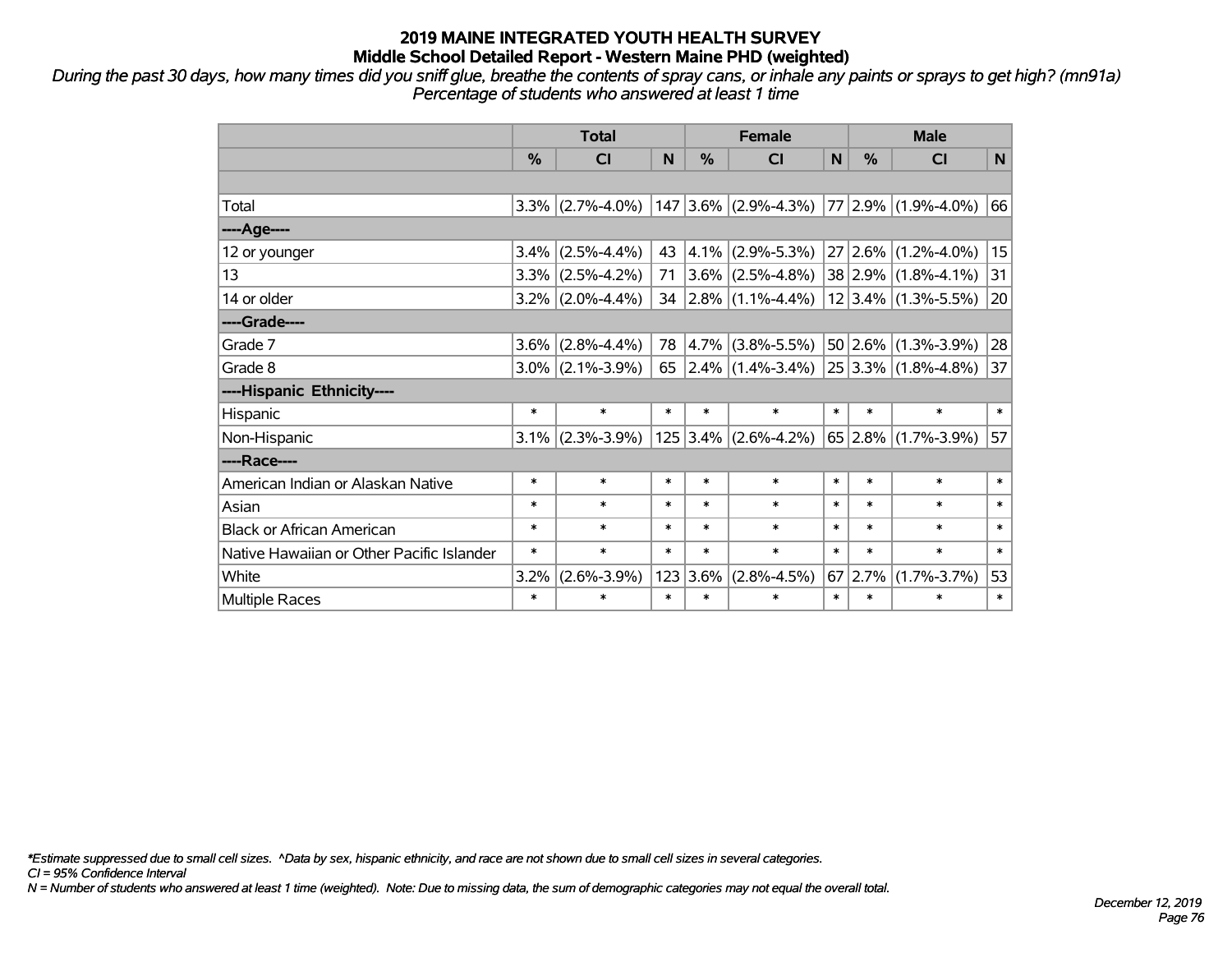# 2019 MAINE INTEGRATED YOUTH HEALTH SURVEY
## Middle School Detailed Report - Western Maine PHD (weighted)

*During the past 30 days, how many times did you sniff glue, breathe the contents of spray cans, or inhale any paints or sprays to get high? (mn91a)*
*Percentage of students who answered at least 1 time*

| | Total | | | Female | | | Male | | |
|---|---|---|---|---|---|---|---|---|---|
| | % | CI | N | % | CI | N | % | CI | N |
| | | | | | | | | | |
| Total | 3.3% | (2.7%-4.0%) | 147 | 3.6% | (2.9%-4.3%) | 77 | 2.9% | (1.9%-4.0%) | 66 |
| ----Age---- | | | | | | | | | |
| 12 or younger | 3.4% | (2.5%-4.4%) | 43 | 4.1% | (2.9%-5.3%) | 27 | 2.6% | (1.2%-4.0%) | 15 |
| 13 | 3.3% | (2.5%-4.2%) | 71 | 3.6% | (2.5%-4.8%) | 38 | 2.9% | (1.8%-4.1%) | 31 |
| 14 or older | 3.2% | (2.0%-4.4%) | 34 | 2.8% | (1.1%-4.4%) | 12 | 3.4% | (1.3%-5.5%) | 20 |
| ----Grade---- | | | | | | | | | |
| Grade 7 | 3.6% | (2.8%-4.4%) | 78 | 4.7% | (3.8%-5.5%) | 50 | 2.6% | (1.3%-3.9%) | 28 |
| Grade 8 | 3.0% | (2.1%-3.9%) | 65 | 2.4% | (1.4%-3.4%) | 25 | 3.3% | (1.8%-4.8%) | 37 |
| ----Hispanic Ethnicity---- | | | | | | | | | |
| Hispanic | * | * | * | * | * | * | * | * | * |
| Non-Hispanic | 3.1% | (2.3%-3.9%) | 125 | 3.4% | (2.6%-4.2%) | 65 | 2.8% | (1.7%-3.9%) | 57 |
| ----Race---- | | | | | | | | | |
| American Indian or Alaskan Native | * | * | * | * | * | * | * | * | * |
| Asian | * | * | * | * | * | * | * | * | * |
| Black or African American | * | * | * | * | * | * | * | * | * |
| Native Hawaiian or Other Pacific Islander | * | * | * | * | * | * | * | * | * |
| White | 3.2% | (2.6%-3.9%) | 123 | 3.6% | (2.8%-4.5%) | 67 | 2.7% | (1.7%-3.7%) | 53 |
| Multiple Races | * | * | * | * | * | * | * | * | * |

*\*Estimate suppressed due to small cell sizes. ^Data by sex, hispanic ethnicity, and race are not shown due to small cell sizes in several categories.*
*CI = 95% Confidence Interval*
*N = Number of students who answered at least 1 time (weighted). Note: Due to missing data, the sum of demographic categories may not equal the overall total.*

*December 12, 2019*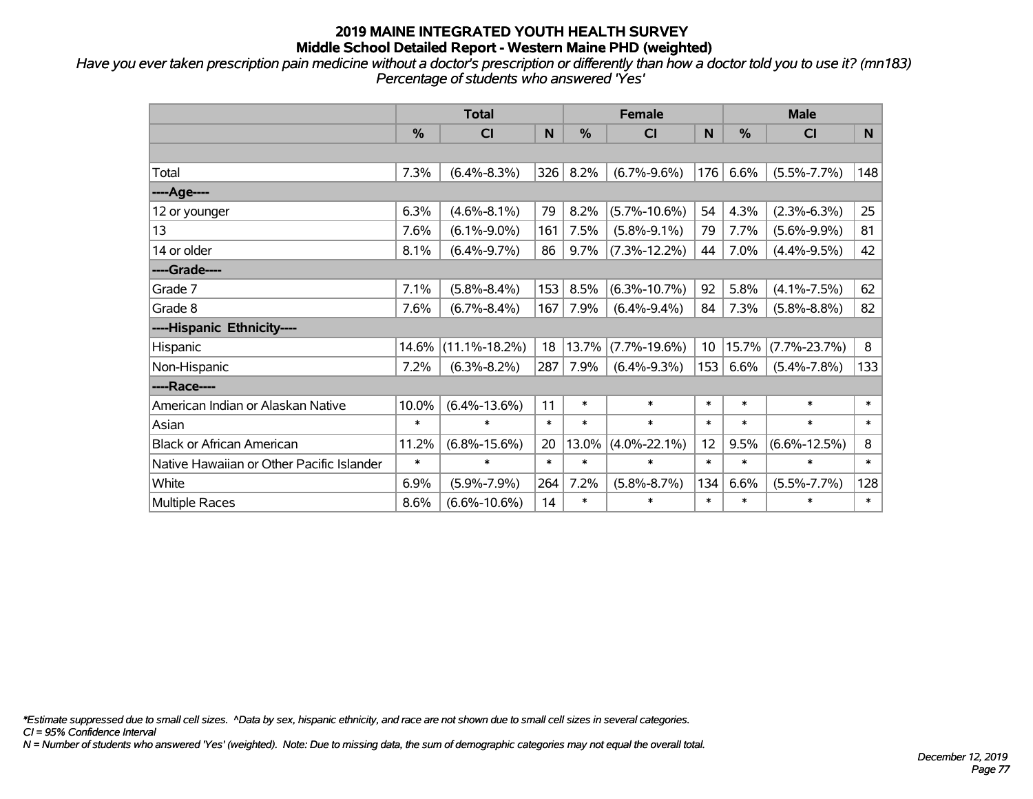# 2019 MAINE INTEGRATED YOUTH HEALTH SURVEY
## Middle School Detailed Report - Western Maine PHD (weighted)

*Have you ever taken prescription pain medicine without a doctor's prescription or differently than how a doctor told you to use it? (mn183)*
*Percentage of students who answered 'Yes'*

| | Total | | | Female | | | Male | | |
|---|---|---|---|---|---|---|---|---|---|
| | % | CI | N | % | CI | N | % | CI | N |
| | | | | | | | | | |
| Total | 7.3% | (6.4%-8.3%) | 326 | 8.2% | (6.7%-9.6%) | 176 | 6.6% | (5.5%-7.7%) | 148 |
| ----Age---- | | | | | | | | | |
| 12 or younger | 6.3% | (4.6%-8.1%) | 79 | 8.2% | (5.7%-10.6%) | 54 | 4.3% | (2.3%-6.3%) | 25 |
| 13 | 7.6% | (6.1%-9.0%) | 161 | 7.5% | (5.8%-9.1%) | 79 | 7.7% | (5.6%-9.9%) | 81 |
| 14 or older | 8.1% | (6.4%-9.7%) | 86 | 9.7% | (7.3%-12.2%) | 44 | 7.0% | (4.4%-9.5%) | 42 |
| ----Grade---- | | | | | | | | | |
| Grade 7 | 7.1% | (5.8%-8.4%) | 153 | 8.5% | (6.3%-10.7%) | 92 | 5.8% | (4.1%-7.5%) | 62 |
| Grade 8 | 7.6% | (6.7%-8.4%) | 167 | 7.9% | (6.4%-9.4%) | 84 | 7.3% | (5.8%-8.8%) | 82 |
| ----Hispanic Ethnicity---- | | | | | | | | | |
| Hispanic | 14.6% | (11.1%-18.2%) | 18 | 13.7% | (7.7%-19.6%) | 10 | 15.7% | (7.7%-23.7%) | 8 |
| Non-Hispanic | 7.2% | (6.3%-8.2%) | 287 | 7.9% | (6.4%-9.3%) | 153 | 6.6% | (5.4%-7.8%) | 133 |
| ----Race---- | | | | | | | | | |
| American Indian or Alaskan Native | 10.0% | (6.4%-13.6%) | 11 | * | * | * | * | * | * |
| Asian | * | * | * | * | * | * | * | * | * |
| Black or African American | 11.2% | (6.8%-15.6%) | 20 | 13.0% | (4.0%-22.1%) | 12 | 9.5% | (6.6%-12.5%) | 8 |
| Native Hawaiian or Other Pacific Islander | * | * | * | * | * | * | * | * | * |
| White | 6.9% | (5.9%-7.9%) | 264 | 7.2% | (5.8%-8.7%) | 134 | 6.6% | (5.5%-7.7%) | 128 |
| Multiple Races | 8.6% | (6.6%-10.6%) | 14 | * | * | * | * | * | * |

*\*Estimate suppressed due to small cell sizes. ^Data by sex, hispanic ethnicity, and race are not shown due to small cell sizes in several categories.*
*CI = 95% Confidence Interval*
*N = Number of students who answered 'Yes' (weighted). Note: Due to missing data, the sum of demographic categories may not equal the overall total.*

*December 12, 2019*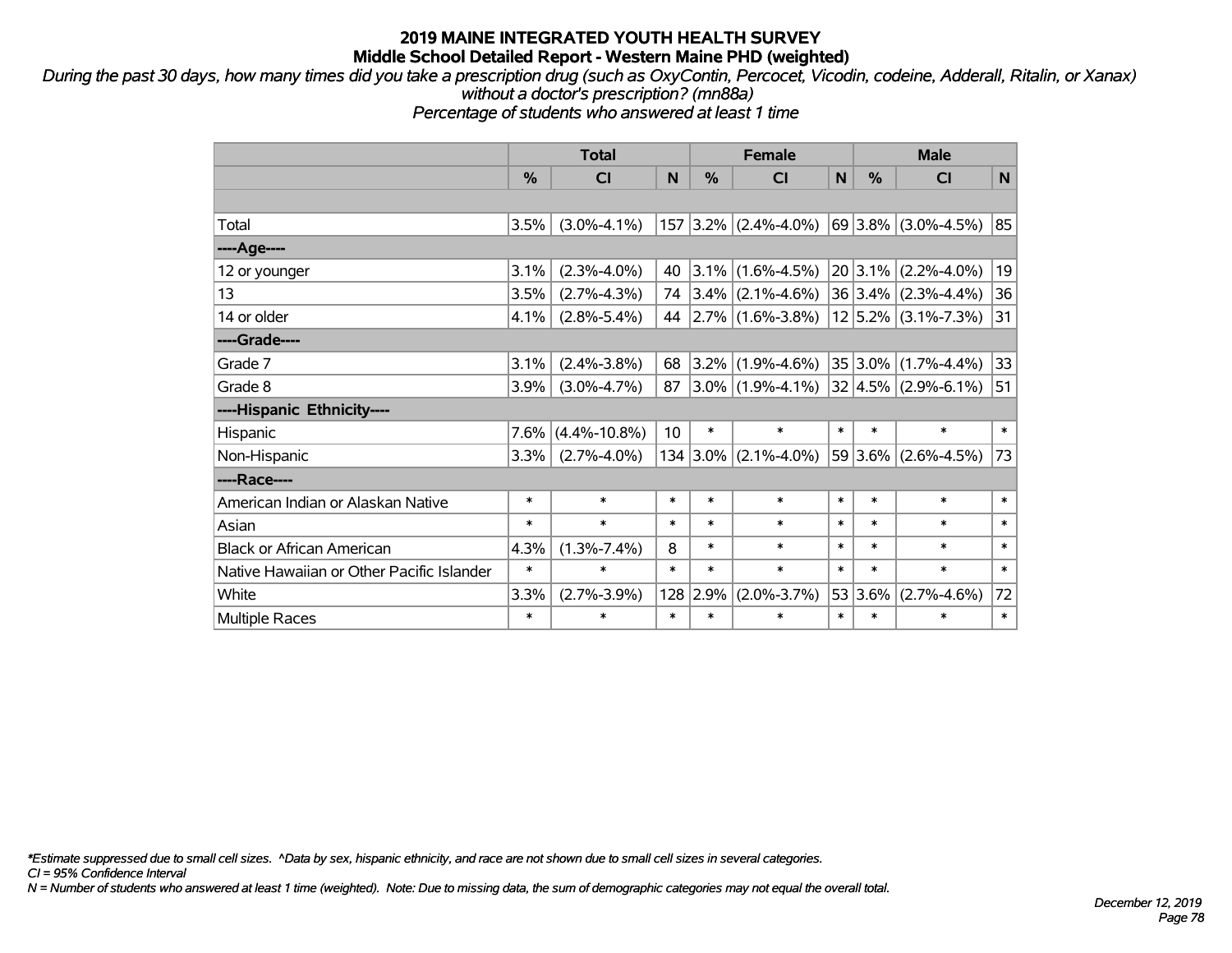**2019 MAINE INTEGRATED YOUTH HEALTH SURVEY**
**Middle School Detailed Report - Western Maine PHD (weighted)**

*During the past 30 days, how many times did you take a prescription drug (such as OxyContin, Percocet, Vicodin, codeine, Adderall, Ritalin, or Xanax) without a doctor's prescription? (mn88a)*
*Percentage of students who answered at least 1 time*

| | Total | | | Female | | | Male | | |
|---|---|---|---|---|---|---|---|---|---|
| | % | CI | N | % | CI | N | % | CI | N |
| Total | 3.5% | (3.0%-4.1%) | 157 | 3.2% | (2.4%-4.0%) | 69 | 3.8% | (3.0%-4.5%) | 85 |
| ----Age---- | | | | | | | | | |
| 12 or younger | 3.1% | (2.3%-4.0%) | 40 | 3.1% | (1.6%-4.5%) | 20 | 3.1% | (2.2%-4.0%) | 19 |
| 13 | 3.5% | (2.7%-4.3%) | 74 | 3.4% | (2.1%-4.6%) | 36 | 3.4% | (2.3%-4.4%) | 36 |
| 14 or older | 4.1% | (2.8%-5.4%) | 44 | 2.7% | (1.6%-3.8%) | 12 | 5.2% | (3.1%-7.3%) | 31 |
| ----Grade---- | | | | | | | | | |
| Grade 7 | 3.1% | (2.4%-3.8%) | 68 | 3.2% | (1.9%-4.6%) | 35 | 3.0% | (1.7%-4.4%) | 33 |
| Grade 8 | 3.9% | (3.0%-4.7%) | 87 | 3.0% | (1.9%-4.1%) | 32 | 4.5% | (2.9%-6.1%) | 51 |
| ----Hispanic Ethnicity---- | | | | | | | | | |
| Hispanic | 7.6% | (4.4%-10.8%) | 10 | * | * | * | * | * | * |
| Non-Hispanic | 3.3% | (2.7%-4.0%) | 134 | 3.0% | (2.1%-4.0%) | 59 | 3.6% | (2.6%-4.5%) | 73 |
| ----Race---- | | | | | | | | | |
| American Indian or Alaskan Native | * | * | * | * | * | * | * | * | * |
| Asian | * | * | * | * | * | * | * | * | * |
| Black or African American | 4.3% | (1.3%-7.4%) | 8 | * | * | * | * | * | * |
| Native Hawaiian or Other Pacific Islander | * | * | * | * | * | * | * | * | * |
| White | 3.3% | (2.7%-3.9%) | 128 | 2.9% | (2.0%-3.7%) | 53 | 3.6% | (2.7%-4.6%) | 72 |
| Multiple Races | * | * | * | * | * | * | * | * | * |

*\*Estimate suppressed due to small cell sizes. ^Data by sex, hispanic ethnicity, and race are not shown due to small cell sizes in several categories.*
*CI = 95% Confidence Interval*
*N = Number of students who answered at least 1 time (weighted). Note: Due to missing data, the sum of demographic categories may not equal the overall total.*

*December 12, 2019*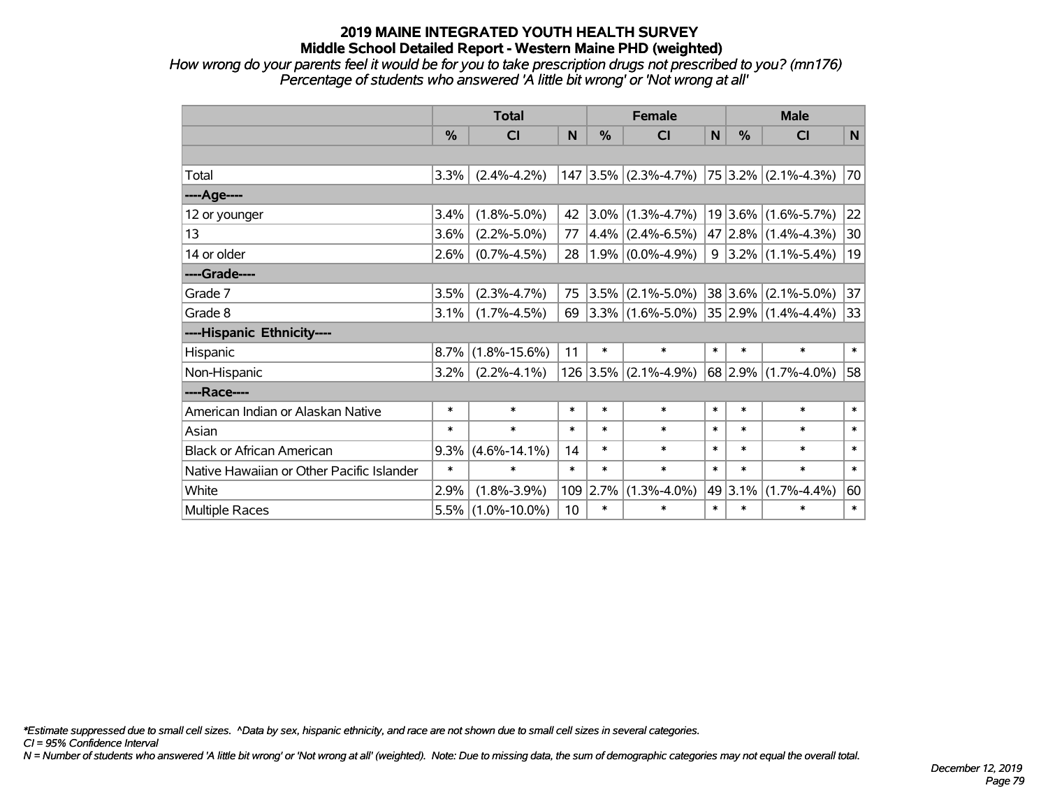# 2019 MAINE INTEGRATED YOUTH HEALTH SURVEY
## Middle School Detailed Report - Western Maine PHD (weighted)

*How wrong do your parents feel it would be for you to take prescription drugs not prescribed to you? (mn176)*
*Percentage of students who answered 'A little bit wrong' or 'Not wrong at all'*

| | Total | | | Female | | | Male | | |
|---|---|---|---|---|---|---|---|---|---|
| | % | CI | N | % | CI | N | % | CI | N |
| Total | 3.3% | (2.4%-4.2%) | 147 | 3.5% | (2.3%-4.7%) | 75 | 3.2% | (2.1%-4.3%) | 70 |
| ----Age---- | | | | | | | | | |
| 12 or younger | 3.4% | (1.8%-5.0%) | 42 | 3.0% | (1.3%-4.7%) | 19 | 3.6% | (1.6%-5.7%) | 22 |
| 13 | 3.6% | (2.2%-5.0%) | 77 | 4.4% | (2.4%-6.5%) | 47 | 2.8% | (1.4%-4.3%) | 30 |
| 14 or older | 2.6% | (0.7%-4.5%) | 28 | 1.9% | (0.0%-4.9%) | 9 | 3.2% | (1.1%-5.4%) | 19 |
| ----Grade---- | | | | | | | | | |
| Grade 7 | 3.5% | (2.3%-4.7%) | 75 | 3.5% | (2.1%-5.0%) | 38 | 3.6% | (2.1%-5.0%) | 37 |
| Grade 8 | 3.1% | (1.7%-4.5%) | 69 | 3.3% | (1.6%-5.0%) | 35 | 2.9% | (1.4%-4.4%) | 33 |
| ----Hispanic Ethnicity---- | | | | | | | | | |
| Hispanic | 8.7% | (1.8%-15.6%) | 11 | * | * | * | * | * | * |
| Non-Hispanic | 3.2% | (2.2%-4.1%) | 126 | 3.5% | (2.1%-4.9%) | 68 | 2.9% | (1.7%-4.0%) | 58 |
| ----Race---- | | | | | | | | | |
| American Indian or Alaskan Native | * | * | * | * | * | * | * | * | * |
| Asian | * | * | * | * | * | * | * | * | * |
| Black or African American | 9.3% | (4.6%-14.1%) | 14 | * | * | * | * | * | * |
| Native Hawaiian or Other Pacific Islander | * | * | * | * | * | * | * | * | * |
| White | 2.9% | (1.8%-3.9%) | 109 | 2.7% | (1.3%-4.0%) | 49 | 3.1% | (1.7%-4.4%) | 60 |
| Multiple Races | 5.5% | (1.0%-10.0%) | 10 | * | * | * | * | * | * |

*\*Estimate suppressed due to small cell sizes. ^Data by sex, hispanic ethnicity, and race are not shown due to small cell sizes in several categories.*
*CI = 95% Confidence Interval*
*N = Number of students who answered 'A little bit wrong' or 'Not wrong at all' (weighted). Note: Due to missing data, the sum of demographic categories may not equal the overall total.*

*December 12, 2019*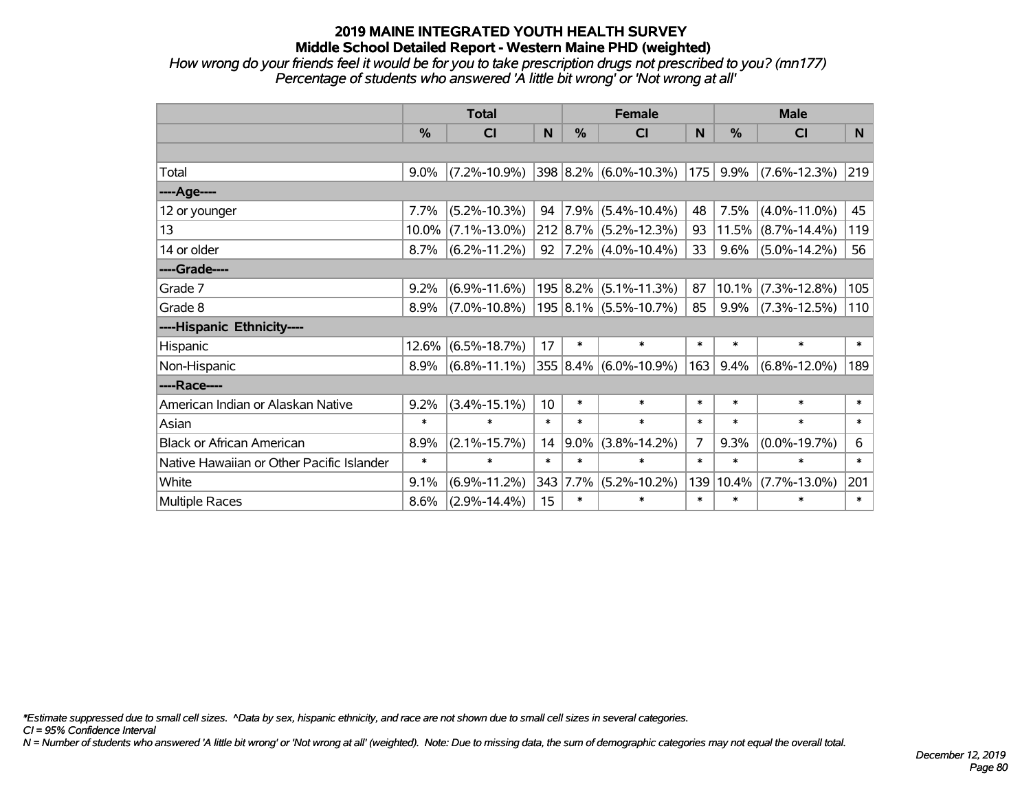# 2019 MAINE INTEGRATED YOUTH HEALTH SURVEY
## Middle School Detailed Report - Western Maine PHD (weighted)

*How wrong do your friends feel it would be for you to take prescription drugs not prescribed to you? (mn177)*
*Percentage of students who answered 'A little bit wrong' or 'Not wrong at all'*

| | Total | | | Female | | | Male | | |
|---|---|---|---|---|---|---|---|---|---|
| | % | CI | N | % | CI | N | % | CI | N |
| | | | | | | | | | |
| Total | 9.0% | (7.2%-10.9%) | 398 | 8.2% | (6.0%-10.3%) | 175 | 9.9% | (7.6%-12.3%) | 219 |
| ----Age---- | | | | | | | | | |
| 12 or younger | 7.7% | (5.2%-10.3%) | 94 | 7.9% | (5.4%-10.4%) | 48 | 7.5% | (4.0%-11.0%) | 45 |
| 13 | 10.0% | (7.1%-13.0%) | 212 | 8.7% | (5.2%-12.3%) | 93 | 11.5% | (8.7%-14.4%) | 119 |
| 14 or older | 8.7% | (6.2%-11.2%) | 92 | 7.2% | (4.0%-10.4%) | 33 | 9.6% | (5.0%-14.2%) | 56 |
| ----Grade---- | | | | | | | | | |
| Grade 7 | 9.2% | (6.9%-11.6%) | 195 | 8.2% | (5.1%-11.3%) | 87 | 10.1% | (7.3%-12.8%) | 105 |
| Grade 8 | 8.9% | (7.0%-10.8%) | 195 | 8.1% | (5.5%-10.7%) | 85 | 9.9% | (7.3%-12.5%) | 110 |
| ----Hispanic Ethnicity---- | | | | | | | | | |
| Hispanic | 12.6% | (6.5%-18.7%) | 17 | * | * | * | * | * | * |
| Non-Hispanic | 8.9% | (6.8%-11.1%) | 355 | 8.4% | (6.0%-10.9%) | 163 | 9.4% | (6.8%-12.0%) | 189 |
| ----Race---- | | | | | | | | | |
| American Indian or Alaskan Native | 9.2% | (3.4%-15.1%) | 10 | * | * | * | * | * | * |
| Asian | * | * | * | * | * | * | * | * | * |
| Black or African American | 8.9% | (2.1%-15.7%) | 14 | 9.0% | (3.8%-14.2%) | 7 | 9.3% | (0.0%-19.7%) | 6 |
| Native Hawaiian or Other Pacific Islander | * | * | * | * | * | * | * | * | * |
| White | 9.1% | (6.9%-11.2%) | 343 | 7.7% | (5.2%-10.2%) | 139 | 10.4% | (7.7%-13.0%) | 201 |
| Multiple Races | 8.6% | (2.9%-14.4%) | 15 | * | * | * | * | * | * |

*\*Estimate suppressed due to small cell sizes. ^Data by sex, hispanic ethnicity, and race are not shown due to small cell sizes in several categories.*
*CI = 95% Confidence Interval*
*N = Number of students who answered 'A little bit wrong' or 'Not wrong at all' (weighted). Note: Due to missing data, the sum of demographic categories may not equal the overall total.*

*December 12, 2019*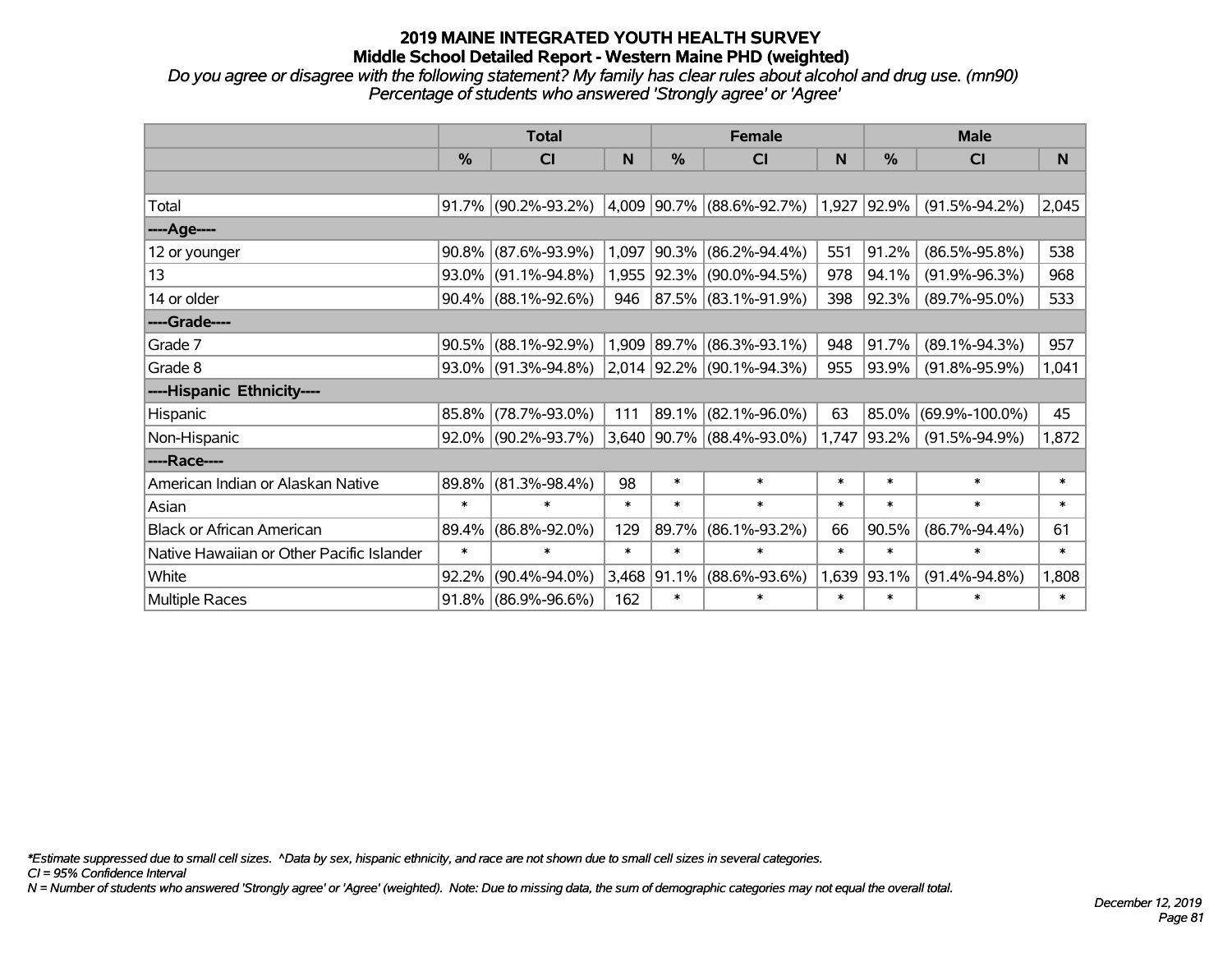# 2019 MAINE INTEGRATED YOUTH HEALTH SURVEY

## Middle School Detailed Report - Western Maine PHD (weighted)

*Do you agree or disagree with the following statement? My family has clear rules about alcohol and drug use. (mn90)*
*Percentage of students who answered 'Strongly agree' or 'Agree'*

| | Total | | | Female | | | Male | | |
|---|---|---|---|---|---|---|---|---|---|
| | % | CI | N | % | CI | N | % | CI | N |
| | | | | | | | | | |
| Total | 91.7% | (90.2%-93.2%) | 4,009 | 90.7% | (88.6%-92.7%) | 1,927 | 92.9% | (91.5%-94.2%) | 2,045 |
| ----Age---- | | | | | | | | | |
| 12 or younger | 90.8% | (87.6%-93.9%) | 1,097 | 90.3% | (86.2%-94.4%) | 551 | 91.2% | (86.5%-95.8%) | 538 |
| 13 | 93.0% | (91.1%-94.8%) | 1,955 | 92.3% | (90.0%-94.5%) | 978 | 94.1% | (91.9%-96.3%) | 968 |
| 14 or older | 90.4% | (88.1%-92.6%) | 946 | 87.5% | (83.1%-91.9%) | 398 | 92.3% | (89.7%-95.0%) | 533 |
| ----Grade---- | | | | | | | | | |
| Grade 7 | 90.5% | (88.1%-92.9%) | 1,909 | 89.7% | (86.3%-93.1%) | 948 | 91.7% | (89.1%-94.3%) | 957 |
| Grade 8 | 93.0% | (91.3%-94.8%) | 2,014 | 92.2% | (90.1%-94.3%) | 955 | 93.9% | (91.8%-95.9%) | 1,041 |
| ----Hispanic Ethnicity---- | | | | | | | | | |
| Hispanic | 85.8% | (78.7%-93.0%) | 111 | 89.1% | (82.1%-96.0%) | 63 | 85.0% | (69.9%-100.0%) | 45 |
| Non-Hispanic | 92.0% | (90.2%-93.7%) | 3,640 | 90.7% | (88.4%-93.0%) | 1,747 | 93.2% | (91.5%-94.9%) | 1,872 |
| ----Race---- | | | | | | | | | |
| American Indian or Alaskan Native | 89.8% | (81.3%-98.4%) | 98 | * | * | * | * | * | * |
| Asian | * | * | * | * | * | * | * | * | * |
| Black or African American | 89.4% | (86.8%-92.0%) | 129 | 89.7% | (86.1%-93.2%) | 66 | 90.5% | (86.7%-94.4%) | 61 |
| Native Hawaiian or Other Pacific Islander | * | * | * | * | * | * | * | * | * |
| White | 92.2% | (90.4%-94.0%) | 3,468 | 91.1% | (88.6%-93.6%) | 1,639 | 93.1% | (91.4%-94.8%) | 1,808 |
| Multiple Races | 91.8% | (86.9%-96.6%) | 162 | * | * | * | * | * | * |

*\*Estimate suppressed due to small cell sizes. ^Data by sex, hispanic ethnicity, and race are not shown due to small cell sizes in several categories.*
*CI = 95% Confidence Interval*
*N = Number of students who answered 'Strongly agree' or 'Agree' (weighted). Note: Due to missing data, the sum of demographic categories may not equal the overall total.*

*December 12, 2019*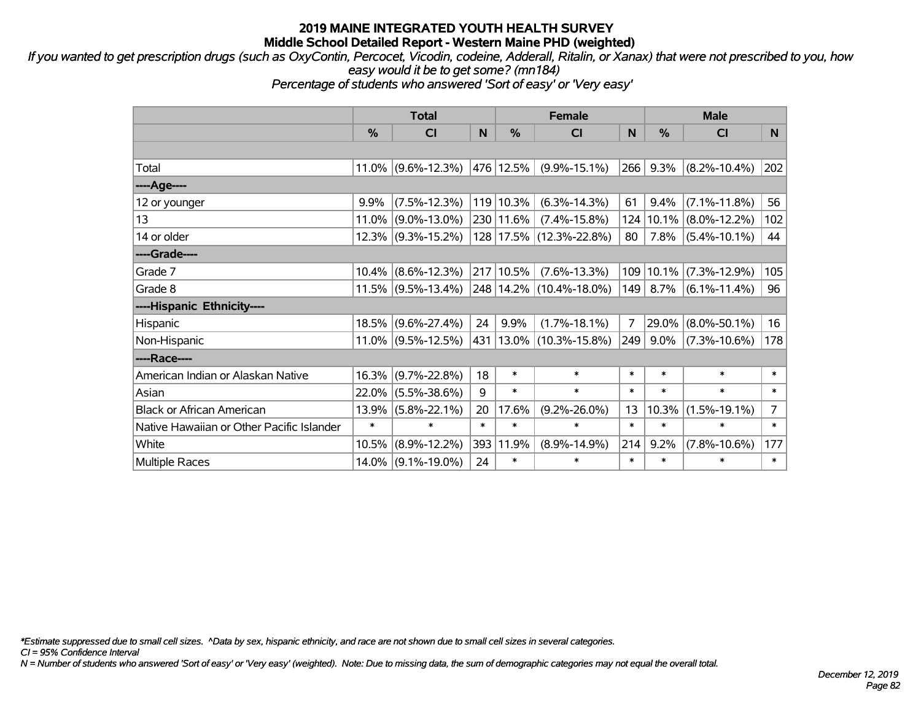# 2019 MAINE INTEGRATED YOUTH HEALTH SURVEY

## Middle School Detailed Report - Western Maine PHD (weighted)

*If you wanted to get prescription drugs (such as OxyContin, Percocet, Vicodin, codeine, Adderall, Ritalin, or Xanax) that were not prescribed to you, how easy would it be to get some? (mn184)*

*Percentage of students who answered 'Sort of easy' or 'Very easy'*

| | Total | | | Female | | | Male | | |
|---|---|---|---|---|---|---|---|---|---|
| | % | CI | N | % | CI | N | % | CI | N |
| Total | 11.0% | (9.6%-12.3%) | 476 | 12.5% | (9.9%-15.1%) | 266 | 9.3% | (8.2%-10.4%) | 202 |
| ----Age---- | | | | | | | | | |
| 12 or younger | 9.9% | (7.5%-12.3%) | 119 | 10.3% | (6.3%-14.3%) | 61 | 9.4% | (7.1%-11.8%) | 56 |
| 13 | 11.0% | (9.0%-13.0%) | 230 | 11.6% | (7.4%-15.8%) | 124 | 10.1% | (8.0%-12.2%) | 102 |
| 14 or older | 12.3% | (9.3%-15.2%) | 128 | 17.5% | (12.3%-22.8%) | 80 | 7.8% | (5.4%-10.1%) | 44 |
| ----Grade---- | | | | | | | | | |
| Grade 7 | 10.4% | (8.6%-12.3%) | 217 | 10.5% | (7.6%-13.3%) | 109 | 10.1% | (7.3%-12.9%) | 105 |
| Grade 8 | 11.5% | (9.5%-13.4%) | 248 | 14.2% | (10.4%-18.0%) | 149 | 8.7% | (6.1%-11.4%) | 96 |
| ----Hispanic Ethnicity---- | | | | | | | | | |
| Hispanic | 18.5% | (9.6%-27.4%) | 24 | 9.9% | (1.7%-18.1%) | 7 | 29.0% | (8.0%-50.1%) | 16 |
| Non-Hispanic | 11.0% | (9.5%-12.5%) | 431 | 13.0% | (10.3%-15.8%) | 249 | 9.0% | (7.3%-10.6%) | 178 |
| ----Race---- | | | | | | | | | |
| American Indian or Alaskan Native | 16.3% | (9.7%-22.8%) | 18 | * | * | * | * | * | * |
| Asian | 22.0% | (5.5%-38.6%) | 9 | * | * | * | * | * | * |
| Black or African American | 13.9% | (5.8%-22.1%) | 20 | 17.6% | (9.2%-26.0%) | 13 | 10.3% | (1.5%-19.1%) | 7 |
| Native Hawaiian or Other Pacific Islander | * | * | * | * | * | * | * | * | * |
| White | 10.5% | (8.9%-12.2%) | 393 | 11.9% | (8.9%-14.9%) | 214 | 9.2% | (7.8%-10.6%) | 177 |
| Multiple Races | 14.0% | (9.1%-19.0%) | 24 | * | * | * | * | * | * |

*\*Estimate suppressed due to small cell sizes. ^Data by sex, hispanic ethnicity, and race are not shown due to small cell sizes in several categories.*

*CI = 95% Confidence Interval*

*N = Number of students who answered 'Sort of easy' or 'Very easy' (weighted). Note: Due to missing data, the sum of demographic categories may not equal the overall total.*

*December 12, 2019*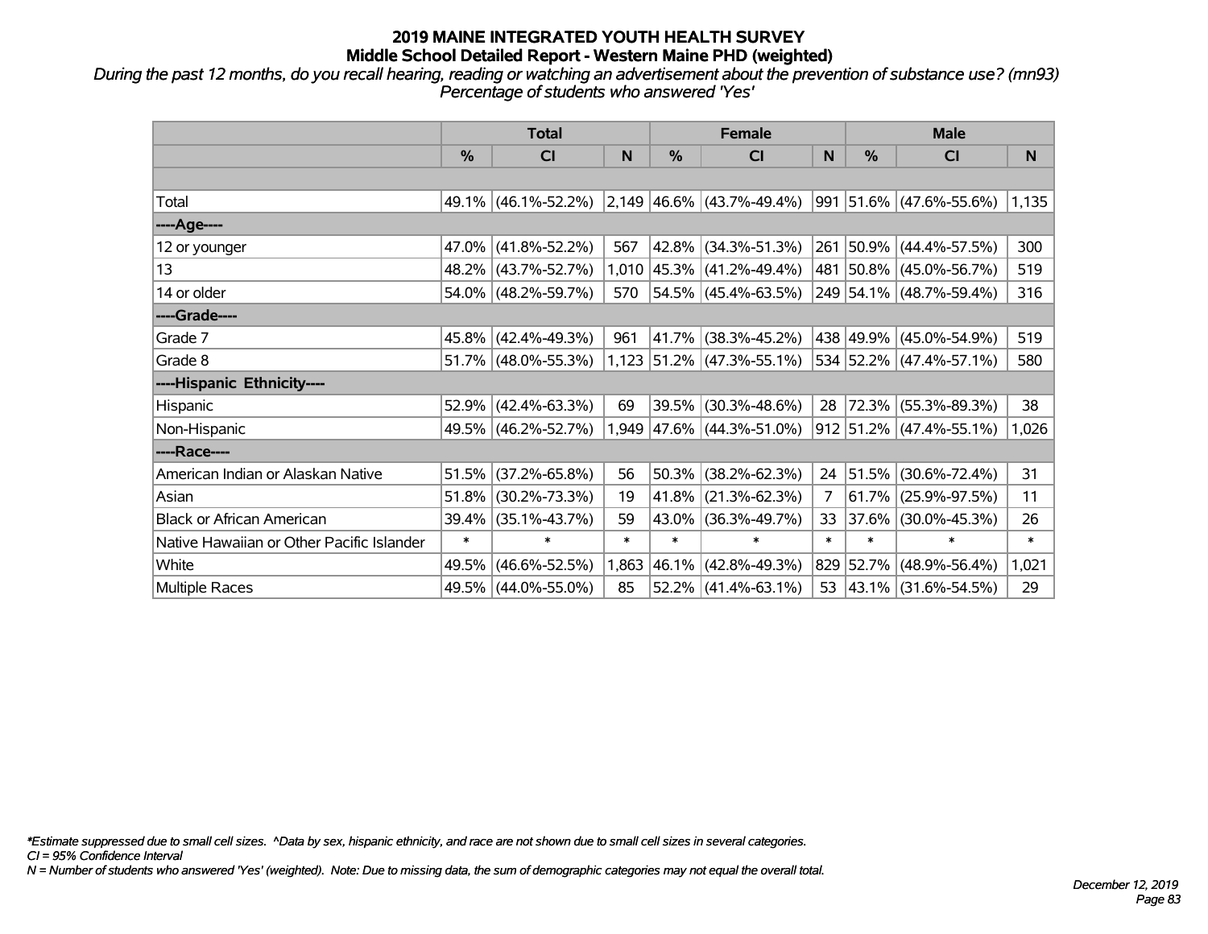# 2019 MAINE INTEGRATED YOUTH HEALTH SURVEY

## Middle School Detailed Report - Western Maine PHD (weighted)

*During the past 12 months, do you recall hearing, reading or watching an advertisement about the prevention of substance use? (mn93)*
*Percentage of students who answered 'Yes'*

| | Total | | | Female | | | Male | | |
|---|---|---|---|---|---|---|---|---|---|
| | % | CI | N | % | CI | N | % | CI | N |
| | | | | | | | | | |
| Total | 49.1% | (46.1%-52.2%) | 2,149 | 46.6% | (43.7%-49.4%) | 991 | 51.6% | (47.6%-55.6%) | 1,135 |
| ----Age---- | | | | | | | | | |
| 12 or younger | 47.0% | (41.8%-52.2%) | 567 | 42.8% | (34.3%-51.3%) | 261 | 50.9% | (44.4%-57.5%) | 300 |
| 13 | 48.2% | (43.7%-52.7%) | 1,010 | 45.3% | (41.2%-49.4%) | 481 | 50.8% | (45.0%-56.7%) | 519 |
| 14 or older | 54.0% | (48.2%-59.7%) | 570 | 54.5% | (45.4%-63.5%) | 249 | 54.1% | (48.7%-59.4%) | 316 |
| ----Grade---- | | | | | | | | | |
| Grade 7 | 45.8% | (42.4%-49.3%) | 961 | 41.7% | (38.3%-45.2%) | 438 | 49.9% | (45.0%-54.9%) | 519 |
| Grade 8 | 51.7% | (48.0%-55.3%) | 1,123 | 51.2% | (47.3%-55.1%) | 534 | 52.2% | (47.4%-57.1%) | 580 |
| ----Hispanic Ethnicity---- | | | | | | | | | |
| Hispanic | 52.9% | (42.4%-63.3%) | 69 | 39.5% | (30.3%-48.6%) | 28 | 72.3% | (55.3%-89.3%) | 38 |
| Non-Hispanic | 49.5% | (46.2%-52.7%) | 1,949 | 47.6% | (44.3%-51.0%) | 912 | 51.2% | (47.4%-55.1%) | 1,026 |
| ----Race---- | | | | | | | | | |
| American Indian or Alaskan Native | 51.5% | (37.2%-65.8%) | 56 | 50.3% | (38.2%-62.3%) | 24 | 51.5% | (30.6%-72.4%) | 31 |
| Asian | 51.8% | (30.2%-73.3%) | 19 | 41.8% | (21.3%-62.3%) | 7 | 61.7% | (25.9%-97.5%) | 11 |
| Black or African American | 39.4% | (35.1%-43.7%) | 59 | 43.0% | (36.3%-49.7%) | 33 | 37.6% | (30.0%-45.3%) | 26 |
| Native Hawaiian or Other Pacific Islander | * | * | * | * | * | * | * | * | * |
| White | 49.5% | (46.6%-52.5%) | 1,863 | 46.1% | (42.8%-49.3%) | 829 | 52.7% | (48.9%-56.4%) | 1,021 |
| Multiple Races | 49.5% | (44.0%-55.0%) | 85 | 52.2% | (41.4%-63.1%) | 53 | 43.1% | (31.6%-54.5%) | 29 |

*Estimate suppressed due to small cell sizes. ^Data by sex, hispanic ethnicity, and race are not shown due to small cell sizes in several categories.
CI = 95% Confidence Interval
N = Number of students who answered 'Yes' (weighted). Note: Due to missing data, the sum of demographic categories may not equal the overall total.

December 12, 2019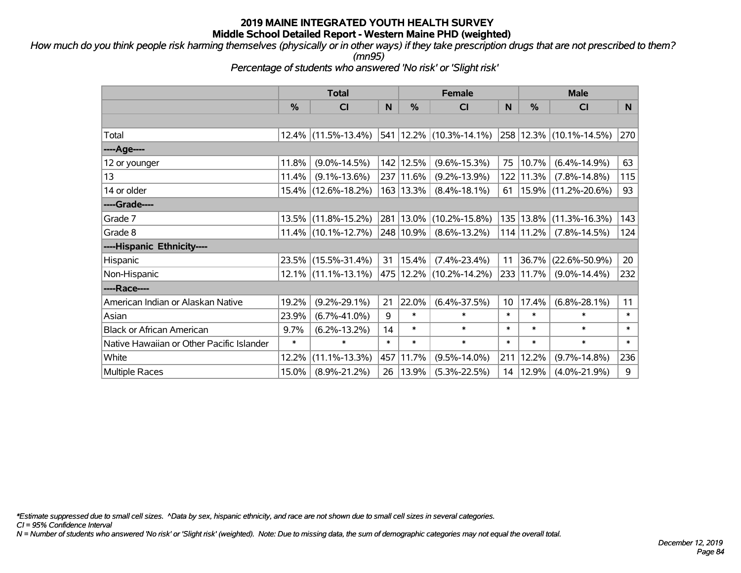# 2019 MAINE INTEGRATED YOUTH HEALTH SURVEY
## Middle School Detailed Report - Western Maine PHD (weighted)

*How much do you think people risk harming themselves (physically or in other ways) if they take prescription drugs that are not prescribed to them? (mn95)*

*Percentage of students who answered 'No risk' or 'Slight risk'*

| | Total | | | Female | | | Male | | |
|---|---|---|---|---|---|---|---|---|---|
| | % | CI | N | % | CI | N | % | CI | N |
| | | | | | | | | | |
| Total | 12.4% | (11.5%-13.4%) | 541 | 12.2% | (10.3%-14.1%) | 258 | 12.3% | (10.1%-14.5%) | 270 |
| ----Age---- | | | | | | | | | |
| 12 or younger | 11.8% | (9.0%-14.5%) | 142 | 12.5% | (9.6%-15.3%) | 75 | 10.7% | (6.4%-14.9%) | 63 |
| 13 | 11.4% | (9.1%-13.6%) | 237 | 11.6% | (9.2%-13.9%) | 122 | 11.3% | (7.8%-14.8%) | 115 |
| 14 or older | 15.4% | (12.6%-18.2%) | 163 | 13.3% | (8.4%-18.1%) | 61 | 15.9% | (11.2%-20.6%) | 93 |
| ----Grade---- | | | | | | | | | |
| Grade 7 | 13.5% | (11.8%-15.2%) | 281 | 13.0% | (10.2%-15.8%) | 135 | 13.8% | (11.3%-16.3%) | 143 |
| Grade 8 | 11.4% | (10.1%-12.7%) | 248 | 10.9% | (8.6%-13.2%) | 114 | 11.2% | (7.8%-14.5%) | 124 |
| ----Hispanic Ethnicity---- | | | | | | | | | |
| Hispanic | 23.5% | (15.5%-31.4%) | 31 | 15.4% | (7.4%-23.4%) | 11 | 36.7% | (22.6%-50.9%) | 20 |
| Non-Hispanic | 12.1% | (11.1%-13.1%) | 475 | 12.2% | (10.2%-14.2%) | 233 | 11.7% | (9.0%-14.4%) | 232 |
| ----Race---- | | | | | | | | | |
| American Indian or Alaskan Native | 19.2% | (9.2%-29.1%) | 21 | 22.0% | (6.4%-37.5%) | 10 | 17.4% | (6.8%-28.1%) | 11 |
| Asian | 23.9% | (6.7%-41.0%) | 9 | * | * | * | * | * | * |
| Black or African American | 9.7% | (6.2%-13.2%) | 14 | * | * | * | * | * | * |
| Native Hawaiian or Other Pacific Islander | * | * | * | * | * | * | * | * | * |
| White | 12.2% | (11.1%-13.3%) | 457 | 11.7% | (9.5%-14.0%) | 211 | 12.2% | (9.7%-14.8%) | 236 |
| Multiple Races | 15.0% | (8.9%-21.2%) | 26 | 13.9% | (5.3%-22.5%) | 14 | 12.9% | (4.0%-21.9%) | 9 |

*\*Estimate suppressed due to small cell sizes. ^Data by sex, hispanic ethnicity, and race are not shown due to small cell sizes in several categories.*

*CI = 95% Confidence Interval*

*N = Number of students who answered 'No risk' or 'Slight risk' (weighted). Note: Due to missing data, the sum of demographic categories may not equal the overall total.*

*December 12, 2019*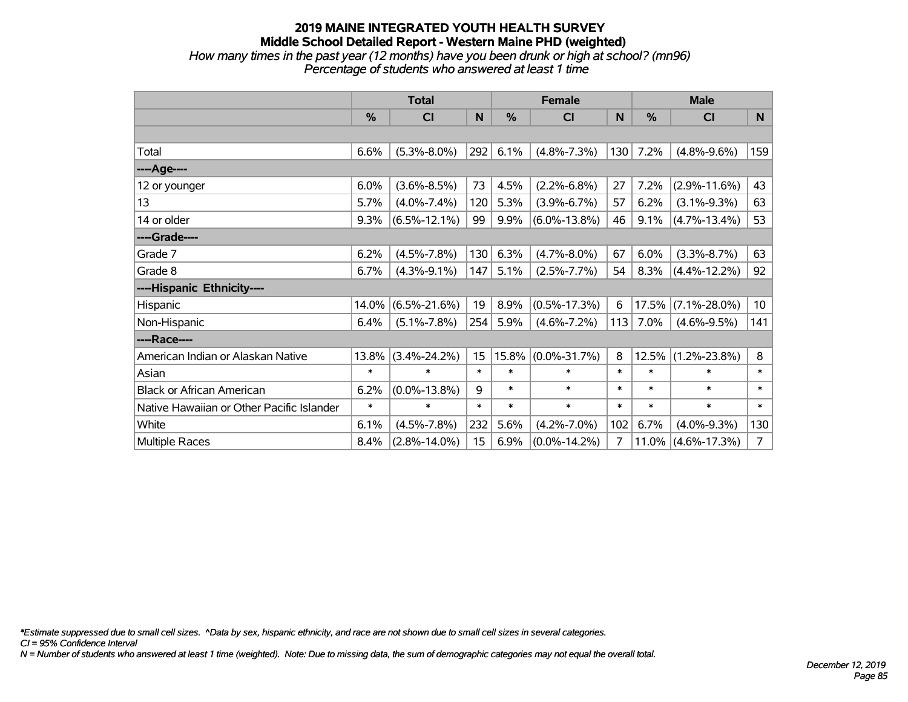# 2019 MAINE INTEGRATED YOUTH HEALTH SURVEY

## Middle School Detailed Report - Western Maine PHD (weighted)

*How many times in the past year (12 months) have you been drunk or high at school? (mn96)*

*Percentage of students who answered at least 1 time*

| | Total | | | Female | | | Male | | |
|---|---|---|---|---|---|---|---|---|---|
| | % | CI | N | % | CI | N | % | CI | N |
| | | | | | | | | | |
| Total | 6.6% | (5.3%-8.0%) | 292 | 6.1% | (4.8%-7.3%) | 130 | 7.2% | (4.8%-9.6%) | 159 |
| ----Age---- | | | | | | | | | |
| 12 or younger | 6.0% | (3.6%-8.5%) | 73 | 4.5% | (2.2%-6.8%) | 27 | 7.2% | (2.9%-11.6%) | 43 |
| 13 | 5.7% | (4.0%-7.4%) | 120 | 5.3% | (3.9%-6.7%) | 57 | 6.2% | (3.1%-9.3%) | 63 |
| 14 or older | 9.3% | (6.5%-12.1%) | 99 | 9.9% | (6.0%-13.8%) | 46 | 9.1% | (4.7%-13.4%) | 53 |
| ----Grade---- | | | | | | | | | |
| Grade 7 | 6.2% | (4.5%-7.8%) | 130 | 6.3% | (4.7%-8.0%) | 67 | 6.0% | (3.3%-8.7%) | 63 |
| Grade 8 | 6.7% | (4.3%-9.1%) | 147 | 5.1% | (2.5%-7.7%) | 54 | 8.3% | (4.4%-12.2%) | 92 |
| ----Hispanic Ethnicity---- | | | | | | | | | |
| Hispanic | 14.0% | (6.5%-21.6%) | 19 | 8.9% | (0.5%-17.3%) | 6 | 17.5% | (7.1%-28.0%) | 10 |
| Non-Hispanic | 6.4% | (5.1%-7.8%) | 254 | 5.9% | (4.6%-7.2%) | 113 | 7.0% | (4.6%-9.5%) | 141 |
| ----Race---- | | | | | | | | | |
| American Indian or Alaskan Native | 13.8% | (3.4%-24.2%) | 15 | 15.8% | (0.0%-31.7%) | 8 | 12.5% | (1.2%-23.8%) | 8 |
| Asian | * | * | * | * | * | * | * | * | * |
| Black or African American | 6.2% | (0.0%-13.8%) | 9 | * | * | * | * | * | * |
| Native Hawaiian or Other Pacific Islander | * | * | * | * | * | * | * | * | * |
| White | 6.1% | (4.5%-7.8%) | 232 | 5.6% | (4.2%-7.0%) | 102 | 6.7% | (4.0%-9.3%) | 130 |
| Multiple Races | 8.4% | (2.8%-14.0%) | 15 | 6.9% | (0.0%-14.2%) | 7 | 11.0% | (4.6%-17.3%) | 7 |

*\*Estimate suppressed due to small cell sizes. ^Data by sex, hispanic ethnicity, and race are not shown due to small cell sizes in several categories.*

*CI = 95% Confidence Interval*

*N = Number of students who answered at least 1 time (weighted). Note: Due to missing data, the sum of demographic categories may not equal the overall total.*

*December 12, 2019*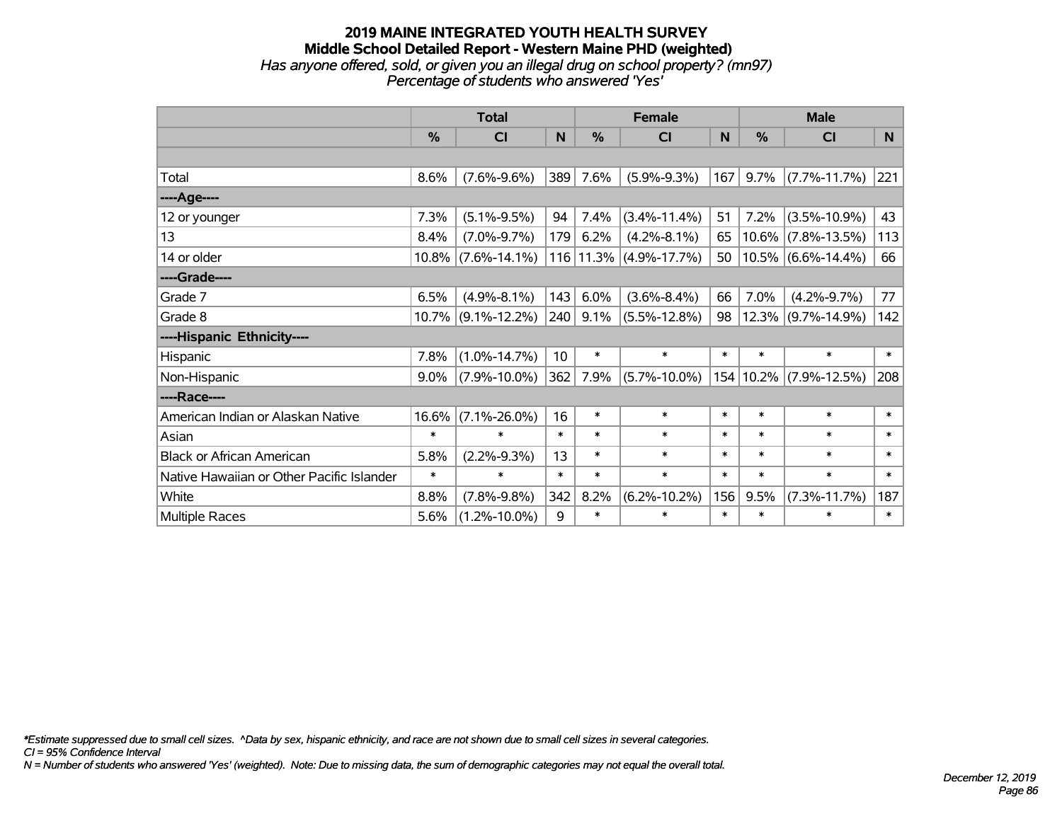**2019 MAINE INTEGRATED YOUTH HEALTH SURVEY**
**Middle School Detailed Report - Western Maine PHD (weighted)**
*Has anyone offered, sold, or given you an illegal drug on school property? (mn97)*
*Percentage of students who answered 'Yes'*

| | Total | | | Female | | | Male | | |
|---|---|---|---|---|---|---|---|---|---|
| | % | CI | N | % | CI | N | % | CI | N |
| | | | | | | | | | |
| Total | 8.6% | (7.6%-9.6%) | 389 | 7.6% | (5.9%-9.3%) | 167 | 9.7% | (7.7%-11.7%) | 221 |
| ----Age---- | | | | | | | | | |
| 12 or younger | 7.3% | (5.1%-9.5%) | 94 | 7.4% | (3.4%-11.4%) | 51 | 7.2% | (3.5%-10.9%) | 43 |
| 13 | 8.4% | (7.0%-9.7%) | 179 | 6.2% | (4.2%-8.1%) | 65 | 10.6% | (7.8%-13.5%) | 113 |
| 14 or older | 10.8% | (7.6%-14.1%) | 116 | 11.3% | (4.9%-17.7%) | 50 | 10.5% | (6.6%-14.4%) | 66 |
| ----Grade---- | | | | | | | | | |
| Grade 7 | 6.5% | (4.9%-8.1%) | 143 | 6.0% | (3.6%-8.4%) | 66 | 7.0% | (4.2%-9.7%) | 77 |
| Grade 8 | 10.7% | (9.1%-12.2%) | 240 | 9.1% | (5.5%-12.8%) | 98 | 12.3% | (9.7%-14.9%) | 142 |
| ----Hispanic Ethnicity---- | | | | | | | | | |
| Hispanic | 7.8% | (1.0%-14.7%) | 10 | * | * | * | * | * | * |
| Non-Hispanic | 9.0% | (7.9%-10.0%) | 362 | 7.9% | (5.7%-10.0%) | 154 | 10.2% | (7.9%-12.5%) | 208 |
| ----Race---- | | | | | | | | | |
| American Indian or Alaskan Native | 16.6% | (7.1%-26.0%) | 16 | * | * | * | * | * | * |
| Asian | * | * | * | * | * | * | * | * | * |
| Black or African American | 5.8% | (2.2%-9.3%) | 13 | * | * | * | * | * | * |
| Native Hawaiian or Other Pacific Islander | * | * | * | * | * | * | * | * | * |
| White | 8.8% | (7.8%-9.8%) | 342 | 8.2% | (6.2%-10.2%) | 156 | 9.5% | (7.3%-11.7%) | 187 |
| Multiple Races | 5.6% | (1.2%-10.0%) | 9 | * | * | * | * | * | * |

*\*Estimate suppressed due to small cell sizes. ^Data by sex, hispanic ethnicity, and race are not shown due to small cell sizes in several categories.*
*CI = 95% Confidence Interval*
*N = Number of students who answered 'Yes' (weighted). Note: Due to missing data, the sum of demographic categories may not equal the overall total.*

*December 12, 2019*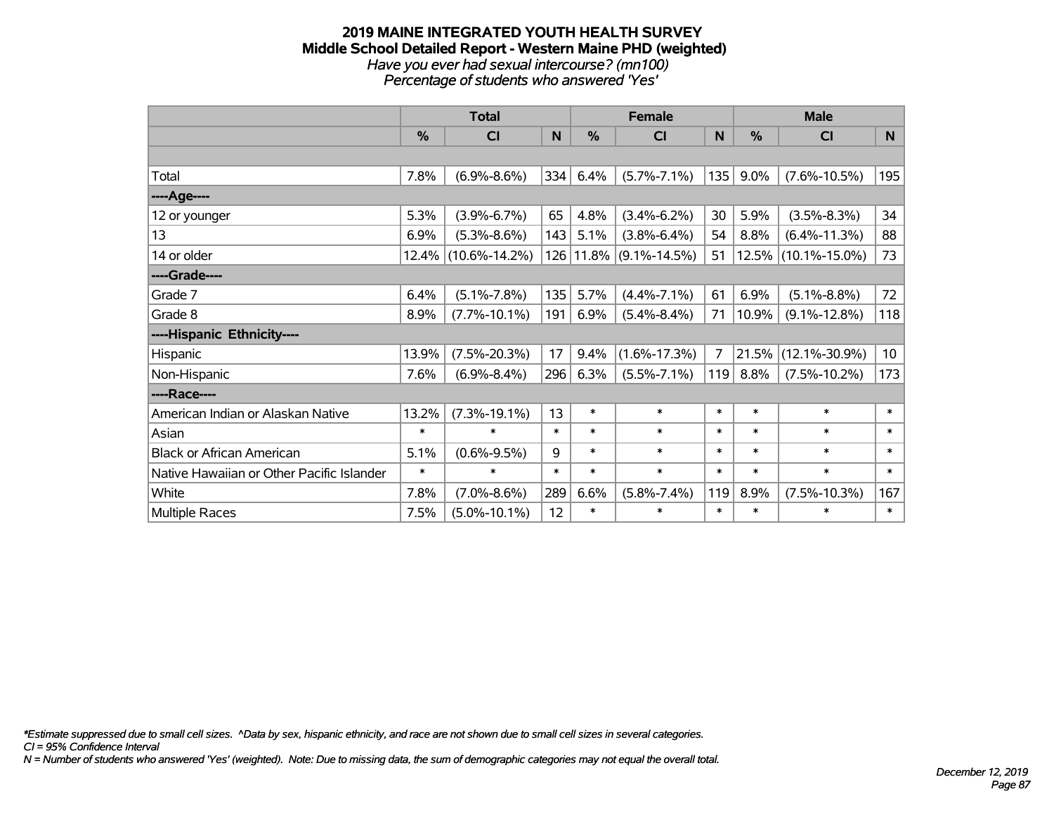# 2019 MAINE INTEGRATED YOUTH HEALTH SURVEY
## Middle School Detailed Report - Western Maine PHD (weighted)
*Have you ever had sexual intercourse? (mn100)*
*Percentage of students who answered 'Yes'*

| | Total | | | Female | | | Male | | |
|---|---|---|---|---|---|---|---|---|---|
| | % | CI | N | % | CI | N | % | CI | N |
| | | | | | | | | | |
| Total | 7.8% | (6.9%-8.6%) | 334 | 6.4% | (5.7%-7.1%) | 135 | 9.0% | (7.6%-10.5%) | 195 |
| ----Age---- | | | | | | | | | |
| 12 or younger | 5.3% | (3.9%-6.7%) | 65 | 4.8% | (3.4%-6.2%) | 30 | 5.9% | (3.5%-8.3%) | 34 |
| 13 | 6.9% | (5.3%-8.6%) | 143 | 5.1% | (3.8%-6.4%) | 54 | 8.8% | (6.4%-11.3%) | 88 |
| 14 or older | 12.4% | (10.6%-14.2%) | 126 | 11.8% | (9.1%-14.5%) | 51 | 12.5% | (10.1%-15.0%) | 73 |
| ----Grade---- | | | | | | | | | |
| Grade 7 | 6.4% | (5.1%-7.8%) | 135 | 5.7% | (4.4%-7.1%) | 61 | 6.9% | (5.1%-8.8%) | 72 |
| Grade 8 | 8.9% | (7.7%-10.1%) | 191 | 6.9% | (5.4%-8.4%) | 71 | 10.9% | (9.1%-12.8%) | 118 |
| ----Hispanic Ethnicity---- | | | | | | | | | |
| Hispanic | 13.9% | (7.5%-20.3%) | 17 | 9.4% | (1.6%-17.3%) | 7 | 21.5% | (12.1%-30.9%) | 10 |
| Non-Hispanic | 7.6% | (6.9%-8.4%) | 296 | 6.3% | (5.5%-7.1%) | 119 | 8.8% | (7.5%-10.2%) | 173 |
| ----Race---- | | | | | | | | | |
| American Indian or Alaskan Native | 13.2% | (7.3%-19.1%) | 13 | * | * | * | * | * | * |
| Asian | * | * | * | * | * | * | * | * | * |
| Black or African American | 5.1% | (0.6%-9.5%) | 9 | * | * | * | * | * | * |
| Native Hawaiian or Other Pacific Islander | * | * | * | * | * | * | * | * | * |
| White | 7.8% | (7.0%-8.6%) | 289 | 6.6% | (5.8%-7.4%) | 119 | 8.9% | (7.5%-10.3%) | 167 |
| Multiple Races | 7.5% | (5.0%-10.1%) | 12 | * | * | * | * | * | * |

*\*Estimate suppressed due to small cell sizes. ^Data by sex, hispanic ethnicity, and race are not shown due to small cell sizes in several categories.*
*CI = 95% Confidence Interval*
*N = Number of students who answered 'Yes' (weighted). Note: Due to missing data, the sum of demographic categories may not equal the overall total.*

*December 12, 2019*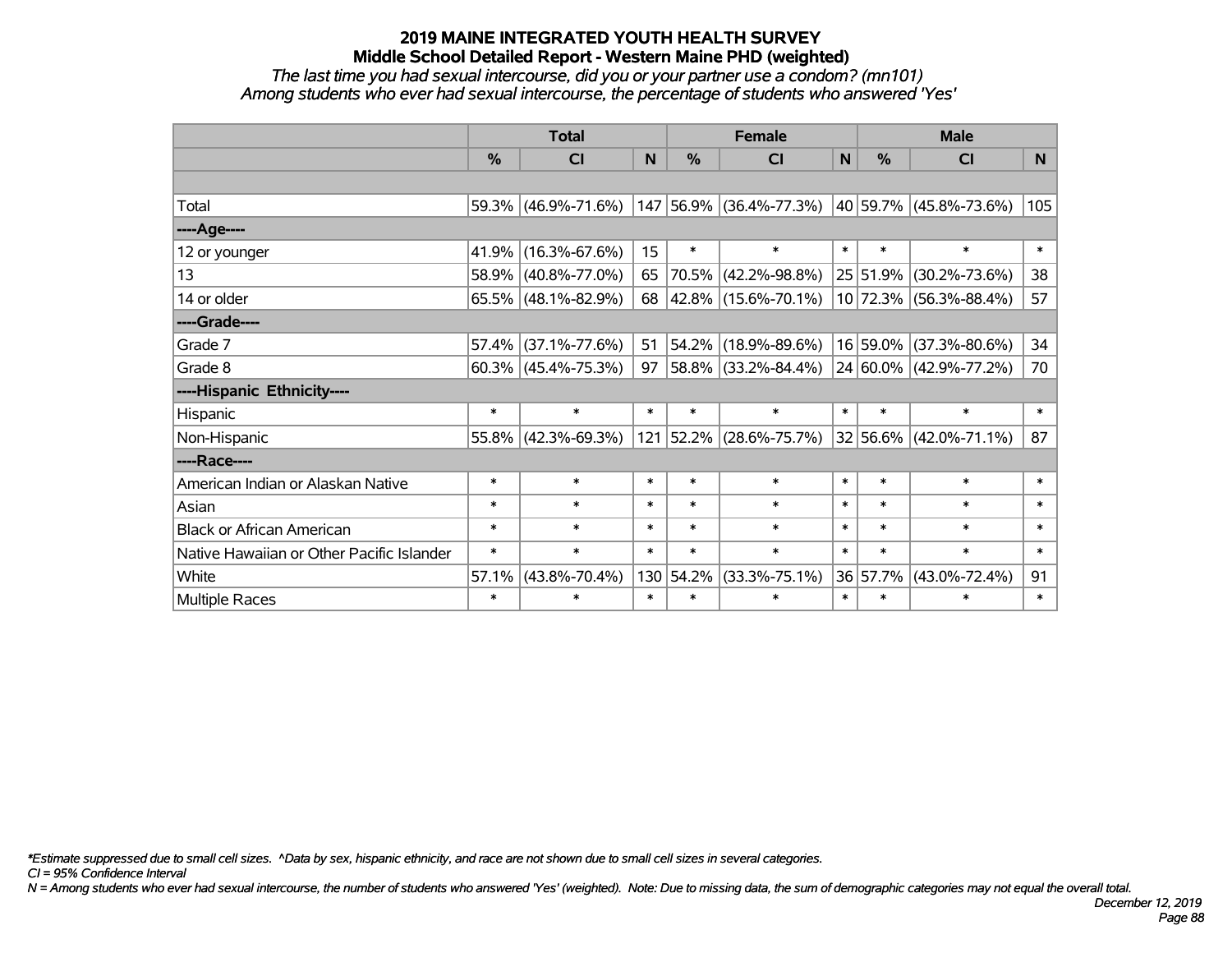# 2019 MAINE INTEGRATED YOUTH HEALTH SURVEY

## Middle School Detailed Report - Western Maine PHD (weighted)

*The last time you had sexual intercourse, did you or your partner use a condom? (mn101)*

*Among students who ever had sexual intercourse, the percentage of students who answered 'Yes'*

| | Total | | | Female | | | Male | | |
|---|---|---|---|---|---|---|---|---|---|
| | % | CI | N | % | CI | N | % | CI | N |
| | | | | | | | | | |
| Total | 59.3% | (46.9%-71.6%) | 147 | 56.9% | (36.4%-77.3%) | 40 | 59.7% | (45.8%-73.6%) | 105 |
| ----Age---- | | | | | | | | | |
| 12 or younger | 41.9% | (16.3%-67.6%) | 15 | * | * | * | * | * | * |
| 13 | 58.9% | (40.8%-77.0%) | 65 | 70.5% | (42.2%-98.8%) | 25 | 51.9% | (30.2%-73.6%) | 38 |
| 14 or older | 65.5% | (48.1%-82.9%) | 68 | 42.8% | (15.6%-70.1%) | 10 | 72.3% | (56.3%-88.4%) | 57 |
| ----Grade---- | | | | | | | | | |
| Grade 7 | 57.4% | (37.1%-77.6%) | 51 | 54.2% | (18.9%-89.6%) | 16 | 59.0% | (37.3%-80.6%) | 34 |
| Grade 8 | 60.3% | (45.4%-75.3%) | 97 | 58.8% | (33.2%-84.4%) | 24 | 60.0% | (42.9%-77.2%) | 70 |
| ----Hispanic Ethnicity---- | | | | | | | | | |
| Hispanic | * | * | * | * | * | * | * | * | * |
| Non-Hispanic | 55.8% | (42.3%-69.3%) | 121 | 52.2% | (28.6%-75.7%) | 32 | 56.6% | (42.0%-71.1%) | 87 |
| ----Race---- | | | | | | | | | |
| American Indian or Alaskan Native | * | * | * | * | * | * | * | * | * |
| Asian | * | * | * | * | * | * | * | * | * |
| Black or African American | * | * | * | * | * | * | * | * | * |
| Native Hawaiian or Other Pacific Islander | * | * | * | * | * | * | * | * | * |
| White | 57.1% | (43.8%-70.4%) | 130 | 54.2% | (33.3%-75.1%) | 36 | 57.7% | (43.0%-72.4%) | 91 |
| Multiple Races | * | * | * | * | * | * | * | * | * |

*\*Estimate suppressed due to small cell sizes. ^Data by sex, hispanic ethnicity, and race are not shown due to small cell sizes in several categories.*

*CI = 95% Confidence Interval*

*N = Among students who ever had sexual intercourse, the number of students who answered 'Yes' (weighted). Note: Due to missing data, the sum of demographic categories may not equal the overall total.*

*December 12, 2019*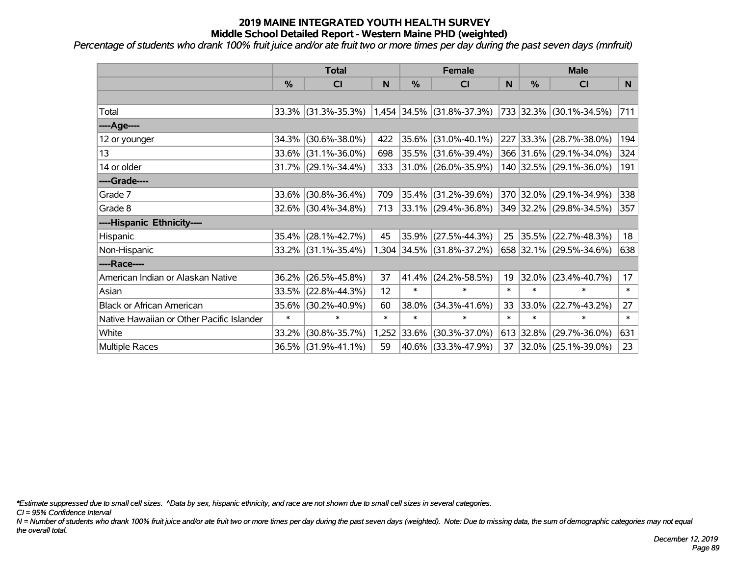# 2019 MAINE INTEGRATED YOUTH HEALTH SURVEY
## Middle School Detailed Report - Western Maine PHD (weighted)

*Percentage of students who drank 100% fruit juice and/or ate fruit two or more times per day during the past seven days (mnfruit)*

| | Total | | | Female | | | Male | | |
|---|---|---|---|---|---|---|---|---|---|
| | % | CI | N | % | CI | N | % | CI | N |
| | | | | | | | | | |
| Total | 33.3% | (31.3%-35.3%) | 1,454 | 34.5% | (31.8%-37.3%) | 733 | 32.3% | (30.1%-34.5%) | 711 |
| **----Age----** | | | | | | | | | |
| 12 or younger | 34.3% | (30.6%-38.0%) | 422 | 35.6% | (31.0%-40.1%) | 227 | 33.3% | (28.7%-38.0%) | 194 |
| 13 | 33.6% | (31.1%-36.0%) | 698 | 35.5% | (31.6%-39.4%) | 366 | 31.6% | (29.1%-34.0%) | 324 |
| 14 or older | 31.7% | (29.1%-34.4%) | 333 | 31.0% | (26.0%-35.9%) | 140 | 32.5% | (29.1%-36.0%) | 191 |
| **----Grade----** | | | | | | | | | |
| Grade 7 | 33.6% | (30.8%-36.4%) | 709 | 35.4% | (31.2%-39.6%) | 370 | 32.0% | (29.1%-34.9%) | 338 |
| Grade 8 | 32.6% | (30.4%-34.8%) | 713 | 33.1% | (29.4%-36.8%) | 349 | 32.2% | (29.8%-34.5%) | 357 |
| **----Hispanic Ethnicity----** | | | | | | | | | |
| Hispanic | 35.4% | (28.1%-42.7%) | 45 | 35.9% | (27.5%-44.3%) | 25 | 35.5% | (22.7%-48.3%) | 18 |
| Non-Hispanic | 33.2% | (31.1%-35.4%) | 1,304 | 34.5% | (31.8%-37.2%) | 658 | 32.1% | (29.5%-34.6%) | 638 |
| **----Race----** | | | | | | | | | |
| American Indian or Alaskan Native | 36.2% | (26.5%-45.8%) | 37 | 41.4% | (24.2%-58.5%) | 19 | 32.0% | (23.4%-40.7%) | 17 |
| Asian | 33.5% | (22.8%-44.3%) | 12 | * | * | * | * | * | * |
| Black or African American | 35.6% | (30.2%-40.9%) | 60 | 38.0% | (34.3%-41.6%) | 33 | 33.0% | (22.7%-43.2%) | 27 |
| Native Hawaiian or Other Pacific Islander | * | * | * | * | * | * | * | * | * |
| White | 33.2% | (30.8%-35.7%) | 1,252 | 33.6% | (30.3%-37.0%) | 613 | 32.8% | (29.7%-36.0%) | 631 |
| Multiple Races | 36.5% | (31.9%-41.1%) | 59 | 40.6% | (33.3%-47.9%) | 37 | 32.0% | (25.1%-39.0%) | 23 |

*\*Estimate suppressed due to small cell sizes. ^Data by sex, hispanic ethnicity, and race are not shown due to small cell sizes in several categories.*

*CI = 95% Confidence Interval*

*N = Number of students who drank 100% fruit juice and/or ate fruit two or more times per day during the past seven days (weighted). Note: Due to missing data, the sum of demographic categories may not equal the overall total.*

*December 12, 2019*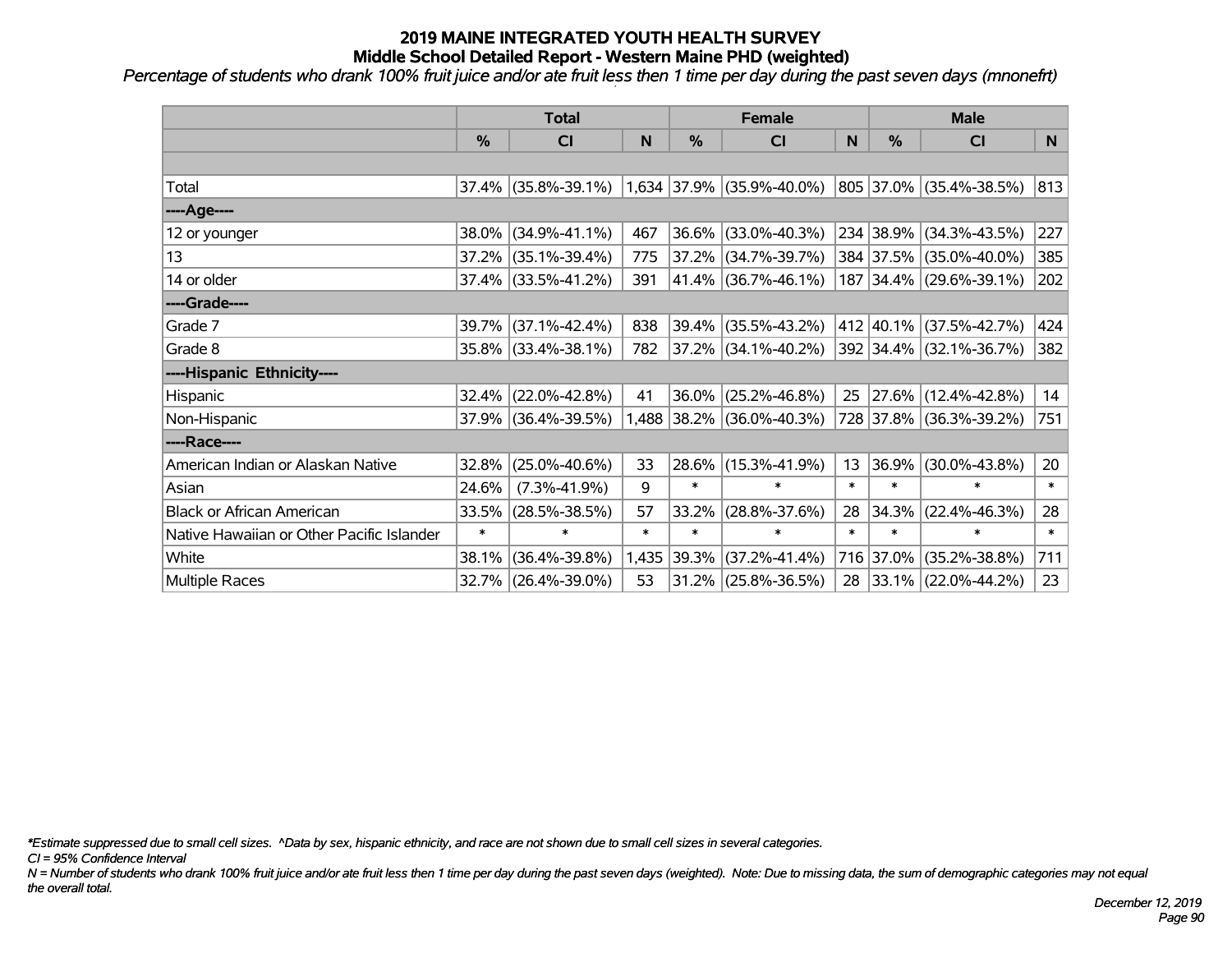## 2019 MAINE INTEGRATED YOUTH HEALTH SURVEY
### Middle School Detailed Report - Western Maine PHD (weighted)

*Percentage of students who drank 100% fruit juice and/or ate fruit less then 1 time per day during the past seven days (mnonefrt)*

| | Total | | | Female | | | Male | | |
|---|---|---|---|---|---|---|---|---|---|
| | % | CI | N | % | CI | N | % | CI | N |
| | | | | | | | | | |
| Total | 37.4% | (35.8%-39.1%) | 1,634 | 37.9% | (35.9%-40.0%) | 805 | 37.0% | (35.4%-38.5%) | 813 |
| ----Age---- | | | | | | | | | |
| 12 or younger | 38.0% | (34.9%-41.1%) | 467 | 36.6% | (33.0%-40.3%) | 234 | 38.9% | (34.3%-43.5%) | 227 |
| 13 | 37.2% | (35.1%-39.4%) | 775 | 37.2% | (34.7%-39.7%) | 384 | 37.5% | (35.0%-40.0%) | 385 |
| 14 or older | 37.4% | (33.5%-41.2%) | 391 | 41.4% | (36.7%-46.1%) | 187 | 34.4% | (29.6%-39.1%) | 202 |
| ----Grade---- | | | | | | | | | |
| Grade 7 | 39.7% | (37.1%-42.4%) | 838 | 39.4% | (35.5%-43.2%) | 412 | 40.1% | (37.5%-42.7%) | 424 |
| Grade 8 | 35.8% | (33.4%-38.1%) | 782 | 37.2% | (34.1%-40.2%) | 392 | 34.4% | (32.1%-36.7%) | 382 |
| ----Hispanic Ethnicity---- | | | | | | | | | |
| Hispanic | 32.4% | (22.0%-42.8%) | 41 | 36.0% | (25.2%-46.8%) | 25 | 27.6% | (12.4%-42.8%) | 14 |
| Non-Hispanic | 37.9% | (36.4%-39.5%) | 1,488 | 38.2% | (36.0%-40.3%) | 728 | 37.8% | (36.3%-39.2%) | 751 |
| ----Race---- | | | | | | | | | |
| American Indian or Alaskan Native | 32.8% | (25.0%-40.6%) | 33 | 28.6% | (15.3%-41.9%) | 13 | 36.9% | (30.0%-43.8%) | 20 |
| Asian | 24.6% | (7.3%-41.9%) | 9 | * | * | * | * | * | * |
| Black or African American | 33.5% | (28.5%-38.5%) | 57 | 33.2% | (28.8%-37.6%) | 28 | 34.3% | (22.4%-46.3%) | 28 |
| Native Hawaiian or Other Pacific Islander | * | * | * | * | * | * | * | * | * |
| White | 38.1% | (36.4%-39.8%) | 1,435 | 39.3% | (37.2%-41.4%) | 716 | 37.0% | (35.2%-38.8%) | 711 |
| Multiple Races | 32.7% | (26.4%-39.0%) | 53 | 31.2% | (25.8%-36.5%) | 28 | 33.1% | (22.0%-44.2%) | 23 |

*\*Estimate suppressed due to small cell sizes. ^Data by sex, hispanic ethnicity, and race are not shown due to small cell sizes in several categories.*

*CI = 95% Confidence Interval*

*N = Number of students who drank 100% fruit juice and/or ate fruit less then 1 time per day during the past seven days (weighted). Note: Due to missing data, the sum of demographic categories may not equal the overall total.*

*December 12, 2019*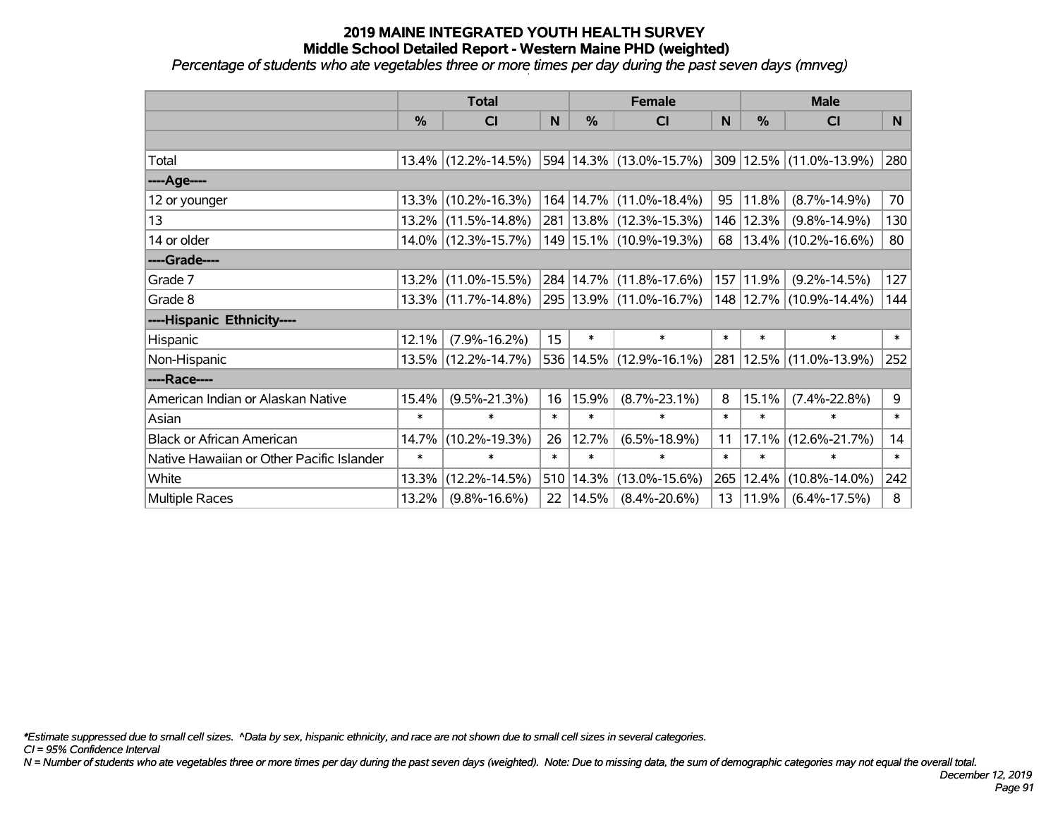# 2019 MAINE INTEGRATED YOUTH HEALTH SURVEY
## Middle School Detailed Report - Western Maine PHD (weighted)
*Percentage of students who ate vegetables three or more times per day during the past seven days (mnveg)*

| | Total | | | Female | | | Male | | |
|---|---|---|---|---|---|---|---|---|---|
| | % | CI | N | % | CI | N | % | CI | N |
| | | | | | | | | | |
| Total | 13.4% | (12.2%-14.5%) | 594 | 14.3% | (13.0%-15.7%) | 309 | 12.5% | (11.0%-13.9%) | 280 |
| ----Age---- | | | | | | | | | |
| 12 or younger | 13.3% | (10.2%-16.3%) | 164 | 14.7% | (11.0%-18.4%) | 95 | 11.8% | (8.7%-14.9%) | 70 |
| 13 | 13.2% | (11.5%-14.8%) | 281 | 13.8% | (12.3%-15.3%) | 146 | 12.3% | (9.8%-14.9%) | 130 |
| 14 or older | 14.0% | (12.3%-15.7%) | 149 | 15.1% | (10.9%-19.3%) | 68 | 13.4% | (10.2%-16.6%) | 80 |
| ----Grade---- | | | | | | | | | |
| Grade 7 | 13.2% | (11.0%-15.5%) | 284 | 14.7% | (11.8%-17.6%) | 157 | 11.9% | (9.2%-14.5%) | 127 |
| Grade 8 | 13.3% | (11.7%-14.8%) | 295 | 13.9% | (11.0%-16.7%) | 148 | 12.7% | (10.9%-14.4%) | 144 |
| ----Hispanic Ethnicity---- | | | | | | | | | |
| Hispanic | 12.1% | (7.9%-16.2%) | 15 | * | * | * | * | * | * |
| Non-Hispanic | 13.5% | (12.2%-14.7%) | 536 | 14.5% | (12.9%-16.1%) | 281 | 12.5% | (11.0%-13.9%) | 252 |
| ----Race---- | | | | | | | | | |
| American Indian or Alaskan Native | 15.4% | (9.5%-21.3%) | 16 | 15.9% | (8.7%-23.1%) | 8 | 15.1% | (7.4%-22.8%) | 9 |
| Asian | * | * | * | * | * | * | * | * | * |
| Black or African American | 14.7% | (10.2%-19.3%) | 26 | 12.7% | (6.5%-18.9%) | 11 | 17.1% | (12.6%-21.7%) | 14 |
| Native Hawaiian or Other Pacific Islander | * | * | * | * | * | * | * | * | * |
| White | 13.3% | (12.2%-14.5%) | 510 | 14.3% | (13.0%-15.6%) | 265 | 12.4% | (10.8%-14.0%) | 242 |
| Multiple Races | 13.2% | (9.8%-16.6%) | 22 | 14.5% | (8.4%-20.6%) | 13 | 11.9% | (6.4%-17.5%) | 8 |

*Estimate suppressed due to small cell sizes. ^Data by sex, hispanic ethnicity, and race are not shown due to small cell sizes in several categories.

CI = 95% Confidence Interval

N = Number of students who ate vegetables three or more times per day during the past seven days (weighted). Note: Due to missing data, the sum of demographic categories may not equal the overall total.

December 12, 2019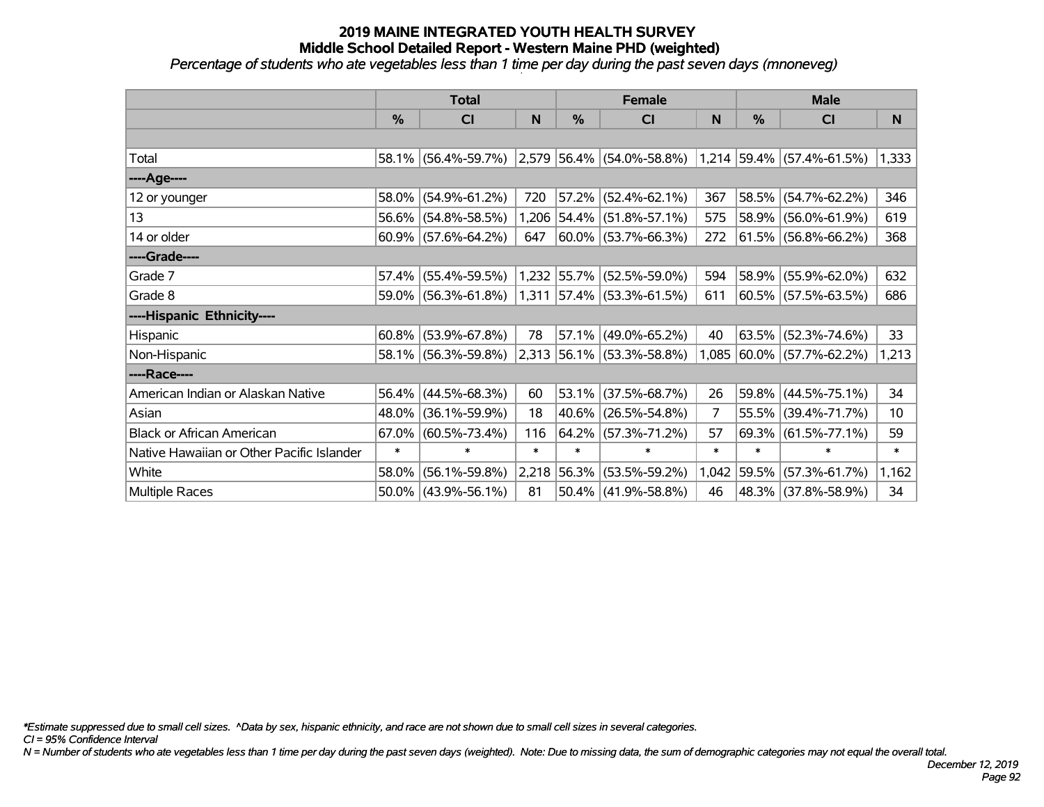# 2019 MAINE INTEGRATED YOUTH HEALTH SURVEY

## Middle School Detailed Report - Western Maine PHD (weighted)

*Percentage of students who ate vegetables less than 1 time per day during the past seven days (mnoneveg)*

| | Total | | | Female | | | Male | | |
|---|---|---|---|---|---|---|---|---|---|
| | % | CI | N | % | CI | N | % | CI | N |
| | | | | | | | | | |
| Total | 58.1% | (56.4%-59.7%) | 2,579 | 56.4% | (54.0%-58.8%) | 1,214 | 59.4% | (57.4%-61.5%) | 1,333 |
| ----Age---- | | | | | | | | | |
| 12 or younger | 58.0% | (54.9%-61.2%) | 720 | 57.2% | (52.4%-62.1%) | 367 | 58.5% | (54.7%-62.2%) | 346 |
| 13 | 56.6% | (54.8%-58.5%) | 1,206 | 54.4% | (51.8%-57.1%) | 575 | 58.9% | (56.0%-61.9%) | 619 |
| 14 or older | 60.9% | (57.6%-64.2%) | 647 | 60.0% | (53.7%-66.3%) | 272 | 61.5% | (56.8%-66.2%) | 368 |
| ----Grade---- | | | | | | | | | |
| Grade 7 | 57.4% | (55.4%-59.5%) | 1,232 | 55.7% | (52.5%-59.0%) | 594 | 58.9% | (55.9%-62.0%) | 632 |
| Grade 8 | 59.0% | (56.3%-61.8%) | 1,311 | 57.4% | (53.3%-61.5%) | 611 | 60.5% | (57.5%-63.5%) | 686 |
| ----Hispanic Ethnicity---- | | | | | | | | | |
| Hispanic | 60.8% | (53.9%-67.8%) | 78 | 57.1% | (49.0%-65.2%) | 40 | 63.5% | (52.3%-74.6%) | 33 |
| Non-Hispanic | 58.1% | (56.3%-59.8%) | 2,313 | 56.1% | (53.3%-58.8%) | 1,085 | 60.0% | (57.7%-62.2%) | 1,213 |
| ----Race---- | | | | | | | | | |
| American Indian or Alaskan Native | 56.4% | (44.5%-68.3%) | 60 | 53.1% | (37.5%-68.7%) | 26 | 59.8% | (44.5%-75.1%) | 34 |
| Asian | 48.0% | (36.1%-59.9%) | 18 | 40.6% | (26.5%-54.8%) | 7 | 55.5% | (39.4%-71.7%) | 10 |
| Black or African American | 67.0% | (60.5%-73.4%) | 116 | 64.2% | (57.3%-71.2%) | 57 | 69.3% | (61.5%-77.1%) | 59 |
| Native Hawaiian or Other Pacific Islander | * | * | * | * | * | * | * | * | * |
| White | 58.0% | (56.1%-59.8%) | 2,218 | 56.3% | (53.5%-59.2%) | 1,042 | 59.5% | (57.3%-61.7%) | 1,162 |
| Multiple Races | 50.0% | (43.9%-56.1%) | 81 | 50.4% | (41.9%-58.8%) | 46 | 48.3% | (37.8%-58.9%) | 34 |

*\*Estimate suppressed due to small cell sizes. ^Data by sex, hispanic ethnicity, and race are not shown due to small cell sizes in several categories.*

*CI = 95% Confidence Interval*

*N = Number of students who ate vegetables less than 1 time per day during the past seven days (weighted). Note: Due to missing data, the sum of demographic categories may not equal the overall total.*

*December 12, 2019*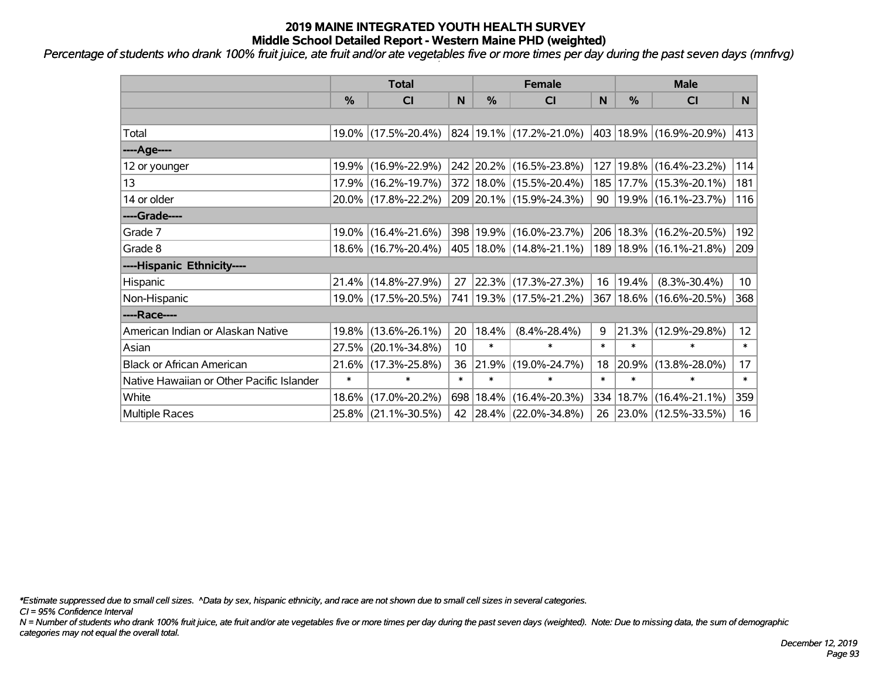# 2019 MAINE INTEGRATED YOUTH HEALTH SURVEY
## Middle School Detailed Report - Western Maine PHD (weighted)

*Percentage of students who drank 100% fruit juice, ate fruit and/or ate vegetables five or more times per day during the past seven days (mnfrvg)*

| | Total | | | Female | | | Male | | |
|---|---|---|---|---|---|---|---|---|---|
| | % | CI | N | % | CI | N | % | CI | N |
| | | | | | | | | | |
| Total | 19.0% | (17.5%-20.4%) | 824 | 19.1% | (17.2%-21.0%) | 403 | 18.9% | (16.9%-20.9%) | 413 |
| ----Age---- | | | | | | | | | |
| 12 or younger | 19.9% | (16.9%-22.9%) | 242 | 20.2% | (16.5%-23.8%) | 127 | 19.8% | (16.4%-23.2%) | 114 |
| 13 | 17.9% | (16.2%-19.7%) | 372 | 18.0% | (15.5%-20.4%) | 185 | 17.7% | (15.3%-20.1%) | 181 |
| 14 or older | 20.0% | (17.8%-22.2%) | 209 | 20.1% | (15.9%-24.3%) | 90 | 19.9% | (16.1%-23.7%) | 116 |
| ----Grade---- | | | | | | | | | |
| Grade 7 | 19.0% | (16.4%-21.6%) | 398 | 19.9% | (16.0%-23.7%) | 206 | 18.3% | (16.2%-20.5%) | 192 |
| Grade 8 | 18.6% | (16.7%-20.4%) | 405 | 18.0% | (14.8%-21.1%) | 189 | 18.9% | (16.1%-21.8%) | 209 |
| ----Hispanic Ethnicity---- | | | | | | | | | |
| Hispanic | 21.4% | (14.8%-27.9%) | 27 | 22.3% | (17.3%-27.3%) | 16 | 19.4% | (8.3%-30.4%) | 10 |
| Non-Hispanic | 19.0% | (17.5%-20.5%) | 741 | 19.3% | (17.5%-21.2%) | 367 | 18.6% | (16.6%-20.5%) | 368 |
| ----Race---- | | | | | | | | | |
| American Indian or Alaskan Native | 19.8% | (13.6%-26.1%) | 20 | 18.4% | (8.4%-28.4%) | 9 | 21.3% | (12.9%-29.8%) | 12 |
| Asian | 27.5% | (20.1%-34.8%) | 10 | * | * | * | * | * | * |
| Black or African American | 21.6% | (17.3%-25.8%) | 36 | 21.9% | (19.0%-24.7%) | 18 | 20.9% | (13.8%-28.0%) | 17 |
| Native Hawaiian or Other Pacific Islander | * | * | * | * | * | * | * | * | * |
| White | 18.6% | (17.0%-20.2%) | 698 | 18.4% | (16.4%-20.3%) | 334 | 18.7% | (16.4%-21.1%) | 359 |
| Multiple Races | 25.8% | (21.1%-30.5%) | 42 | 28.4% | (22.0%-34.8%) | 26 | 23.0% | (12.5%-33.5%) | 16 |

*\*Estimate suppressed due to small cell sizes. ^Data by sex, hispanic ethnicity, and race are not shown due to small cell sizes in several categories.*

*CI = 95% Confidence Interval*

*N = Number of students who drank 100% fruit juice, ate fruit and/or ate vegetables five or more times per day during the past seven days (weighted). Note: Due to missing data, the sum of demographic categories may not equal the overall total.*

*December 12, 2019*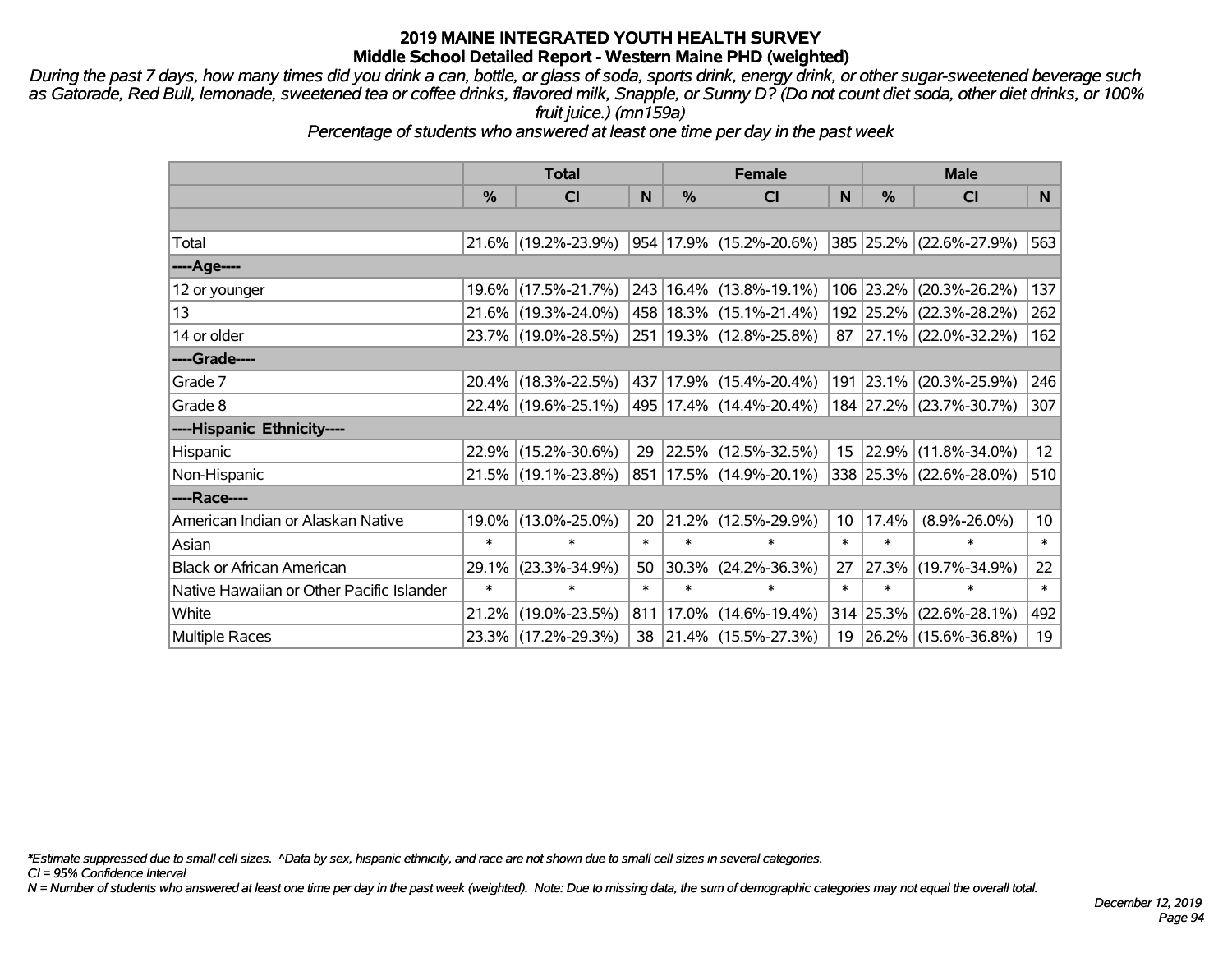# 2019 MAINE INTEGRATED YOUTH HEALTH SURVEY
## Middle School Detailed Report - Western Maine PHD (weighted)

*During the past 7 days, how many times did you drink a can, bottle, or glass of soda, sports drink, energy drink, or other sugar-sweetened beverage such as Gatorade, Red Bull, lemonade, sweetened tea or coffee drinks, flavored milk, Snapple, or Sunny D? (Do not count diet soda, other diet drinks, or 100% fruit juice.) (mn159a)*

*Percentage of students who answered at least one time per day in the past week*

| | Total | | | Female | | | Male | | |
|---|---|---|---|---|---|---|---|---|---|
| | % | CI | N | % | CI | N | % | CI | N |
| Total | 21.6% | (19.2%-23.9%) | 954 | 17.9% | (15.2%-20.6%) | 385 | 25.2% | (22.6%-27.9%) | 563 |
| ----Age---- | | | | | | | | | |
| 12 or younger | 19.6% | (17.5%-21.7%) | 243 | 16.4% | (13.8%-19.1%) | 106 | 23.2% | (20.3%-26.2%) | 137 |
| 13 | 21.6% | (19.3%-24.0%) | 458 | 18.3% | (15.1%-21.4%) | 192 | 25.2% | (22.3%-28.2%) | 262 |
| 14 or older | 23.7% | (19.0%-28.5%) | 251 | 19.3% | (12.8%-25.8%) | 87 | 27.1% | (22.0%-32.2%) | 162 |
| ----Grade---- | | | | | | | | | |
| Grade 7 | 20.4% | (18.3%-22.5%) | 437 | 17.9% | (15.4%-20.4%) | 191 | 23.1% | (20.3%-25.9%) | 246 |
| Grade 8 | 22.4% | (19.6%-25.1%) | 495 | 17.4% | (14.4%-20.4%) | 184 | 27.2% | (23.7%-30.7%) | 307 |
| ----Hispanic Ethnicity---- | | | | | | | | | |
| Hispanic | 22.9% | (15.2%-30.6%) | 29 | 22.5% | (12.5%-32.5%) | 15 | 22.9% | (11.8%-34.0%) | 12 |
| Non-Hispanic | 21.5% | (19.1%-23.8%) | 851 | 17.5% | (14.9%-20.1%) | 338 | 25.3% | (22.6%-28.0%) | 510 |
| ----Race---- | | | | | | | | | |
| American Indian or Alaskan Native | 19.0% | (13.0%-25.0%) | 20 | 21.2% | (12.5%-29.9%) | 10 | 17.4% | (8.9%-26.0%) | 10 |
| Asian | * | * | * | * | * | * | * | * | * |
| Black or African American | 29.1% | (23.3%-34.9%) | 50 | 30.3% | (24.2%-36.3%) | 27 | 27.3% | (19.7%-34.9%) | 22 |
| Native Hawaiian or Other Pacific Islander | * | * | * | * | * | * | * | * | * |
| White | 21.2% | (19.0%-23.5%) | 811 | 17.0% | (14.6%-19.4%) | 314 | 25.3% | (22.6%-28.1%) | 492 |
| Multiple Races | 23.3% | (17.2%-29.3%) | 38 | 21.4% | (15.5%-27.3%) | 19 | 26.2% | (15.6%-36.8%) | 19 |

*Estimate suppressed due to small cell sizes. ^Data by sex, hispanic ethnicity, and race are not shown due to small cell sizes in several categories.

CI = 95% Confidence Interval

N = Number of students who answered at least one time per day in the past week (weighted). Note: Due to missing data, the sum of demographic categories may not equal the overall total.

December 12, 2019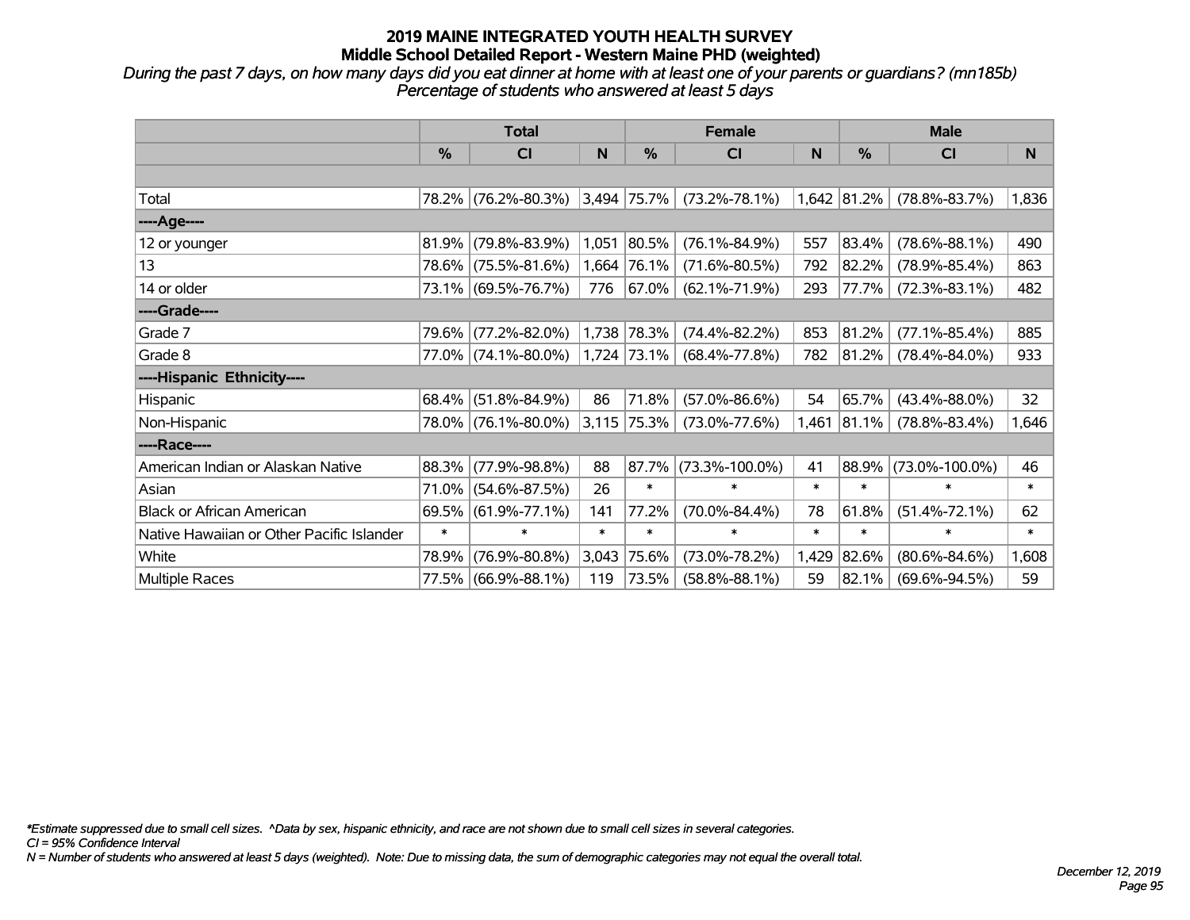# 2019 MAINE INTEGRATED YOUTH HEALTH SURVEY
## Middle School Detailed Report - Western Maine PHD (weighted)

*During the past 7 days, on how many days did you eat dinner at home with at least one of your parents or guardians? (mn185b)*
*Percentage of students who answered at least 5 days*

| | Total | | | Female | | | Male | | |
|---|---|---|---|---|---|---|---|---|---|
| | % | CI | N | % | CI | N | % | CI | N |
| Total | 78.2% | (76.2%-80.3%) | 3,494 | 75.7% | (73.2%-78.1%) | 1,642 | 81.2% | (78.8%-83.7%) | 1,836 |
| ----Age---- | | | | | | | | | |
| 12 or younger | 81.9% | (79.8%-83.9%) | 1,051 | 80.5% | (76.1%-84.9%) | 557 | 83.4% | (78.6%-88.1%) | 490 |
| 13 | 78.6% | (75.5%-81.6%) | 1,664 | 76.1% | (71.6%-80.5%) | 792 | 82.2% | (78.9%-85.4%) | 863 |
| 14 or older | 73.1% | (69.5%-76.7%) | 776 | 67.0% | (62.1%-71.9%) | 293 | 77.7% | (72.3%-83.1%) | 482 |
| ----Grade---- | | | | | | | | | |
| Grade 7 | 79.6% | (77.2%-82.0%) | 1,738 | 78.3% | (74.4%-82.2%) | 853 | 81.2% | (77.1%-85.4%) | 885 |
| Grade 8 | 77.0% | (74.1%-80.0%) | 1,724 | 73.1% | (68.4%-77.8%) | 782 | 81.2% | (78.4%-84.0%) | 933 |
| ----Hispanic Ethnicity---- | | | | | | | | | |
| Hispanic | 68.4% | (51.8%-84.9%) | 86 | 71.8% | (57.0%-86.6%) | 54 | 65.7% | (43.4%-88.0%) | 32 |
| Non-Hispanic | 78.0% | (76.1%-80.0%) | 3,115 | 75.3% | (73.0%-77.6%) | 1,461 | 81.1% | (78.8%-83.4%) | 1,646 |
| ----Race---- | | | | | | | | | |
| American Indian or Alaskan Native | 88.3% | (77.9%-98.8%) | 88 | 87.7% | (73.3%-100.0%) | 41 | 88.9% | (73.0%-100.0%) | 46 |
| Asian | 71.0% | (54.6%-87.5%) | 26 | * | * | * | * | * | * |
| Black or African American | 69.5% | (61.9%-77.1%) | 141 | 77.2% | (70.0%-84.4%) | 78 | 61.8% | (51.4%-72.1%) | 62 |
| Native Hawaiian or Other Pacific Islander | * | * | * | * | * | * | * | * | * |
| White | 78.9% | (76.9%-80.8%) | 3,043 | 75.6% | (73.0%-78.2%) | 1,429 | 82.6% | (80.6%-84.6%) | 1,608 |
| Multiple Races | 77.5% | (66.9%-88.1%) | 119 | 73.5% | (58.8%-88.1%) | 59 | 82.1% | (69.6%-94.5%) | 59 |

*\*Estimate suppressed due to small cell sizes. ^Data by sex, hispanic ethnicity, and race are not shown due to small cell sizes in several categories.*
*CI = 95% Confidence Interval*
*N = Number of students who answered at least 5 days (weighted). Note: Due to missing data, the sum of demographic categories may not equal the overall total.*

*December 12, 2019*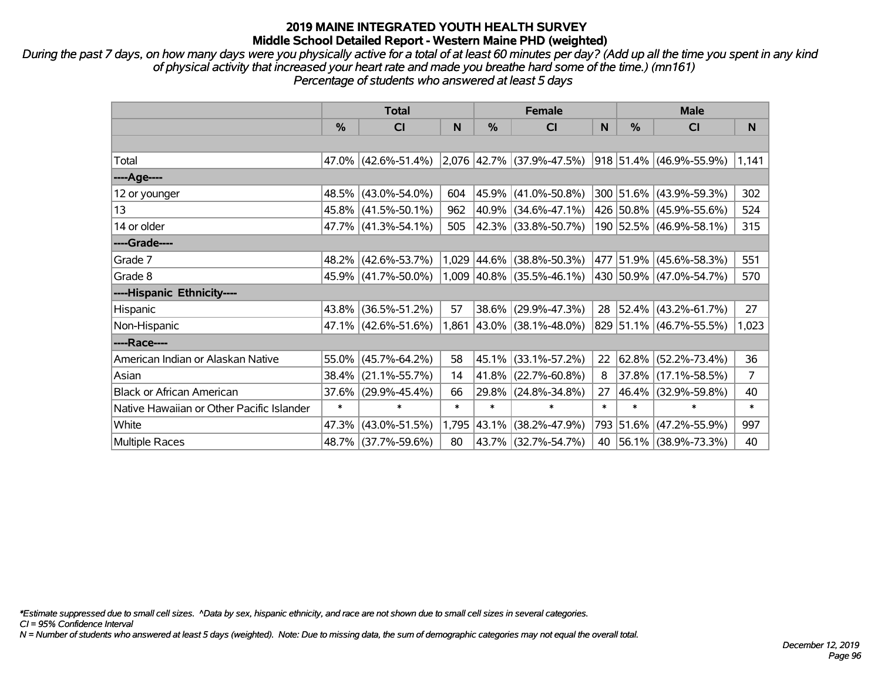# 2019 MAINE INTEGRATED YOUTH HEALTH SURVEY
## Middle School Detailed Report - Western Maine PHD (weighted)

*During the past 7 days, on how many days were you physically active for a total of at least 60 minutes per day? (Add up all the time you spent in any kind of physical activity that increased your heart rate and made you breathe hard some of the time.) (mn161)*
*Percentage of students who answered at least 5 days*

| | Total | | | Female | | | Male | | |
|---|---|---|---|---|---|---|---|---|---|
| | % | CI | N | % | CI | N | % | CI | N |
| Total | 47.0% | (42.6%-51.4%) | 2,076 | 42.7% | (37.9%-47.5%) | 918 | 51.4% | (46.9%-55.9%) | 1,141 |
| ----Age---- | | | | | | | | | |
| 12 or younger | 48.5% | (43.0%-54.0%) | 604 | 45.9% | (41.0%-50.8%) | 300 | 51.6% | (43.9%-59.3%) | 302 |
| 13 | 45.8% | (41.5%-50.1%) | 962 | 40.9% | (34.6%-47.1%) | 426 | 50.8% | (45.9%-55.6%) | 524 |
| 14 or older | 47.7% | (41.3%-54.1%) | 505 | 42.3% | (33.8%-50.7%) | 190 | 52.5% | (46.9%-58.1%) | 315 |
| ----Grade---- | | | | | | | | | |
| Grade 7 | 48.2% | (42.6%-53.7%) | 1,029 | 44.6% | (38.8%-50.3%) | 477 | 51.9% | (45.6%-58.3%) | 551 |
| Grade 8 | 45.9% | (41.7%-50.0%) | 1,009 | 40.8% | (35.5%-46.1%) | 430 | 50.9% | (47.0%-54.7%) | 570 |
| ----Hispanic Ethnicity---- | | | | | | | | | |
| Hispanic | 43.8% | (36.5%-51.2%) | 57 | 38.6% | (29.9%-47.3%) | 28 | 52.4% | (43.2%-61.7%) | 27 |
| Non-Hispanic | 47.1% | (42.6%-51.6%) | 1,861 | 43.0% | (38.1%-48.0%) | 829 | 51.1% | (46.7%-55.5%) | 1,023 |
| ----Race---- | | | | | | | | | |
| American Indian or Alaskan Native | 55.0% | (45.7%-64.2%) | 58 | 45.1% | (33.1%-57.2%) | 22 | 62.8% | (52.2%-73.4%) | 36 |
| Asian | 38.4% | (21.1%-55.7%) | 14 | 41.8% | (22.7%-60.8%) | 8 | 37.8% | (17.1%-58.5%) | 7 |
| Black or African American | 37.6% | (29.9%-45.4%) | 66 | 29.8% | (24.8%-34.8%) | 27 | 46.4% | (32.9%-59.8%) | 40 |
| Native Hawaiian or Other Pacific Islander | * | * | * | * | * | * | * | * | * |
| White | 47.3% | (43.0%-51.5%) | 1,795 | 43.1% | (38.2%-47.9%) | 793 | 51.6% | (47.2%-55.9%) | 997 |
| Multiple Races | 48.7% | (37.7%-59.6%) | 80 | 43.7% | (32.7%-54.7%) | 40 | 56.1% | (38.9%-73.3%) | 40 |

*\*Estimate suppressed due to small cell sizes. ^Data by sex, hispanic ethnicity, and race are not shown due to small cell sizes in several categories.*
*CI = 95% Confidence Interval*
*N = Number of students who answered at least 5 days (weighted). Note: Due to missing data, the sum of demographic categories may not equal the overall total.*

*December 12, 2019*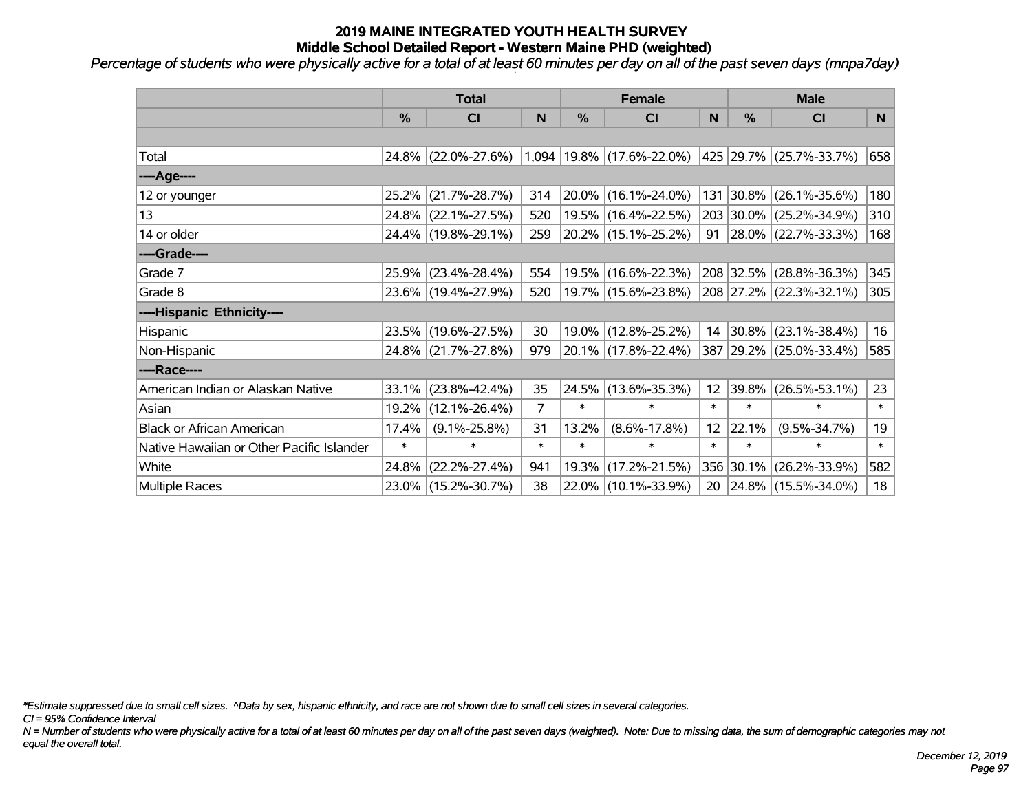# 2019 MAINE INTEGRATED YOUTH HEALTH SURVEY
## Middle School Detailed Report - Western Maine PHD (weighted)

*Percentage of students who were physically active for a total of at least 60 minutes per day on all of the past seven days (mnpa7day)*

| | Total | | | Female | | | Male | | |
|---|---|---|---|---|---|---|---|---|---|
| | % | CI | N | % | CI | N | % | CI | N |
| | | | | | | | | | |
| Total | 24.8% | (22.0%-27.6%) | 1,094 | 19.8% | (17.6%-22.0%) | 425 | 29.7% | (25.7%-33.7%) | 658 |
| ----Age---- | | | | | | | | | |
| 12 or younger | 25.2% | (21.7%-28.7%) | 314 | 20.0% | (16.1%-24.0%) | 131 | 30.8% | (26.1%-35.6%) | 180 |
| 13 | 24.8% | (22.1%-27.5%) | 520 | 19.5% | (16.4%-22.5%) | 203 | 30.0% | (25.2%-34.9%) | 310 |
| 14 or older | 24.4% | (19.8%-29.1%) | 259 | 20.2% | (15.1%-25.2%) | 91 | 28.0% | (22.7%-33.3%) | 168 |
| ----Grade---- | | | | | | | | | |
| Grade 7 | 25.9% | (23.4%-28.4%) | 554 | 19.5% | (16.6%-22.3%) | 208 | 32.5% | (28.8%-36.3%) | 345 |
| Grade 8 | 23.6% | (19.4%-27.9%) | 520 | 19.7% | (15.6%-23.8%) | 208 | 27.2% | (22.3%-32.1%) | 305 |
| ----Hispanic Ethnicity---- | | | | | | | | | |
| Hispanic | 23.5% | (19.6%-27.5%) | 30 | 19.0% | (12.8%-25.2%) | 14 | 30.8% | (23.1%-38.4%) | 16 |
| Non-Hispanic | 24.8% | (21.7%-27.8%) | 979 | 20.1% | (17.8%-22.4%) | 387 | 29.2% | (25.0%-33.4%) | 585 |
| ----Race---- | | | | | | | | | |
| American Indian or Alaskan Native | 33.1% | (23.8%-42.4%) | 35 | 24.5% | (13.6%-35.3%) | 12 | 39.8% | (26.5%-53.1%) | 23 |
| Asian | 19.2% | (12.1%-26.4%) | 7 | * | * | * | * | * | * |
| Black or African American | 17.4% | (9.1%-25.8%) | 31 | 13.2% | (8.6%-17.8%) | 12 | 22.1% | (9.5%-34.7%) | 19 |
| Native Hawaiian or Other Pacific Islander | * | * | * | * | * | * | * | * | * |
| White | 24.8% | (22.2%-27.4%) | 941 | 19.3% | (17.2%-21.5%) | 356 | 30.1% | (26.2%-33.9%) | 582 |
| Multiple Races | 23.0% | (15.2%-30.7%) | 38 | 22.0% | (10.1%-33.9%) | 20 | 24.8% | (15.5%-34.0%) | 18 |

*\*Estimate suppressed due to small cell sizes. ^Data by sex, hispanic ethnicity, and race are not shown due to small cell sizes in several categories.*

*CI = 95% Confidence Interval*

*N = Number of students who were physically active for a total of at least 60 minutes per day on all of the past seven days (weighted). Note: Due to missing data, the sum of demographic categories may not equal the overall total.*

*December 12, 2019*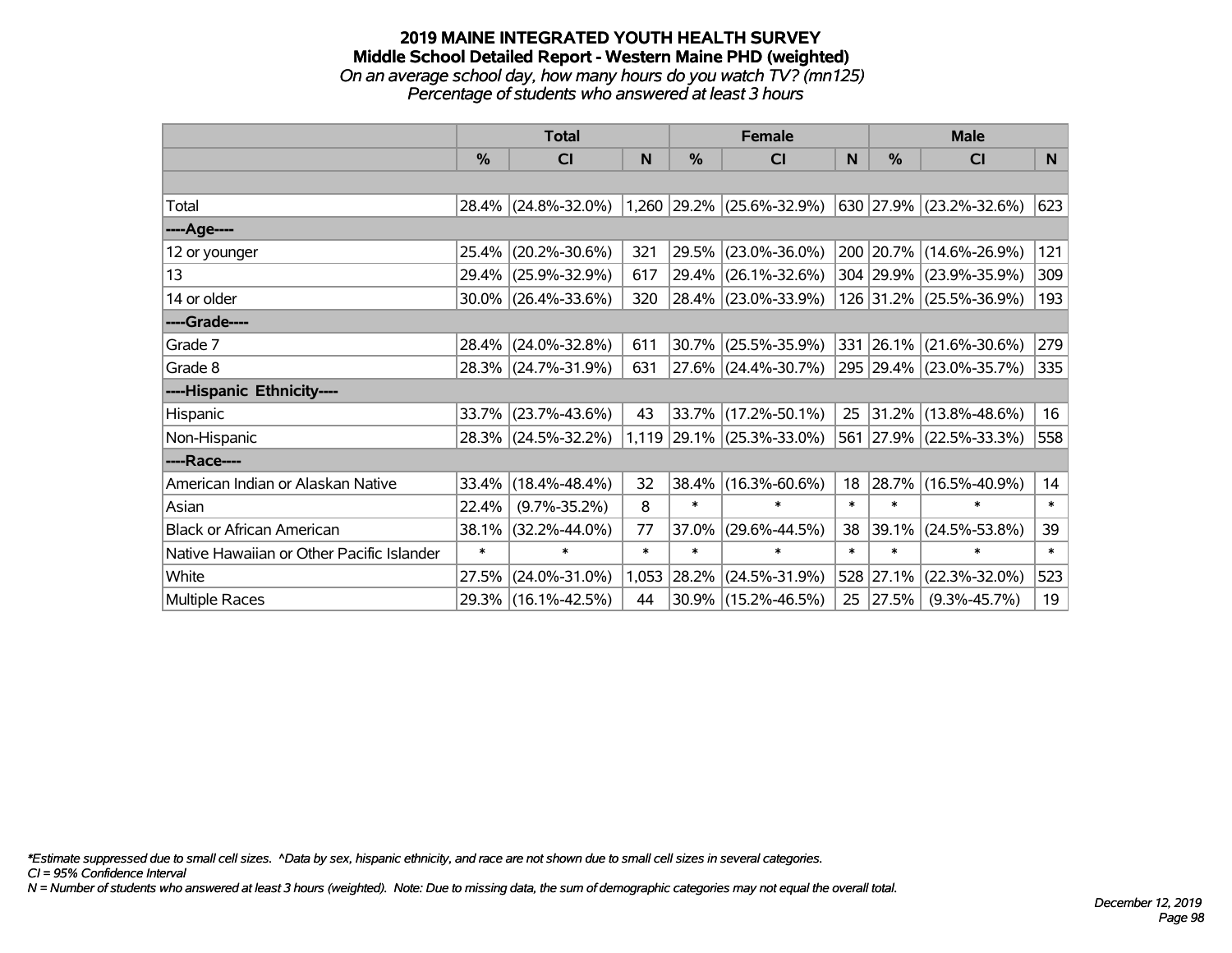# 2019 MAINE INTEGRATED YOUTH HEALTH SURVEY
## Middle School Detailed Report - Western Maine PHD (weighted)
*On an average school day, how many hours do you watch TV? (mn125)*
*Percentage of students who answered at least 3 hours*

| | Total | | | Female | | | Male | | |
|---|---|---|---|---|---|---|---|---|---|
| | % | CI | N | % | CI | N | % | CI | N |
| | | | | | | | | | |
| Total | 28.4% | (24.8%-32.0%) | 1,260 | 29.2% | (25.6%-32.9%) | 630 | 27.9% | (23.2%-32.6%) | 623 |
| ----Age---- | | | | | | | | | |
| 12 or younger | 25.4% | (20.2%-30.6%) | 321 | 29.5% | (23.0%-36.0%) | 200 | 20.7% | (14.6%-26.9%) | 121 |
| 13 | 29.4% | (25.9%-32.9%) | 617 | 29.4% | (26.1%-32.6%) | 304 | 29.9% | (23.9%-35.9%) | 309 |
| 14 or older | 30.0% | (26.4%-33.6%) | 320 | 28.4% | (23.0%-33.9%) | 126 | 31.2% | (25.5%-36.9%) | 193 |
| ----Grade---- | | | | | | | | | |
| Grade 7 | 28.4% | (24.0%-32.8%) | 611 | 30.7% | (25.5%-35.9%) | 331 | 26.1% | (21.6%-30.6%) | 279 |
| Grade 8 | 28.3% | (24.7%-31.9%) | 631 | 27.6% | (24.4%-30.7%) | 295 | 29.4% | (23.0%-35.7%) | 335 |
| ----Hispanic Ethnicity---- | | | | | | | | | |
| Hispanic | 33.7% | (23.7%-43.6%) | 43 | 33.7% | (17.2%-50.1%) | 25 | 31.2% | (13.8%-48.6%) | 16 |
| Non-Hispanic | 28.3% | (24.5%-32.2%) | 1,119 | 29.1% | (25.3%-33.0%) | 561 | 27.9% | (22.5%-33.3%) | 558 |
| ----Race---- | | | | | | | | | |
| American Indian or Alaskan Native | 33.4% | (18.4%-48.4%) | 32 | 38.4% | (16.3%-60.6%) | 18 | 28.7% | (16.5%-40.9%) | 14 |
| Asian | 22.4% | (9.7%-35.2%) | 8 | * | * | * | * | * | * |
| Black or African American | 38.1% | (32.2%-44.0%) | 77 | 37.0% | (29.6%-44.5%) | 38 | 39.1% | (24.5%-53.8%) | 39 |
| Native Hawaiian or Other Pacific Islander | * | * | * | * | * | * | * | * | * |
| White | 27.5% | (24.0%-31.0%) | 1,053 | 28.2% | (24.5%-31.9%) | 528 | 27.1% | (22.3%-32.0%) | 523 |
| Multiple Races | 29.3% | (16.1%-42.5%) | 44 | 30.9% | (15.2%-46.5%) | 25 | 27.5% | (9.3%-45.7%) | 19 |

*\*Estimate suppressed due to small cell sizes. ^Data by sex, hispanic ethnicity, and race are not shown due to small cell sizes in several categories.*
*CI = 95% Confidence Interval*
*N = Number of students who answered at least 3 hours (weighted). Note: Due to missing data, the sum of demographic categories may not equal the overall total.*

*December 12, 2019*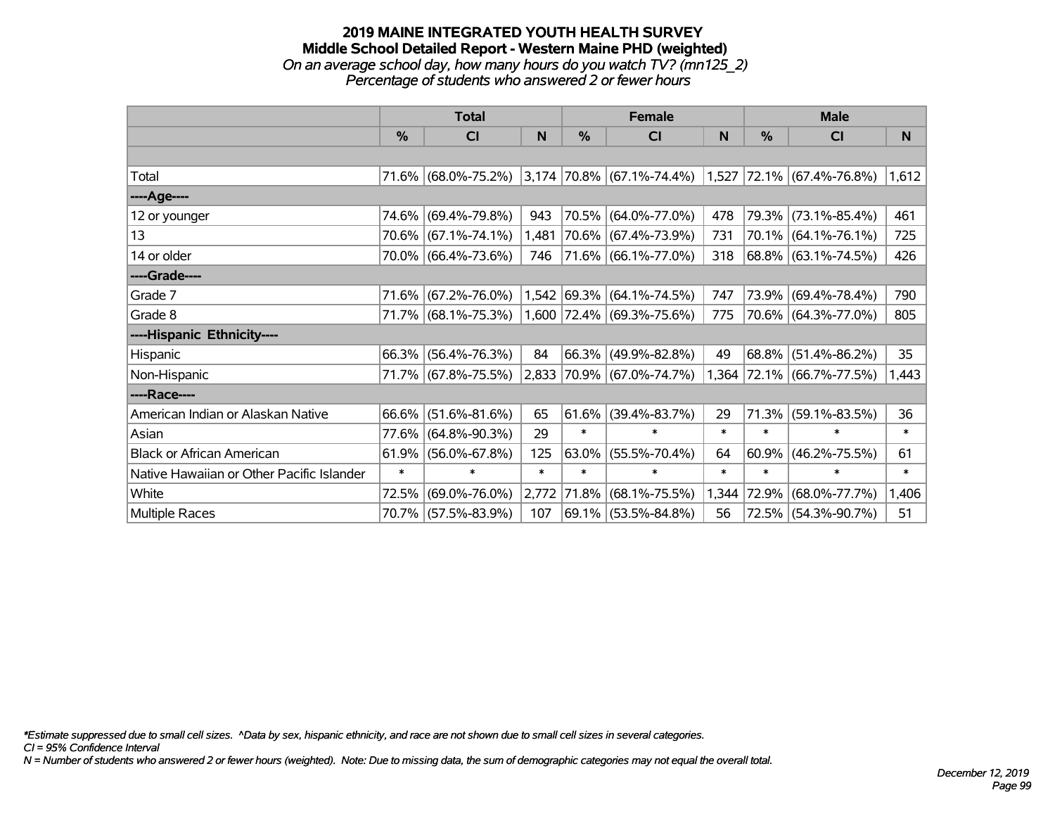# 2019 MAINE INTEGRATED YOUTH HEALTH SURVEY
## Middle School Detailed Report - Western Maine PHD (weighted)
*On an average school day, how many hours do you watch TV? (mn125_2)*
*Percentage of students who answered 2 or fewer hours*

| | Total | | | Female | | | Male | | |
|---|---|---|---|---|---|---|---|---|---|
| | % | CI | N | % | CI | N | % | CI | N |
| Total | 71.6% | (68.0%-75.2%) | 3,174 | 70.8% | (67.1%-74.4%) | 1,527 | 72.1% | (67.4%-76.8%) | 1,612 |
| ----Age---- | | | | | | | | | |
| 12 or younger | 74.6% | (69.4%-79.8%) | 943 | 70.5% | (64.0%-77.0%) | 478 | 79.3% | (73.1%-85.4%) | 461 |
| 13 | 70.6% | (67.1%-74.1%) | 1,481 | 70.6% | (67.4%-73.9%) | 731 | 70.1% | (64.1%-76.1%) | 725 |
| 14 or older | 70.0% | (66.4%-73.6%) | 746 | 71.6% | (66.1%-77.0%) | 318 | 68.8% | (63.1%-74.5%) | 426 |
| ----Grade---- | | | | | | | | | |
| Grade 7 | 71.6% | (67.2%-76.0%) | 1,542 | 69.3% | (64.1%-74.5%) | 747 | 73.9% | (69.4%-78.4%) | 790 |
| Grade 8 | 71.7% | (68.1%-75.3%) | 1,600 | 72.4% | (69.3%-75.6%) | 775 | 70.6% | (64.3%-77.0%) | 805 |
| ----Hispanic Ethnicity---- | | | | | | | | | |
| Hispanic | 66.3% | (56.4%-76.3%) | 84 | 66.3% | (49.9%-82.8%) | 49 | 68.8% | (51.4%-86.2%) | 35 |
| Non-Hispanic | 71.7% | (67.8%-75.5%) | 2,833 | 70.9% | (67.0%-74.7%) | 1,364 | 72.1% | (66.7%-77.5%) | 1,443 |
| ----Race---- | | | | | | | | | |
| American Indian or Alaskan Native | 66.6% | (51.6%-81.6%) | 65 | 61.6% | (39.4%-83.7%) | 29 | 71.3% | (59.1%-83.5%) | 36 |
| Asian | 77.6% | (64.8%-90.3%) | 29 | * | * | * | * | * | * |
| Black or African American | 61.9% | (56.0%-67.8%) | 125 | 63.0% | (55.5%-70.4%) | 64 | 60.9% | (46.2%-75.5%) | 61 |
| Native Hawaiian or Other Pacific Islander | * | * | * | * | * | * | * | * | * |
| White | 72.5% | (69.0%-76.0%) | 2,772 | 71.8% | (68.1%-75.5%) | 1,344 | 72.9% | (68.0%-77.7%) | 1,406 |
| Multiple Races | 70.7% | (57.5%-83.9%) | 107 | 69.1% | (53.5%-84.8%) | 56 | 72.5% | (54.3%-90.7%) | 51 |

*Estimate suppressed due to small cell sizes. ^Data by sex, hispanic ethnicity, and race are not shown due to small cell sizes in several categories.
CI = 95% Confidence Interval
N = Number of students who answered 2 or fewer hours (weighted). Note: Due to missing data, the sum of demographic categories may not equal the overall total.

December 12, 2019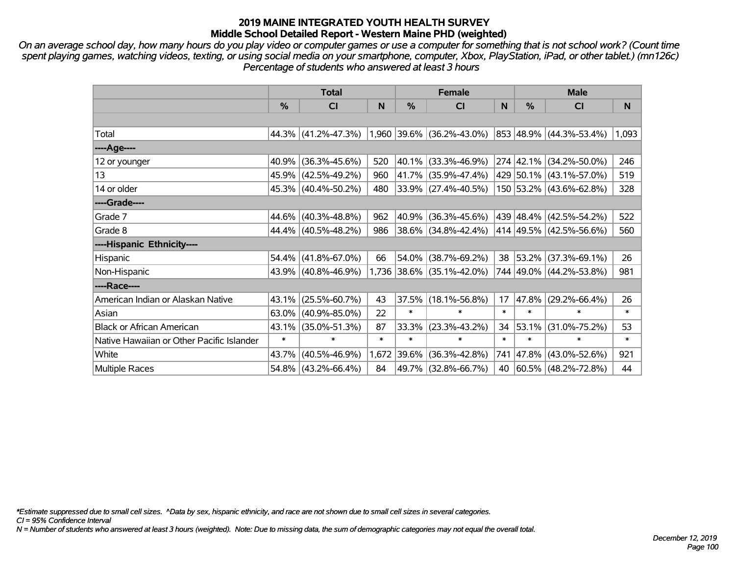# 2019 MAINE INTEGRATED YOUTH HEALTH SURVEY

## Middle School Detailed Report - Western Maine PHD (weighted)

*On an average school day, how many hours do you play video or computer games or use a computer for something that is not school work? (Count time spent playing games, watching videos, texting, or using social media on your smartphone, computer, Xbox, PlayStation, iPad, or other tablet.) (mn126c) Percentage of students who answered at least 3 hours*

| | Total | | | Female | | | Male | | |
|---|---|---|---|---|---|---|---|---|---|
| | % | CI | N | % | CI | N | % | CI | N |
| | | | | | | | | | |
| Total | 44.3% | (41.2%-47.3%) | 1,960 | 39.6% | (36.2%-43.0%) | 853 | 48.9% | (44.3%-53.4%) | 1,093 |
| ----Age---- | | | | | | | | | |
| 12 or younger | 40.9% | (36.3%-45.6%) | 520 | 40.1% | (33.3%-46.9%) | 274 | 42.1% | (34.2%-50.0%) | 246 |
| 13 | 45.9% | (42.5%-49.2%) | 960 | 41.7% | (35.9%-47.4%) | 429 | 50.1% | (43.1%-57.0%) | 519 |
| 14 or older | 45.3% | (40.4%-50.2%) | 480 | 33.9% | (27.4%-40.5%) | 150 | 53.2% | (43.6%-62.8%) | 328 |
| ----Grade---- | | | | | | | | | |
| Grade 7 | 44.6% | (40.3%-48.8%) | 962 | 40.9% | (36.3%-45.6%) | 439 | 48.4% | (42.5%-54.2%) | 522 |
| Grade 8 | 44.4% | (40.5%-48.2%) | 986 | 38.6% | (34.8%-42.4%) | 414 | 49.5% | (42.5%-56.6%) | 560 |
| ----Hispanic Ethnicity---- | | | | | | | | | |
| Hispanic | 54.4% | (41.8%-67.0%) | 66 | 54.0% | (38.7%-69.2%) | 38 | 53.2% | (37.3%-69.1%) | 26 |
| Non-Hispanic | 43.9% | (40.8%-46.9%) | 1,736 | 38.6% | (35.1%-42.0%) | 744 | 49.0% | (44.2%-53.8%) | 981 |
| ----Race---- | | | | | | | | | |
| American Indian or Alaskan Native | 43.1% | (25.5%-60.7%) | 43 | 37.5% | (18.1%-56.8%) | 17 | 47.8% | (29.2%-66.4%) | 26 |
| Asian | 63.0% | (40.9%-85.0%) | 22 | * | * | * | * | * | * |
| Black or African American | 43.1% | (35.0%-51.3%) | 87 | 33.3% | (23.3%-43.2%) | 34 | 53.1% | (31.0%-75.2%) | 53 |
| Native Hawaiian or Other Pacific Islander | * | * | * | * | * | * | * | * | * |
| White | 43.7% | (40.5%-46.9%) | 1,672 | 39.6% | (36.3%-42.8%) | 741 | 47.8% | (43.0%-52.6%) | 921 |
| Multiple Races | 54.8% | (43.2%-66.4%) | 84 | 49.7% | (32.8%-66.7%) | 40 | 60.5% | (48.2%-72.8%) | 44 |

*\*Estimate suppressed due to small cell sizes. ^Data by sex, hispanic ethnicity, and race are not shown due to small cell sizes in several categories.*
*CI = 95% Confidence Interval*
*N = Number of students who answered at least 3 hours (weighted). Note: Due to missing data, the sum of demographic categories may not equal the overall total.*

*December 12, 2019*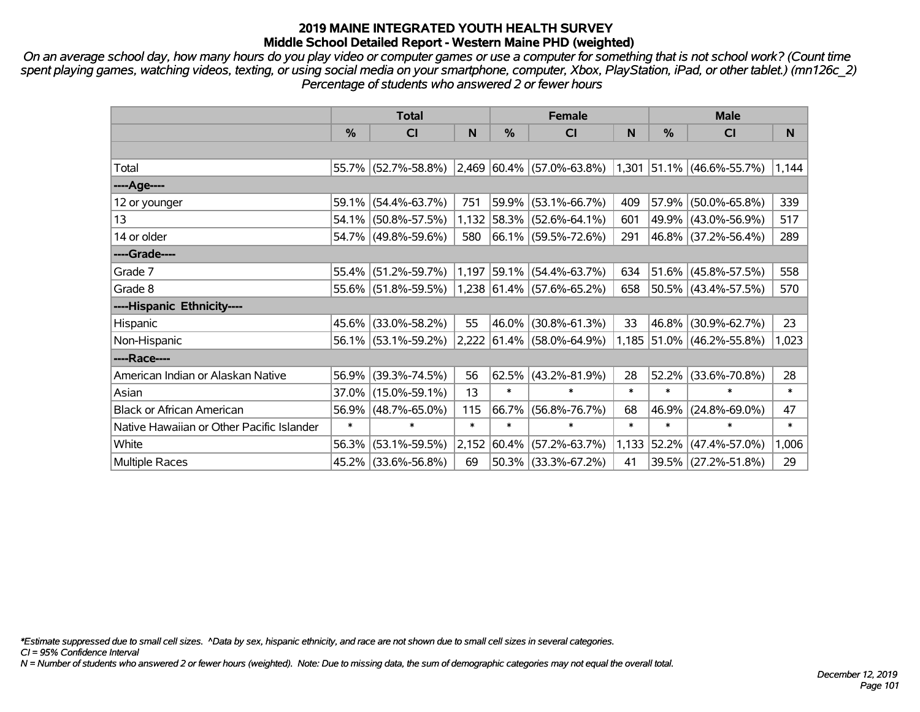# 2019 MAINE INTEGRATED YOUTH HEALTH SURVEY
## Middle School Detailed Report - Western Maine PHD (weighted)

*On an average school day, how many hours do you play video or computer games or use a computer for something that is not school work? (Count time spent playing games, watching videos, texting, or using social media on your smartphone, computer, Xbox, PlayStation, iPad, or other tablet.) (mn126c_2)*
*Percentage of students who answered 2 or fewer hours*

| | Total | | | Female | | | Male | | |
|---|---|---|---|---|---|---|---|---|---|
| | % | CI | N | % | CI | N | % | CI | N |
| | | | | | | | | | |
| Total | 55.7% | (52.7%-58.8%) | 2,469 | 60.4% | (57.0%-63.8%) | 1,301 | 51.1% | (46.6%-55.7%) | 1,144 |
| ----Age---- | | | | | | | | | |
| 12 or younger | 59.1% | (54.4%-63.7%) | 751 | 59.9% | (53.1%-66.7%) | 409 | 57.9% | (50.0%-65.8%) | 339 |
| 13 | 54.1% | (50.8%-57.5%) | 1,132 | 58.3% | (52.6%-64.1%) | 601 | 49.9% | (43.0%-56.9%) | 517 |
| 14 or older | 54.7% | (49.8%-59.6%) | 580 | 66.1% | (59.5%-72.6%) | 291 | 46.8% | (37.2%-56.4%) | 289 |
| ----Grade---- | | | | | | | | | |
| Grade 7 | 55.4% | (51.2%-59.7%) | 1,197 | 59.1% | (54.4%-63.7%) | 634 | 51.6% | (45.8%-57.5%) | 558 |
| Grade 8 | 55.6% | (51.8%-59.5%) | 1,238 | 61.4% | (57.6%-65.2%) | 658 | 50.5% | (43.4%-57.5%) | 570 |
| ----Hispanic Ethnicity---- | | | | | | | | | |
| Hispanic | 45.6% | (33.0%-58.2%) | 55 | 46.0% | (30.8%-61.3%) | 33 | 46.8% | (30.9%-62.7%) | 23 |
| Non-Hispanic | 56.1% | (53.1%-59.2%) | 2,222 | 61.4% | (58.0%-64.9%) | 1,185 | 51.0% | (46.2%-55.8%) | 1,023 |
| ----Race---- | | | | | | | | | |
| American Indian or Alaskan Native | 56.9% | (39.3%-74.5%) | 56 | 62.5% | (43.2%-81.9%) | 28 | 52.2% | (33.6%-70.8%) | 28 |
| Asian | 37.0% | (15.0%-59.1%) | 13 | * | * | * | * | * | * |
| Black or African American | 56.9% | (48.7%-65.0%) | 115 | 66.7% | (56.8%-76.7%) | 68 | 46.9% | (24.8%-69.0%) | 47 |
| Native Hawaiian or Other Pacific Islander | * | * | * | * | * | * | * | * | * |
| White | 56.3% | (53.1%-59.5%) | 2,152 | 60.4% | (57.2%-63.7%) | 1,133 | 52.2% | (47.4%-57.0%) | 1,006 |
| Multiple Races | 45.2% | (33.6%-56.8%) | 69 | 50.3% | (33.3%-67.2%) | 41 | 39.5% | (27.2%-51.8%) | 29 |

*Estimate suppressed due to small cell sizes. ^Data by sex, hispanic ethnicity, and race are not shown due to small cell sizes in several categories.
CI = 95% Confidence Interval
N = Number of students who answered 2 or fewer hours (weighted). Note: Due to missing data, the sum of demographic categories may not equal the overall total.

December 12, 2019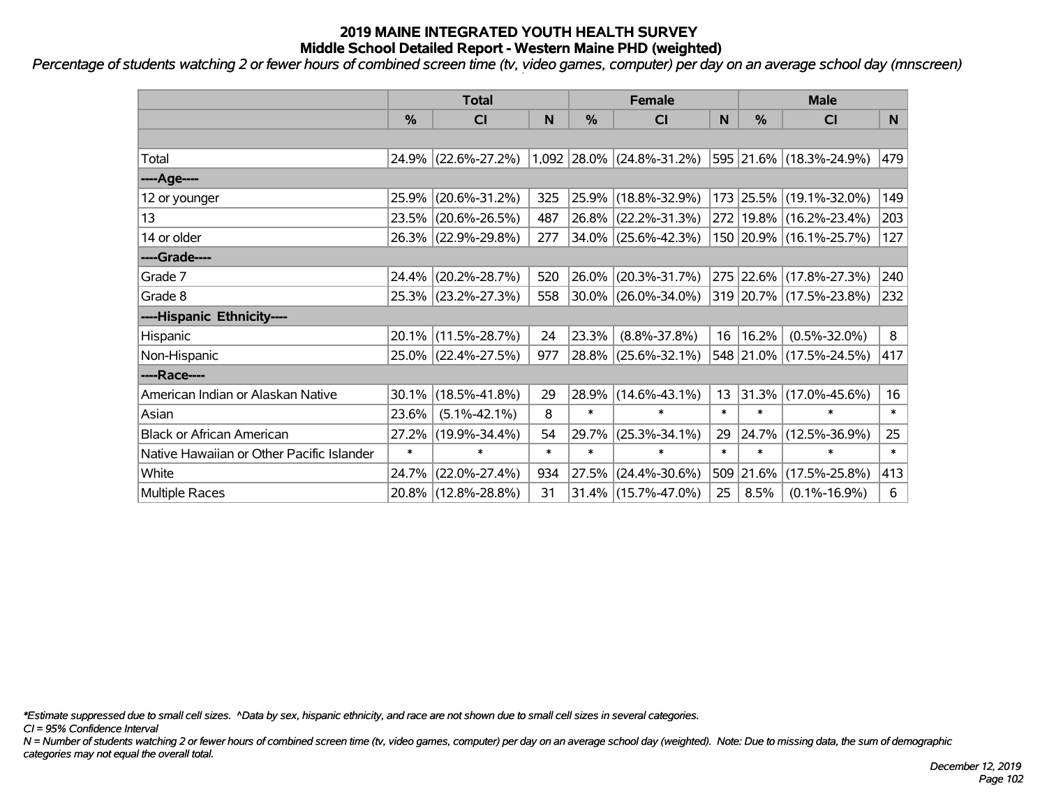# 2019 MAINE INTEGRATED YOUTH HEALTH SURVEY
## Middle School Detailed Report - Western Maine PHD (weighted)

*Percentage of students watching 2 or fewer hours of combined screen time (tv, video games, computer) per day on an average school day (mnscreen)*

| | Total | | | Female | | | Male | | |
|---|---|---|---|---|---|---|---|---|---|
| | % | CI | N | % | CI | N | % | CI | N |
| | | | | | | | | | |
| Total | 24.9% | (22.6%-27.2%) | 1,092 | 28.0% | (24.8%-31.2%) | 595 | 21.6% | (18.3%-24.9%) | 479 |
| ----Age---- | | | | | | | | | |
| 12 or younger | 25.9% | (20.6%-31.2%) | 325 | 25.9% | (18.8%-32.9%) | 173 | 25.5% | (19.1%-32.0%) | 149 |
| 13 | 23.5% | (20.6%-26.5%) | 487 | 26.8% | (22.2%-31.3%) | 272 | 19.8% | (16.2%-23.4%) | 203 |
| 14 or older | 26.3% | (22.9%-29.8%) | 277 | 34.0% | (25.6%-42.3%) | 150 | 20.9% | (16.1%-25.7%) | 127 |
| ----Grade---- | | | | | | | | | |
| Grade 7 | 24.4% | (20.2%-28.7%) | 520 | 26.0% | (20.3%-31.7%) | 275 | 22.6% | (17.8%-27.3%) | 240 |
| Grade 8 | 25.3% | (23.2%-27.3%) | 558 | 30.0% | (26.0%-34.0%) | 319 | 20.7% | (17.5%-23.8%) | 232 |
| ----Hispanic Ethnicity---- | | | | | | | | | |
| Hispanic | 20.1% | (11.5%-28.7%) | 24 | 23.3% | (8.8%-37.8%) | 16 | 16.2% | (0.5%-32.0%) | 8 |
| Non-Hispanic | 25.0% | (22.4%-27.5%) | 977 | 28.8% | (25.6%-32.1%) | 548 | 21.0% | (17.5%-24.5%) | 417 |
| ----Race---- | | | | | | | | | |
| American Indian or Alaskan Native | 30.1% | (18.5%-41.8%) | 29 | 28.9% | (14.6%-43.1%) | 13 | 31.3% | (17.0%-45.6%) | 16 |
| Asian | 23.6% | (5.1%-42.1%) | 8 | * | * | * | * | * | * |
| Black or African American | 27.2% | (19.9%-34.4%) | 54 | 29.7% | (25.3%-34.1%) | 29 | 24.7% | (12.5%-36.9%) | 25 |
| Native Hawaiian or Other Pacific Islander | * | * | * | * | * | * | * | * | * |
| White | 24.7% | (22.0%-27.4%) | 934 | 27.5% | (24.4%-30.6%) | 509 | 21.6% | (17.5%-25.8%) | 413 |
| Multiple Races | 20.8% | (12.8%-28.8%) | 31 | 31.4% | (15.7%-47.0%) | 25 | 8.5% | (0.1%-16.9%) | 6 |

*\*Estimate suppressed due to small cell sizes. ^Data by sex, hispanic ethnicity, and race are not shown due to small cell sizes in several categories.*

*CI = 95% Confidence Interval*

*N = Number of students watching 2 or fewer hours of combined screen time (tv, video games, computer) per day on an average school day (weighted). Note: Due to missing data, the sum of demographic categories may not equal the overall total.*

*December 12, 2019*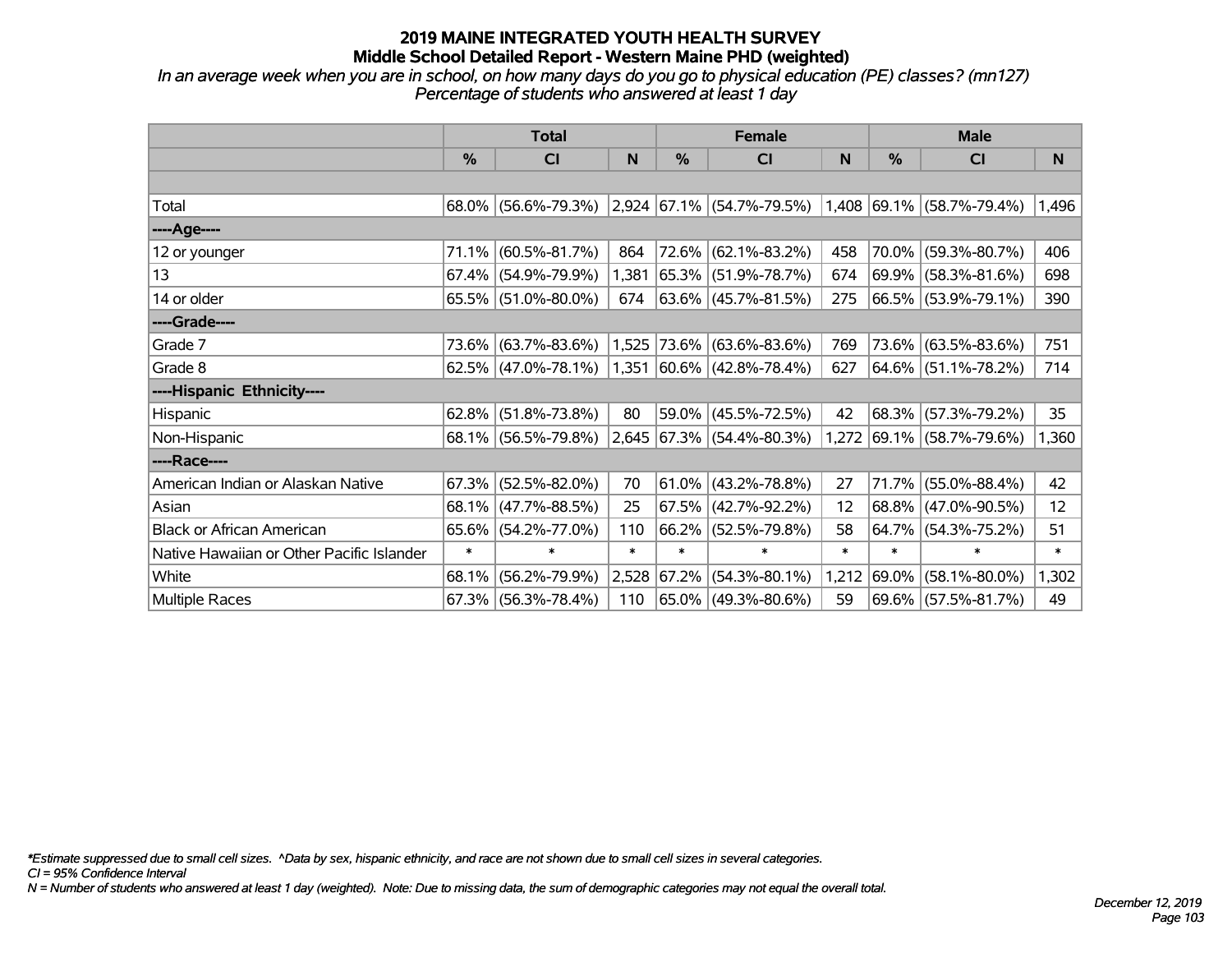# 2019 MAINE INTEGRATED YOUTH HEALTH SURVEY
## Middle School Detailed Report - Western Maine PHD (weighted)

*In an average week when you are in school, on how many days do you go to physical education (PE) classes? (mn127)*
*Percentage of students who answered at least 1 day*

| | Total | | | Female | | | Male | | |
|---|---|---|---|---|---|---|---|---|---|
| | % | CI | N | % | CI | N | % | CI | N |
| | | | | | | | | | |
| Total | 68.0% | (56.6%-79.3%) | 2,924 | 67.1% | (54.7%-79.5%) | 1,408 | 69.1% | (58.7%-79.4%) | 1,496 |
| ----Age---- | | | | | | | | | |
| 12 or younger | 71.1% | (60.5%-81.7%) | 864 | 72.6% | (62.1%-83.2%) | 458 | 70.0% | (59.3%-80.7%) | 406 |
| 13 | 67.4% | (54.9%-79.9%) | 1,381 | 65.3% | (51.9%-78.7%) | 674 | 69.9% | (58.3%-81.6%) | 698 |
| 14 or older | 65.5% | (51.0%-80.0%) | 674 | 63.6% | (45.7%-81.5%) | 275 | 66.5% | (53.9%-79.1%) | 390 |
| ----Grade---- | | | | | | | | | |
| Grade 7 | 73.6% | (63.7%-83.6%) | 1,525 | 73.6% | (63.6%-83.6%) | 769 | 73.6% | (63.5%-83.6%) | 751 |
| Grade 8 | 62.5% | (47.0%-78.1%) | 1,351 | 60.6% | (42.8%-78.4%) | 627 | 64.6% | (51.1%-78.2%) | 714 |
| ----Hispanic Ethnicity---- | | | | | | | | | |
| Hispanic | 62.8% | (51.8%-73.8%) | 80 | 59.0% | (45.5%-72.5%) | 42 | 68.3% | (57.3%-79.2%) | 35 |
| Non-Hispanic | 68.1% | (56.5%-79.8%) | 2,645 | 67.3% | (54.4%-80.3%) | 1,272 | 69.1% | (58.7%-79.6%) | 1,360 |
| ----Race---- | | | | | | | | | |
| American Indian or Alaskan Native | 67.3% | (52.5%-82.0%) | 70 | 61.0% | (43.2%-78.8%) | 27 | 71.7% | (55.0%-88.4%) | 42 |
| Asian | 68.1% | (47.7%-88.5%) | 25 | 67.5% | (42.7%-92.2%) | 12 | 68.8% | (47.0%-90.5%) | 12 |
| Black or African American | 65.6% | (54.2%-77.0%) | 110 | 66.2% | (52.5%-79.8%) | 58 | 64.7% | (54.3%-75.2%) | 51 |
| Native Hawaiian or Other Pacific Islander | * | * | * | * | * | * | * | * | * |
| White | 68.1% | (56.2%-79.9%) | 2,528 | 67.2% | (54.3%-80.1%) | 1,212 | 69.0% | (58.1%-80.0%) | 1,302 |
| Multiple Races | 67.3% | (56.3%-78.4%) | 110 | 65.0% | (49.3%-80.6%) | 59 | 69.6% | (57.5%-81.7%) | 49 |

*\*Estimate suppressed due to small cell sizes. ^Data by sex, hispanic ethnicity, and race are not shown due to small cell sizes in several categories.*
*CI = 95% Confidence Interval*
*N = Number of students who answered at least 1 day (weighted). Note: Due to missing data, the sum of demographic categories may not equal the overall total.*

*December 12, 2019*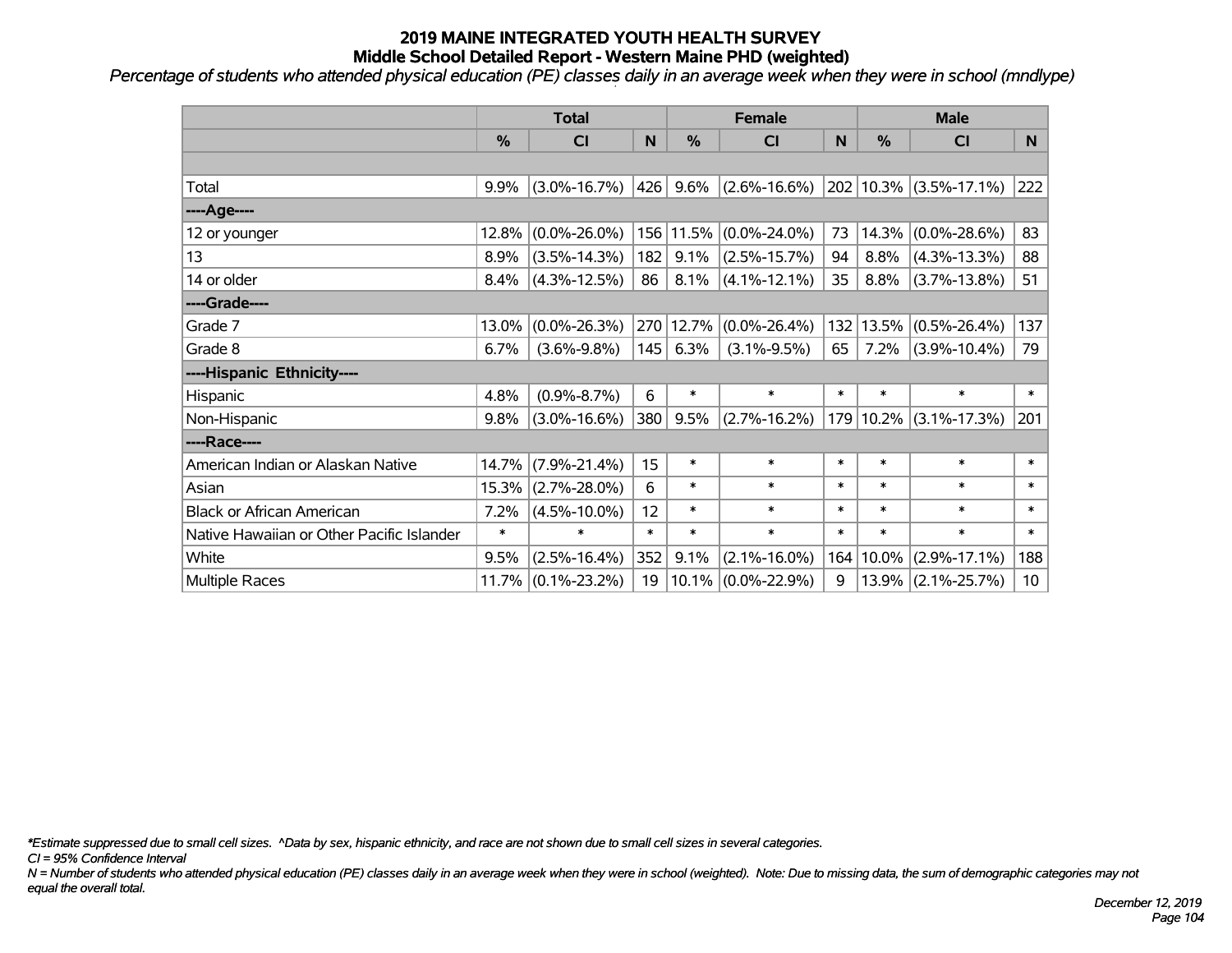# 2019 MAINE INTEGRATED YOUTH HEALTH SURVEY
## Middle School Detailed Report - Western Maine PHD (weighted)

*Percentage of students who attended physical education (PE) classes daily in an average week when they were in school (mndlype)*

| | Total | | | Female | | | Male | | |
|---|---|---|---|---|---|---|---|---|---|
| | % | CI | N | % | CI | N | % | CI | N |
| | | | | | | | | | |
| Total | 9.9% | (3.0%-16.7%) | 426 | 9.6% | (2.6%-16.6%) | 202 | 10.3% | (3.5%-17.1%) | 222 |
| ----Age---- | | | | | | | | | |
| 12 or younger | 12.8% | (0.0%-26.0%) | 156 | 11.5% | (0.0%-24.0%) | 73 | 14.3% | (0.0%-28.6%) | 83 |
| 13 | 8.9% | (3.5%-14.3%) | 182 | 9.1% | (2.5%-15.7%) | 94 | 8.8% | (4.3%-13.3%) | 88 |
| 14 or older | 8.4% | (4.3%-12.5%) | 86 | 8.1% | (4.1%-12.1%) | 35 | 8.8% | (3.7%-13.8%) | 51 |
| ----Grade---- | | | | | | | | | |
| Grade 7 | 13.0% | (0.0%-26.3%) | 270 | 12.7% | (0.0%-26.4%) | 132 | 13.5% | (0.5%-26.4%) | 137 |
| Grade 8 | 6.7% | (3.6%-9.8%) | 145 | 6.3% | (3.1%-9.5%) | 65 | 7.2% | (3.9%-10.4%) | 79 |
| ----Hispanic Ethnicity---- | | | | | | | | | |
| Hispanic | 4.8% | (0.9%-8.7%) | 6 | * | * | * | * | * | * |
| Non-Hispanic | 9.8% | (3.0%-16.6%) | 380 | 9.5% | (2.7%-16.2%) | 179 | 10.2% | (3.1%-17.3%) | 201 |
| ----Race---- | | | | | | | | | |
| American Indian or Alaskan Native | 14.7% | (7.9%-21.4%) | 15 | * | * | * | * | * | * |
| Asian | 15.3% | (2.7%-28.0%) | 6 | * | * | * | * | * | * |
| Black or African American | 7.2% | (4.5%-10.0%) | 12 | * | * | * | * | * | * |
| Native Hawaiian or Other Pacific Islander | * | * | * | * | * | * | * | * | * |
| White | 9.5% | (2.5%-16.4%) | 352 | 9.1% | (2.1%-16.0%) | 164 | 10.0% | (2.9%-17.1%) | 188 |
| Multiple Races | 11.7% | (0.1%-23.2%) | 19 | 10.1% | (0.0%-22.9%) | 9 | 13.9% | (2.1%-25.7%) | 10 |

*\*Estimate suppressed due to small cell sizes. ^Data by sex, hispanic ethnicity, and race are not shown due to small cell sizes in several categories.*

*CI = 95% Confidence Interval*

*N = Number of students who attended physical education (PE) classes daily in an average week when they were in school (weighted). Note: Due to missing data, the sum of demographic categories may not equal the overall total.*

*December 12, 2019*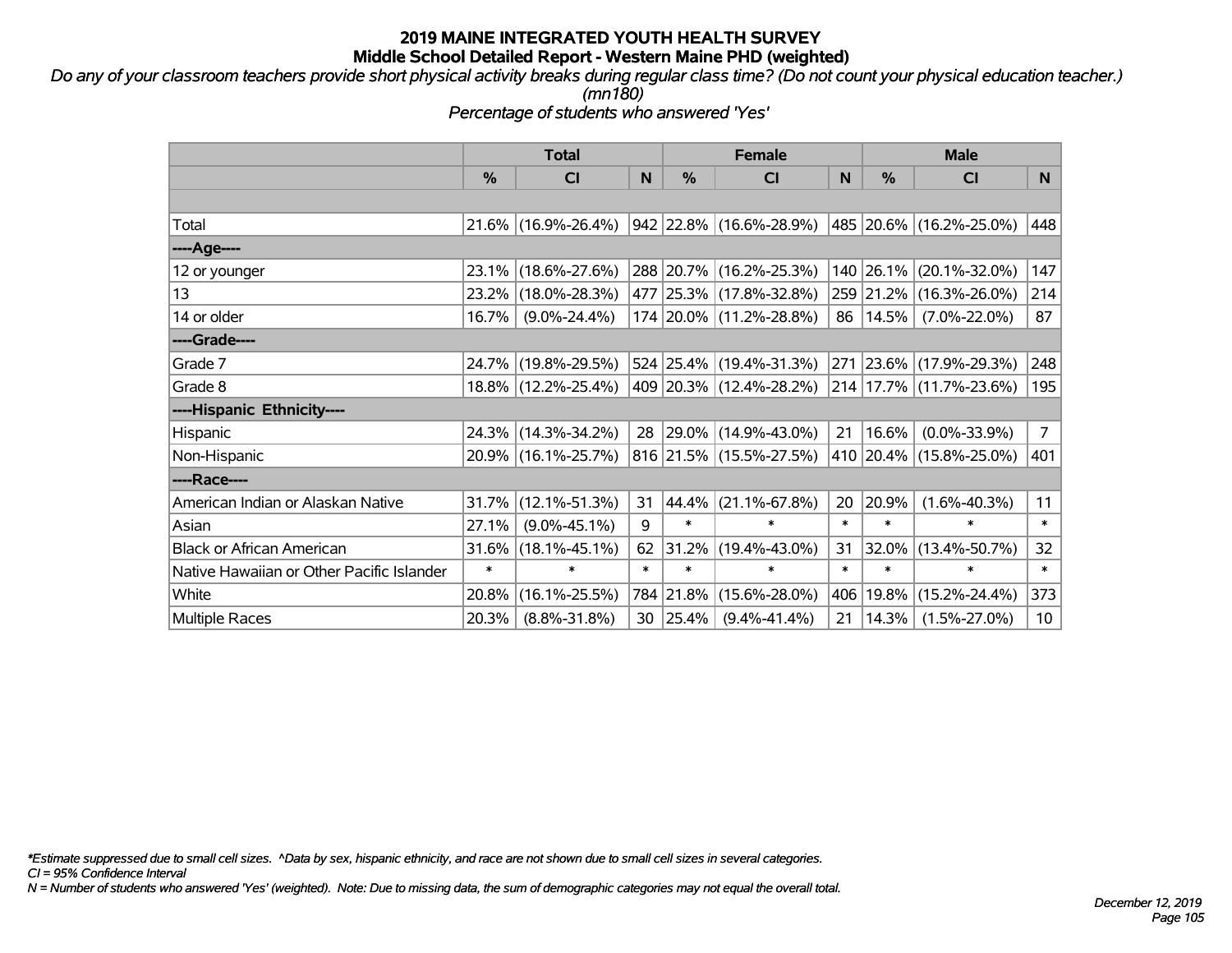# 2019 MAINE INTEGRATED YOUTH HEALTH SURVEY
## Middle School Detailed Report - Western Maine PHD (weighted)

*Do any of your classroom teachers provide short physical activity breaks during regular class time? (Do not count your physical education teacher.) (mn180)*

*Percentage of students who answered 'Yes'*

| | Total | | | Female | | | Male | | |
|---|---|---|---|---|---|---|---|---|---|
| | % | CI | N | % | CI | N | % | CI | N |
| Total | 21.6% | (16.9%-26.4%) | 942 | 22.8% | (16.6%-28.9%) | 485 | 20.6% | (16.2%-25.0%) | 448 |
| ----Age---- | | | | | | | | | |
| 12 or younger | 23.1% | (18.6%-27.6%) | 288 | 20.7% | (16.2%-25.3%) | 140 | 26.1% | (20.1%-32.0%) | 147 |
| 13 | 23.2% | (18.0%-28.3%) | 477 | 25.3% | (17.8%-32.8%) | 259 | 21.2% | (16.3%-26.0%) | 214 |
| 14 or older | 16.7% | (9.0%-24.4%) | 174 | 20.0% | (11.2%-28.8%) | 86 | 14.5% | (7.0%-22.0%) | 87 |
| ----Grade---- | | | | | | | | | |
| Grade 7 | 24.7% | (19.8%-29.5%) | 524 | 25.4% | (19.4%-31.3%) | 271 | 23.6% | (17.9%-29.3%) | 248 |
| Grade 8 | 18.8% | (12.2%-25.4%) | 409 | 20.3% | (12.4%-28.2%) | 214 | 17.7% | (11.7%-23.6%) | 195 |
| ----Hispanic Ethnicity---- | | | | | | | | | |
| Hispanic | 24.3% | (14.3%-34.2%) | 28 | 29.0% | (14.9%-43.0%) | 21 | 16.6% | (0.0%-33.9%) | 7 |
| Non-Hispanic | 20.9% | (16.1%-25.7%) | 816 | 21.5% | (15.5%-27.5%) | 410 | 20.4% | (15.8%-25.0%) | 401 |
| ----Race---- | | | | | | | | | |
| American Indian or Alaskan Native | 31.7% | (12.1%-51.3%) | 31 | 44.4% | (21.1%-67.8%) | 20 | 20.9% | (1.6%-40.3%) | 11 |
| Asian | 27.1% | (9.0%-45.1%) | 9 | * | * | * | * | * | * |
| Black or African American | 31.6% | (18.1%-45.1%) | 62 | 31.2% | (19.4%-43.0%) | 31 | 32.0% | (13.4%-50.7%) | 32 |
| Native Hawaiian or Other Pacific Islander | * | * | * | * | * | * | * | * | * |
| White | 20.8% | (16.1%-25.5%) | 784 | 21.8% | (15.6%-28.0%) | 406 | 19.8% | (15.2%-24.4%) | 373 |
| Multiple Races | 20.3% | (8.8%-31.8%) | 30 | 25.4% | (9.4%-41.4%) | 21 | 14.3% | (1.5%-27.0%) | 10 |

*\*Estimate suppressed due to small cell sizes. ^Data by sex, hispanic ethnicity, and race are not shown due to small cell sizes in several categories.*
*CI = 95% Confidence Interval*
*N = Number of students who answered 'Yes' (weighted). Note: Due to missing data, the sum of demographic categories may not equal the overall total.*

*December 12, 2019*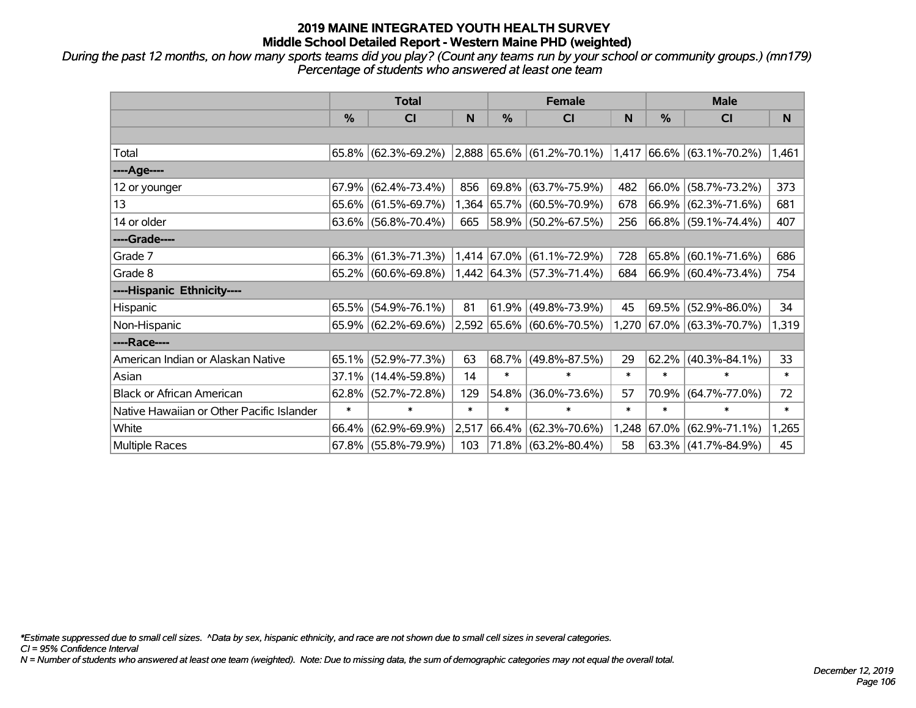# 2019 MAINE INTEGRATED YOUTH HEALTH SURVEY
## Middle School Detailed Report - Western Maine PHD (weighted)

*During the past 12 months, on how many sports teams did you play? (Count any teams run by your school or community groups.) (mn179)*
*Percentage of students who answered at least one team*

| | Total | | | Female | | | Male | | |
|---|---|---|---|---|---|---|---|---|---|
| | % | CI | N | % | CI | N | % | CI | N |
| | | | | | | | | | |
| Total | 65.8% | (62.3%-69.2%) | 2,888 | 65.6% | (61.2%-70.1%) | 1,417 | 66.6% | (63.1%-70.2%) | 1,461 |
| ----Age---- | | | | | | | | | |
| 12 or younger | 67.9% | (62.4%-73.4%) | 856 | 69.8% | (63.7%-75.9%) | 482 | 66.0% | (58.7%-73.2%) | 373 |
| 13 | 65.6% | (61.5%-69.7%) | 1,364 | 65.7% | (60.5%-70.9%) | 678 | 66.9% | (62.3%-71.6%) | 681 |
| 14 or older | 63.6% | (56.8%-70.4%) | 665 | 58.9% | (50.2%-67.5%) | 256 | 66.8% | (59.1%-74.4%) | 407 |
| ----Grade---- | | | | | | | | | |
| Grade 7 | 66.3% | (61.3%-71.3%) | 1,414 | 67.0% | (61.1%-72.9%) | 728 | 65.8% | (60.1%-71.6%) | 686 |
| Grade 8 | 65.2% | (60.6%-69.8%) | 1,442 | 64.3% | (57.3%-71.4%) | 684 | 66.9% | (60.4%-73.4%) | 754 |
| ----Hispanic Ethnicity---- | | | | | | | | | |
| Hispanic | 65.5% | (54.9%-76.1%) | 81 | 61.9% | (49.8%-73.9%) | 45 | 69.5% | (52.9%-86.0%) | 34 |
| Non-Hispanic | 65.9% | (62.2%-69.6%) | 2,592 | 65.6% | (60.6%-70.5%) | 1,270 | 67.0% | (63.3%-70.7%) | 1,319 |
| ----Race---- | | | | | | | | | |
| American Indian or Alaskan Native | 65.1% | (52.9%-77.3%) | 63 | 68.7% | (49.8%-87.5%) | 29 | 62.2% | (40.3%-84.1%) | 33 |
| Asian | 37.1% | (14.4%-59.8%) | 14 | * | * | * | * | * | * |
| Black or African American | 62.8% | (52.7%-72.8%) | 129 | 54.8% | (36.0%-73.6%) | 57 | 70.9% | (64.7%-77.0%) | 72 |
| Native Hawaiian or Other Pacific Islander | * | * | * | * | * | * | * | * | * |
| White | 66.4% | (62.9%-69.9%) | 2,517 | 66.4% | (62.3%-70.6%) | 1,248 | 67.0% | (62.9%-71.1%) | 1,265 |
| Multiple Races | 67.8% | (55.8%-79.9%) | 103 | 71.8% | (63.2%-80.4%) | 58 | 63.3% | (41.7%-84.9%) | 45 |

*Estimate suppressed due to small cell sizes. ^Data by sex, hispanic ethnicity, and race are not shown due to small cell sizes in several categories.
*CI = 95% Confidence Interval*
*N = Number of students who answered at least one team (weighted). Note: Due to missing data, the sum of demographic categories may not equal the overall total.*

*December 12, 2019*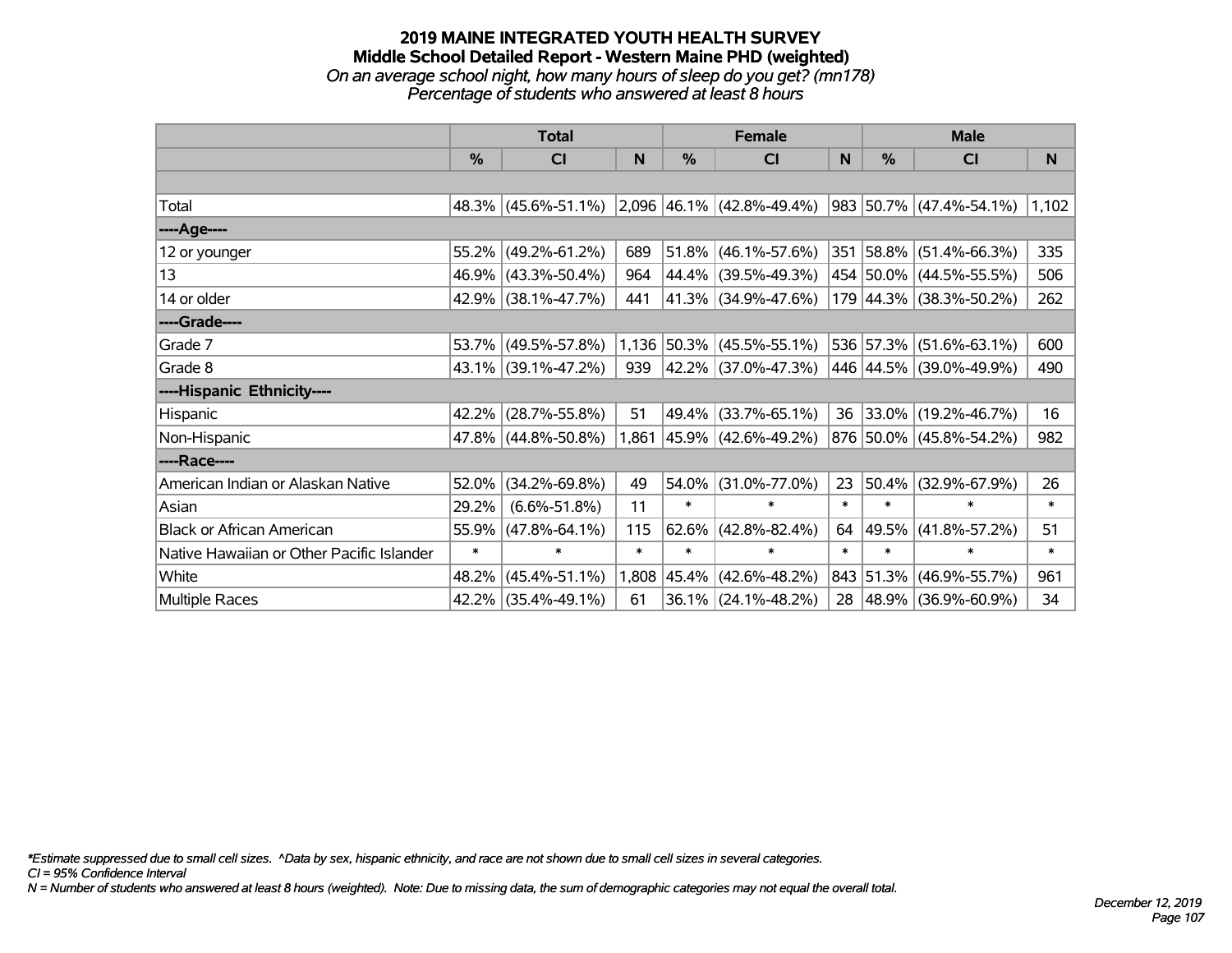# 2019 MAINE INTEGRATED YOUTH HEALTH SURVEY
## Middle School Detailed Report - Western Maine PHD (weighted)
*On an average school night, how many hours of sleep do you get? (mn178)*
*Percentage of students who answered at least 8 hours*

| | Total | | | Female | | | Male | | |
|---|---|---|---|---|---|---|---|---|---|
| | % | CI | N | % | CI | N | % | CI | N |
| | | | | | | | | | |
| Total | 48.3% | (45.6%-51.1%) | 2,096 | 46.1% | (42.8%-49.4%) | 983 | 50.7% | (47.4%-54.1%) | 1,102 |
| ----Age---- | | | | | | | | | |
| 12 or younger | 55.2% | (49.2%-61.2%) | 689 | 51.8% | (46.1%-57.6%) | 351 | 58.8% | (51.4%-66.3%) | 335 |
| 13 | 46.9% | (43.3%-50.4%) | 964 | 44.4% | (39.5%-49.3%) | 454 | 50.0% | (44.5%-55.5%) | 506 |
| 14 or older | 42.9% | (38.1%-47.7%) | 441 | 41.3% | (34.9%-47.6%) | 179 | 44.3% | (38.3%-50.2%) | 262 |
| ----Grade---- | | | | | | | | | |
| Grade 7 | 53.7% | (49.5%-57.8%) | 1,136 | 50.3% | (45.5%-55.1%) | 536 | 57.3% | (51.6%-63.1%) | 600 |
| Grade 8 | 43.1% | (39.1%-47.2%) | 939 | 42.2% | (37.0%-47.3%) | 446 | 44.5% | (39.0%-49.9%) | 490 |
| ----Hispanic Ethnicity---- | | | | | | | | | |
| Hispanic | 42.2% | (28.7%-55.8%) | 51 | 49.4% | (33.7%-65.1%) | 36 | 33.0% | (19.2%-46.7%) | 16 |
| Non-Hispanic | 47.8% | (44.8%-50.8%) | 1,861 | 45.9% | (42.6%-49.2%) | 876 | 50.0% | (45.8%-54.2%) | 982 |
| ----Race---- | | | | | | | | | |
| American Indian or Alaskan Native | 52.0% | (34.2%-69.8%) | 49 | 54.0% | (31.0%-77.0%) | 23 | 50.4% | (32.9%-67.9%) | 26 |
| Asian | 29.2% | (6.6%-51.8%) | 11 | * | * | * | * | * | * |
| Black or African American | 55.9% | (47.8%-64.1%) | 115 | 62.6% | (42.8%-82.4%) | 64 | 49.5% | (41.8%-57.2%) | 51 |
| Native Hawaiian or Other Pacific Islander | * | * | * | * | * | * | * | * | * |
| White | 48.2% | (45.4%-51.1%) | 1,808 | 45.4% | (42.6%-48.2%) | 843 | 51.3% | (46.9%-55.7%) | 961 |
| Multiple Races | 42.2% | (35.4%-49.1%) | 61 | 36.1% | (24.1%-48.2%) | 28 | 48.9% | (36.9%-60.9%) | 34 |

*Estimate suppressed due to small cell sizes. ^Data by sex, hispanic ethnicity, and race are not shown due to small cell sizes in several categories.
CI = 95% Confidence Interval
N = Number of students who answered at least 8 hours (weighted). Note: Due to missing data, the sum of demographic categories may not equal the overall total.

December 12, 2019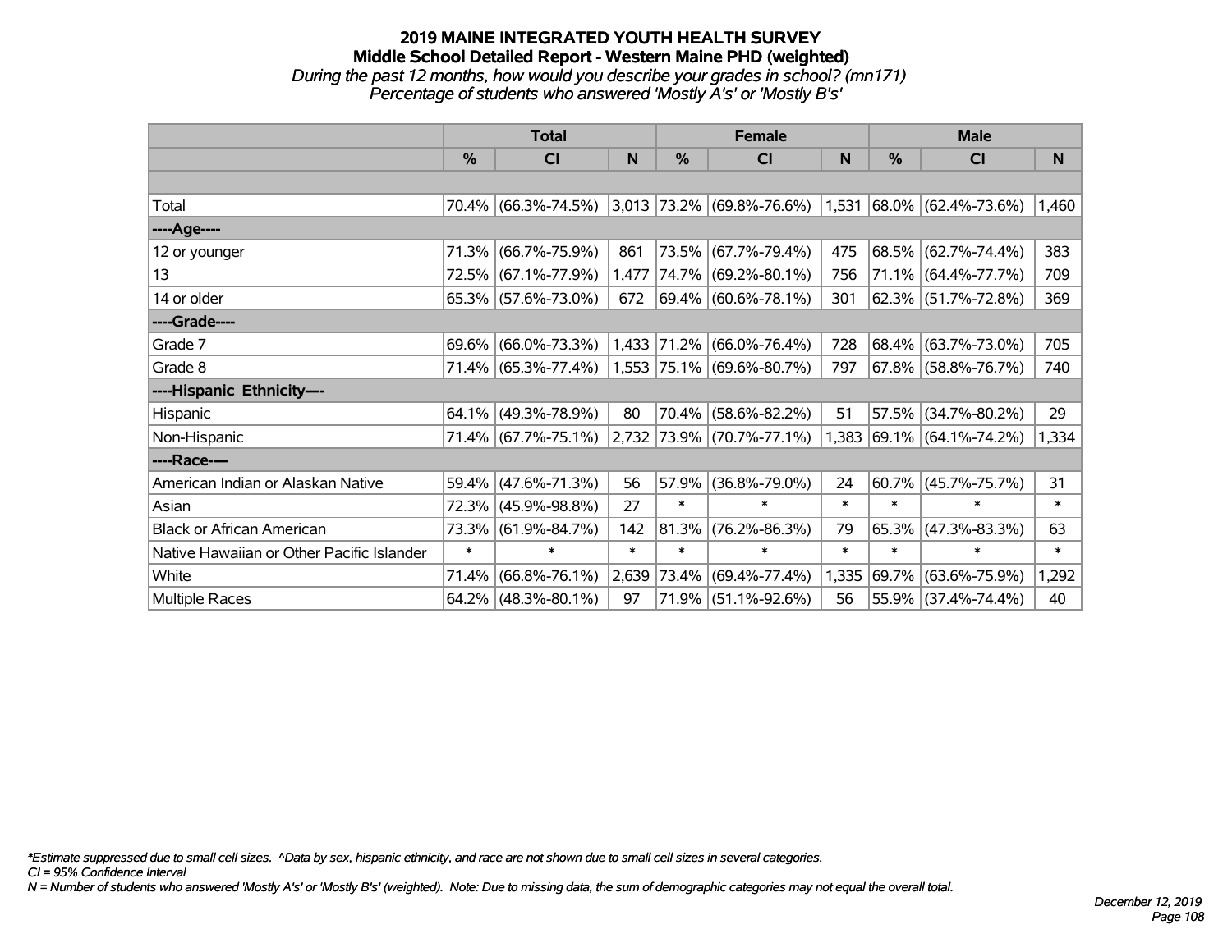# 2019 MAINE INTEGRATED YOUTH HEALTH SURVEY
## Middle School Detailed Report - Western Maine PHD (weighted)
*During the past 12 months, how would you describe your grades in school? (mn171)*
*Percentage of students who answered 'Mostly A's' or 'Mostly B's'*

| | Total | | | Female | | | Male | | |
|---|---|---|---|---|---|---|---|---|---|
| | % | CI | N | % | CI | N | % | CI | N |
| | | | | | | | | | |
| Total | 70.4% | (66.3%-74.5%) | 3,013 | 73.2% | (69.8%-76.6%) | 1,531 | 68.0% | (62.4%-73.6%) | 1,460 |
| ----Age---- | | | | | | | | | |
| 12 or younger | 71.3% | (66.7%-75.9%) | 861 | 73.5% | (67.7%-79.4%) | 475 | 68.5% | (62.7%-74.4%) | 383 |
| 13 | 72.5% | (67.1%-77.9%) | 1,477 | 74.7% | (69.2%-80.1%) | 756 | 71.1% | (64.4%-77.7%) | 709 |
| 14 or older | 65.3% | (57.6%-73.0%) | 672 | 69.4% | (60.6%-78.1%) | 301 | 62.3% | (51.7%-72.8%) | 369 |
| ----Grade---- | | | | | | | | | |
| Grade 7 | 69.6% | (66.0%-73.3%) | 1,433 | 71.2% | (66.0%-76.4%) | 728 | 68.4% | (63.7%-73.0%) | 705 |
| Grade 8 | 71.4% | (65.3%-77.4%) | 1,553 | 75.1% | (69.6%-80.7%) | 797 | 67.8% | (58.8%-76.7%) | 740 |
| ----Hispanic Ethnicity---- | | | | | | | | | |
| Hispanic | 64.1% | (49.3%-78.9%) | 80 | 70.4% | (58.6%-82.2%) | 51 | 57.5% | (34.7%-80.2%) | 29 |
| Non-Hispanic | 71.4% | (67.7%-75.1%) | 2,732 | 73.9% | (70.7%-77.1%) | 1,383 | 69.1% | (64.1%-74.2%) | 1,334 |
| ----Race---- | | | | | | | | | |
| American Indian or Alaskan Native | 59.4% | (47.6%-71.3%) | 56 | 57.9% | (36.8%-79.0%) | 24 | 60.7% | (45.7%-75.7%) | 31 |
| Asian | 72.3% | (45.9%-98.8%) | 27 | * | * | * | * | * | * |
| Black or African American | 73.3% | (61.9%-84.7%) | 142 | 81.3% | (76.2%-86.3%) | 79 | 65.3% | (47.3%-83.3%) | 63 |
| Native Hawaiian or Other Pacific Islander | * | * | * | * | * | * | * | * | * |
| White | 71.4% | (66.8%-76.1%) | 2,639 | 73.4% | (69.4%-77.4%) | 1,335 | 69.7% | (63.6%-75.9%) | 1,292 |
| Multiple Races | 64.2% | (48.3%-80.1%) | 97 | 71.9% | (51.1%-92.6%) | 56 | 55.9% | (37.4%-74.4%) | 40 |

*\*Estimate suppressed due to small cell sizes. ^Data by sex, hispanic ethnicity, and race are not shown due to small cell sizes in several categories.*
*CI = 95% Confidence Interval*
*N = Number of students who answered 'Mostly A's' or 'Mostly B's' (weighted). Note: Due to missing data, the sum of demographic categories may not equal the overall total.*

*December 12, 2019*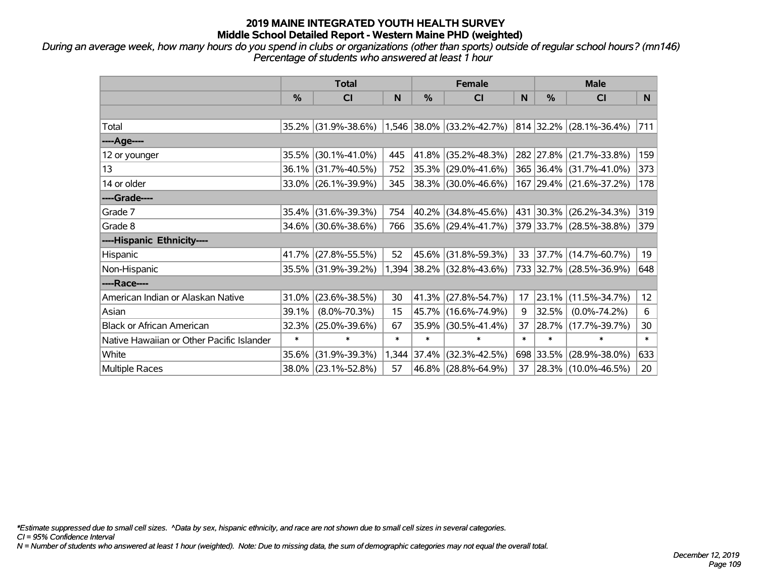# 2019 MAINE INTEGRATED YOUTH HEALTH SURVEY
## Middle School Detailed Report - Western Maine PHD (weighted)

*During an average week, how many hours do you spend in clubs or organizations (other than sports) outside of regular school hours? (mn146)*
*Percentage of students who answered at least 1 hour*

| | Total | | | Female | | | Male | | |
|---|---|---|---|---|---|---|---|---|---|
| | % | CI | N | % | CI | N | % | CI | N |
| Total | 35.2% | (31.9%-38.6%) | 1,546 | 38.0% | (33.2%-42.7%) | 814 | 32.2% | (28.1%-36.4%) | 711 |
| ----Age---- | | | | | | | | | |
| 12 or younger | 35.5% | (30.1%-41.0%) | 445 | 41.8% | (35.2%-48.3%) | 282 | 27.8% | (21.7%-33.8%) | 159 |
| 13 | 36.1% | (31.7%-40.5%) | 752 | 35.3% | (29.0%-41.6%) | 365 | 36.4% | (31.7%-41.0%) | 373 |
| 14 or older | 33.0% | (26.1%-39.9%) | 345 | 38.3% | (30.0%-46.6%) | 167 | 29.4% | (21.6%-37.2%) | 178 |
| ----Grade---- | | | | | | | | | |
| Grade 7 | 35.4% | (31.6%-39.3%) | 754 | 40.2% | (34.8%-45.6%) | 431 | 30.3% | (26.2%-34.3%) | 319 |
| Grade 8 | 34.6% | (30.6%-38.6%) | 766 | 35.6% | (29.4%-41.7%) | 379 | 33.7% | (28.5%-38.8%) | 379 |
| ----Hispanic Ethnicity---- | | | | | | | | | |
| Hispanic | 41.7% | (27.8%-55.5%) | 52 | 45.6% | (31.8%-59.3%) | 33 | 37.7% | (14.7%-60.7%) | 19 |
| Non-Hispanic | 35.5% | (31.9%-39.2%) | 1,394 | 38.2% | (32.8%-43.6%) | 733 | 32.7% | (28.5%-36.9%) | 648 |
| ----Race---- | | | | | | | | | |
| American Indian or Alaskan Native | 31.0% | (23.6%-38.5%) | 30 | 41.3% | (27.8%-54.7%) | 17 | 23.1% | (11.5%-34.7%) | 12 |
| Asian | 39.1% | (8.0%-70.3%) | 15 | 45.7% | (16.6%-74.9%) | 9 | 32.5% | (0.0%-74.2%) | 6 |
| Black or African American | 32.3% | (25.0%-39.6%) | 67 | 35.9% | (30.5%-41.4%) | 37 | 28.7% | (17.7%-39.7%) | 30 |
| Native Hawaiian or Other Pacific Islander | * | * | * | * | * | * | * | * | * |
| White | 35.6% | (31.9%-39.3%) | 1,344 | 37.4% | (32.3%-42.5%) | 698 | 33.5% | (28.9%-38.0%) | 633 |
| Multiple Races | 38.0% | (23.1%-52.8%) | 57 | 46.8% | (28.8%-64.9%) | 37 | 28.3% | (10.0%-46.5%) | 20 |

*Estimate suppressed due to small cell sizes. ^Data by sex, hispanic ethnicity, and race are not shown due to small cell sizes in several categories.
CI = 95% Confidence Interval
N = Number of students who answered at least 1 hour (weighted). Note: Due to missing data, the sum of demographic categories may not equal the overall total.

December 12, 2019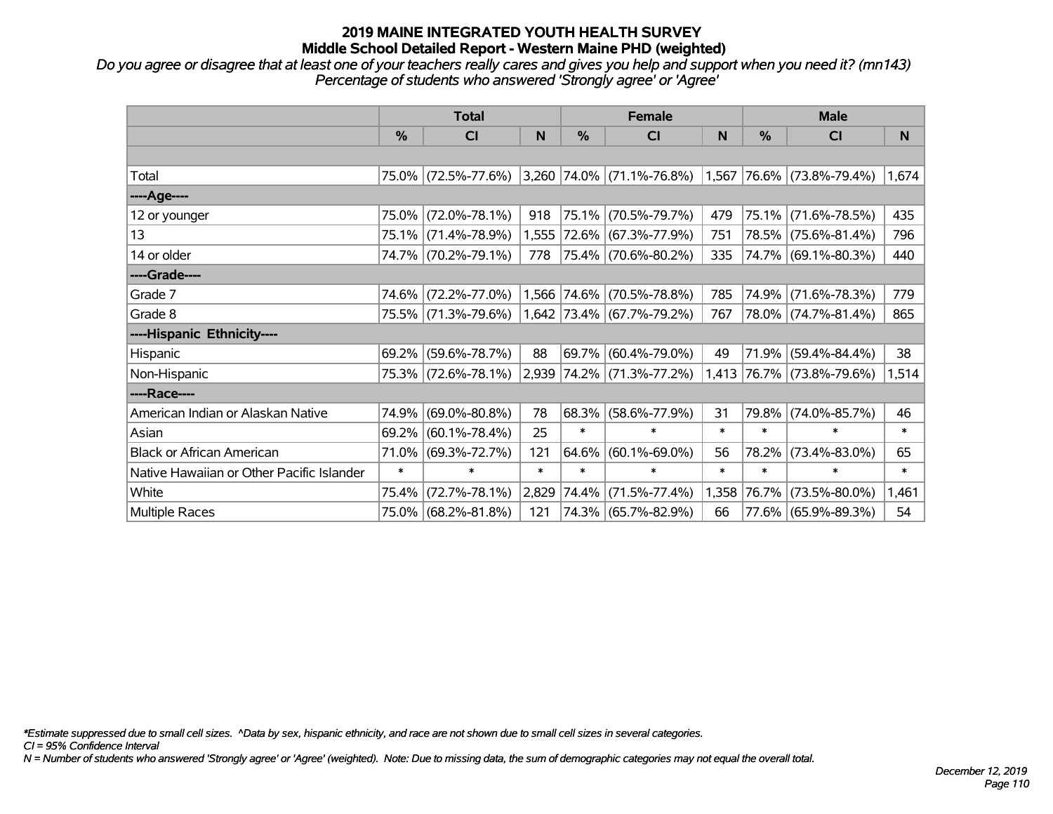# 2019 MAINE INTEGRATED YOUTH HEALTH SURVEY
## Middle School Detailed Report - Western Maine PHD (weighted)

*Do you agree or disagree that at least one of your teachers really cares and gives you help and support when you need it? (mn143)*
*Percentage of students who answered 'Strongly agree' or 'Agree'*

| | Total | | | Female | | | Male | | |
|---|---|---|---|---|---|---|---|---|---|
| | % | CI | N | % | CI | N | % | CI | N |
| | | | | | | | | | |
| Total | 75.0% | (72.5%-77.6%) | 3,260 | 74.0% | (71.1%-76.8%) | 1,567 | 76.6% | (73.8%-79.4%) | 1,674 |
| ----Age---- | | | | | | | | | |
| 12 or younger | 75.0% | (72.0%-78.1%) | 918 | 75.1% | (70.5%-79.7%) | 479 | 75.1% | (71.6%-78.5%) | 435 |
| 13 | 75.1% | (71.4%-78.9%) | 1,555 | 72.6% | (67.3%-77.9%) | 751 | 78.5% | (75.6%-81.4%) | 796 |
| 14 or older | 74.7% | (70.2%-79.1%) | 778 | 75.4% | (70.6%-80.2%) | 335 | 74.7% | (69.1%-80.3%) | 440 |
| ----Grade---- | | | | | | | | | |
| Grade 7 | 74.6% | (72.2%-77.0%) | 1,566 | 74.6% | (70.5%-78.8%) | 785 | 74.9% | (71.6%-78.3%) | 779 |
| Grade 8 | 75.5% | (71.3%-79.6%) | 1,642 | 73.4% | (67.7%-79.2%) | 767 | 78.0% | (74.7%-81.4%) | 865 |
| ----Hispanic Ethnicity---- | | | | | | | | | |
| Hispanic | 69.2% | (59.6%-78.7%) | 88 | 69.7% | (60.4%-79.0%) | 49 | 71.9% | (59.4%-84.4%) | 38 |
| Non-Hispanic | 75.3% | (72.6%-78.1%) | 2,939 | 74.2% | (71.3%-77.2%) | 1,413 | 76.7% | (73.8%-79.6%) | 1,514 |
| ----Race---- | | | | | | | | | |
| American Indian or Alaskan Native | 74.9% | (69.0%-80.8%) | 78 | 68.3% | (58.6%-77.9%) | 31 | 79.8% | (74.0%-85.7%) | 46 |
| Asian | 69.2% | (60.1%-78.4%) | 25 | * | * | * | * | * | * |
| Black or African American | 71.0% | (69.3%-72.7%) | 121 | 64.6% | (60.1%-69.0%) | 56 | 78.2% | (73.4%-83.0%) | 65 |
| Native Hawaiian or Other Pacific Islander | * | * | * | * | * | * | * | * | * |
| White | 75.4% | (72.7%-78.1%) | 2,829 | 74.4% | (71.5%-77.4%) | 1,358 | 76.7% | (73.5%-80.0%) | 1,461 |
| Multiple Races | 75.0% | (68.2%-81.8%) | 121 | 74.3% | (65.7%-82.9%) | 66 | 77.6% | (65.9%-89.3%) | 54 |

*Estimate suppressed due to small cell sizes. ^Data by sex, hispanic ethnicity, and race are not shown due to small cell sizes in several categories.

CI = 95% Confidence Interval

N = Number of students who answered 'Strongly agree' or 'Agree' (weighted). Note: Due to missing data, the sum of demographic categories may not equal the overall total.

December 12, 2019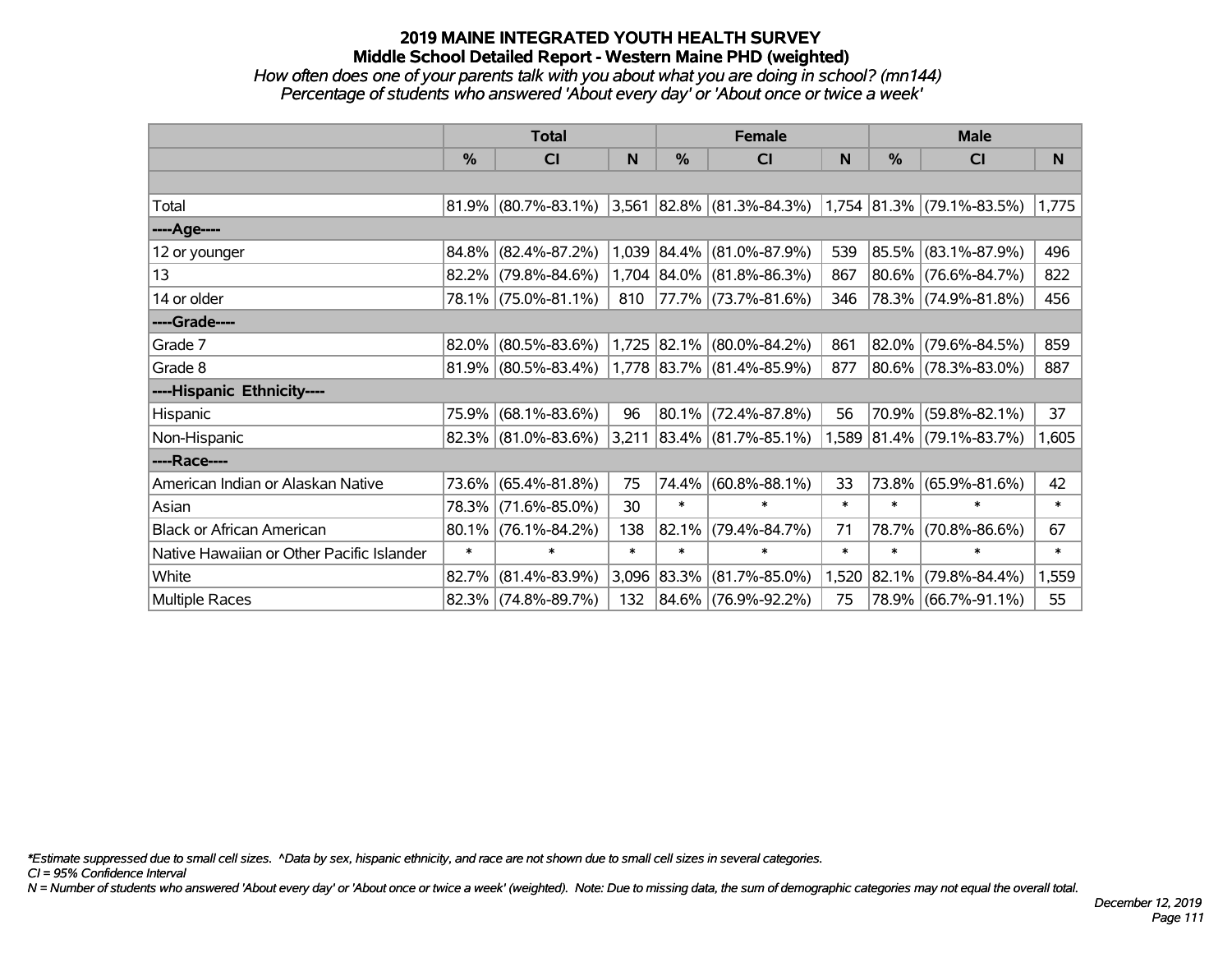# 2019 MAINE INTEGRATED YOUTH HEALTH SURVEY
## Middle School Detailed Report - Western Maine PHD (weighted)
### *How often does one of your parents talk with you about what you are doing in school? (mn144)*
### *Percentage of students who answered 'About every day' or 'About once or twice a week'*

| | Total | | | Female | | | Male | | |
|---|---|---|---|---|---|---|---|---|---|
| | % | CI | N | % | CI | N | % | CI | N |
| | | | | | | | | | |
| Total | 81.9% | (80.7%-83.1%) | 3,561 | 82.8% | (81.3%-84.3%) | 1,754 | 81.3% | (79.1%-83.5%) | 1,775 |
| ----Age---- | | | | | | | | | |
| 12 or younger | 84.8% | (82.4%-87.2%) | 1,039 | 84.4% | (81.0%-87.9%) | 539 | 85.5% | (83.1%-87.9%) | 496 |
| 13 | 82.2% | (79.8%-84.6%) | 1,704 | 84.0% | (81.8%-86.3%) | 867 | 80.6% | (76.6%-84.7%) | 822 |
| 14 or older | 78.1% | (75.0%-81.1%) | 810 | 77.7% | (73.7%-81.6%) | 346 | 78.3% | (74.9%-81.8%) | 456 |
| ----Grade---- | | | | | | | | | |
| Grade 7 | 82.0% | (80.5%-83.6%) | 1,725 | 82.1% | (80.0%-84.2%) | 861 | 82.0% | (79.6%-84.5%) | 859 |
| Grade 8 | 81.9% | (80.5%-83.4%) | 1,778 | 83.7% | (81.4%-85.9%) | 877 | 80.6% | (78.3%-83.0%) | 887 |
| ----Hispanic Ethnicity---- | | | | | | | | | |
| Hispanic | 75.9% | (68.1%-83.6%) | 96 | 80.1% | (72.4%-87.8%) | 56 | 70.9% | (59.8%-82.1%) | 37 |
| Non-Hispanic | 82.3% | (81.0%-83.6%) | 3,211 | 83.4% | (81.7%-85.1%) | 1,589 | 81.4% | (79.1%-83.7%) | 1,605 |
| ----Race---- | | | | | | | | | |
| American Indian or Alaskan Native | 73.6% | (65.4%-81.8%) | 75 | 74.4% | (60.8%-88.1%) | 33 | 73.8% | (65.9%-81.6%) | 42 |
| Asian | 78.3% | (71.6%-85.0%) | 30 | * | * | * | * | * | * |
| Black or African American | 80.1% | (76.1%-84.2%) | 138 | 82.1% | (79.4%-84.7%) | 71 | 78.7% | (70.8%-86.6%) | 67 |
| Native Hawaiian or Other Pacific Islander | * | * | * | * | * | * | * | * | * |
| White | 82.7% | (81.4%-83.9%) | 3,096 | 83.3% | (81.7%-85.0%) | 1,520 | 82.1% | (79.8%-84.4%) | 1,559 |
| Multiple Races | 82.3% | (74.8%-89.7%) | 132 | 84.6% | (76.9%-92.2%) | 75 | 78.9% | (66.7%-91.1%) | 55 |

*\*Estimate suppressed due to small cell sizes. ^Data by sex, hispanic ethnicity, and race are not shown due to small cell sizes in several categories.*

*CI = 95% Confidence Interval*

*N = Number of students who answered 'About every day' or 'About once or twice a week' (weighted). Note: Due to missing data, the sum of demographic categories may not equal the overall total.*

*December 12, 2019*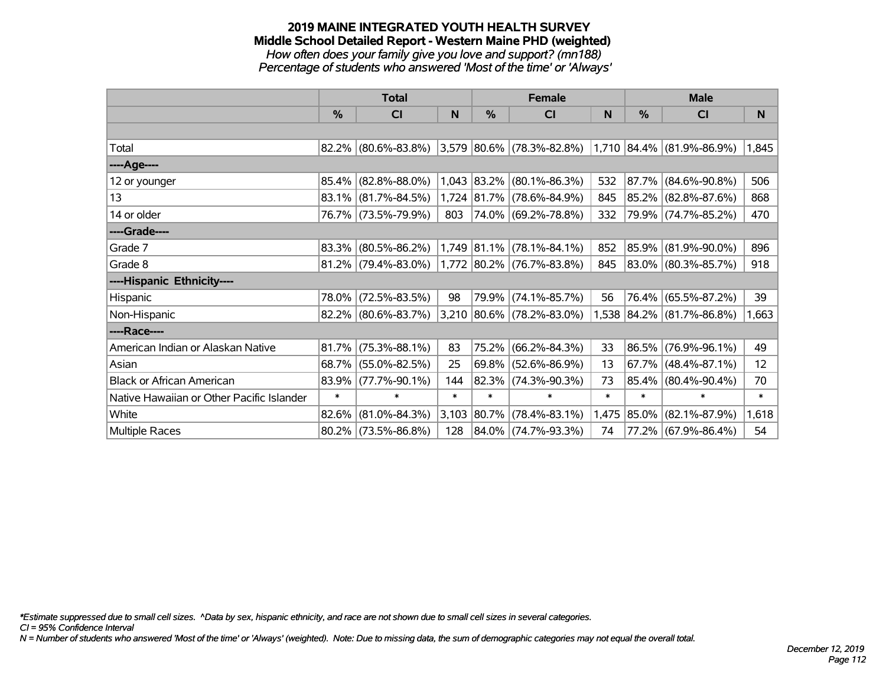# 2019 MAINE INTEGRATED YOUTH HEALTH SURVEY
## Middle School Detailed Report - Western Maine PHD (weighted)
*How often does your family give you love and support? (mn188)*
*Percentage of students who answered 'Most of the time' or 'Always'*

| | Total | | | Female | | | Male | | |
|---|---|---|---|---|---|---|---|---|---|
| | % | CI | N | % | CI | N | % | CI | N |
| | | | | | | | | | |
| Total | 82.2% | (80.6%-83.8%) | 3,579 | 80.6% | (78.3%-82.8%) | 1,710 | 84.4% | (81.9%-86.9%) | 1,845 |
| ----Age---- | | | | | | | | | |
| 12 or younger | 85.4% | (82.8%-88.0%) | 1,043 | 83.2% | (80.1%-86.3%) | 532 | 87.7% | (84.6%-90.8%) | 506 |
| 13 | 83.1% | (81.7%-84.5%) | 1,724 | 81.7% | (78.6%-84.9%) | 845 | 85.2% | (82.8%-87.6%) | 868 |
| 14 or older | 76.7% | (73.5%-79.9%) | 803 | 74.0% | (69.2%-78.8%) | 332 | 79.9% | (74.7%-85.2%) | 470 |
| ----Grade---- | | | | | | | | | |
| Grade 7 | 83.3% | (80.5%-86.2%) | 1,749 | 81.1% | (78.1%-84.1%) | 852 | 85.9% | (81.9%-90.0%) | 896 |
| Grade 8 | 81.2% | (79.4%-83.0%) | 1,772 | 80.2% | (76.7%-83.8%) | 845 | 83.0% | (80.3%-85.7%) | 918 |
| ----Hispanic Ethnicity---- | | | | | | | | | |
| Hispanic | 78.0% | (72.5%-83.5%) | 98 | 79.9% | (74.1%-85.7%) | 56 | 76.4% | (65.5%-87.2%) | 39 |
| Non-Hispanic | 82.2% | (80.6%-83.7%) | 3,210 | 80.6% | (78.2%-83.0%) | 1,538 | 84.2% | (81.7%-86.8%) | 1,663 |
| ----Race---- | | | | | | | | | |
| American Indian or Alaskan Native | 81.7% | (75.3%-88.1%) | 83 | 75.2% | (66.2%-84.3%) | 33 | 86.5% | (76.9%-96.1%) | 49 |
| Asian | 68.7% | (55.0%-82.5%) | 25 | 69.8% | (52.6%-86.9%) | 13 | 67.7% | (48.4%-87.1%) | 12 |
| Black or African American | 83.9% | (77.7%-90.1%) | 144 | 82.3% | (74.3%-90.3%) | 73 | 85.4% | (80.4%-90.4%) | 70 |
| Native Hawaiian or Other Pacific Islander | * | * | * | * | * | * | * | * | * |
| White | 82.6% | (81.0%-84.3%) | 3,103 | 80.7% | (78.4%-83.1%) | 1,475 | 85.0% | (82.1%-87.9%) | 1,618 |
| Multiple Races | 80.2% | (73.5%-86.8%) | 128 | 84.0% | (74.7%-93.3%) | 74 | 77.2% | (67.9%-86.4%) | 54 |

*\*Estimate suppressed due to small cell sizes. ^Data by sex, hispanic ethnicity, and race are not shown due to small cell sizes in several categories.*
*CI = 95% Confidence Interval*
*N = Number of students who answered 'Most of the time' or 'Always' (weighted). Note: Due to missing data, the sum of demographic categories may not equal the overall total.*

*December 12, 2019*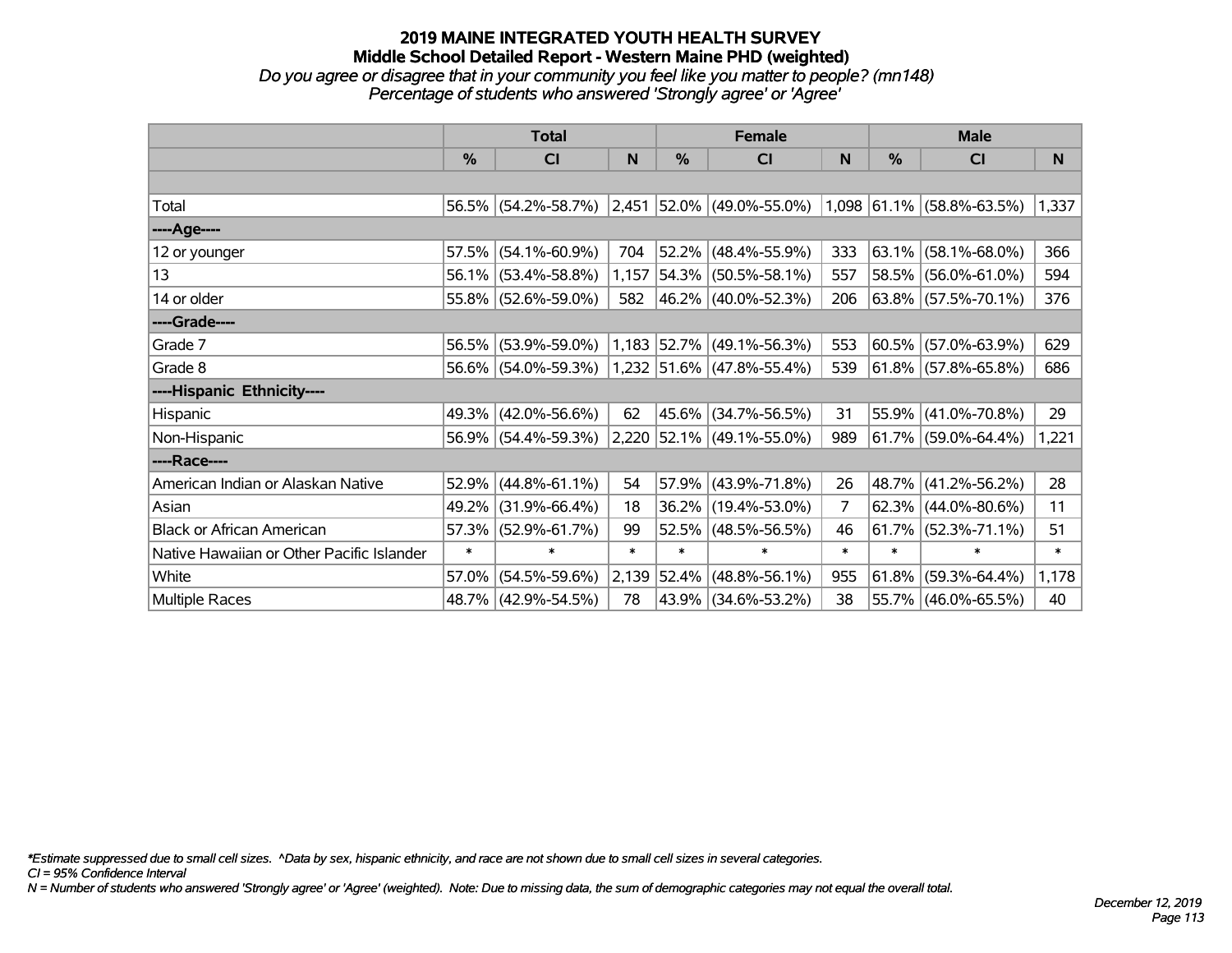## 2019 MAINE INTEGRATED YOUTH HEALTH SURVEY
## Middle School Detailed Report - Western Maine PHD (weighted)

*Do you agree or disagree that in your community you feel like you matter to people? (mn148)*
*Percentage of students who answered 'Strongly agree' or 'Agree'*

| | Total | | | Female | | | Male | | |
|---|---|---|---|---|---|---|---|---|---|
| | % | CI | N | % | CI | N | % | CI | N |
| | | | | | | | | | |
| Total | 56.5% | (54.2%-58.7%) | 2,451 | 52.0% | (49.0%-55.0%) | 1,098 | 61.1% | (58.8%-63.5%) | 1,337 |
| ----Age---- | | | | | | | | | |
| 12 or younger | 57.5% | (54.1%-60.9%) | 704 | 52.2% | (48.4%-55.9%) | 333 | 63.1% | (58.1%-68.0%) | 366 |
| 13 | 56.1% | (53.4%-58.8%) | 1,157 | 54.3% | (50.5%-58.1%) | 557 | 58.5% | (56.0%-61.0%) | 594 |
| 14 or older | 55.8% | (52.6%-59.0%) | 582 | 46.2% | (40.0%-52.3%) | 206 | 63.8% | (57.5%-70.1%) | 376 |
| ----Grade---- | | | | | | | | | |
| Grade 7 | 56.5% | (53.9%-59.0%) | 1,183 | 52.7% | (49.1%-56.3%) | 553 | 60.5% | (57.0%-63.9%) | 629 |
| Grade 8 | 56.6% | (54.0%-59.3%) | 1,232 | 51.6% | (47.8%-55.4%) | 539 | 61.8% | (57.8%-65.8%) | 686 |
| ----Hispanic Ethnicity---- | | | | | | | | | |
| Hispanic | 49.3% | (42.0%-56.6%) | 62 | 45.6% | (34.7%-56.5%) | 31 | 55.9% | (41.0%-70.8%) | 29 |
| Non-Hispanic | 56.9% | (54.4%-59.3%) | 2,220 | 52.1% | (49.1%-55.0%) | 989 | 61.7% | (59.0%-64.4%) | 1,221 |
| ----Race---- | | | | | | | | | |
| American Indian or Alaskan Native | 52.9% | (44.8%-61.1%) | 54 | 57.9% | (43.9%-71.8%) | 26 | 48.7% | (41.2%-56.2%) | 28 |
| Asian | 49.2% | (31.9%-66.4%) | 18 | 36.2% | (19.4%-53.0%) | 7 | 62.3% | (44.0%-80.6%) | 11 |
| Black or African American | 57.3% | (52.9%-61.7%) | 99 | 52.5% | (48.5%-56.5%) | 46 | 61.7% | (52.3%-71.1%) | 51 |
| Native Hawaiian or Other Pacific Islander | * | * | * | * | * | * | * | * | * |
| White | 57.0% | (54.5%-59.6%) | 2,139 | 52.4% | (48.8%-56.1%) | 955 | 61.8% | (59.3%-64.4%) | 1,178 |
| Multiple Races | 48.7% | (42.9%-54.5%) | 78 | 43.9% | (34.6%-53.2%) | 38 | 55.7% | (46.0%-65.5%) | 40 |

*Estimate suppressed due to small cell sizes. ^Data by sex, hispanic ethnicity, and race are not shown due to small cell sizes in several categories.
CI = 95% Confidence Interval
N = Number of students who answered 'Strongly agree' or 'Agree' (weighted). Note: Due to missing data, the sum of demographic categories may not equal the overall total.

December 12, 2019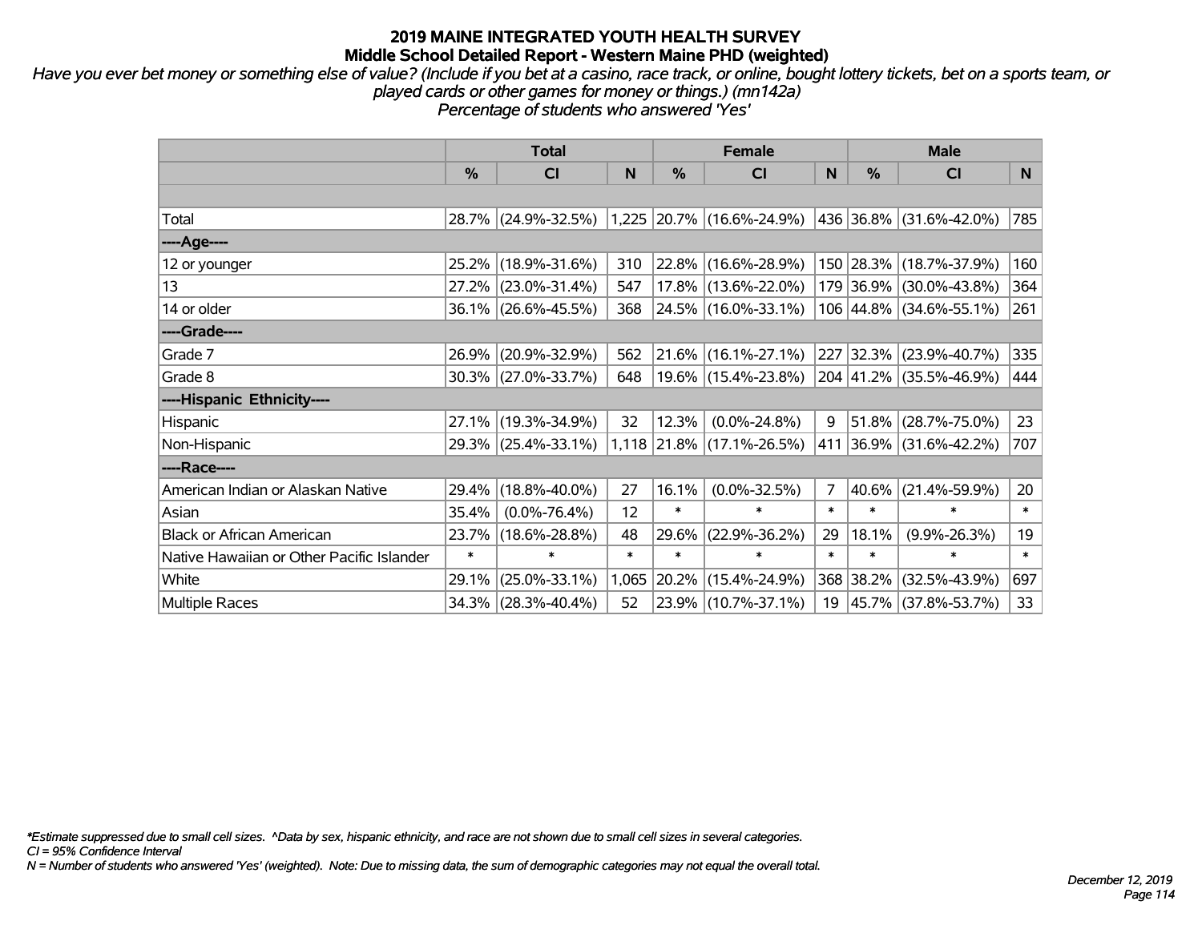# 2019 MAINE INTEGRATED YOUTH HEALTH SURVEY
## Middle School Detailed Report - Western Maine PHD (weighted)

*Have you ever bet money or something else of value? (Include if you bet at a casino, race track, or online, bought lottery tickets, bet on a sports team, or played cards or other games for money or things.) (mn142a)*
*Percentage of students who answered 'Yes'*

| | Total | | | Female | | | Male | | |
|---|---|---|---|---|---|---|---|---|---|
| | % | CI | N | % | CI | N | % | CI | N |
| Total | 28.7% | (24.9%-32.5%) | 1,225 | 20.7% | (16.6%-24.9%) | 436 | 36.8% | (31.6%-42.0%) | 785 |
| ----Age---- | | | | | | | | | |
| 12 or younger | 25.2% | (18.9%-31.6%) | 310 | 22.8% | (16.6%-28.9%) | 150 | 28.3% | (18.7%-37.9%) | 160 |
| 13 | 27.2% | (23.0%-31.4%) | 547 | 17.8% | (13.6%-22.0%) | 179 | 36.9% | (30.0%-43.8%) | 364 |
| 14 or older | 36.1% | (26.6%-45.5%) | 368 | 24.5% | (16.0%-33.1%) | 106 | 44.8% | (34.6%-55.1%) | 261 |
| ----Grade---- | | | | | | | | | |
| Grade 7 | 26.9% | (20.9%-32.9%) | 562 | 21.6% | (16.1%-27.1%) | 227 | 32.3% | (23.9%-40.7%) | 335 |
| Grade 8 | 30.3% | (27.0%-33.7%) | 648 | 19.6% | (15.4%-23.8%) | 204 | 41.2% | (35.5%-46.9%) | 444 |
| ----Hispanic Ethnicity---- | | | | | | | | | |
| Hispanic | 27.1% | (19.3%-34.9%) | 32 | 12.3% | (0.0%-24.8%) | 9 | 51.8% | (28.7%-75.0%) | 23 |
| Non-Hispanic | 29.3% | (25.4%-33.1%) | 1,118 | 21.8% | (17.1%-26.5%) | 411 | 36.9% | (31.6%-42.2%) | 707 |
| ----Race---- | | | | | | | | | |
| American Indian or Alaskan Native | 29.4% | (18.8%-40.0%) | 27 | 16.1% | (0.0%-32.5%) | 7 | 40.6% | (21.4%-59.9%) | 20 |
| Asian | 35.4% | (0.0%-76.4%) | 12 | * | * | * | * | * | * |
| Black or African American | 23.7% | (18.6%-28.8%) | 48 | 29.6% | (22.9%-36.2%) | 29 | 18.1% | (9.9%-26.3%) | 19 |
| Native Hawaiian or Other Pacific Islander | * | * | * | * | * | * | * | * | * |
| White | 29.1% | (25.0%-33.1%) | 1,065 | 20.2% | (15.4%-24.9%) | 368 | 38.2% | (32.5%-43.9%) | 697 |
| Multiple Races | 34.3% | (28.3%-40.4%) | 52 | 23.9% | (10.7%-37.1%) | 19 | 45.7% | (37.8%-53.7%) | 33 |

*Estimate suppressed due to small cell sizes. ^Data by sex, hispanic ethnicity, and race are not shown due to small cell sizes in several categories.
CI = 95% Confidence Interval
N = Number of students who answered 'Yes' (weighted). Note: Due to missing data, the sum of demographic categories may not equal the overall total.

December 12, 2019